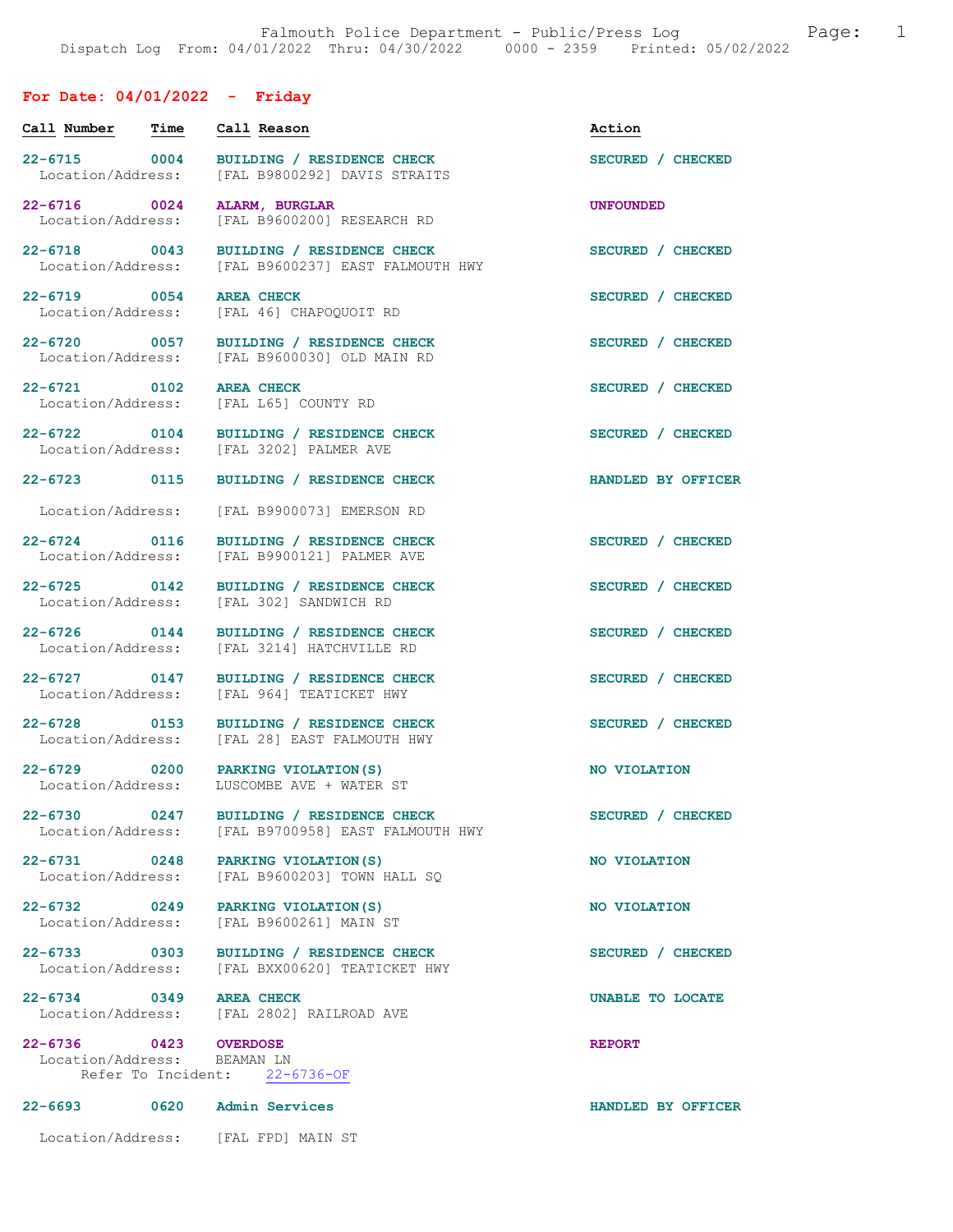Falmouth Police Department - Public/Press Log

Dispatch Log From: 04/01/2022 Thru: 04/30/2022 0000 - 2359 Printed: 05/02/2022

## For Date: 04/01/2022 - Friday

| Call Number | Time | Call Reason | Action |
|---|---|---|---|
| 22-6715 | 0004 | BUILDING / RESIDENCE CHECK<br>Location/Address: [FAL B9800292] DAVIS STRAITS | SECURED / CHECKED |
| 22-6716 | 0024 | ALARM, BURGLAR<br>Location/Address: [FAL B9600200] RESEARCH RD | UNFOUNDED |
| 22-6718 | 0043 | BUILDING / RESIDENCE CHECK<br>Location/Address: [FAL B9600237] EAST FALMOUTH HWY | SECURED / CHECKED |
| 22-6719 | 0054 | AREA CHECK<br>Location/Address: [FAL 46] CHAPOQUOIT RD | SECURED / CHECKED |
| 22-6720 | 0057 | BUILDING / RESIDENCE CHECK<br>Location/Address: [FAL B9600030] OLD MAIN RD | SECURED / CHECKED |
| 22-6721 | 0102 | AREA CHECK<br>Location/Address: [FAL L65] COUNTY RD | SECURED / CHECKED |
| 22-6722 | 0104 | BUILDING / RESIDENCE CHECK<br>Location/Address: [FAL 3202] PALMER AVE | SECURED / CHECKED |
| 22-6723 | 0115 | BUILDING / RESIDENCE CHECK<br>Location/Address: [FAL B9900073] EMERSON RD | HANDLED BY OFFICER |
| 22-6724 | 0116 | BUILDING / RESIDENCE CHECK<br>Location/Address: [FAL B9900121] PALMER AVE | SECURED / CHECKED |
| 22-6725 | 0142 | BUILDING / RESIDENCE CHECK<br>Location/Address: [FAL 302] SANDWICH RD | SECURED / CHECKED |
| 22-6726 | 0144 | BUILDING / RESIDENCE CHECK<br>Location/Address: [FAL 3214] HATCHVILLE RD | SECURED / CHECKED |
| 22-6727 | 0147 | BUILDING / RESIDENCE CHECK<br>Location/Address: [FAL 964] TEATICKET HWY | SECURED / CHECKED |
| 22-6728 | 0153 | BUILDING / RESIDENCE CHECK<br>Location/Address: [FAL 28] EAST FALMOUTH HWY | SECURED / CHECKED |
| 22-6729 | 0200 | PARKING VIOLATION(S)<br>Location/Address: LUSCOMBE AVE + WATER ST | NO VIOLATION |
| 22-6730 | 0247 | BUILDING / RESIDENCE CHECK<br>Location/Address: [FAL B9700958] EAST FALMOUTH HWY | SECURED / CHECKED |
| 22-6731 | 0248 | PARKING VIOLATION(S)<br>Location/Address: [FAL B9600203] TOWN HALL SQ | NO VIOLATION |
| 22-6732 | 0249 | PARKING VIOLATION(S)<br>Location/Address: [FAL B9600261] MAIN ST | NO VIOLATION |
| 22-6733 | 0303 | BUILDING / RESIDENCE CHECK<br>Location/Address: [FAL BXX00620] TEATICKET HWY | SECURED / CHECKED |
| 22-6734 | 0349 | AREA CHECK<br>Location/Address: [FAL 2802] RAILROAD AVE | UNABLE TO LOCATE |
| 22-6736 | 0423 | OVERDOSE<br>Location/Address: BEAMAN LN<br>Refer To Incident: 22-6736-OF | REPORT |
| 22-6693 | 0620 | Admin Services<br>Location/Address: [FAL FPD] MAIN ST | HANDLED BY OFFICER |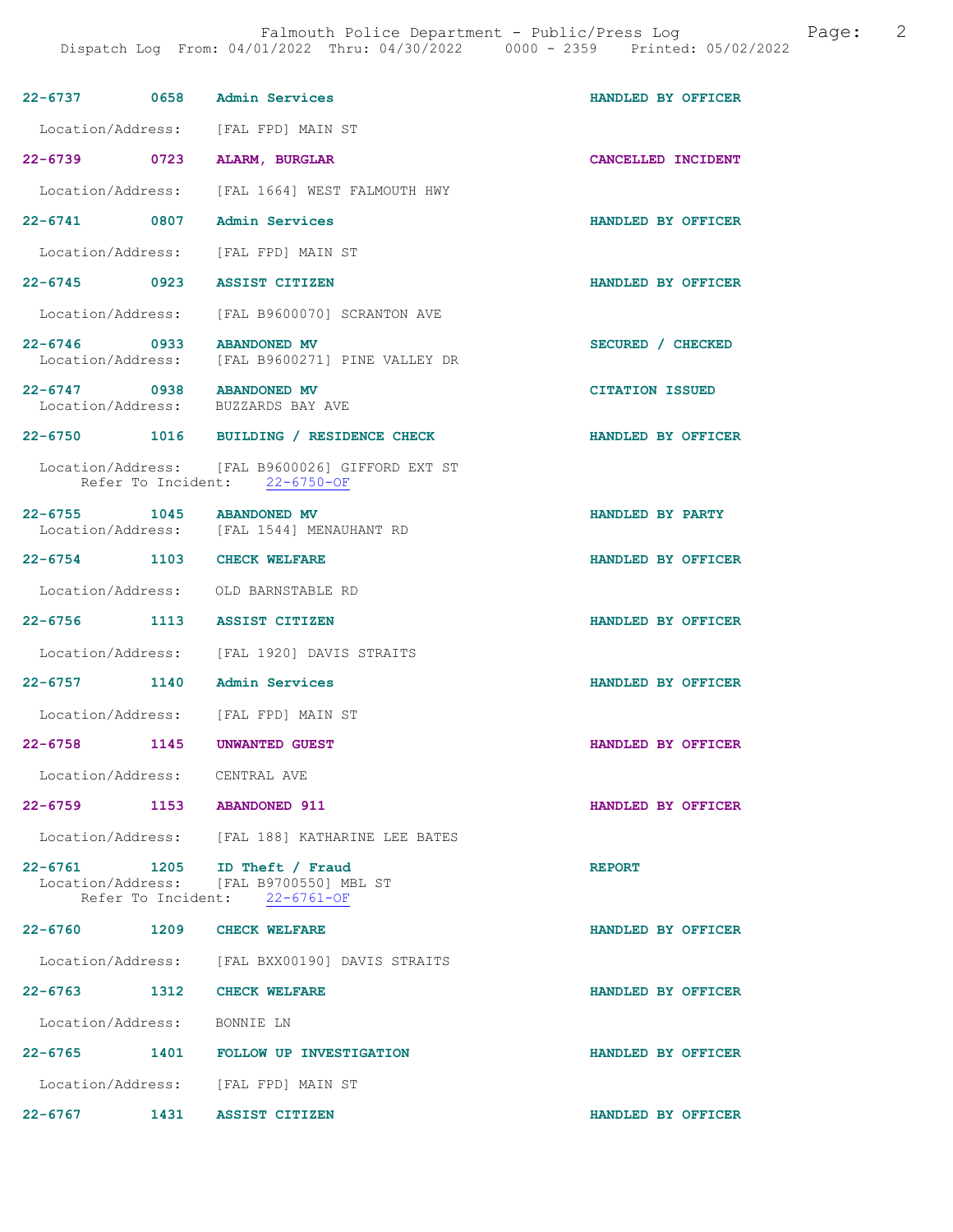| Call # | Time | Call Reason | Action |
|---|---|---|---|
| 22-6737 | 0658 | Admin Services | HANDLED BY OFFICER |

Location/Address: [FAL FPD] MAIN ST

| Call # | Time | Call Reason | Action |
|---|---|---|---|
| 22-6739 | 0723 | ALARM, BURGLAR | CANCELLED INCIDENT |

Location/Address: [FAL 1664] WEST FALMOUTH HWY

| Call # | Time | Call Reason | Action |
|---|---|---|---|
| 22-6741 | 0807 | Admin Services | HANDLED BY OFFICER |

Location/Address: [FAL FPD] MAIN ST

| Call # | Time | Call Reason | Action |
|---|---|---|---|
| 22-6745 | 0923 | ASSIST CITIZEN | HANDLED BY OFFICER |

Location/Address: [FAL B9600070] SCRANTON AVE

| Call # | Time | Call Reason | Action |
|---|---|---|---|
| 22-6746 | 0933 | ABANDONED MV | SECURED / CHECKED |

Location/Address: [FAL B9600271] PINE VALLEY DR

| Call # | Time | Call Reason | Action |
|---|---|---|---|
| 22-6747 | 0938 | ABANDONED MV | CITATION ISSUED |

Location/Address: BUZZARDS BAY AVE

| Call # | Time | Call Reason | Action |
|---|---|---|---|
| 22-6750 | 1016 | BUILDING / RESIDENCE CHECK | HANDLED BY OFFICER |

Location/Address: [FAL B9600026] GIFFORD EXT ST
Refer To Incident: 22-6750-OF

| Call # | Time | Call Reason | Action |
|---|---|---|---|
| 22-6755 | 1045 | ABANDONED MV | HANDLED BY PARTY |

Location/Address: [FAL 1544] MENAUHANT RD

| Call # | Time | Call Reason | Action |
|---|---|---|---|
| 22-6754 | 1103 | CHECK WELFARE | HANDLED BY OFFICER |

Location/Address: OLD BARNSTABLE RD

| Call # | Time | Call Reason | Action |
|---|---|---|---|
| 22-6756 | 1113 | ASSIST CITIZEN | HANDLED BY OFFICER |

Location/Address: [FAL 1920] DAVIS STRAITS

| Call # | Time | Call Reason | Action |
|---|---|---|---|
| 22-6757 | 1140 | Admin Services | HANDLED BY OFFICER |

Location/Address: [FAL FPD] MAIN ST

| Call # | Time | Call Reason | Action |
|---|---|---|---|
| 22-6758 | 1145 | UNWANTED GUEST | HANDLED BY OFFICER |

Location/Address: CENTRAL AVE

| Call # | Time | Call Reason | Action |
|---|---|---|---|
| 22-6759 | 1153 | ABANDONED 911 | HANDLED BY OFFICER |

Location/Address: [FAL 188] KATHARINE LEE BATES

| Call # | Time | Call Reason | Action |
|---|---|---|---|
| 22-6761 | 1205 | ID Theft / Fraud | REPORT |

Location/Address: [FAL B9700550] MBL ST
Refer To Incident: 22-6761-OF

| Call # | Time | Call Reason | Action |
|---|---|---|---|
| 22-6760 | 1209 | CHECK WELFARE | HANDLED BY OFFICER |

Location/Address: [FAL BXX00190] DAVIS STRAITS

| Call # | Time | Call Reason | Action |
|---|---|---|---|
| 22-6763 | 1312 | CHECK WELFARE | HANDLED BY OFFICER |

Location/Address: BONNIE LN

| Call # | Time | Call Reason | Action |
|---|---|---|---|
| 22-6765 | 1401 | FOLLOW UP INVESTIGATION | HANDLED BY OFFICER |

Location/Address: [FAL FPD] MAIN ST

| Call # | Time | Call Reason | Action |
|---|---|---|---|
| 22-6767 | 1431 | ASSIST CITIZEN | HANDLED BY OFFICER |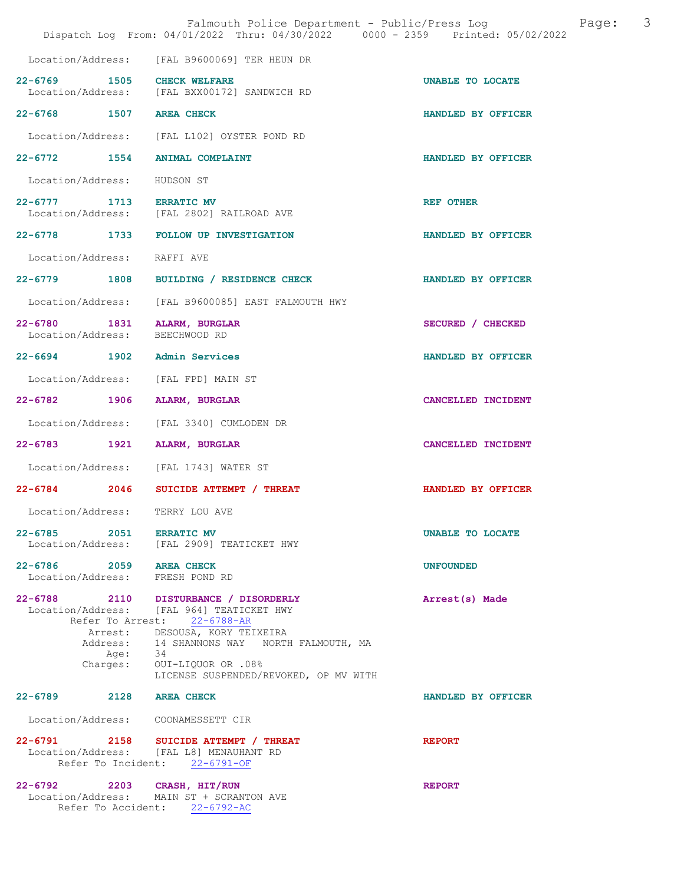Location/Address: [FAL B9600069] TER HEUN DR

**22-6769 1505 CHECK WELFARE** UNABLE TO LOCATE
Location/Address: [FAL BXX00172] SANDWICH RD

**22-6768 1507 AREA CHECK** HANDLED BY OFFICER
Location/Address: [FAL L102] OYSTER POND RD

**22-6772 1554 ANIMAL COMPLAINT** HANDLED BY OFFICER
Location/Address: HUDSON ST

**22-6777 1713 ERRATIC MV** REF OTHER
Location/Address: [FAL 2802] RAILROAD AVE

**22-6778 1733 FOLLOW UP INVESTIGATION** HANDLED BY OFFICER
Location/Address: RAFFI AVE

**22-6779 1808 BUILDING / RESIDENCE CHECK** HANDLED BY OFFICER
Location/Address: [FAL B9600085] EAST FALMOUTH HWY

**22-6780 1831 ALARM, BURGLAR** SECURED / CHECKED
Location/Address: BEECHWOOD RD

**22-6694 1902 Admin Services** HANDLED BY OFFICER
Location/Address: [FAL FPD] MAIN ST

**22-6782 1906 ALARM, BURGLAR** CANCELLED INCIDENT
Location/Address: [FAL 3340] CUMLODEN DR

**22-6783 1921 ALARM, BURGLAR** CANCELLED INCIDENT
Location/Address: [FAL 1743] WATER ST

**22-6784 2046 SUICIDE ATTEMPT / THREAT** HANDLED BY OFFICER
Location/Address: TERRY LOU AVE

**22-6785 2051 ERRATIC MV** UNABLE TO LOCATE
Location/Address: [FAL 2909] TEATICKET HWY

**22-6786 2059 AREA CHECK** UNFOUNDED
Location/Address: FRESH POND RD

**22-6788 2110 DISTURBANCE / DISORDERLY** Arrest(s) Made
Location/Address: [FAL 964] TEATICKET HWY
Refer To Arrest: 22-6788-AR
Arrest: DESOUSA, KORY TEIXEIRA
Address: 14 SHANNONS WAY NORTH FALMOUTH, MA
Age: 34
Charges: OUI-LIQUOR OR .08%
LICENSE SUSPENDED/REVOKED, OP MV WITH

**22-6789 2128 AREA CHECK** HANDLED BY OFFICER
Location/Address: COONAMESSETT CIR

**22-6791 2158 SUICIDE ATTEMPT / THREAT** REPORT
Location/Address: [FAL L8] MENAUHANT RD
Refer To Incident: 22-6791-OF

**22-6792 2203 CRASH, HIT/RUN** REPORT
Location/Address: MAIN ST + SCRANTON AVE
Refer To Accident: 22-6792-AC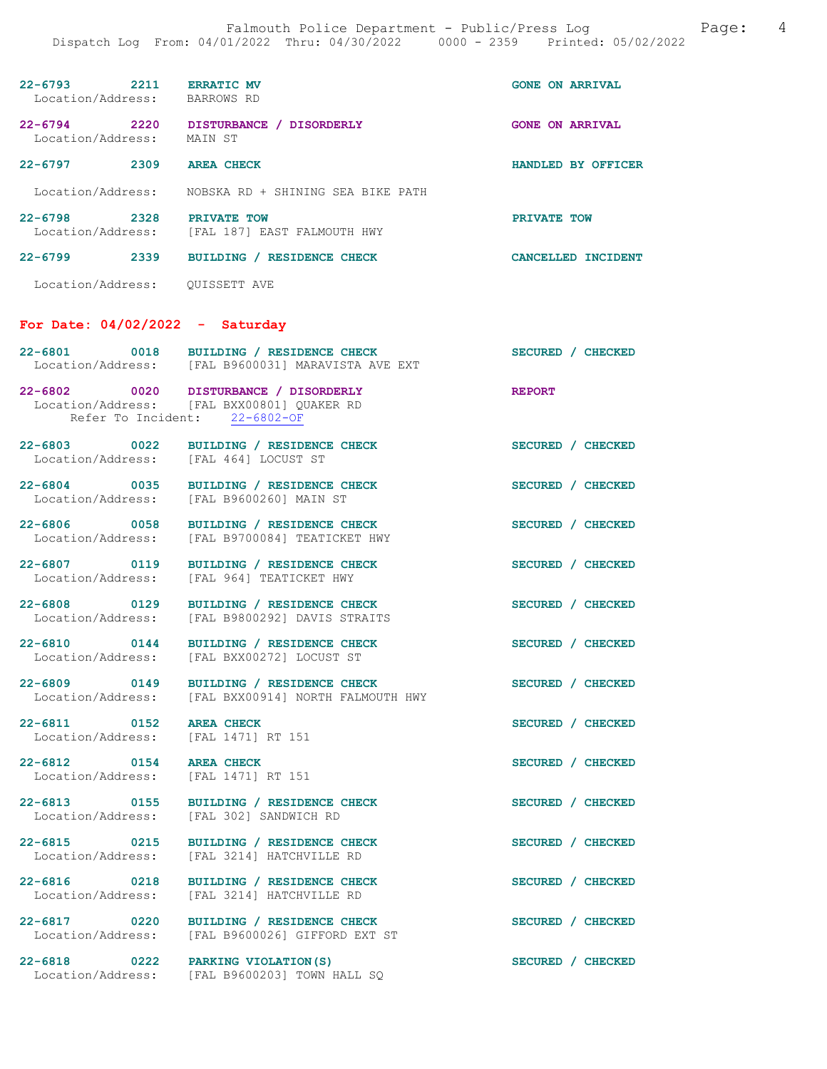| Incident | Time | Call Type | Disposition |
|---|---|---|---|
| 22-6793 | 2211 | ERRATIC MV | GONE ON ARRIVAL |
| Location/Address: | | BARROWS RD | |
| 22-6794 | 2220 | DISTURBANCE / DISORDERLY | GONE ON ARRIVAL |
| Location/Address: | | MAIN ST | |
| 22-6797 | 2309 | AREA CHECK | HANDLED BY OFFICER |
| Location/Address: | | NOBSKA RD + SHINING SEA BIKE PATH | |
| 22-6798 | 2328 | PRIVATE TOW | PRIVATE TOW |
| Location/Address: | | [FAL 187] EAST FALMOUTH HWY | |
| 22-6799 | 2339 | BUILDING / RESIDENCE CHECK | CANCELLED INCIDENT |
| Location/Address: | | QUISSETT AVE | |

## For Date: 04/02/2022 - Saturday

| Incident | Time | Call Type | Disposition |
|---|---|---|---|
| 22-6801 | 0018 | BUILDING / RESIDENCE CHECK | SECURED / CHECKED |
| Location/Address: | | [FAL B9600031] MARAVISTA AVE EXT | |
| 22-6802 | 0020 | DISTURBANCE / DISORDERLY | REPORT |
| Location/Address: | | [FAL BXX00801] QUAKER RD | |
| Refer To Incident: | | 22-6802-OF | |
| 22-6803 | 0022 | BUILDING / RESIDENCE CHECK | SECURED / CHECKED |
| Location/Address: | | [FAL 464] LOCUST ST | |
| 22-6804 | 0035 | BUILDING / RESIDENCE CHECK | SECURED / CHECKED |
| Location/Address: | | [FAL B9600260] MAIN ST | |
| 22-6806 | 0058 | BUILDING / RESIDENCE CHECK | SECURED / CHECKED |
| Location/Address: | | [FAL B9700084] TEATICKET HWY | |
| 22-6807 | 0119 | BUILDING / RESIDENCE CHECK | SECURED / CHECKED |
| Location/Address: | | [FAL 964] TEATICKET HWY | |
| 22-6808 | 0129 | BUILDING / RESIDENCE CHECK | SECURED / CHECKED |
| Location/Address: | | [FAL B9800292] DAVIS STRAITS | |
| 22-6810 | 0144 | BUILDING / RESIDENCE CHECK | SECURED / CHECKED |
| Location/Address: | | [FAL BXX00272] LOCUST ST | |
| 22-6809 | 0149 | BUILDING / RESIDENCE CHECK | SECURED / CHECKED |
| Location/Address: | | [FAL BXX00914] NORTH FALMOUTH HWY | |
| 22-6811 | 0152 | AREA CHECK | SECURED / CHECKED |
| Location/Address: | | [FAL 1471] RT 151 | |
| 22-6812 | 0154 | AREA CHECK | SECURED / CHECKED |
| Location/Address: | | [FAL 1471] RT 151 | |
| 22-6813 | 0155 | BUILDING / RESIDENCE CHECK | SECURED / CHECKED |
| Location/Address: | | [FAL 302] SANDWICH RD | |
| 22-6815 | 0215 | BUILDING / RESIDENCE CHECK | SECURED / CHECKED |
| Location/Address: | | [FAL 3214] HATCHVILLE RD | |
| 22-6816 | 0218 | BUILDING / RESIDENCE CHECK | SECURED / CHECKED |
| Location/Address: | | [FAL 3214] HATCHVILLE RD | |
| 22-6817 | 0220 | BUILDING / RESIDENCE CHECK | SECURED / CHECKED |
| Location/Address: | | [FAL B9600026] GIFFORD EXT ST | |
| 22-6818 | 0222 | PARKING VIOLATION(S) | SECURED / CHECKED |
| Location/Address: | | [FAL B9600203] TOWN HALL SQ | |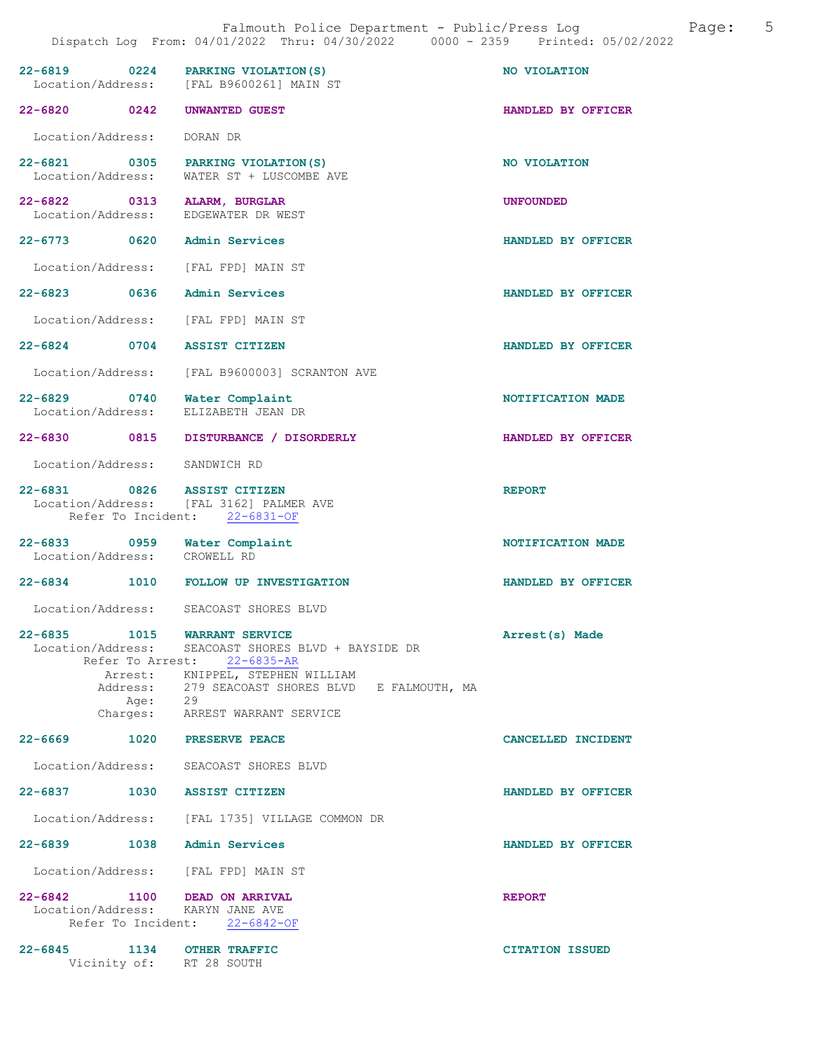22-6819 0224 PARKING VIOLATION(S) NO VIOLATION
Location/Address: [FAL B9600261] MAIN ST

22-6820 0242 UNWANTED GUEST HANDLED BY OFFICER

Location/Address: DORAN DR

22-6821 0305 PARKING VIOLATION(S) NO VIOLATION
Location/Address: WATER ST + LUSCOMBE AVE

22-6822 0313 ALARM, BURGLAR UNFOUNDED
Location/Address: EDGEWATER DR WEST

22-6773 0620 Admin Services HANDLED BY OFFICER

Location/Address: [FAL FPD] MAIN ST

22-6823 0636 Admin Services HANDLED BY OFFICER

Location/Address: [FAL FPD] MAIN ST

22-6824 0704 ASSIST CITIZEN HANDLED BY OFFICER

Location/Address: [FAL B9600003] SCRANTON AVE

22-6829 0740 Water Complaint NOTIFICATION MADE
Location/Address: ELIZABETH JEAN DR

22-6830 0815 DISTURBANCE / DISORDERLY HANDLED BY OFFICER

Location/Address: SANDWICH RD

22-6831 0826 ASSIST CITIZEN REPORT
Location/Address: [FAL 3162] PALMER AVE
Refer To Incident: 22-6831-OF

22-6833 0959 Water Complaint NOTIFICATION MADE
Location/Address: CROWELL RD

22-6834 1010 FOLLOW UP INVESTIGATION HANDLED BY OFFICER

Location/Address: SEACOAST SHORES BLVD

22-6835 1015 WARRANT SERVICE Arrest(s) Made
Location/Address: SEACOAST SHORES BLVD + BAYSIDE DR
Refer To Arrest: 22-6835-AR
Arrest: KNIPPEL, STEPHEN WILLIAM
Address: 279 SEACOAST SHORES BLVD E FALMOUTH, MA
Age: 29
Charges: ARREST WARRANT SERVICE

22-6669 1020 PRESERVE PEACE CANCELLED INCIDENT

Location/Address: SEACOAST SHORES BLVD

22-6837 1030 ASSIST CITIZEN HANDLED BY OFFICER

Location/Address: [FAL 1735] VILLAGE COMMON DR

22-6839 1038 Admin Services HANDLED BY OFFICER

Location/Address: [FAL FPD] MAIN ST

22-6842 1100 DEAD ON ARRIVAL REPORT
Location/Address: KARYN JANE AVE
Refer To Incident: 22-6842-OF

22-6845 1134 OTHER TRAFFIC CITATION ISSUED
Vicinity of: RT 28 SOUTH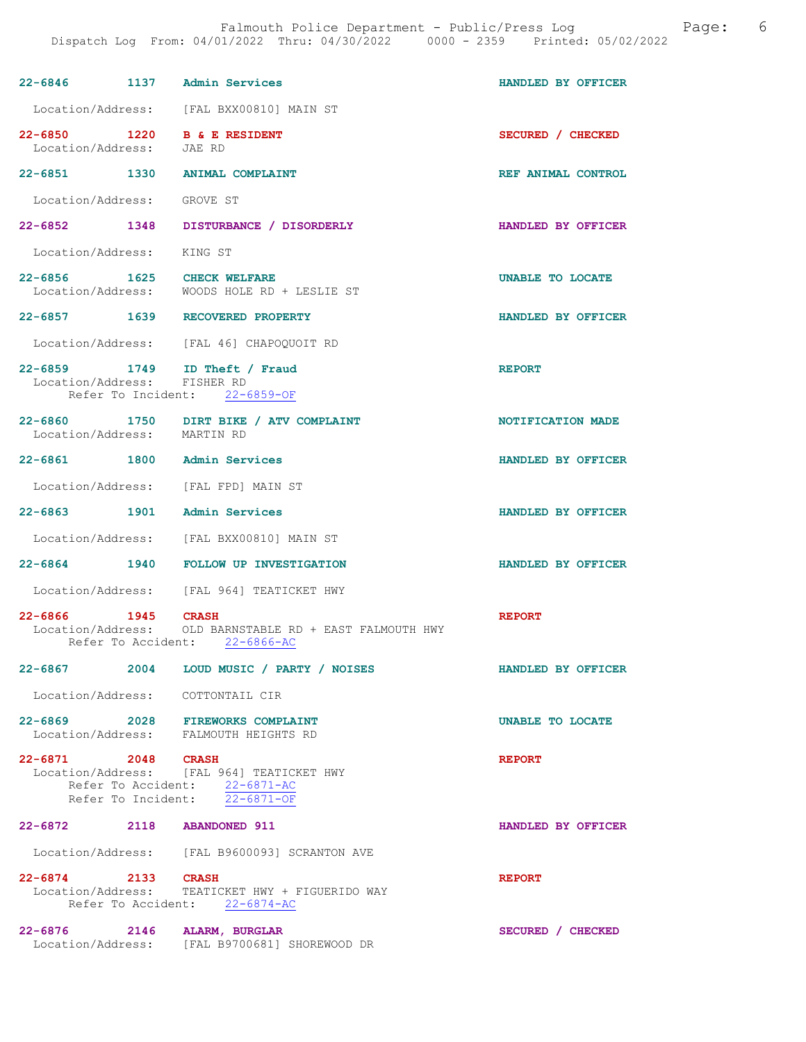| Call # | Time | Call Type | Disposition |
| --- | --- | --- | --- |
| 22-6846 | 1137 | Admin Services | HANDLED BY OFFICER |

Location/Address: [FAL BXX00810] MAIN ST

| Call # | Time | Call Type | Disposition |
| --- | --- | --- | --- |
| 22-6850 | 1220 | B & E RESIDENT | SECURED / CHECKED |

Location/Address: JAE RD

| Call # | Time | Call Type | Disposition |
| --- | --- | --- | --- |
| 22-6851 | 1330 | ANIMAL COMPLAINT | REF ANIMAL CONTROL |

Location/Address: GROVE ST

| Call # | Time | Call Type | Disposition |
| --- | --- | --- | --- |
| 22-6852 | 1348 | DISTURBANCE / DISORDERLY | HANDLED BY OFFICER |

Location/Address: KING ST

| Call # | Time | Call Type | Disposition |
| --- | --- | --- | --- |
| 22-6856 | 1625 | CHECK WELFARE | UNABLE TO LOCATE |

Location/Address: WOODS HOLE RD + LESLIE ST

| Call # | Time | Call Type | Disposition |
| --- | --- | --- | --- |
| 22-6857 | 1639 | RECOVERED PROPERTY | HANDLED BY OFFICER |

Location/Address: [FAL 46] CHAPOQUOIT RD

| Call # | Time | Call Type | Disposition |
| --- | --- | --- | --- |
| 22-6859 | 1749 | ID Theft / Fraud | REPORT |

Location/Address: FISHER RD
Refer To Incident: 22-6859-OF

| Call # | Time | Call Type | Disposition |
| --- | --- | --- | --- |
| 22-6860 | 1750 | DIRT BIKE / ATV COMPLAINT | NOTIFICATION MADE |

Location/Address: MARTIN RD

| Call # | Time | Call Type | Disposition |
| --- | --- | --- | --- |
| 22-6861 | 1800 | Admin Services | HANDLED BY OFFICER |

Location/Address: [FAL FPD] MAIN ST

| Call # | Time | Call Type | Disposition |
| --- | --- | --- | --- |
| 22-6863 | 1901 | Admin Services | HANDLED BY OFFICER |

Location/Address: [FAL BXX00810] MAIN ST

| Call # | Time | Call Type | Disposition |
| --- | --- | --- | --- |
| 22-6864 | 1940 | FOLLOW UP INVESTIGATION | HANDLED BY OFFICER |

Location/Address: [FAL 964] TEATICKET HWY

| Call # | Time | Call Type | Disposition |
| --- | --- | --- | --- |
| 22-6866 | 1945 | CRASH | REPORT |

Location/Address: OLD BARNSTABLE RD + EAST FALMOUTH HWY
Refer To Accident: 22-6866-AC

| Call # | Time | Call Type | Disposition |
| --- | --- | --- | --- |
| 22-6867 | 2004 | LOUD MUSIC / PARTY / NOISES | HANDLED BY OFFICER |

Location/Address: COTTONTAIL CIR

| Call # | Time | Call Type | Disposition |
| --- | --- | --- | --- |
| 22-6869 | 2028 | FIREWORKS COMPLAINT | UNABLE TO LOCATE |

Location/Address: FALMOUTH HEIGHTS RD

| Call # | Time | Call Type | Disposition |
| --- | --- | --- | --- |
| 22-6871 | 2048 | CRASH | REPORT |

Location/Address: [FAL 964] TEATICKET HWY
Refer To Accident: 22-6871-AC
Refer To Incident: 22-6871-OF

| Call # | Time | Call Type | Disposition |
| --- | --- | --- | --- |
| 22-6872 | 2118 | ABANDONED 911 | HANDLED BY OFFICER |

Location/Address: [FAL B9600093] SCRANTON AVE

| Call # | Time | Call Type | Disposition |
| --- | --- | --- | --- |
| 22-6874 | 2133 | CRASH | REPORT |

Location/Address: TEATICKET HWY + FIGUERIDO WAY
Refer To Accident: 22-6874-AC

| Call # | Time | Call Type | Disposition |
| --- | --- | --- | --- |
| 22-6876 | 2146 | ALARM, BURGLAR | SECURED / CHECKED |

Location/Address: [FAL B9700681] SHOREWOOD DR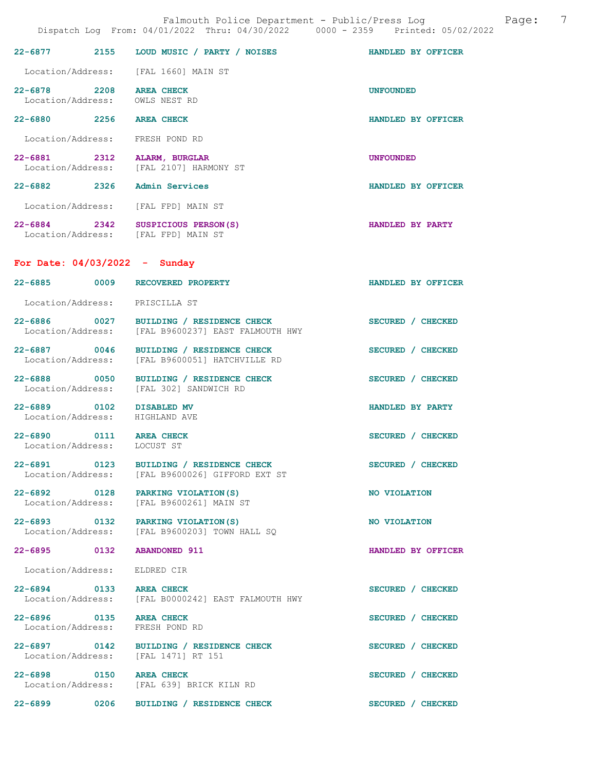| Call # | Time | Call Type | Disposition |
|---|---|---|---|
| 22-6877 | 2155 | LOUD MUSIC / PARTY / NOISES | HANDLED BY OFFICER |
| Location/Address: | | [FAL 1660] MAIN ST | |
| 22-6878 | 2208 | AREA CHECK | UNFOUNDED |
| Location/Address: | | OWLS NEST RD | |
| 22-6880 | 2256 | AREA CHECK | HANDLED BY OFFICER |
| Location/Address: | | FRESH POND RD | |
| 22-6881 | 2312 | ALARM, BURGLAR | UNFOUNDED |
| Location/Address: | | [FAL 2107] HARMONY ST | |
| 22-6882 | 2326 | Admin Services | HANDLED BY OFFICER |
| Location/Address: | | [FAL FPD] MAIN ST | |
| 22-6884 | 2342 | SUSPICIOUS PERSON(S) | HANDLED BY PARTY |
| Location/Address: | | [FAL FPD] MAIN ST | |

## For Date: 04/03/2022 - Sunday

| Call # | Time | Call Type | Disposition |
|---|---|---|---|
| 22-6885 | 0009 | RECOVERED PROPERTY | HANDLED BY OFFICER |
| Location/Address: | | PRISCILLA ST | |
| 22-6886 | 0027 | BUILDING / RESIDENCE CHECK | SECURED / CHECKED |
| Location/Address: | | [FAL B9600237] EAST FALMOUTH HWY | |
| 22-6887 | 0046 | BUILDING / RESIDENCE CHECK | SECURED / CHECKED |
| Location/Address: | | [FAL B9600051] HATCHVILLE RD | |
| 22-6888 | 0050 | BUILDING / RESIDENCE CHECK | SECURED / CHECKED |
| Location/Address: | | [FAL 302] SANDWICH RD | |
| 22-6889 | 0102 | DISABLED MV | HANDLED BY PARTY |
| Location/Address: | | HIGHLAND AVE | |
| 22-6890 | 0111 | AREA CHECK | SECURED / CHECKED |
| Location/Address: | | LOCUST ST | |
| 22-6891 | 0123 | BUILDING / RESIDENCE CHECK | SECURED / CHECKED |
| Location/Address: | | [FAL B9600026] GIFFORD EXT ST | |
| 22-6892 | 0128 | PARKING VIOLATION(S) | NO VIOLATION |
| Location/Address: | | [FAL B9600261] MAIN ST | |
| 22-6893 | 0132 | PARKING VIOLATION(S) | NO VIOLATION |
| Location/Address: | | [FAL B9600203] TOWN HALL SQ | |
| 22-6895 | 0132 | ABANDONED 911 | HANDLED BY OFFICER |
| Location/Address: | | ELDRED CIR | |
| 22-6894 | 0133 | AREA CHECK | SECURED / CHECKED |
| Location/Address: | | [FAL B0000242] EAST FALMOUTH HWY | |
| 22-6896 | 0135 | AREA CHECK | SECURED / CHECKED |
| Location/Address: | | FRESH POND RD | |
| 22-6897 | 0142 | BUILDING / RESIDENCE CHECK | SECURED / CHECKED |
| Location/Address: | | [FAL 1471] RT 151 | |
| 22-6898 | 0150 | AREA CHECK | SECURED / CHECKED |
| Location/Address: | | [FAL 639] BRICK KILN RD | |
| 22-6899 | 0206 | BUILDING / RESIDENCE CHECK | SECURED / CHECKED |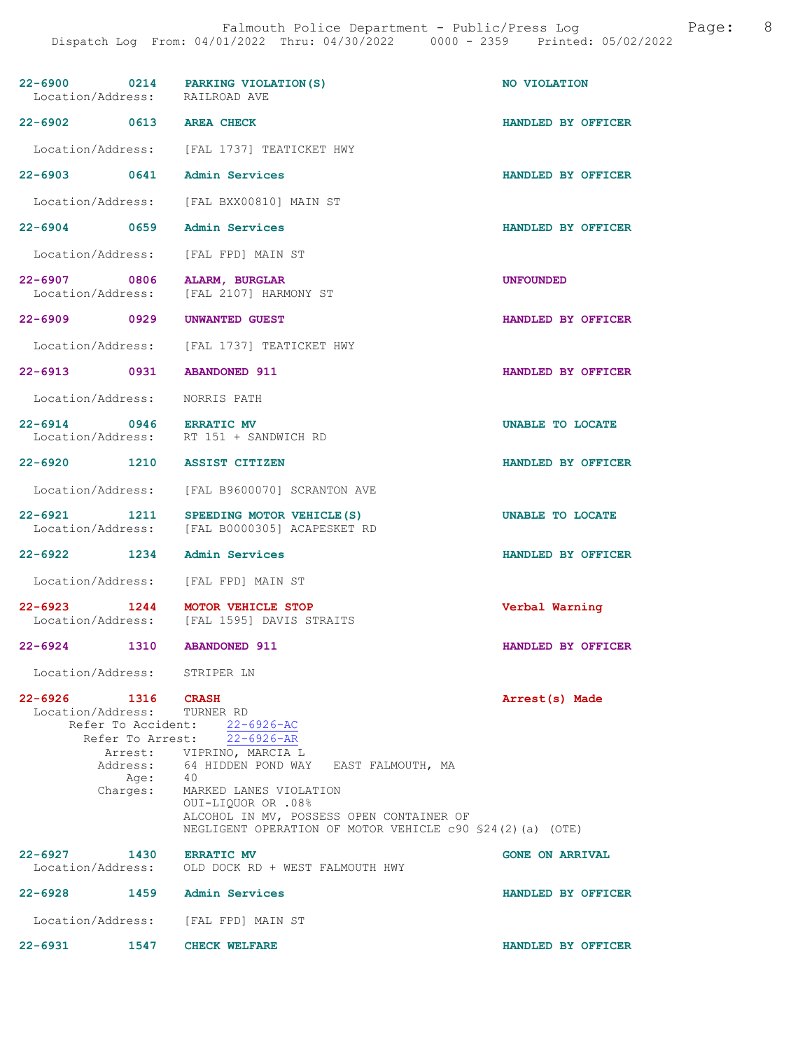| Call Number | Time | Call Reason | Action |
|---|---|---|---|
| 22-6900 | 0214 | PARKING VIOLATION(S) | NO VIOLATION |

Location/Address: RAILROAD AVE

| Call Number | Time | Call Reason | Action |
|---|---|---|---|
| 22-6902 | 0613 | AREA CHECK | HANDLED BY OFFICER |

Location/Address: [FAL 1737] TEATICKET HWY

| Call Number | Time | Call Reason | Action |
|---|---|---|---|
| 22-6903 | 0641 | Admin Services | HANDLED BY OFFICER |

Location/Address: [FAL BXX00810] MAIN ST

| Call Number | Time | Call Reason | Action |
|---|---|---|---|
| 22-6904 | 0659 | Admin Services | HANDLED BY OFFICER |

Location/Address: [FAL FPD] MAIN ST

| Call Number | Time | Call Reason | Action |
|---|---|---|---|
| 22-6907 | 0806 | ALARM, BURGLAR | UNFOUNDED |

Location/Address: [FAL 2107] HARMONY ST

| Call Number | Time | Call Reason | Action |
|---|---|---|---|
| 22-6909 | 0929 | UNWANTED GUEST | HANDLED BY OFFICER |

Location/Address: [FAL 1737] TEATICKET HWY

| Call Number | Time | Call Reason | Action |
|---|---|---|---|
| 22-6913 | 0931 | ABANDONED 911 | HANDLED BY OFFICER |

Location/Address: NORRIS PATH

| Call Number | Time | Call Reason | Action |
|---|---|---|---|
| 22-6914 | 0946 | ERRATIC MV | UNABLE TO LOCATE |

Location/Address: RT 151 + SANDWICH RD

| Call Number | Time | Call Reason | Action |
|---|---|---|---|
| 22-6920 | 1210 | ASSIST CITIZEN | HANDLED BY OFFICER |

Location/Address: [FAL B9600070] SCRANTON AVE

| Call Number | Time | Call Reason | Action |
|---|---|---|---|
| 22-6921 | 1211 | SPEEDING MOTOR VEHICLE(S) | UNABLE TO LOCATE |

Location/Address: [FAL B0000305] ACAPESKET RD

| Call Number | Time | Call Reason | Action |
|---|---|---|---|
| 22-6922 | 1234 | Admin Services | HANDLED BY OFFICER |

Location/Address: [FAL FPD] MAIN ST

| Call Number | Time | Call Reason | Action |
|---|---|---|---|
| 22-6923 | 1244 | MOTOR VEHICLE STOP | Verbal Warning |

Location/Address: [FAL 1595] DAVIS STRAITS

| Call Number | Time | Call Reason | Action |
|---|---|---|---|
| 22-6924 | 1310 | ABANDONED 911 | HANDLED BY OFFICER |

Location/Address: STRIPER LN

| Call Number | Time | Call Reason | Action |
|---|---|---|---|
| 22-6926 | 1316 | CRASH | Arrest(s) Made |

Location/Address: TURNER RD
Refer To Accident: 22-6926-AC
Refer To Arrest: 22-6926-AR
Arrest: VIPRINO, MARCIA L
Address: 64 HIDDEN POND WAY EAST FALMOUTH, MA
Age: 40
Charges: MARKED LANES VIOLATION
OUI-LIQUOR OR .08%
ALCOHOL IN MV, POSSESS OPEN CONTAINER OF
NEGLIGENT OPERATION OF MOTOR VEHICLE c90 §24(2)(a) (OTE)

| Call Number | Time | Call Reason | Action |
|---|---|---|---|
| 22-6927 | 1430 | ERRATIC MV | GONE ON ARRIVAL |

Location/Address: OLD DOCK RD + WEST FALMOUTH HWY

| Call Number | Time | Call Reason | Action |
|---|---|---|---|
| 22-6928 | 1459 | Admin Services | HANDLED BY OFFICER |

Location/Address: [FAL FPD] MAIN ST

| Call Number | Time | Call Reason | Action |
|---|---|---|---|
| 22-6931 | 1547 | CHECK WELFARE | HANDLED BY OFFICER |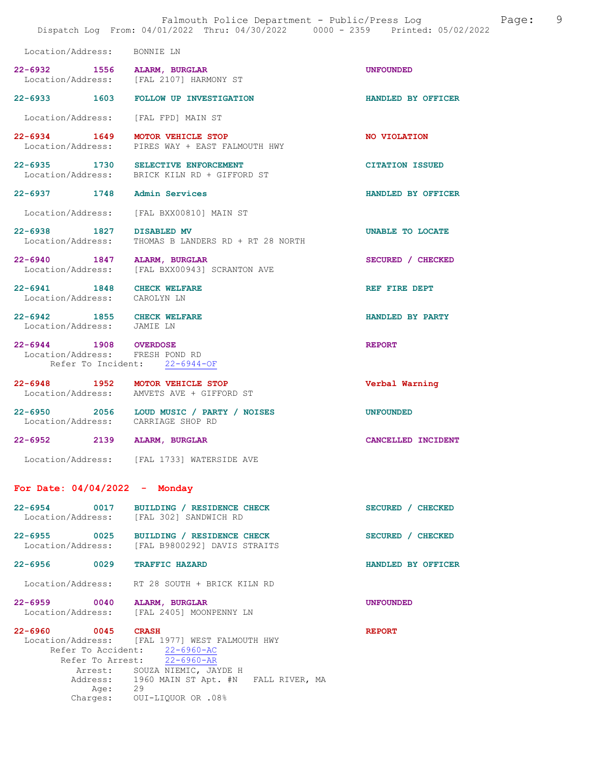Location/Address: BONNIE LN

22-6932 1556 **ALARM, BURGLAR** UNFOUNDED
Location/Address: [FAL 2107] HARMONY ST

22-6933 1603 **FOLLOW UP INVESTIGATION** HANDLED BY OFFICER
Location/Address: [FAL FPD] MAIN ST

22-6934 1649 **MOTOR VEHICLE STOP** NO VIOLATION
Location/Address: PIRES WAY + EAST FALMOUTH HWY

22-6935 1730 **SELECTIVE ENFORCEMENT** CITATION ISSUED
Location/Address: BRICK KILN RD + GIFFORD ST

22-6937 1748 **Admin Services** HANDLED BY OFFICER
Location/Address: [FAL BXX00810] MAIN ST

22-6938 1827 **DISABLED MV** UNABLE TO LOCATE
Location/Address: THOMAS B LANDERS RD + RT 28 NORTH

22-6940 1847 **ALARM, BURGLAR** SECURED / CHECKED
Location/Address: [FAL BXX00943] SCRANTON AVE

22-6941 1848 **CHECK WELFARE** REF FIRE DEPT
Location/Address: CAROLYN LN

22-6942 1855 **CHECK WELFARE** HANDLED BY PARTY
Location/Address: JAMIE LN

22-6944 1908 **OVERDOSE** REPORT
Location/Address: FRESH POND RD
Refer To Incident: 22-6944-OF

22-6948 1952 **MOTOR VEHICLE STOP** Verbal Warning
Location/Address: AMVETS AVE + GIFFORD ST

22-6950 2056 **LOUD MUSIC / PARTY / NOISES** UNFOUNDED
Location/Address: CARRIAGE SHOP RD

22-6952 2139 **ALARM, BURGLAR** CANCELLED INCIDENT
Location/Address: [FAL 1733] WATERSIDE AVE

## For Date: 04/04/2022 - Monday

22-6954 0017 **BUILDING / RESIDENCE CHECK** SECURED / CHECKED
Location/Address: [FAL 302] SANDWICH RD

22-6955 0025 **BUILDING / RESIDENCE CHECK** SECURED / CHECKED
Location/Address: [FAL B9800292] DAVIS STRAITS

22-6956 0029 **TRAFFIC HAZARD** HANDLED BY OFFICER
Location/Address: RT 28 SOUTH + BRICK KILN RD

22-6959 0040 **ALARM, BURGLAR** UNFOUNDED
Location/Address: [FAL 2405] MOONPENNY LN

22-6960 0045 **CRASH** REPORT
Location/Address: [FAL 1977] WEST FALMOUTH HWY
Refer To Accident: 22-6960-AC
Refer To Arrest: 22-6960-AR
Arrest: SOUZA NIEMIC, JAYDE H
Address: 1960 MAIN ST Apt. #N FALL RIVER, MA
Age: 29
Charges: OUI-LIQUOR OR .08%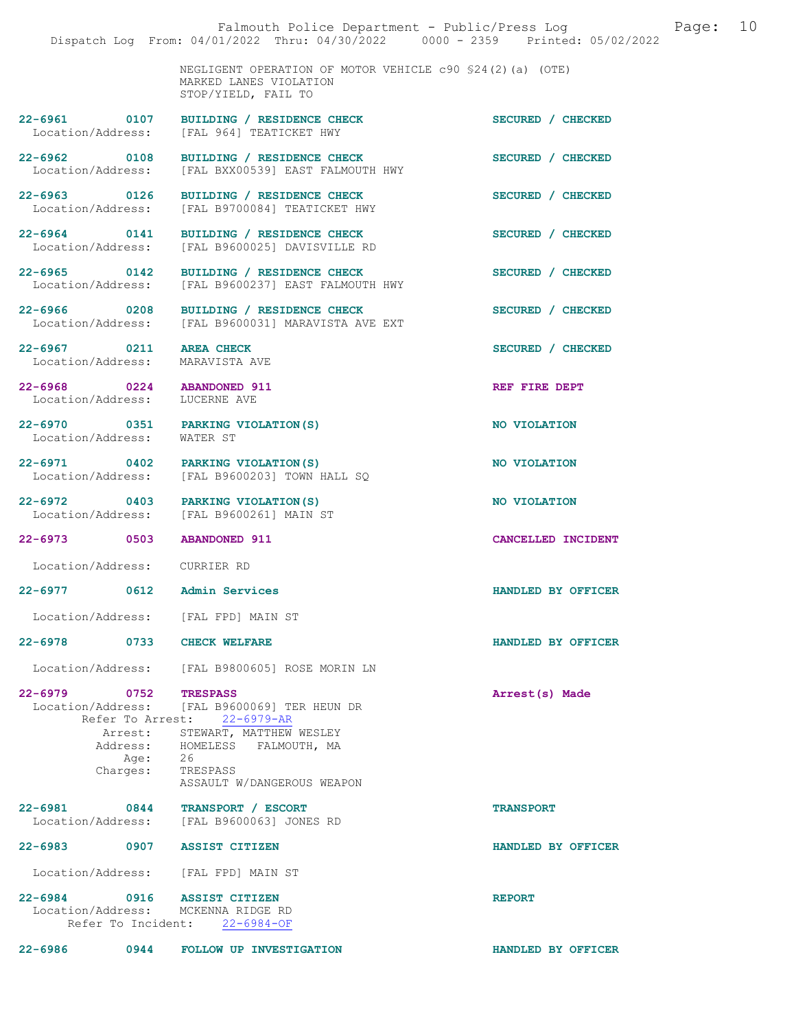NEGLIGENT OPERATION OF MOTOR VEHICLE c90 §24(2)(a) (OTE)
MARKED LANES VIOLATION
STOP/YIELD, FAIL TO

**22-6961 0107 BUILDING / RESIDENCE CHECK** — SECURED / CHECKED
Location/Address: [FAL 964] TEATICKET HWY

**22-6962 0108 BUILDING / RESIDENCE CHECK** — SECURED / CHECKED
Location/Address: [FAL BXX00539] EAST FALMOUTH HWY

**22-6963 0126 BUILDING / RESIDENCE CHECK** — SECURED / CHECKED
Location/Address: [FAL B9700084] TEATICKET HWY

**22-6964 0141 BUILDING / RESIDENCE CHECK** — SECURED / CHECKED
Location/Address: [FAL B9600025] DAVISVILLE RD

**22-6965 0142 BUILDING / RESIDENCE CHECK** — SECURED / CHECKED
Location/Address: [FAL B9600237] EAST FALMOUTH HWY

**22-6966 0208 BUILDING / RESIDENCE CHECK** — SECURED / CHECKED
Location/Address: [FAL B9600031] MARAVISTA AVE EXT

**22-6967 0211 AREA CHECK** — SECURED / CHECKED
Location/Address: MARAVISTA AVE

**22-6968 0224 ABANDONED 911** — REF FIRE DEPT
Location/Address: LUCERNE AVE

**22-6970 0351 PARKING VIOLATION(S)** — NO VIOLATION
Location/Address: WATER ST

**22-6971 0402 PARKING VIOLATION(S)** — NO VIOLATION
Location/Address: [FAL B9600203] TOWN HALL SQ

**22-6972 0403 PARKING VIOLATION(S)** — NO VIOLATION
Location/Address: [FAL B9600261] MAIN ST

**22-6973 0503 ABANDONED 911** — CANCELLED INCIDENT
Location/Address: CURRIER RD

**22-6977 0612 Admin Services** — HANDLED BY OFFICER
Location/Address: [FAL FPD] MAIN ST

**22-6978 0733 CHECK WELFARE** — HANDLED BY OFFICER
Location/Address: [FAL B9800605] ROSE MORIN LN

**22-6979 0752 TRESPASS** — Arrest(s) Made
Location/Address: [FAL B9600069] TER HEUN DR
Refer To Arrest: 22-6979-AR
Arrest: STEWART, MATTHEW WESLEY
Address: HOMELESS FALMOUTH, MA
Age: 26
Charges: TRESPASS
ASSAULT W/DANGEROUS WEAPON

**22-6981 0844 TRANSPORT / ESCORT** — TRANSPORT
Location/Address: [FAL B9600063] JONES RD

**22-6983 0907 ASSIST CITIZEN** — HANDLED BY OFFICER
Location/Address: [FAL FPD] MAIN ST

**22-6984 0916 ASSIST CITIZEN** — REPORT
Location/Address: MCKENNA RIDGE RD
Refer To Incident: 22-6984-OF

**22-6986 0944 FOLLOW UP INVESTIGATION** — HANDLED BY OFFICER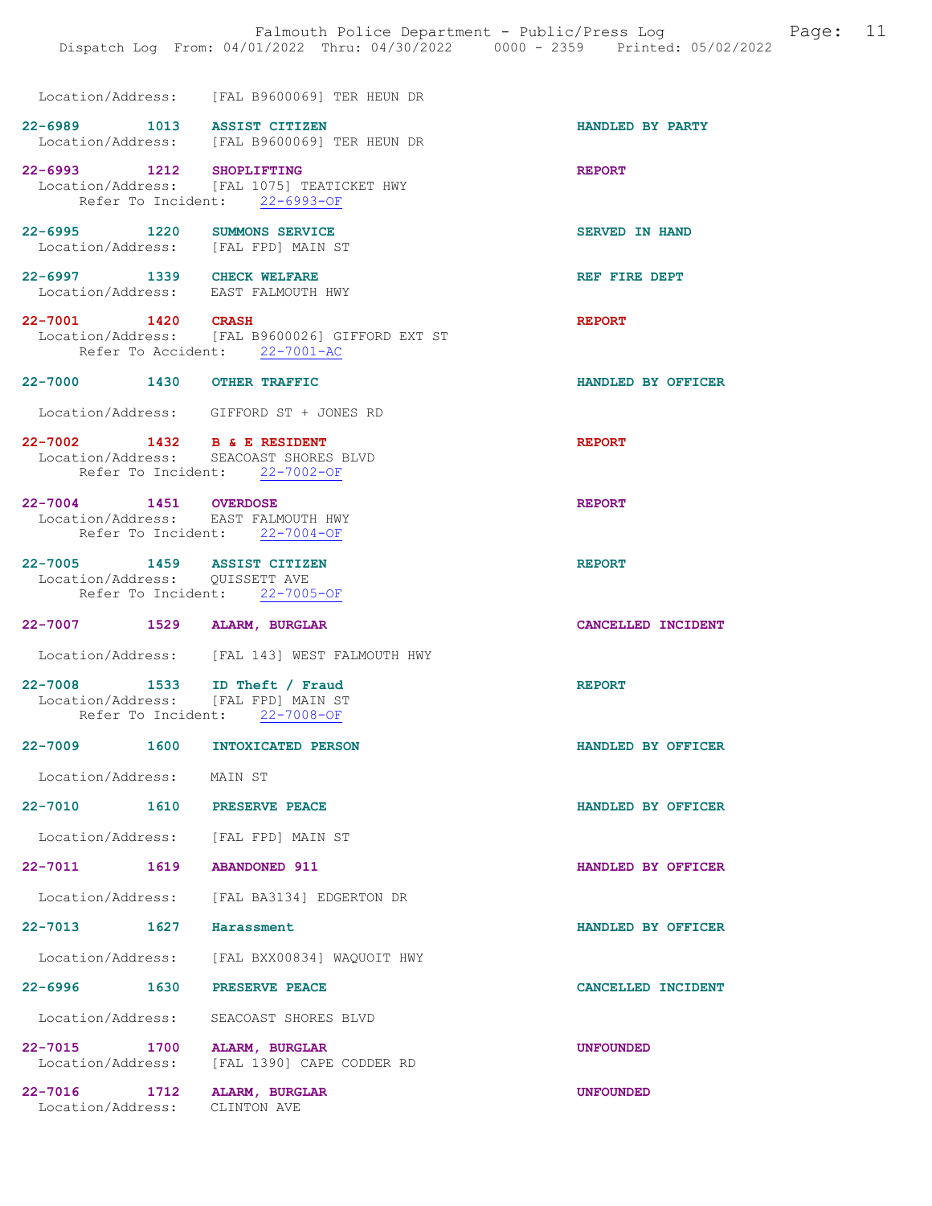Location/Address: [FAL B9600069] TER HEUN DR

**22-6989 1013 ASSIST CITIZEN** HANDLED BY PARTY
Location/Address: [FAL B9600069] TER HEUN DR

**22-6993 1212 SHOPLIFTING** REPORT
Location/Address: [FAL 1075] TEATICKET HWY
Refer To Incident: 22-6993-OF

**22-6995 1220 SUMMONS SERVICE** SERVED IN HAND
Location/Address: [FAL FPD] MAIN ST

**22-6997 1339 CHECK WELFARE** REF FIRE DEPT
Location/Address: EAST FALMOUTH HWY

**22-7001 1420 CRASH** REPORT
Location/Address: [FAL B9600026] GIFFORD EXT ST
Refer To Accident: 22-7001-AC

**22-7000 1430 OTHER TRAFFIC** HANDLED BY OFFICER
Location/Address: GIFFORD ST + JONES RD

**22-7002 1432 B & E RESIDENT** REPORT
Location/Address: SEACOAST SHORES BLVD
Refer To Incident: 22-7002-OF

**22-7004 1451 OVERDOSE** REPORT
Location/Address: EAST FALMOUTH HWY
Refer To Incident: 22-7004-OF

**22-7005 1459 ASSIST CITIZEN** REPORT
Location/Address: QUISSETT AVE
Refer To Incident: 22-7005-OF

**22-7007 1529 ALARM, BURGLAR** CANCELLED INCIDENT
Location/Address: [FAL 143] WEST FALMOUTH HWY

**22-7008 1533 ID Theft / Fraud** REPORT
Location/Address: [FAL FPD] MAIN ST
Refer To Incident: 22-7008-OF

**22-7009 1600 INTOXICATED PERSON** HANDLED BY OFFICER
Location/Address: MAIN ST

**22-7010 1610 PRESERVE PEACE** HANDLED BY OFFICER
Location/Address: [FAL FPD] MAIN ST

**22-7011 1619 ABANDONED 911** HANDLED BY OFFICER
Location/Address: [FAL BA3134] EDGERTON DR

**22-7013 1627 Harassment** HANDLED BY OFFICER
Location/Address: [FAL BXX00834] WAQUOIT HWY

**22-6996 1630 PRESERVE PEACE** CANCELLED INCIDENT
Location/Address: SEACOAST SHORES BLVD

**22-7015 1700 ALARM, BURGLAR** UNFOUNDED
Location/Address: [FAL 1390] CAPE CODDER RD

**22-7016 1712 ALARM, BURGLAR** UNFOUNDED
Location/Address: CLINTON AVE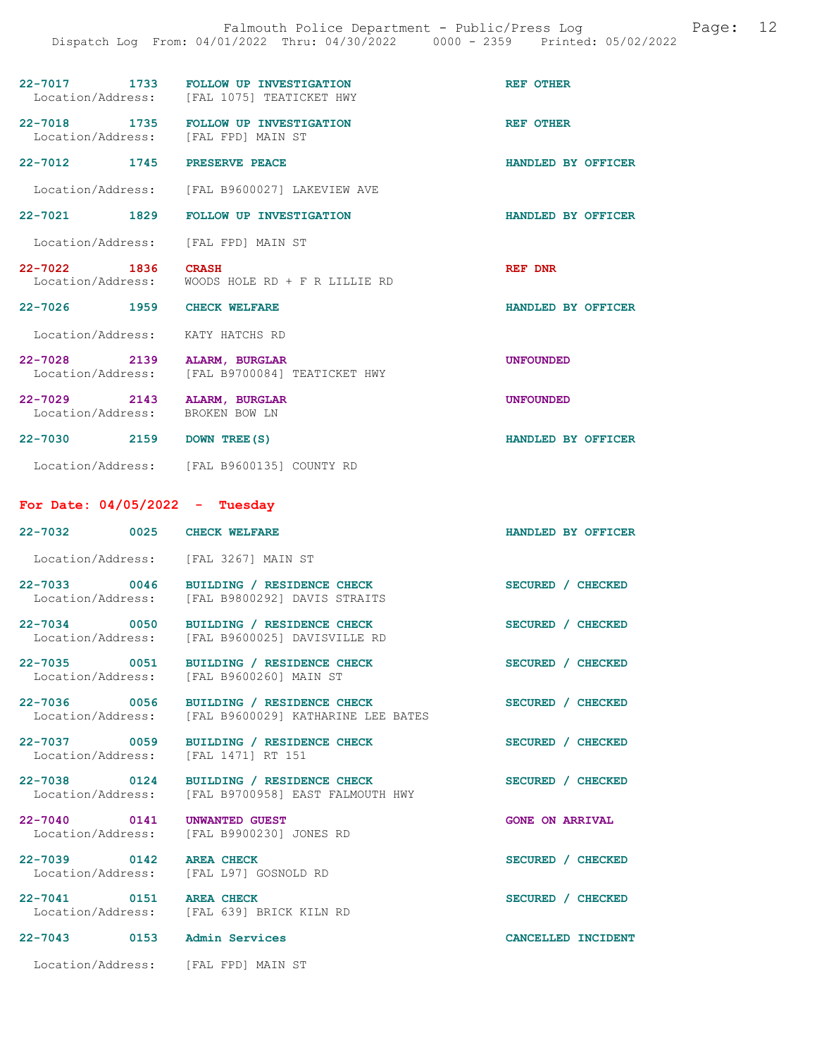| Call # | Time | Call Reason | Action |
| --- | --- | --- | --- |
| 22-7017 | 1733 | FOLLOW UP INVESTIGATION | REF OTHER |
| Location/Address: | | [FAL 1075] TEATICKET HWY | |
| 22-7018 | 1735 | FOLLOW UP INVESTIGATION | REF OTHER |
| Location/Address: | | [FAL FPD] MAIN ST | |
| 22-7012 | 1745 | PRESERVE PEACE | HANDLED BY OFFICER |
| Location/Address: | | [FAL B9600027] LAKEVIEW AVE | |
| 22-7021 | 1829 | FOLLOW UP INVESTIGATION | HANDLED BY OFFICER |
| Location/Address: | | [FAL FPD] MAIN ST | |
| 22-7022 | 1836 | CRASH | REF DNR |
| Location/Address: | | WOODS HOLE RD + F R LILLIE RD | |
| 22-7026 | 1959 | CHECK WELFARE | HANDLED BY OFFICER |
| Location/Address: | | KATY HATCHS RD | |
| 22-7028 | 2139 | ALARM, BURGLAR | UNFOUNDED |
| Location/Address: | | [FAL B9700084] TEATICKET HWY | |
| 22-7029 | 2143 | ALARM, BURGLAR | UNFOUNDED |
| Location/Address: | | BROKEN BOW LN | |
| 22-7030 | 2159 | DOWN TREE(S) | HANDLED BY OFFICER |
| Location/Address: | | [FAL B9600135] COUNTY RD | |

## For Date: 04/05/2022 - Tuesday

| Call # | Time | Call Reason | Action |
| --- | --- | --- | --- |
| 22-7032 | 0025 | CHECK WELFARE | HANDLED BY OFFICER |
| Location/Address: | | [FAL 3267] MAIN ST | |
| 22-7033 | 0046 | BUILDING / RESIDENCE CHECK | SECURED / CHECKED |
| Location/Address: | | [FAL B9800292] DAVIS STRAITS | |
| 22-7034 | 0050 | BUILDING / RESIDENCE CHECK | SECURED / CHECKED |
| Location/Address: | | [FAL B9600025] DAVISVILLE RD | |
| 22-7035 | 0051 | BUILDING / RESIDENCE CHECK | SECURED / CHECKED |
| Location/Address: | | [FAL B9600260] MAIN ST | |
| 22-7036 | 0056 | BUILDING / RESIDENCE CHECK | SECURED / CHECKED |
| Location/Address: | | [FAL B9600029] KATHARINE LEE BATES | |
| 22-7037 | 0059 | BUILDING / RESIDENCE CHECK | SECURED / CHECKED |
| Location/Address: | | [FAL 1471] RT 151 | |
| 22-7038 | 0124 | BUILDING / RESIDENCE CHECK | SECURED / CHECKED |
| Location/Address: | | [FAL B9700958] EAST FALMOUTH HWY | |
| 22-7040 | 0141 | UNWANTED GUEST | GONE ON ARRIVAL |
| Location/Address: | | [FAL B9900230] JONES RD | |
| 22-7039 | 0142 | AREA CHECK | SECURED / CHECKED |
| Location/Address: | | [FAL L97] GOSNOLD RD | |
| 22-7041 | 0151 | AREA CHECK | SECURED / CHECKED |
| Location/Address: | | [FAL 639] BRICK KILN RD | |
| 22-7043 | 0153 | Admin Services | CANCELLED INCIDENT |
| Location/Address: | | [FAL FPD] MAIN ST | |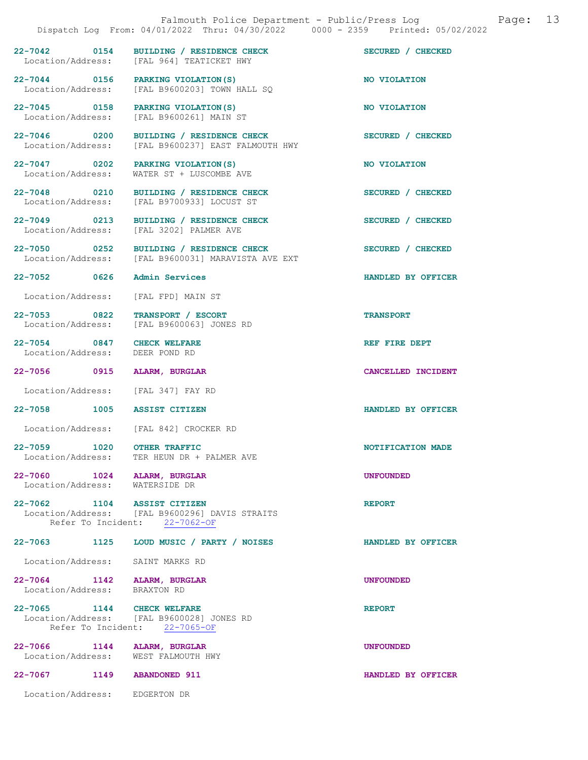| Incident | Time | Call Type | Disposition |
|---|---|---|---|
| 22-7042 | 0154 | BUILDING / RESIDENCE CHECK | SECURED / CHECKED |
| Location/Address: | | [FAL 964] TEATICKET HWY | |
| 22-7044 | 0156 | PARKING VIOLATION(S) | NO VIOLATION |
| Location/Address: | | [FAL B9600203] TOWN HALL SQ | |
| 22-7045 | 0158 | PARKING VIOLATION(S) | NO VIOLATION |
| Location/Address: | | [FAL B9600261] MAIN ST | |
| 22-7046 | 0200 | BUILDING / RESIDENCE CHECK | SECURED / CHECKED |
| Location/Address: | | [FAL B9600237] EAST FALMOUTH HWY | |
| 22-7047 | 0202 | PARKING VIOLATION(S) | NO VIOLATION |
| Location/Address: | | WATER ST + LUSCOMBE AVE | |
| 22-7048 | 0210 | BUILDING / RESIDENCE CHECK | SECURED / CHECKED |
| Location/Address: | | [FAL B9700933] LOCUST ST | |
| 22-7049 | 0213 | BUILDING / RESIDENCE CHECK | SECURED / CHECKED |
| Location/Address: | | [FAL 3202] PALMER AVE | |
| 22-7050 | 0252 | BUILDING / RESIDENCE CHECK | SECURED / CHECKED |
| Location/Address: | | [FAL B9600031] MARAVISTA AVE EXT | |
| 22-7052 | 0626 | Admin Services | HANDLED BY OFFICER |
| Location/Address: | | [FAL FPD] MAIN ST | |
| 22-7053 | 0822 | TRANSPORT / ESCORT | TRANSPORT |
| Location/Address: | | [FAL B9600063] JONES RD | |
| 22-7054 | 0847 | CHECK WELFARE | REF FIRE DEPT |
| Location/Address: | | DEER POND RD | |
| 22-7056 | 0915 | ALARM, BURGLAR | CANCELLED INCIDENT |
| Location/Address: | | [FAL 347] FAY RD | |
| 22-7058 | 1005 | ASSIST CITIZEN | HANDLED BY OFFICER |
| Location/Address: | | [FAL 842] CROCKER RD | |
| 22-7059 | 1020 | OTHER TRAFFIC | NOTIFICATION MADE |
| Location/Address: | | TER HEUN DR + PALMER AVE | |
| 22-7060 | 1024 | ALARM, BURGLAR | UNFOUNDED |
| Location/Address: | | WATERSIDE DR | |
| 22-7062 | 1104 | ASSIST CITIZEN | REPORT |
| Location/Address: | | [FAL B9600296] DAVIS STRAITS | |
| Refer To Incident: | | 22-7062-OF | |
| 22-7063 | 1125 | LOUD MUSIC / PARTY / NOISES | HANDLED BY OFFICER |
| Location/Address: | | SAINT MARKS RD | |
| 22-7064 | 1142 | ALARM, BURGLAR | UNFOUNDED |
| Location/Address: | | BRAXTON RD | |
| 22-7065 | 1144 | CHECK WELFARE | REPORT |
| Location/Address: | | [FAL B9600028] JONES RD | |
| Refer To Incident: | | 22-7065-OF | |
| 22-7066 | 1144 | ALARM, BURGLAR | UNFOUNDED |
| Location/Address: | | WEST FALMOUTH HWY | |
| 22-7067 | 1149 | ABANDONED 911 | HANDLED BY OFFICER |
| Location/Address: | | EDGERTON DR | |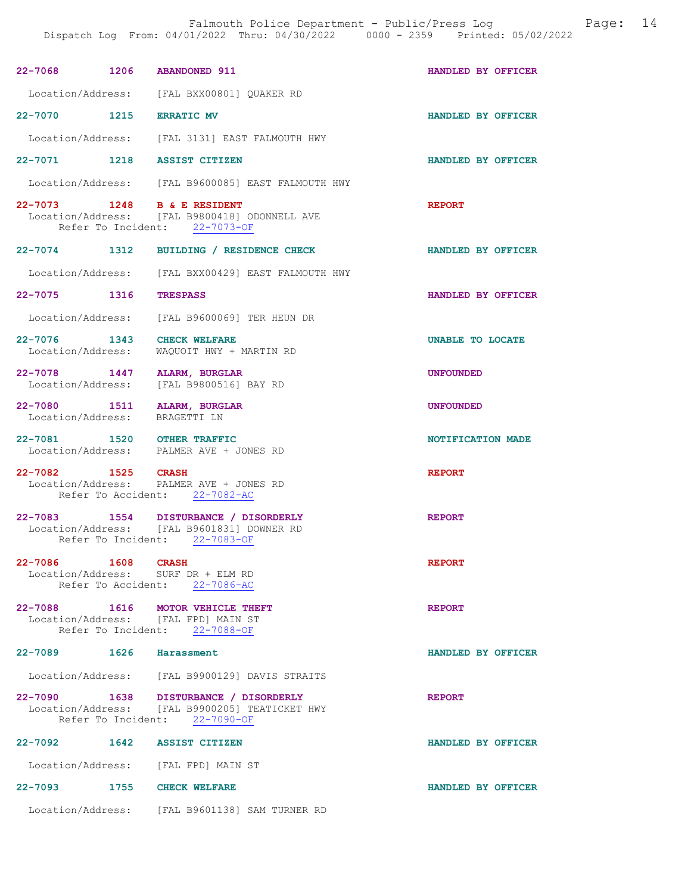| Call # | Time | Call Type | Disposition |
|---|---|---|---|
| 22-7068 | 1206 | ABANDONED 911 | HANDLED BY OFFICER |
| | | Location/Address: [FAL BXX00801] QUAKER RD | |
| 22-7070 | 1215 | ERRATIC MV | HANDLED BY OFFICER |
| | | Location/Address: [FAL 3131] EAST FALMOUTH HWY | |
| 22-7071 | 1218 | ASSIST CITIZEN | HANDLED BY OFFICER |
| | | Location/Address: [FAL B9600085] EAST FALMOUTH HWY | |
| 22-7073 | 1248 | B & E RESIDENT | REPORT |
| | | Location/Address: [FAL B9800418] ODONNELL AVE; Refer To Incident: 22-7073-OF | |
| 22-7074 | 1312 | BUILDING / RESIDENCE CHECK | HANDLED BY OFFICER |
| | | Location/Address: [FAL BXX00429] EAST FALMOUTH HWY | |
| 22-7075 | 1316 | TRESPASS | HANDLED BY OFFICER |
| | | Location/Address: [FAL B9600069] TER HEUN DR | |
| 22-7076 | 1343 | CHECK WELFARE | UNABLE TO LOCATE |
| | | Location/Address: WAQUOIT HWY + MARTIN RD | |
| 22-7078 | 1447 | ALARM, BURGLAR | UNFOUNDED |
| | | Location/Address: [FAL B9800516] BAY RD | |
| 22-7080 | 1511 | ALARM, BURGLAR | UNFOUNDED |
| | | Location/Address: BRAGETTI LN | |
| 22-7081 | 1520 | OTHER TRAFFIC | NOTIFICATION MADE |
| | | Location/Address: PALMER AVE + JONES RD | |
| 22-7082 | 1525 | CRASH | REPORT |
| | | Location/Address: PALMER AVE + JONES RD; Refer To Accident: 22-7082-AC | |
| 22-7083 | 1554 | DISTURBANCE / DISORDERLY | REPORT |
| | | Location/Address: [FAL B9601831] DOWNER RD; Refer To Incident: 22-7083-OF | |
| 22-7086 | 1608 | CRASH | REPORT |
| | | Location/Address: SURF DR + ELM RD; Refer To Accident: 22-7086-AC | |
| 22-7088 | 1616 | MOTOR VEHICLE THEFT | REPORT |
| | | Location/Address: [FAL FPD] MAIN ST; Refer To Incident: 22-7088-OF | |
| 22-7089 | 1626 | Harassment | HANDLED BY OFFICER |
| | | Location/Address: [FAL B9900129] DAVIS STRAITS | |
| 22-7090 | 1638 | DISTURBANCE / DISORDERLY | REPORT |
| | | Location/Address: [FAL B9900205] TEATICKET HWY; Refer To Incident: 22-7090-OF | |
| 22-7092 | 1642 | ASSIST CITIZEN | HANDLED BY OFFICER |
| | | Location/Address: [FAL FPD] MAIN ST | |
| 22-7093 | 1755 | CHECK WELFARE | HANDLED BY OFFICER |
| | | Location/Address: [FAL B9601138] SAM TURNER RD | |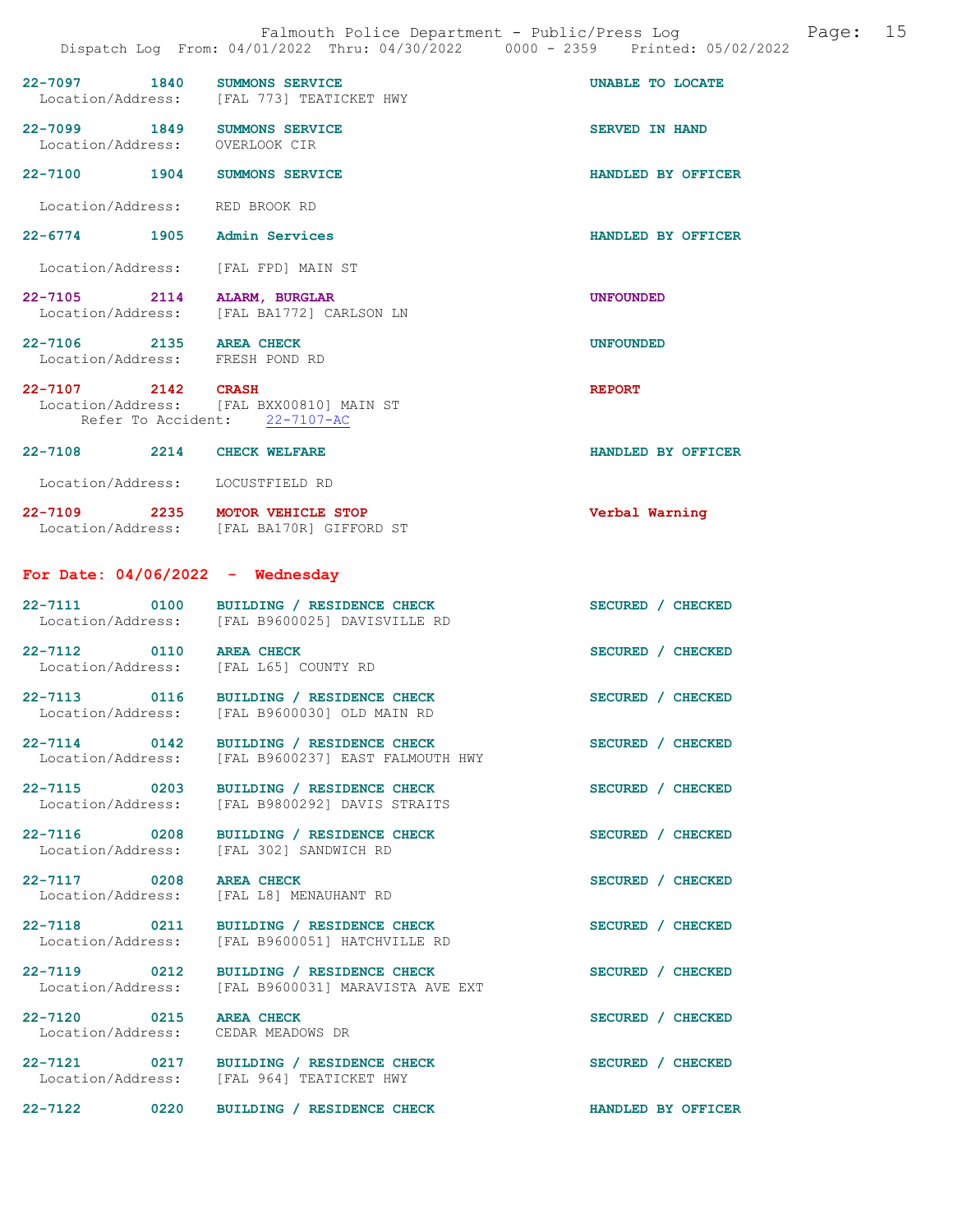22-7097 1840 SUMMONS SERVICE UNABLE TO LOCATE
Location/Address: [FAL 773] TEATICKET HWY

22-7099 1849 SUMMONS SERVICE SERVED IN HAND
Location/Address: OVERLOOK CIR

22-7100 1904 SUMMONS SERVICE HANDLED BY OFFICER
Location/Address: RED BROOK RD

22-6774 1905 Admin Services HANDLED BY OFFICER
Location/Address: [FAL FPD] MAIN ST

22-7105 2114 ALARM, BURGLAR UNFOUNDED
Location/Address: [FAL BA1772] CARLSON LN

22-7106 2135 AREA CHECK UNFOUNDED
Location/Address: FRESH POND RD

22-7107 2142 CRASH REPORT
Location/Address: [FAL BXX00810] MAIN ST
Refer To Accident: 22-7107-AC

22-7108 2214 CHECK WELFARE HANDLED BY OFFICER
Location/Address: LOCUSTFIELD RD

22-7109 2235 MOTOR VEHICLE STOP Verbal Warning
Location/Address: [FAL BA170R] GIFFORD ST

## For Date: 04/06/2022 - Wednesday

22-7111 0100 BUILDING / RESIDENCE CHECK SECURED / CHECKED
Location/Address: [FAL B9600025] DAVISVILLE RD

22-7112 0110 AREA CHECK SECURED / CHECKED
Location/Address: [FAL L65] COUNTY RD

22-7113 0116 BUILDING / RESIDENCE CHECK SECURED / CHECKED
Location/Address: [FAL B9600030] OLD MAIN RD

22-7114 0142 BUILDING / RESIDENCE CHECK SECURED / CHECKED
Location/Address: [FAL B9600237] EAST FALMOUTH HWY

22-7115 0203 BUILDING / RESIDENCE CHECK SECURED / CHECKED
Location/Address: [FAL B9800292] DAVIS STRAITS

22-7116 0208 BUILDING / RESIDENCE CHECK SECURED / CHECKED
Location/Address: [FAL 302] SANDWICH RD

22-7117 0208 AREA CHECK SECURED / CHECKED
Location/Address: [FAL L8] MENAUHANT RD

22-7118 0211 BUILDING / RESIDENCE CHECK SECURED / CHECKED
Location/Address: [FAL B9600051] HATCHVILLE RD

22-7119 0212 BUILDING / RESIDENCE CHECK SECURED / CHECKED
Location/Address: [FAL B9600031] MARAVISTA AVE EXT

22-7120 0215 AREA CHECK SECURED / CHECKED
Location/Address: CEDAR MEADOWS DR

22-7121 0217 BUILDING / RESIDENCE CHECK SECURED / CHECKED
Location/Address: [FAL 964] TEATICKET HWY

22-7122 0220 BUILDING / RESIDENCE CHECK HANDLED BY OFFICER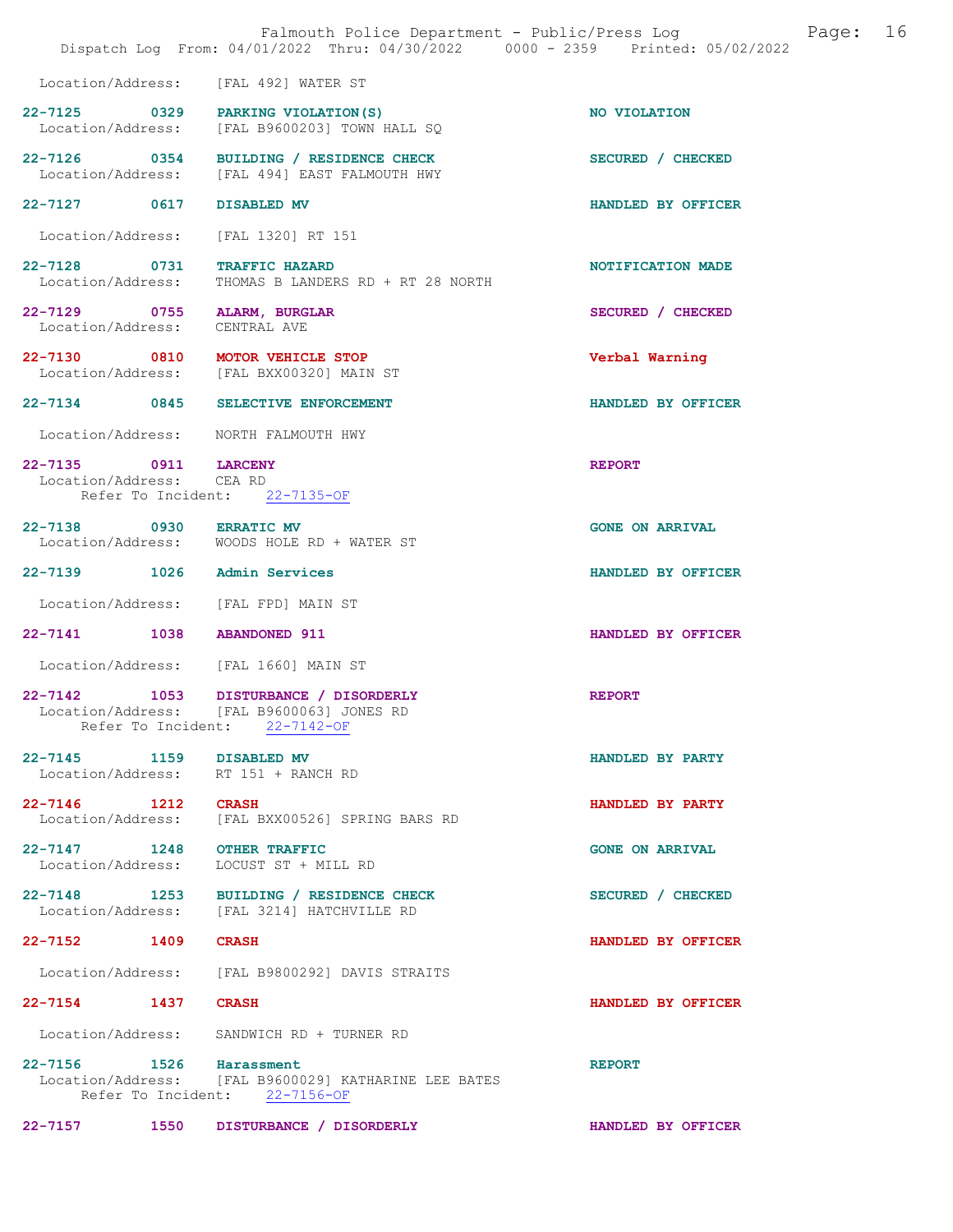Location/Address: [FAL 492] WATER ST

22-7125 0329 PARKING VIOLATION(S) NO VIOLATION
Location/Address: [FAL B9600203] TOWN HALL SQ

22-7126 0354 BUILDING / RESIDENCE CHECK SECURED / CHECKED
Location/Address: [FAL 494] EAST FALMOUTH HWY

22-7127 0617 DISABLED MV HANDLED BY OFFICER

Location/Address: [FAL 1320] RT 151

22-7128 0731 TRAFFIC HAZARD NOTIFICATION MADE
Location/Address: THOMAS B LANDERS RD + RT 28 NORTH

22-7129 0755 ALARM, BURGLAR SECURED / CHECKED
Location/Address: CENTRAL AVE

22-7130 0810 MOTOR VEHICLE STOP Verbal Warning
Location/Address: [FAL BXX00320] MAIN ST

22-7134 0845 SELECTIVE ENFORCEMENT HANDLED BY OFFICER

Location/Address: NORTH FALMOUTH HWY

22-7135 0911 LARCENY REPORT
Location/Address: CEA RD
Refer To Incident: 22-7135-OF

22-7138 0930 ERRATIC MV GONE ON ARRIVAL
Location/Address: WOODS HOLE RD + WATER ST

22-7139 1026 Admin Services HANDLED BY OFFICER

Location/Address: [FAL FPD] MAIN ST

22-7141 1038 ABANDONED 911 HANDLED BY OFFICER

Location/Address: [FAL 1660] MAIN ST

22-7142 1053 DISTURBANCE / DISORDERLY REPORT
Location/Address: [FAL B9600063] JONES RD
Refer To Incident: 22-7142-OF

22-7145 1159 DISABLED MV HANDLED BY PARTY
Location/Address: RT 151 + RANCH RD

22-7146 1212 CRASH HANDLED BY PARTY
Location/Address: [FAL BXX00526] SPRING BARS RD

22-7147 1248 OTHER TRAFFIC GONE ON ARRIVAL
Location/Address: LOCUST ST + MILL RD

22-7148 1253 BUILDING / RESIDENCE CHECK SECURED / CHECKED
Location/Address: [FAL 3214] HATCHVILLE RD

22-7152 1409 CRASH HANDLED BY OFFICER

Location/Address: [FAL B9800292] DAVIS STRAITS

22-7154 1437 CRASH HANDLED BY OFFICER

Location/Address: SANDWICH RD + TURNER RD

22-7156 1526 Harassment REPORT
Location/Address: [FAL B9600029] KATHARINE LEE BATES
Refer To Incident: 22-7156-OF

22-7157 1550 DISTURBANCE / DISORDERLY HANDLED BY OFFICER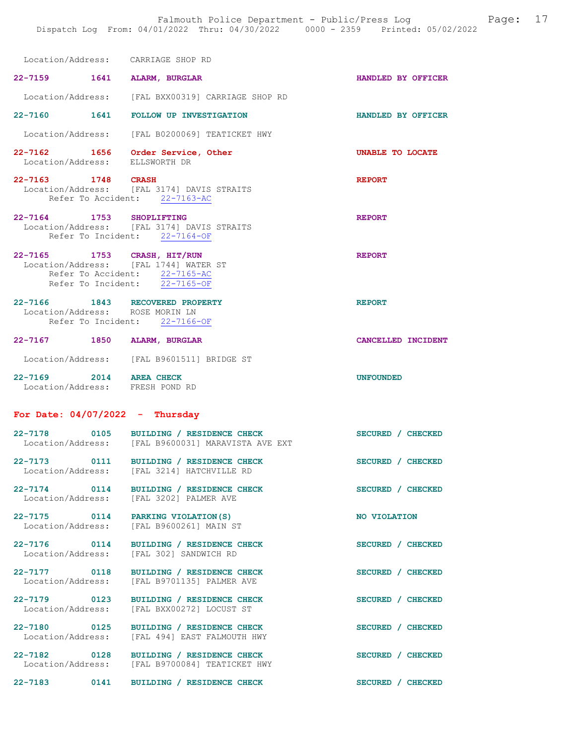Location/Address: CARRIAGE SHOP RD

**22-7159 1641 ALARM, BURGLAR** HANDLED BY OFFICER
Location/Address: [FAL BXX00319] CARRIAGE SHOP RD

**22-7160 1641 FOLLOW UP INVESTIGATION** HANDLED BY OFFICER
Location/Address: [FAL B0200069] TEATICKET HWY

**22-7162 1656 Order Service, Other** UNABLE TO LOCATE
Location/Address: ELLSWORTH DR

**22-7163 1748 CRASH** REPORT
Location/Address: [FAL 3174] DAVIS STRAITS
Refer To Accident: 22-7163-AC

**22-7164 1753 SHOPLIFTING** REPORT
Location/Address: [FAL 3174] DAVIS STRAITS
Refer To Incident: 22-7164-OF

**22-7165 1753 CRASH, HIT/RUN** REPORT
Location/Address: [FAL 1744] WATER ST
Refer To Accident: 22-7165-AC
Refer To Incident: 22-7165-OF

**22-7166 1843 RECOVERED PROPERTY** REPORT
Location/Address: ROSE MORIN LN
Refer To Incident: 22-7166-OF

**22-7167 1850 ALARM, BURGLAR** CANCELLED INCIDENT
Location/Address: [FAL B9601511] BRIDGE ST

**22-7169 2014 AREA CHECK** UNFOUNDED
Location/Address: FRESH POND RD

## For Date: 04/07/2022 - Thursday

**22-7178 0105 BUILDING / RESIDENCE CHECK** SECURED / CHECKED
Location/Address: [FAL B9600031] MARAVISTA AVE EXT

**22-7173 0111 BUILDING / RESIDENCE CHECK** SECURED / CHECKED
Location/Address: [FAL 3214] HATCHVILLE RD

**22-7174 0114 BUILDING / RESIDENCE CHECK** SECURED / CHECKED
Location/Address: [FAL 3202] PALMER AVE

**22-7175 0114 PARKING VIOLATION(S)** NO VIOLATION
Location/Address: [FAL B9600261] MAIN ST

**22-7176 0114 BUILDING / RESIDENCE CHECK** SECURED / CHECKED
Location/Address: [FAL 302] SANDWICH RD

**22-7177 0118 BUILDING / RESIDENCE CHECK** SECURED / CHECKED
Location/Address: [FAL B9701135] PALMER AVE

**22-7179 0123 BUILDING / RESIDENCE CHECK** SECURED / CHECKED
Location/Address: [FAL BXX00272] LOCUST ST

**22-7180 0125 BUILDING / RESIDENCE CHECK** SECURED / CHECKED
Location/Address: [FAL 494] EAST FALMOUTH HWY

**22-7182 0128 BUILDING / RESIDENCE CHECK** SECURED / CHECKED
Location/Address: [FAL B9700084] TEATICKET HWY

**22-7183 0141 BUILDING / RESIDENCE CHECK** SECURED / CHECKED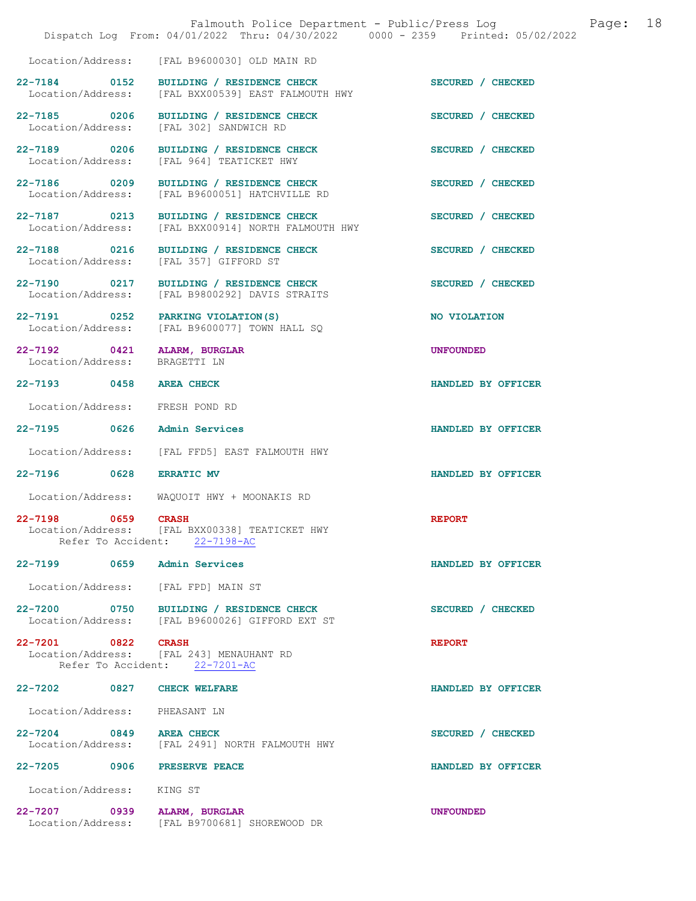Location/Address: [FAL B9600030] OLD MAIN RD

**22-7184 0152 BUILDING / RESIDENCE CHECK** — SECURED / CHECKED
Location/Address: [FAL BXX00539] EAST FALMOUTH HWY

**22-7185 0206 BUILDING / RESIDENCE CHECK** — SECURED / CHECKED
Location/Address: [FAL 302] SANDWICH RD

**22-7189 0206 BUILDING / RESIDENCE CHECK** — SECURED / CHECKED
Location/Address: [FAL 964] TEATICKET HWY

**22-7186 0209 BUILDING / RESIDENCE CHECK** — SECURED / CHECKED
Location/Address: [FAL B9600051] HATCHVILLE RD

**22-7187 0213 BUILDING / RESIDENCE CHECK** — SECURED / CHECKED
Location/Address: [FAL BXX00914] NORTH FALMOUTH HWY

**22-7188 0216 BUILDING / RESIDENCE CHECK** — SECURED / CHECKED
Location/Address: [FAL 357] GIFFORD ST

**22-7190 0217 BUILDING / RESIDENCE CHECK** — SECURED / CHECKED
Location/Address: [FAL B9800292] DAVIS STRAITS

**22-7191 0252 PARKING VIOLATION(S)** — NO VIOLATION
Location/Address: [FAL B9600077] TOWN HALL SQ

**22-7192 0421 ALARM, BURGLAR** — UNFOUNDED
Location/Address: BRAGETTI LN

**22-7193 0458 AREA CHECK** — HANDLED BY OFFICER
Location/Address: FRESH POND RD

**22-7195 0626 Admin Services** — HANDLED BY OFFICER
Location/Address: [FAL FFD5] EAST FALMOUTH HWY

**22-7196 0628 ERRATIC MV** — HANDLED BY OFFICER
Location/Address: WAQUOIT HWY + MOONAKIS RD

**22-7198 0659 CRASH** — REPORT
Location/Address: [FAL BXX00338] TEATICKET HWY
Refer To Accident: 22-7198-AC

**22-7199 0659 Admin Services** — HANDLED BY OFFICER
Location/Address: [FAL FPD] MAIN ST

**22-7200 0750 BUILDING / RESIDENCE CHECK** — SECURED / CHECKED
Location/Address: [FAL B9600026] GIFFORD EXT ST

**22-7201 0822 CRASH** — REPORT
Location/Address: [FAL 243] MENAUHANT RD
Refer To Accident: 22-7201-AC

**22-7202 0827 CHECK WELFARE** — HANDLED BY OFFICER
Location/Address: PHEASANT LN

**22-7204 0849 AREA CHECK** — SECURED / CHECKED
Location/Address: [FAL 2491] NORTH FALMOUTH HWY

**22-7205 0906 PRESERVE PEACE** — HANDLED BY OFFICER
Location/Address: KING ST

**22-7207 0939 ALARM, BURGLAR** — UNFOUNDED
Location/Address: [FAL B9700681] SHOREWOOD DR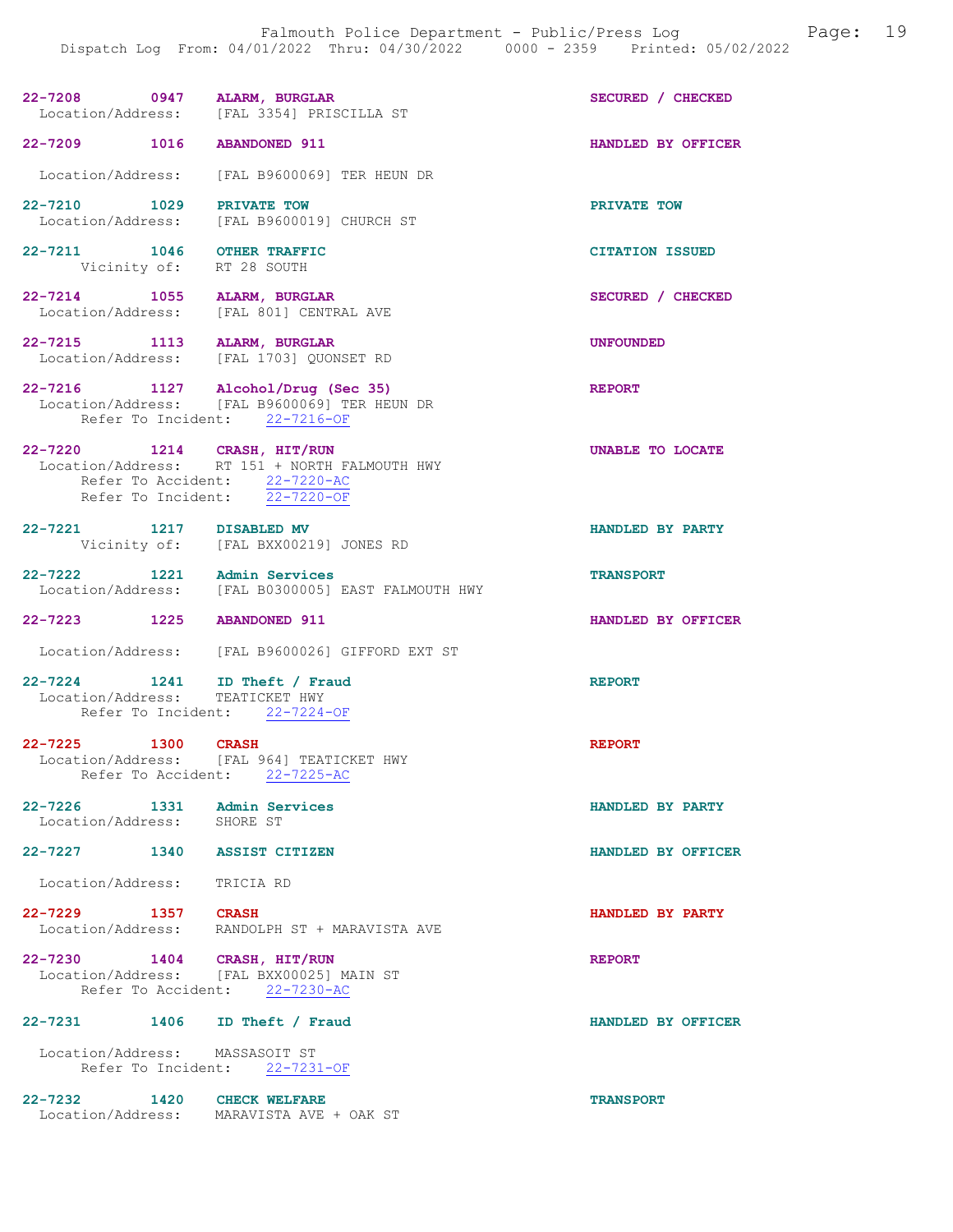22-7208 0947 ALARM, BURGLAR SECURED / CHECKED
Location/Address: [FAL 3354] PRISCILLA ST

22-7209 1016 ABANDONED 911 HANDLED BY OFFICER
Location/Address: [FAL B9600069] TER HEUN DR

22-7210 1029 PRIVATE TOW PRIVATE TOW
Location/Address: [FAL B9600019] CHURCH ST

22-7211 1046 OTHER TRAFFIC CITATION ISSUED
Vicinity of: RT 28 SOUTH

22-7214 1055 ALARM, BURGLAR SECURED / CHECKED
Location/Address: [FAL 801] CENTRAL AVE

22-7215 1113 ALARM, BURGLAR UNFOUNDED
Location/Address: [FAL 1703] QUONSET RD

22-7216 1127 Alcohol/Drug (Sec 35) REPORT
Location/Address: [FAL B9600069] TER HEUN DR
Refer To Incident: 22-7216-OF

22-7220 1214 CRASH, HIT/RUN UNABLE TO LOCATE
Location/Address: RT 151 + NORTH FALMOUTH HWY
Refer To Accident: 22-7220-AC
Refer To Incident: 22-7220-OF

22-7221 1217 DISABLED MV HANDLED BY PARTY
Vicinity of: [FAL BXX00219] JONES RD

22-7222 1221 Admin Services TRANSPORT
Location/Address: [FAL B0300005] EAST FALMOUTH HWY

22-7223 1225 ABANDONED 911 HANDLED BY OFFICER
Location/Address: [FAL B9600026] GIFFORD EXT ST

22-7224 1241 ID Theft / Fraud REPORT
Location/Address: TEATICKET HWY
Refer To Incident: 22-7224-OF

22-7225 1300 CRASH REPORT
Location/Address: [FAL 964] TEATICKET HWY
Refer To Accident: 22-7225-AC

22-7226 1331 Admin Services HANDLED BY PARTY
Location/Address: SHORE ST

22-7227 1340 ASSIST CITIZEN HANDLED BY OFFICER
Location/Address: TRICIA RD

22-7229 1357 CRASH HANDLED BY PARTY
Location/Address: RANDOLPH ST + MARAVISTA AVE

22-7230 1404 CRASH, HIT/RUN REPORT
Location/Address: [FAL BXX00025] MAIN ST
Refer To Accident: 22-7230-AC

22-7231 1406 ID Theft / Fraud HANDLED BY OFFICER
Location/Address: MASSASOIT ST
Refer To Incident: 22-7231-OF

22-7232 1420 CHECK WELFARE TRANSPORT
Location/Address: MARAVISTA AVE + OAK ST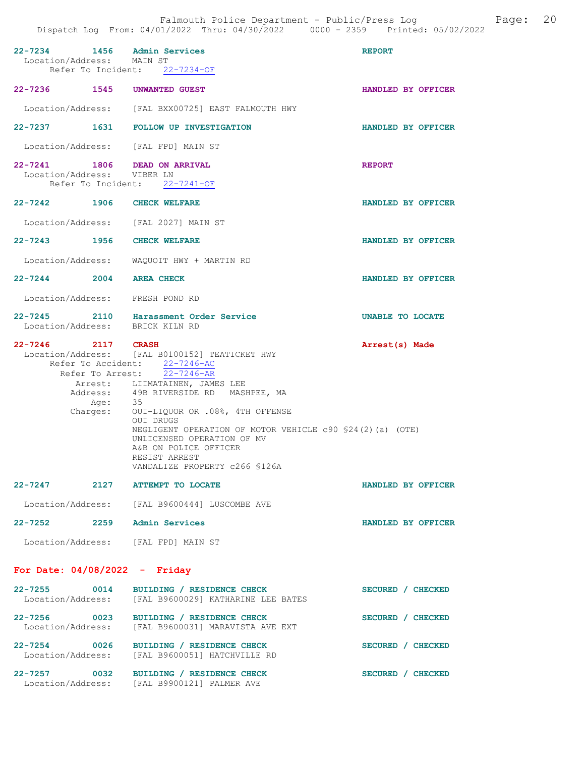22-7234 1456 **Admin Services** REPORT
Location/Address: MAIN ST
Refer To Incident: 22-7234-OF

22-7236 1545 **UNWANTED GUEST** HANDLED BY OFFICER
Location/Address: [FAL BXX00725] EAST FALMOUTH HWY

22-7237 1631 **FOLLOW UP INVESTIGATION** HANDLED BY OFFICER
Location/Address: [FAL FPD] MAIN ST

22-7241 1806 **DEAD ON ARRIVAL** REPORT
Location/Address: VIBER LN
Refer To Incident: 22-7241-OF

22-7242 1906 **CHECK WELFARE** HANDLED BY OFFICER
Location/Address: [FAL 2027] MAIN ST

22-7243 1956 **CHECK WELFARE** HANDLED BY OFFICER
Location/Address: WAQUOIT HWY + MARTIN RD

22-7244 2004 **AREA CHECK** HANDLED BY OFFICER
Location/Address: FRESH POND RD

22-7245 2110 **Harassment Order Service** UNABLE TO LOCATE
Location/Address: BRICK KILN RD

22-7246 2117 **CRASH** Arrest(s) Made
Location/Address: [FAL B0100152] TEATICKET HWY
Refer To Accident: 22-7246-AC
Refer To Arrest: 22-7246-AR
Arrest: LIIMATAINEN, JAMES LEE
Address: 49B RIVERSIDE RD MASHPEE, MA
Age: 35
Charges: OUI-LIQUOR OR .08%, 4TH OFFENSE
OUI DRUGS
NEGLIGENT OPERATION OF MOTOR VEHICLE c90 §24(2)(a) (OTE)
UNLICENSED OPERATION OF MV
A&B ON POLICE OFFICER
RESIST ARREST
VANDALIZE PROPERTY c266 §126A

22-7247 2127 **ATTEMPT TO LOCATE** HANDLED BY OFFICER
Location/Address: [FAL B9600444] LUSCOMBE AVE

22-7252 2259 **Admin Services** HANDLED BY OFFICER
Location/Address: [FAL FPD] MAIN ST

## For Date: 04/08/2022 - Friday

22-7255 0014 **BUILDING / RESIDENCE CHECK** SECURED / CHECKED
Location/Address: [FAL B9600029] KATHARINE LEE BATES

22-7256 0023 **BUILDING / RESIDENCE CHECK** SECURED / CHECKED
Location/Address: [FAL B9600031] MARAVISTA AVE EXT

22-7254 0026 **BUILDING / RESIDENCE CHECK** SECURED / CHECKED
Location/Address: [FAL B9600051] HATCHVILLE RD

22-7257 0032 **BUILDING / RESIDENCE CHECK** SECURED / CHECKED
Location/Address: [FAL B9900121] PALMER AVE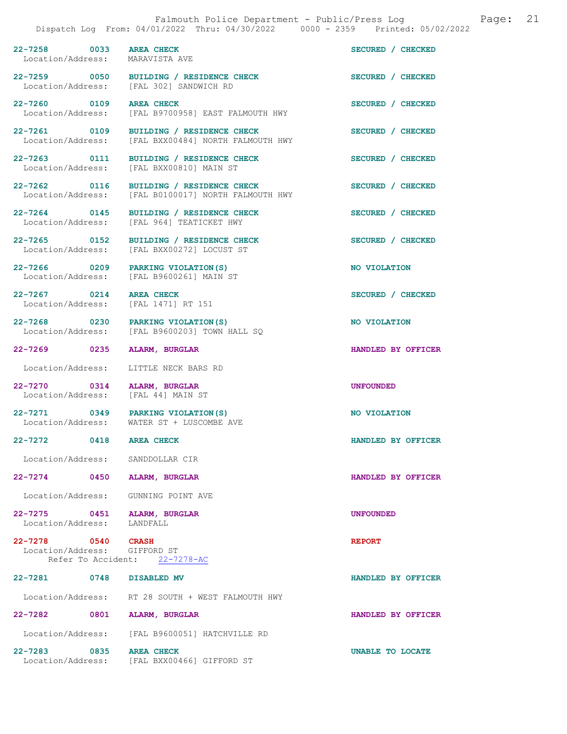| Call # | Time | Call Type | Disposition |
|---|---|---|---|
| 22-7258 | 0033 | AREA CHECK | SECURED / CHECKED |
| Location/Address: | | MARAVISTA AVE | |
| 22-7259 | 0050 | BUILDING / RESIDENCE CHECK | SECURED / CHECKED |
| Location/Address: | | [FAL 302] SANDWICH RD | |
| 22-7260 | 0109 | AREA CHECK | SECURED / CHECKED |
| Location/Address: | | [FAL B9700958] EAST FALMOUTH HWY | |
| 22-7261 | 0109 | BUILDING / RESIDENCE CHECK | SECURED / CHECKED |
| Location/Address: | | [FAL BXX00484] NORTH FALMOUTH HWY | |
| 22-7263 | 0111 | BUILDING / RESIDENCE CHECK | SECURED / CHECKED |
| Location/Address: | | [FAL BXX00810] MAIN ST | |
| 22-7262 | 0116 | BUILDING / RESIDENCE CHECK | SECURED / CHECKED |
| Location/Address: | | [FAL B0100017] NORTH FALMOUTH HWY | |
| 22-7264 | 0145 | BUILDING / RESIDENCE CHECK | SECURED / CHECKED |
| Location/Address: | | [FAL 964] TEATICKET HWY | |
| 22-7265 | 0152 | BUILDING / RESIDENCE CHECK | SECURED / CHECKED |
| Location/Address: | | [FAL BXX00272] LOCUST ST | |
| 22-7266 | 0209 | PARKING VIOLATION(S) | NO VIOLATION |
| Location/Address: | | [FAL B9600261] MAIN ST | |
| 22-7267 | 0214 | AREA CHECK | SECURED / CHECKED |
| Location/Address: | | [FAL 1471] RT 151 | |
| 22-7268 | 0230 | PARKING VIOLATION(S) | NO VIOLATION |
| Location/Address: | | [FAL B9600203] TOWN HALL SQ | |
| 22-7269 | 0235 | ALARM, BURGLAR | HANDLED BY OFFICER |
| Location/Address: | | LITTLE NECK BARS RD | |
| 22-7270 | 0314 | ALARM, BURGLAR | UNFOUNDED |
| Location/Address: | | [FAL 44] MAIN ST | |
| 22-7271 | 0349 | PARKING VIOLATION(S) | NO VIOLATION |
| Location/Address: | | WATER ST + LUSCOMBE AVE | |
| 22-7272 | 0418 | AREA CHECK | HANDLED BY OFFICER |
| Location/Address: | | SANDDOLLAR CIR | |
| 22-7274 | 0450 | ALARM, BURGLAR | HANDLED BY OFFICER |
| Location/Address: | | GUNNING POINT AVE | |
| 22-7275 | 0451 | ALARM, BURGLAR | UNFOUNDED |
| Location/Address: | | LANDFALL | |
| 22-7278 | 0540 | CRASH | REPORT |
| Location/Address: | | GIFFORD ST | |
| Refer To Accident: | | 22-7278-AC | |
| 22-7281 | 0748 | DISABLED MV | HANDLED BY OFFICER |
| Location/Address: | | RT 28 SOUTH + WEST FALMOUTH HWY | |
| 22-7282 | 0801 | ALARM, BURGLAR | HANDLED BY OFFICER |
| Location/Address: | | [FAL B9600051] HATCHVILLE RD | |
| 22-7283 | 0835 | AREA CHECK | UNABLE TO LOCATE |
| Location/Address: | | [FAL BXX00466] GIFFORD ST | |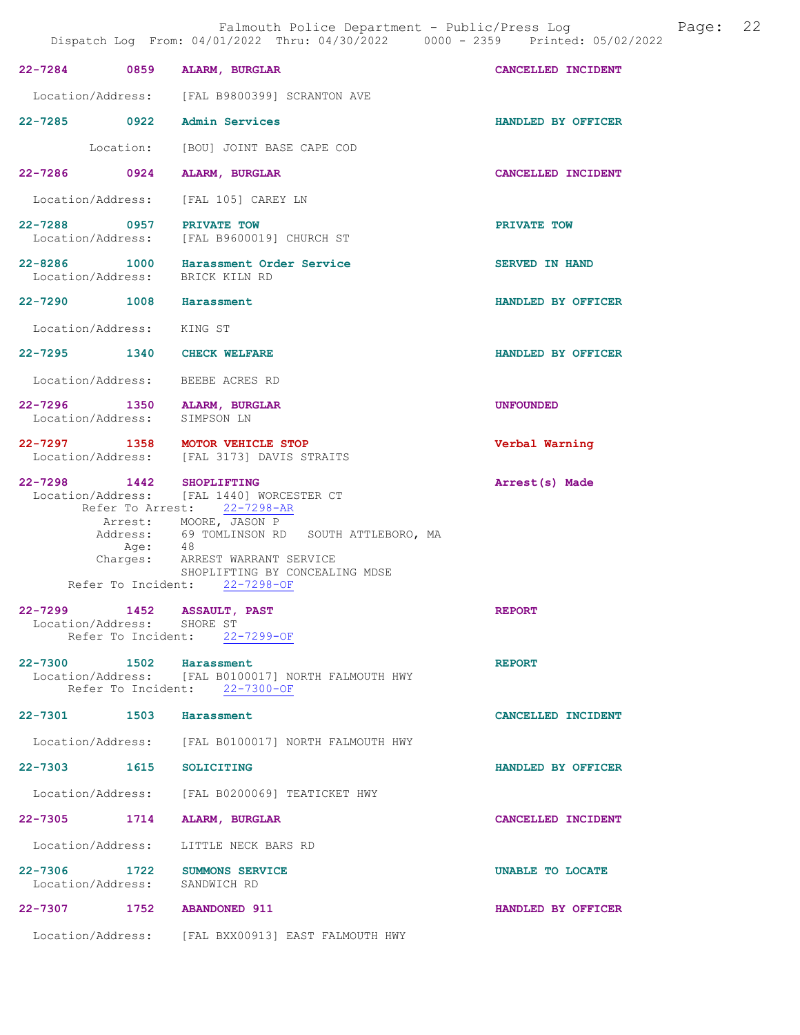| Call # | Time | Type | Disposition |
| --- | --- | --- | --- |
| 22-7284 | 0859 | ALARM, BURGLAR | CANCELLED INCIDENT |

Location/Address: [FAL B9800399] SCRANTON AVE

| 22-7285 | 0922 | Admin Services | HANDLED BY OFFICER |
| --- | --- | --- | --- |

Location: [BOU] JOINT BASE CAPE COD

| 22-7286 | 0924 | ALARM, BURGLAR | CANCELLED INCIDENT |
| --- | --- | --- | --- |

Location/Address: [FAL 105] CAREY LN

| 22-7288 | 0957 | PRIVATE TOW | PRIVATE TOW |
| --- | --- | --- | --- |

Location/Address: [FAL B9600019] CHURCH ST

| 22-8286 | 1000 | Harassment Order Service | SERVED IN HAND |
| --- | --- | --- | --- |

Location/Address: BRICK KILN RD

| 22-7290 | 1008 | Harassment | HANDLED BY OFFICER |
| --- | --- | --- | --- |

Location/Address: KING ST

| 22-7295 | 1340 | CHECK WELFARE | HANDLED BY OFFICER |
| --- | --- | --- | --- |

Location/Address: BEEBE ACRES RD

| 22-7296 | 1350 | ALARM, BURGLAR | UNFOUNDED |
| --- | --- | --- | --- |

Location/Address: SIMPSON LN

| 22-7297 | 1358 | MOTOR VEHICLE STOP | Verbal Warning |
| --- | --- | --- | --- |

Location/Address: [FAL 3173] DAVIS STRAITS

| 22-7298 | 1442 | SHOPLIFTING | Arrest(s) Made |
| --- | --- | --- | --- |

Location/Address: [FAL 1440] WORCESTER CT
Refer To Arrest: 22-7298-AR
Arrest: MOORE, JASON P
Address: 69 TOMLINSON RD SOUTH ATTLEBORO, MA
Age: 48
Charges: ARREST WARRANT SERVICE
SHOPLIFTING BY CONCEALING MDSE
Refer To Incident: 22-7298-OF

| 22-7299 | 1452 | ASSAULT, PAST | REPORT |
| --- | --- | --- | --- |

Location/Address: SHORE ST
Refer To Incident: 22-7299-OF

| 22-7300 | 1502 | Harassment | REPORT |
| --- | --- | --- | --- |

Location/Address: [FAL B0100017] NORTH FALMOUTH HWY
Refer To Incident: 22-7300-OF

| 22-7301 | 1503 | Harassment | CANCELLED INCIDENT |
| --- | --- | --- | --- |

Location/Address: [FAL B0100017] NORTH FALMOUTH HWY

| 22-7303 | 1615 | SOLICITING | HANDLED BY OFFICER |
| --- | --- | --- | --- |

Location/Address: [FAL B0200069] TEATICKET HWY

| 22-7305 | 1714 | ALARM, BURGLAR | CANCELLED INCIDENT |
| --- | --- | --- | --- |

Location/Address: LITTLE NECK BARS RD

| 22-7306 | 1722 | SUMMONS SERVICE | UNABLE TO LOCATE |
| --- | --- | --- | --- |

Location/Address: SANDWICH RD

| 22-7307 | 1752 | ABANDONED 911 | HANDLED BY OFFICER |
| --- | --- | --- | --- |

Location/Address: [FAL BXX00913] EAST FALMOUTH HWY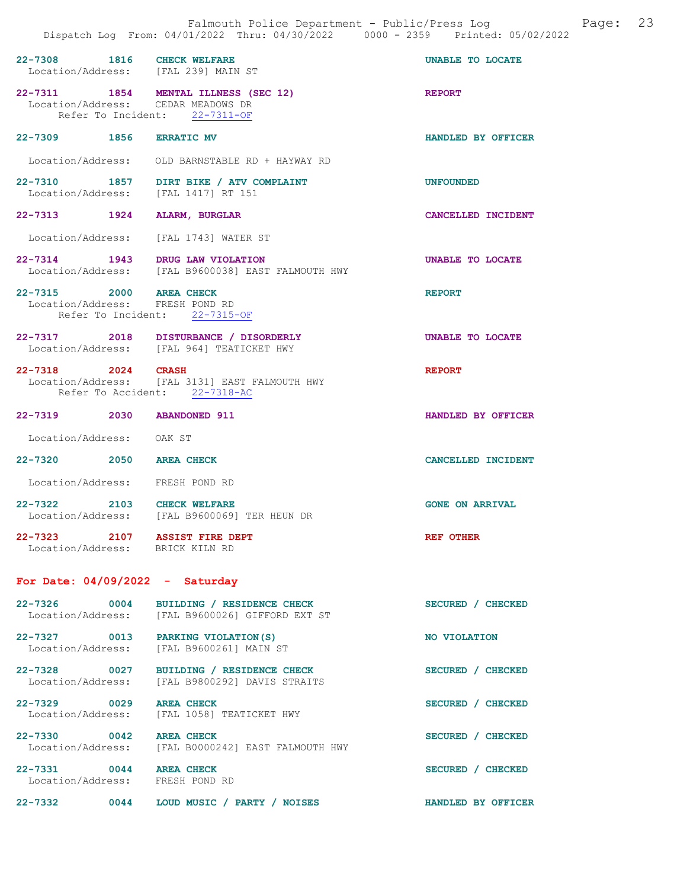22-7308 1816 **CHECK WELFARE** UNABLE TO LOCATE
Location/Address: [FAL 239] MAIN ST

22-7311 1854 **MENTAL ILLNESS (SEC 12)** REPORT
Location/Address: CEDAR MEADOWS DR
Refer To Incident: 22-7311-OF

22-7309 1856 **ERRATIC MV** HANDLED BY OFFICER
Location/Address: OLD BARNSTABLE RD + HAYWAY RD

22-7310 1857 **DIRT BIKE / ATV COMPLAINT** UNFOUNDED
Location/Address: [FAL 1417] RT 151

22-7313 1924 **ALARM, BURGLAR** CANCELLED INCIDENT
Location/Address: [FAL 1743] WATER ST

22-7314 1943 **DRUG LAW VIOLATION** UNABLE TO LOCATE
Location/Address: [FAL B9600038] EAST FALMOUTH HWY

22-7315 2000 **AREA CHECK** REPORT
Location/Address: FRESH POND RD
Refer To Incident: 22-7315-OF

22-7317 2018 **DISTURBANCE / DISORDERLY** UNABLE TO LOCATE
Location/Address: [FAL 964] TEATICKET HWY

22-7318 2024 **CRASH** REPORT
Location/Address: [FAL 3131] EAST FALMOUTH HWY
Refer To Accident: 22-7318-AC

22-7319 2030 **ABANDONED 911** HANDLED BY OFFICER
Location/Address: OAK ST

22-7320 2050 **AREA CHECK** CANCELLED INCIDENT
Location/Address: FRESH POND RD

22-7322 2103 **CHECK WELFARE** GONE ON ARRIVAL
Location/Address: [FAL B9600069] TER HEUN DR

22-7323 2107 **ASSIST FIRE DEPT** REF OTHER
Location/Address: BRICK KILN RD

## For Date: 04/09/2022 - Saturday

22-7326 0004 **BUILDING / RESIDENCE CHECK** SECURED / CHECKED
Location/Address: [FAL B9600026] GIFFORD EXT ST

22-7327 0013 **PARKING VIOLATION(S)** NO VIOLATION
Location/Address: [FAL B9600261] MAIN ST

22-7328 0027 **BUILDING / RESIDENCE CHECK** SECURED / CHECKED
Location/Address: [FAL B9800292] DAVIS STRAITS

22-7329 0029 **AREA CHECK** SECURED / CHECKED
Location/Address: [FAL 1058] TEATICKET HWY

22-7330 0042 **AREA CHECK** SECURED / CHECKED
Location/Address: [FAL B0000242] EAST FALMOUTH HWY

22-7331 0044 **AREA CHECK** SECURED / CHECKED
Location/Address: FRESH POND RD

22-7332 0044 **LOUD MUSIC / PARTY / NOISES** HANDLED BY OFFICER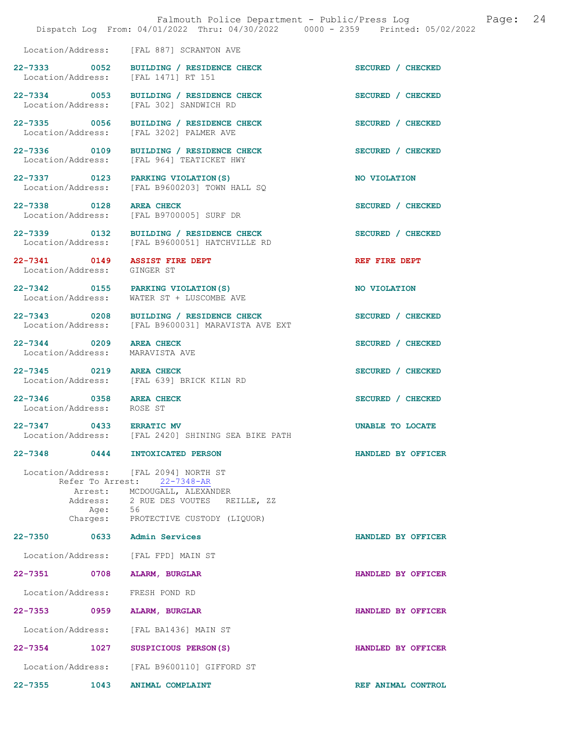Location/Address: [FAL 887] SCRANTON AVE

**22-7333** 0052 **BUILDING / RESIDENCE CHECK** SECURED / CHECKED
Location/Address: [FAL 1471] RT 151

**22-7334** 0053 **BUILDING / RESIDENCE CHECK** SECURED / CHECKED
Location/Address: [FAL 302] SANDWICH RD

**22-7335** 0056 **BUILDING / RESIDENCE CHECK** SECURED / CHECKED
Location/Address: [FAL 3202] PALMER AVE

**22-7336** 0109 **BUILDING / RESIDENCE CHECK** SECURED / CHECKED
Location/Address: [FAL 964] TEATICKET HWY

**22-7337** 0123 **PARKING VIOLATION(S)** NO VIOLATION
Location/Address: [FAL B9600203] TOWN HALL SQ

**22-7338** 0128 **AREA CHECK** SECURED / CHECKED
Location/Address: [FAL B9700005] SURF DR

**22-7339** 0132 **BUILDING / RESIDENCE CHECK** SECURED / CHECKED
Location/Address: [FAL B9600051] HATCHVILLE RD

**22-7341** 0149 **ASSIST FIRE DEPT** REF FIRE DEPT
Location/Address: GINGER ST

**22-7342** 0155 **PARKING VIOLATION(S)** NO VIOLATION
Location/Address: WATER ST + LUSCOMBE AVE

**22-7343** 0208 **BUILDING / RESIDENCE CHECK** SECURED / CHECKED
Location/Address: [FAL B9600031] MARAVISTA AVE EXT

**22-7344** 0209 **AREA CHECK** SECURED / CHECKED
Location/Address: MARAVISTA AVE

**22-7345** 0219 **AREA CHECK** SECURED / CHECKED
Location/Address: [FAL 639] BRICK KILN RD

**22-7346** 0358 **AREA CHECK** SECURED / CHECKED
Location/Address: ROSE ST

**22-7347** 0433 **ERRATIC MV** UNABLE TO LOCATE
Location/Address: [FAL 2420] SHINING SEA BIKE PATH

**22-7348** 0444 **INTOXICATED PERSON** HANDLED BY OFFICER

Location/Address: [FAL 2094] NORTH ST
Refer To Arrest: 22-7348-AR
Arrest: MCDOUGALL, ALEXANDER
Address: 2 RUE DES VOUTES REILLE, ZZ
Age: 56
Charges: PROTECTIVE CUSTODY (LIQUOR)

**22-7350** 0633 **Admin Services** HANDLED BY OFFICER

Location/Address: [FAL FPD] MAIN ST

**22-7351** 0708 **ALARM, BURGLAR** HANDLED BY OFFICER

Location/Address: FRESH POND RD

**22-7353** 0959 **ALARM, BURGLAR** HANDLED BY OFFICER

Location/Address: [FAL BA1436] MAIN ST

**22-7354** 1027 **SUSPICIOUS PERSON(S)** HANDLED BY OFFICER

Location/Address: [FAL B9600110] GIFFORD ST

**22-7355** 1043 **ANIMAL COMPLAINT** REF ANIMAL CONTROL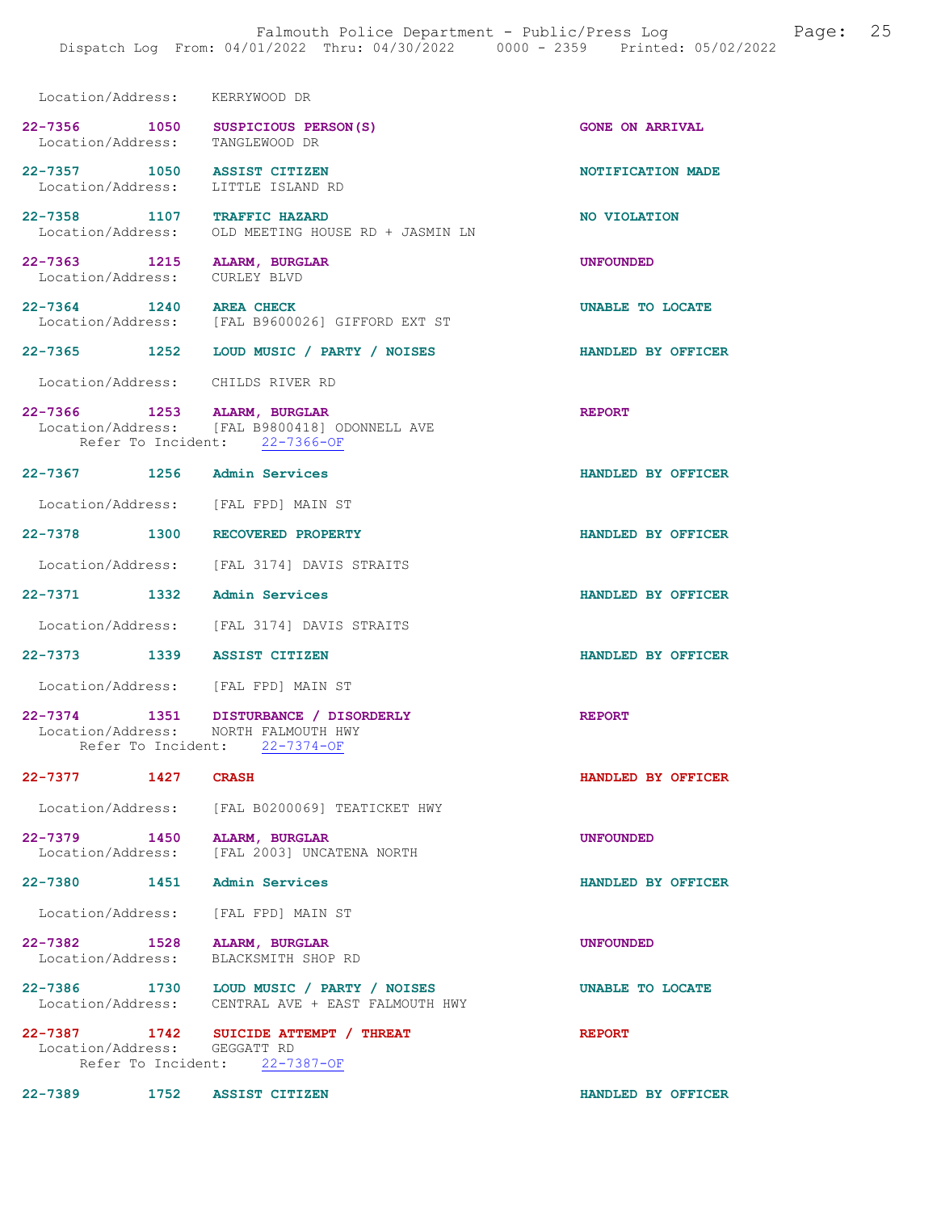Location/Address: KERRYWOOD DR

**22-7356** 1050 **SUSPICIOUS PERSON(S)** GONE ON ARRIVAL
Location/Address: TANGLEWOOD DR

**22-7357** 1050 **ASSIST CITIZEN** NOTIFICATION MADE
Location/Address: LITTLE ISLAND RD

**22-7358** 1107 **TRAFFIC HAZARD** NO VIOLATION
Location/Address: OLD MEETING HOUSE RD + JASMIN LN

**22-7363** 1215 **ALARM, BURGLAR** UNFOUNDED
Location/Address: CURLEY BLVD

**22-7364** 1240 **AREA CHECK** UNABLE TO LOCATE
Location/Address: [FAL B9600026] GIFFORD EXT ST

**22-7365** 1252 **LOUD MUSIC / PARTY / NOISES** HANDLED BY OFFICER
Location/Address: CHILDS RIVER RD

**22-7366** 1253 **ALARM, BURGLAR** REPORT
Location/Address: [FAL B9800418] ODONNELL AVE
Refer To Incident: 22-7366-OF

**22-7367** 1256 **Admin Services** HANDLED BY OFFICER
Location/Address: [FAL FPD] MAIN ST

**22-7378** 1300 **RECOVERED PROPERTY** HANDLED BY OFFICER
Location/Address: [FAL 3174] DAVIS STRAITS

**22-7371** 1332 **Admin Services** HANDLED BY OFFICER
Location/Address: [FAL 3174] DAVIS STRAITS

**22-7373** 1339 **ASSIST CITIZEN** HANDLED BY OFFICER
Location/Address: [FAL FPD] MAIN ST

**22-7374** 1351 **DISTURBANCE / DISORDERLY** REPORT
Location/Address: NORTH FALMOUTH HWY
Refer To Incident: 22-7374-OF

**22-7377** 1427 **CRASH** HANDLED BY OFFICER
Location/Address: [FAL B0200069] TEATICKET HWY

**22-7379** 1450 **ALARM, BURGLAR** UNFOUNDED
Location/Address: [FAL 2003] UNCATENA NORTH

**22-7380** 1451 **Admin Services** HANDLED BY OFFICER
Location/Address: [FAL FPD] MAIN ST

**22-7382** 1528 **ALARM, BURGLAR** UNFOUNDED
Location/Address: BLACKSMITH SHOP RD

**22-7386** 1730 **LOUD MUSIC / PARTY / NOISES** UNABLE TO LOCATE
Location/Address: CENTRAL AVE + EAST FALMOUTH HWY

**22-7387** 1742 **SUICIDE ATTEMPT / THREAT** REPORT
Location/Address: GEGGATT RD
Refer To Incident: 22-7387-OF

**22-7389** 1752 **ASSIST CITIZEN** HANDLED BY OFFICER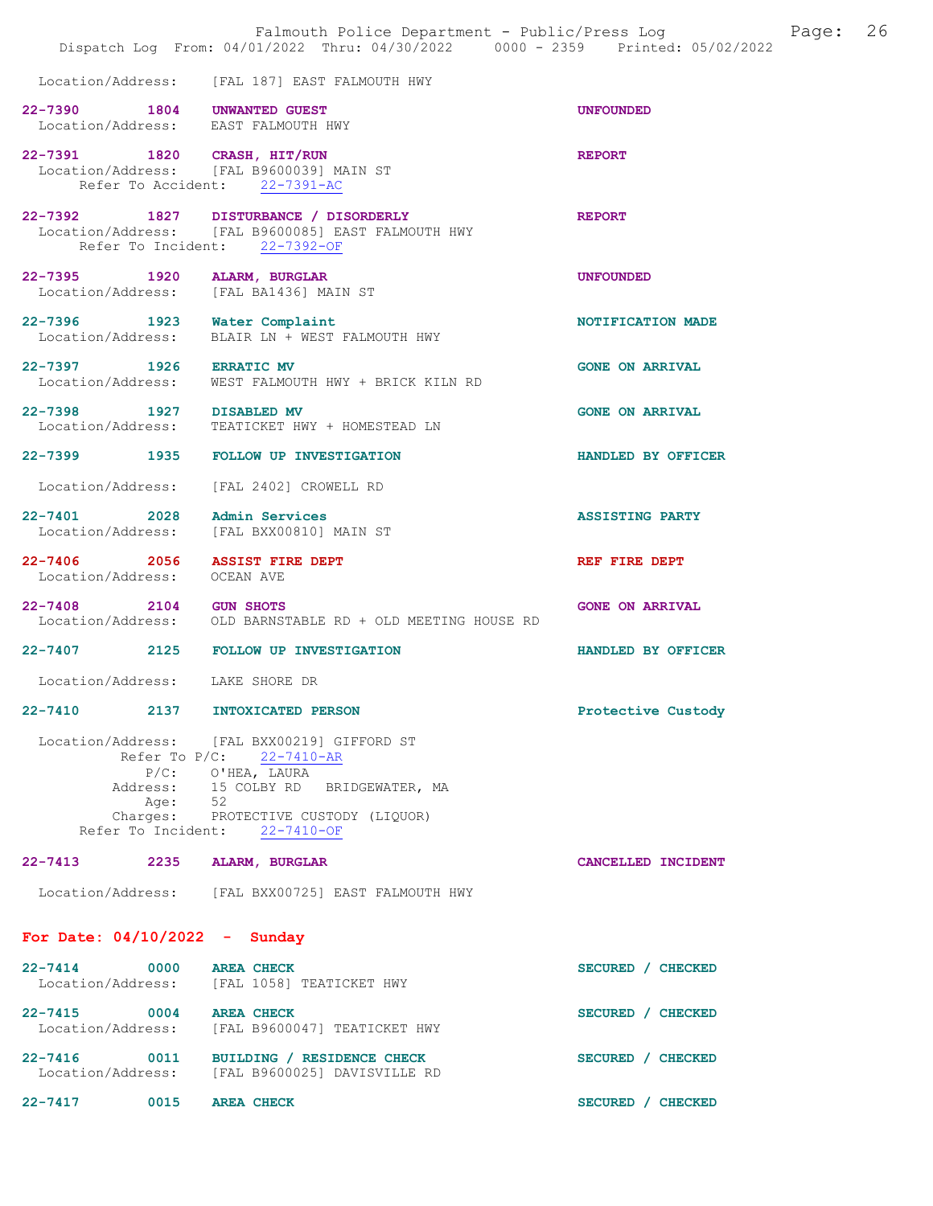Location/Address: [FAL 187] EAST FALMOUTH HWY

**22-7390 1804 UNWANTED GUEST** — UNFOUNDED
Location/Address: EAST FALMOUTH HWY

**22-7391 1820 CRASH, HIT/RUN** — REPORT
Location/Address: [FAL B9600039] MAIN ST
Refer To Accident: 22-7391-AC

**22-7392 1827 DISTURBANCE / DISORDERLY** — REPORT
Location/Address: [FAL B9600085] EAST FALMOUTH HWY
Refer To Incident: 22-7392-OF

**22-7395 1920 ALARM, BURGLAR** — UNFOUNDED
Location/Address: [FAL BA1436] MAIN ST

**22-7396 1923 Water Complaint** — NOTIFICATION MADE
Location/Address: BLAIR LN + WEST FALMOUTH HWY

**22-7397 1926 ERRATIC MV** — GONE ON ARRIVAL
Location/Address: WEST FALMOUTH HWY + BRICK KILN RD

**22-7398 1927 DISABLED MV** — GONE ON ARRIVAL
Location/Address: TEATICKET HWY + HOMESTEAD LN

**22-7399 1935 FOLLOW UP INVESTIGATION** — HANDLED BY OFFICER
Location/Address: [FAL 2402] CROWELL RD

**22-7401 2028 Admin Services** — ASSISTING PARTY
Location/Address: [FAL BXX00810] MAIN ST

**22-7406 2056 ASSIST FIRE DEPT** — REF FIRE DEPT
Location/Address: OCEAN AVE

**22-7408 2104 GUN SHOTS** — GONE ON ARRIVAL
Location/Address: OLD BARNSTABLE RD + OLD MEETING HOUSE RD

**22-7407 2125 FOLLOW UP INVESTIGATION** — HANDLED BY OFFICER
Location/Address: LAKE SHORE DR

**22-7410 2137 INTOXICATED PERSON** — Protective Custody
Location/Address: [FAL BXX00219] GIFFORD ST
Refer To P/C: 22-7410-AR
P/C: O'HEA, LAURA
Address: 15 COLBY RD BRIDGEWATER, MA
Age: 52
Charges: PROTECTIVE CUSTODY (LIQUOR)
Refer To Incident: 22-7410-OF

**22-7413 2235 ALARM, BURGLAR** — CANCELLED INCIDENT
Location/Address: [FAL BXX00725] EAST FALMOUTH HWY

## For Date: 04/10/2022 - Sunday

**22-7414 0000 AREA CHECK** — SECURED / CHECKED
Location/Address: [FAL 1058] TEATICKET HWY

**22-7415 0004 AREA CHECK** — SECURED / CHECKED
Location/Address: [FAL B9600047] TEATICKET HWY

**22-7416 0011 BUILDING / RESIDENCE CHECK** — SECURED / CHECKED
Location/Address: [FAL B9600025] DAVISVILLE RD

**22-7417 0015 AREA CHECK** — SECURED / CHECKED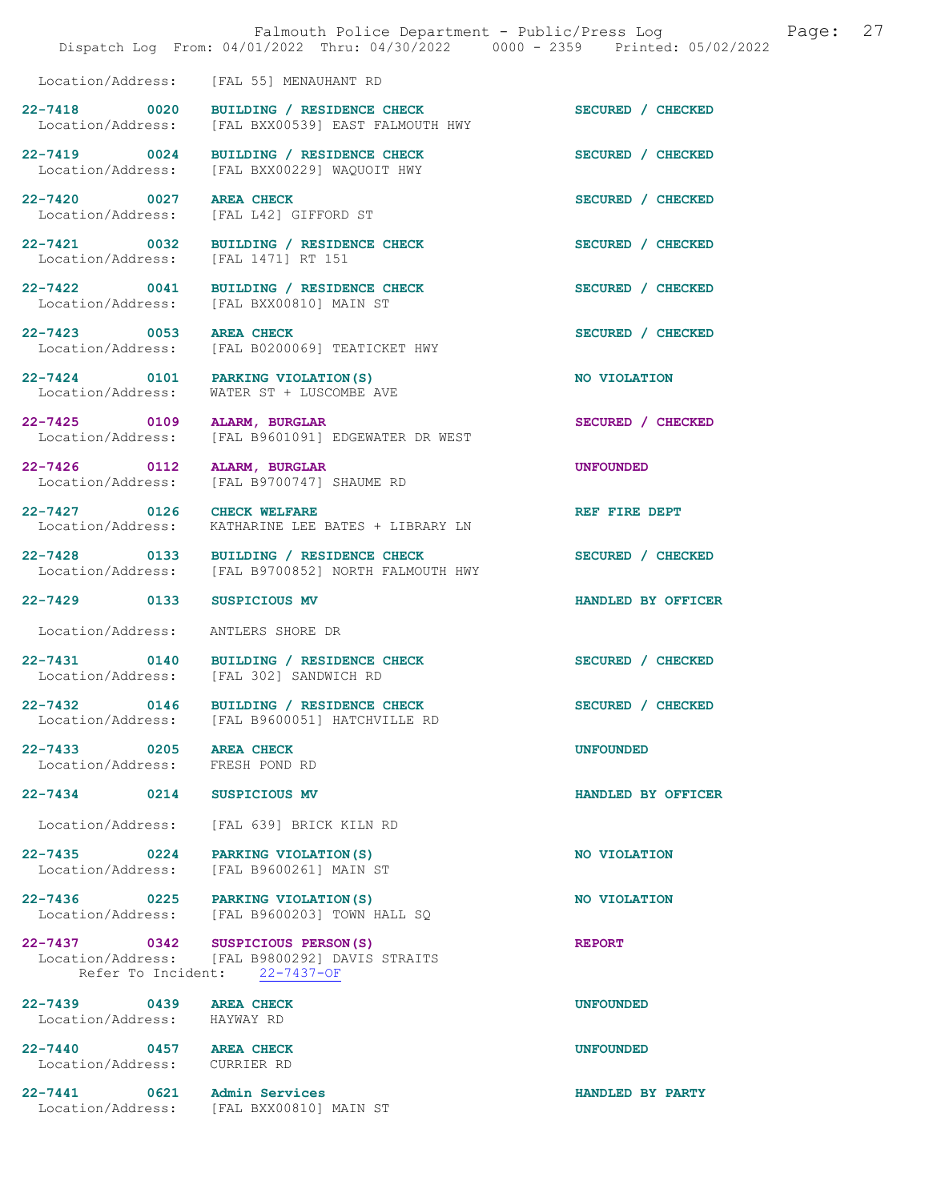Location/Address: [FAL 55] MENAUHANT RD

22-7418 0020 BUILDING / RESIDENCE CHECK SECURED / CHECKED
Location/Address: [FAL BXX00539] EAST FALMOUTH HWY

22-7419 0024 BUILDING / RESIDENCE CHECK SECURED / CHECKED
Location/Address: [FAL BXX00229] WAQUOIT HWY

22-7420 0027 AREA CHECK SECURED / CHECKED
Location/Address: [FAL L42] GIFFORD ST

22-7421 0032 BUILDING / RESIDENCE CHECK SECURED / CHECKED
Location/Address: [FAL 1471] RT 151

22-7422 0041 BUILDING / RESIDENCE CHECK SECURED / CHECKED
Location/Address: [FAL BXX00810] MAIN ST

22-7423 0053 AREA CHECK SECURED / CHECKED
Location/Address: [FAL B0200069] TEATICKET HWY

22-7424 0101 PARKING VIOLATION(S) NO VIOLATION
Location/Address: WATER ST + LUSCOMBE AVE

22-7425 0109 ALARM, BURGLAR SECURED / CHECKED
Location/Address: [FAL B9601091] EDGEWATER DR WEST

22-7426 0112 ALARM, BURGLAR UNFOUNDED
Location/Address: [FAL B9700747] SHAUME RD

22-7427 0126 CHECK WELFARE REF FIRE DEPT
Location/Address: KATHARINE LEE BATES + LIBRARY LN

22-7428 0133 BUILDING / RESIDENCE CHECK SECURED / CHECKED
Location/Address: [FAL B9700852] NORTH FALMOUTH HWY

22-7429 0133 SUSPICIOUS MV HANDLED BY OFFICER
Location/Address: ANTLERS SHORE DR

22-7431 0140 BUILDING / RESIDENCE CHECK SECURED / CHECKED
Location/Address: [FAL 302] SANDWICH RD

22-7432 0146 BUILDING / RESIDENCE CHECK SECURED / CHECKED
Location/Address: [FAL B9600051] HATCHVILLE RD

22-7433 0205 AREA CHECK UNFOUNDED
Location/Address: FRESH POND RD

22-7434 0214 SUSPICIOUS MV HANDLED BY OFFICER
Location/Address: [FAL 639] BRICK KILN RD

22-7435 0224 PARKING VIOLATION(S) NO VIOLATION
Location/Address: [FAL B9600261] MAIN ST

22-7436 0225 PARKING VIOLATION(S) NO VIOLATION
Location/Address: [FAL B9600203] TOWN HALL SQ

22-7437 0342 SUSPICIOUS PERSON(S) REPORT
Location/Address: [FAL B9800292] DAVIS STRAITS
Refer To Incident: 22-7437-OF

22-7439 0439 AREA CHECK UNFOUNDED
Location/Address: HAYWAY RD

22-7440 0457 AREA CHECK UNFOUNDED
Location/Address: CURRIER RD

22-7441 0621 Admin Services HANDLED BY PARTY
Location/Address: [FAL BXX00810] MAIN ST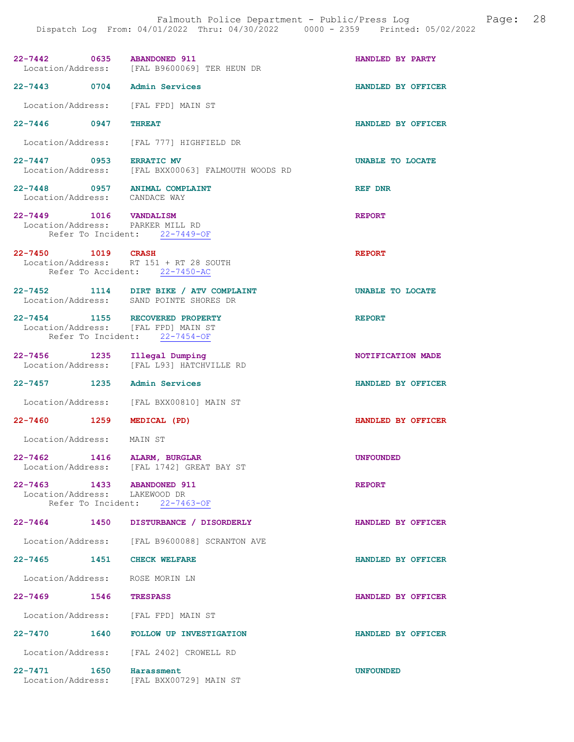| Call # | Time | Call Type | Disposition |
|---|---|---|---|
| 22-7442 | 0635 | ABANDONED 911 | HANDLED BY PARTY |

Location/Address: [FAL B9600069] TER HEUN DR

| Call # | Time | Call Type | Disposition |
|---|---|---|---|
| 22-7443 | 0704 | Admin Services | HANDLED BY OFFICER |

Location/Address: [FAL FPD] MAIN ST

| Call # | Time | Call Type | Disposition |
|---|---|---|---|
| 22-7446 | 0947 | THREAT | HANDLED BY OFFICER |

Location/Address: [FAL 777] HIGHFIELD DR

| Call # | Time | Call Type | Disposition |
|---|---|---|---|
| 22-7447 | 0953 | ERRATIC MV | UNABLE TO LOCATE |

Location/Address: [FAL BXX00063] FALMOUTH WOODS RD

| Call # | Time | Call Type | Disposition |
|---|---|---|---|
| 22-7448 | 0957 | ANIMAL COMPLAINT | REF DNR |

Location/Address: CANDACE WAY

| Call # | Time | Call Type | Disposition |
|---|---|---|---|
| 22-7449 | 1016 | VANDALISM | REPORT |

Location/Address: PARKER MILL RD
Refer To Incident: 22-7449-OF

| Call # | Time | Call Type | Disposition |
|---|---|---|---|
| 22-7450 | 1019 | CRASH | REPORT |

Location/Address: RT 151 + RT 28 SOUTH
Refer To Accident: 22-7450-AC

| Call # | Time | Call Type | Disposition |
|---|---|---|---|
| 22-7452 | 1114 | DIRT BIKE / ATV COMPLAINT | UNABLE TO LOCATE |

Location/Address: SAND POINTE SHORES DR

| Call # | Time | Call Type | Disposition |
|---|---|---|---|
| 22-7454 | 1155 | RECOVERED PROPERTY | REPORT |

Location/Address: [FAL FPD] MAIN ST
Refer To Incident: 22-7454-OF

| Call # | Time | Call Type | Disposition |
|---|---|---|---|
| 22-7456 | 1235 | Illegal Dumping | NOTIFICATION MADE |

Location/Address: [FAL L93] HATCHVILLE RD

| Call # | Time | Call Type | Disposition |
|---|---|---|---|
| 22-7457 | 1235 | Admin Services | HANDLED BY OFFICER |

Location/Address: [FAL BXX00810] MAIN ST

| Call # | Time | Call Type | Disposition |
|---|---|---|---|
| 22-7460 | 1259 | MEDICAL (PD) | HANDLED BY OFFICER |

Location/Address: MAIN ST

| Call # | Time | Call Type | Disposition |
|---|---|---|---|
| 22-7462 | 1416 | ALARM, BURGLAR | UNFOUNDED |

Location/Address: [FAL 1742] GREAT BAY ST

| Call # | Time | Call Type | Disposition |
|---|---|---|---|
| 22-7463 | 1433 | ABANDONED 911 | REPORT |

Location/Address: LAKEWOOD DR
Refer To Incident: 22-7463-OF

| Call # | Time | Call Type | Disposition |
|---|---|---|---|
| 22-7464 | 1450 | DISTURBANCE / DISORDERLY | HANDLED BY OFFICER |

Location/Address: [FAL B9600088] SCRANTON AVE

| Call # | Time | Call Type | Disposition |
|---|---|---|---|
| 22-7465 | 1451 | CHECK WELFARE | HANDLED BY OFFICER |

Location/Address: ROSE MORIN LN

| Call # | Time | Call Type | Disposition |
|---|---|---|---|
| 22-7469 | 1546 | TRESPASS | HANDLED BY OFFICER |

Location/Address: [FAL FPD] MAIN ST

| Call # | Time | Call Type | Disposition |
|---|---|---|---|
| 22-7470 | 1640 | FOLLOW UP INVESTIGATION | HANDLED BY OFFICER |

Location/Address: [FAL 2402] CROWELL RD

| Call # | Time | Call Type | Disposition |
|---|---|---|---|
| 22-7471 | 1650 | Harassment | UNFOUNDED |

Location/Address: [FAL BXX00729] MAIN ST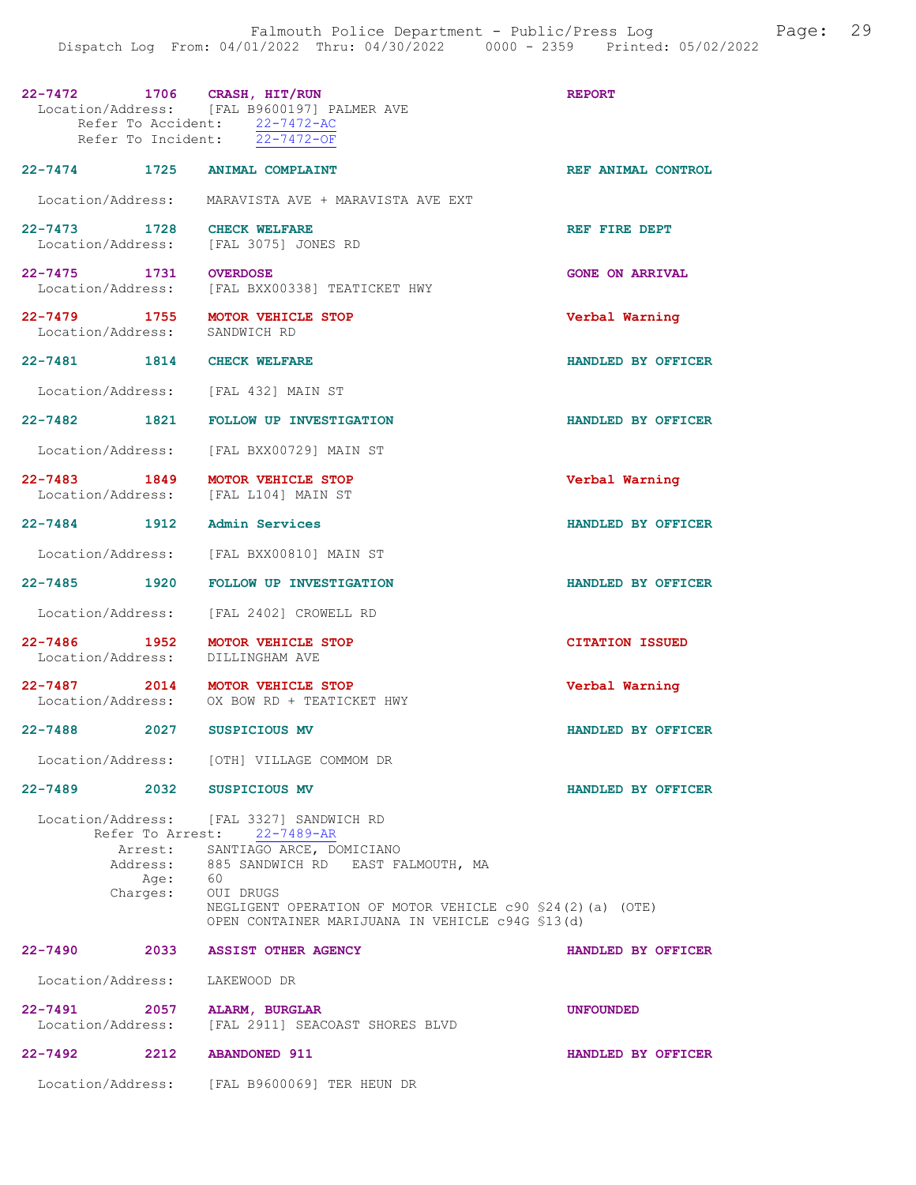**22-7472** 1706 **CRASH, HIT/RUN** **REPORT**
Location/Address: [FAL B9600197] PALMER AVE
Refer To Accident: 22-7472-AC
Refer To Incident: 22-7472-OF

**22-7474** 1725 **ANIMAL COMPLAINT** **REF ANIMAL CONTROL**
Location/Address: MARAVISTA AVE + MARAVISTA AVE EXT

**22-7473** 1728 **CHECK WELFARE** **REF FIRE DEPT**
Location/Address: [FAL 3075] JONES RD

**22-7475** 1731 **OVERDOSE** **GONE ON ARRIVAL**
Location/Address: [FAL BXX00338] TEATICKET HWY

**22-7479** 1755 **MOTOR VEHICLE STOP** **Verbal Warning**
Location/Address: SANDWICH RD

**22-7481** 1814 **CHECK WELFARE** **HANDLED BY OFFICER**
Location/Address: [FAL 432] MAIN ST

**22-7482** 1821 **FOLLOW UP INVESTIGATION** **HANDLED BY OFFICER**
Location/Address: [FAL BXX00729] MAIN ST

**22-7483** 1849 **MOTOR VEHICLE STOP** **Verbal Warning**
Location/Address: [FAL L104] MAIN ST

**22-7484** 1912 **Admin Services** **HANDLED BY OFFICER**
Location/Address: [FAL BXX00810] MAIN ST

**22-7485** 1920 **FOLLOW UP INVESTIGATION** **HANDLED BY OFFICER**
Location/Address: [FAL 2402] CROWELL RD

**22-7486** 1952 **MOTOR VEHICLE STOP** **CITATION ISSUED**
Location/Address: DILLINGHAM AVE

**22-7487** 2014 **MOTOR VEHICLE STOP** **Verbal Warning**
Location/Address: OX BOW RD + TEATICKET HWY

**22-7488** 2027 **SUSPICIOUS MV** **HANDLED BY OFFICER**
Location/Address: [OTH] VILLAGE COMMOM DR

**22-7489** 2032 **SUSPICIOUS MV** **HANDLED BY OFFICER**
Location/Address: [FAL 3327] SANDWICH RD
Refer To Arrest: 22-7489-AR
Arrest: SANTIAGO ARCE, DOMICIANO
Address: 885 SANDWICH RD EAST FALMOUTH, MA
Age: 60
Charges: OUI DRUGS
NEGLIGENT OPERATION OF MOTOR VEHICLE c90 §24(2)(a) (OTE)
OPEN CONTAINER MARIJUANA IN VEHICLE c94G §13(d)

**22-7490** 2033 **ASSIST OTHER AGENCY** **HANDLED BY OFFICER**
Location/Address: LAKEWOOD DR

**22-7491** 2057 **ALARM, BURGLAR** **UNFOUNDED**
Location/Address: [FAL 2911] SEACOAST SHORES BLVD

**22-7492** 2212 **ABANDONED 911** **HANDLED BY OFFICER**
Location/Address: [FAL B9600069] TER HEUN DR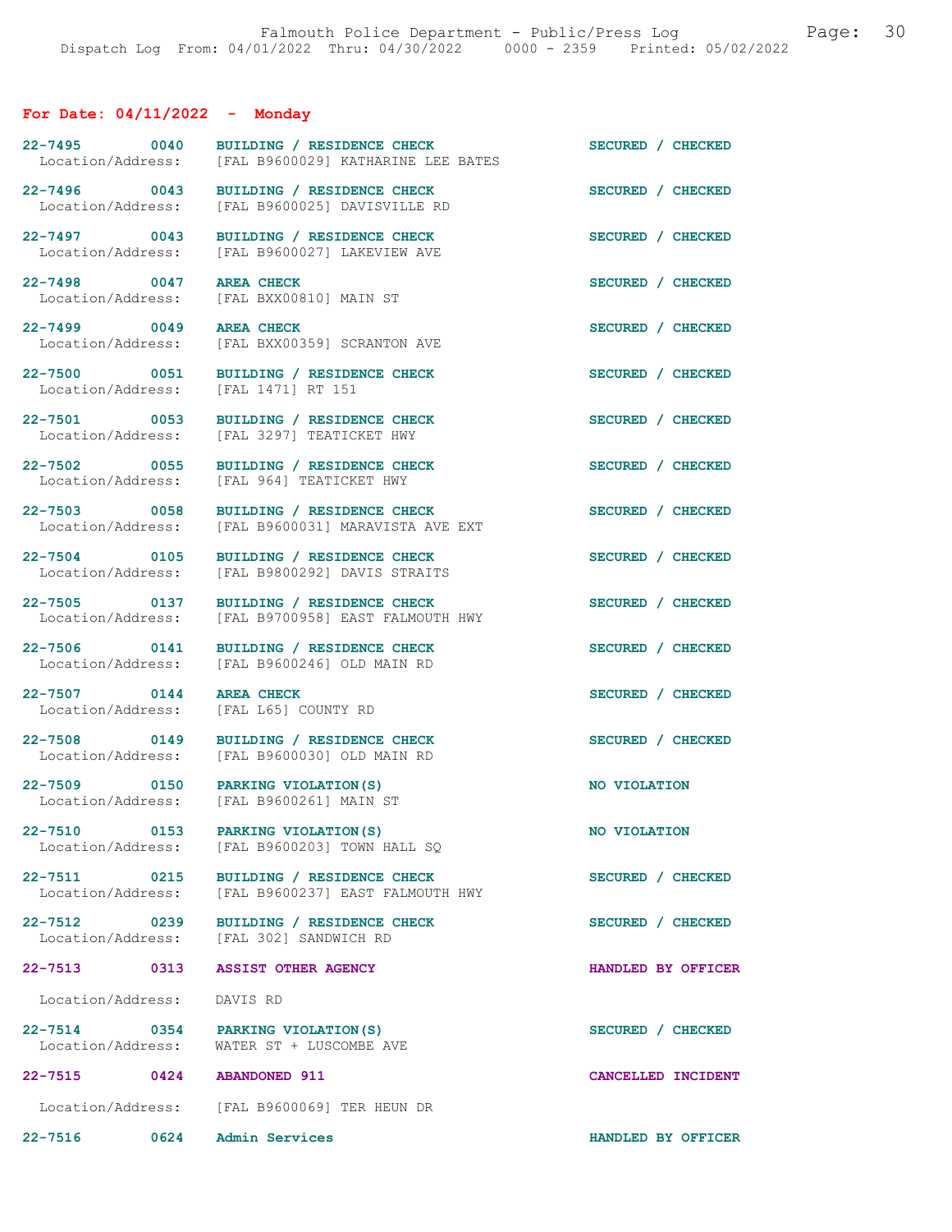## For Date: 04/11/2022 - Monday

| Call # | Time | Call Reason | Action |
|---|---|---|---|
| 22-7495 | 0040 | BUILDING / RESIDENCE CHECK | SECURED / CHECKED |
| Location/Address: | | [FAL B9600029] KATHARINE LEE BATES | |
| 22-7496 | 0043 | BUILDING / RESIDENCE CHECK | SECURED / CHECKED |
| Location/Address: | | [FAL B9600025] DAVISVILLE RD | |
| 22-7497 | 0043 | BUILDING / RESIDENCE CHECK | SECURED / CHECKED |
| Location/Address: | | [FAL B9600027] LAKEVIEW AVE | |
| 22-7498 | 0047 | AREA CHECK | SECURED / CHECKED |
| Location/Address: | | [FAL BXX00810] MAIN ST | |
| 22-7499 | 0049 | AREA CHECK | SECURED / CHECKED |
| Location/Address: | | [FAL BXX00359] SCRANTON AVE | |
| 22-7500 | 0051 | BUILDING / RESIDENCE CHECK | SECURED / CHECKED |
| Location/Address: | | [FAL 1471] RT 151 | |
| 22-7501 | 0053 | BUILDING / RESIDENCE CHECK | SECURED / CHECKED |
| Location/Address: | | [FAL 3297] TEATICKET HWY | |
| 22-7502 | 0055 | BUILDING / RESIDENCE CHECK | SECURED / CHECKED |
| Location/Address: | | [FAL 964] TEATICKET HWY | |
| 22-7503 | 0058 | BUILDING / RESIDENCE CHECK | SECURED / CHECKED |
| Location/Address: | | [FAL B9600031] MARAVISTA AVE EXT | |
| 22-7504 | 0105 | BUILDING / RESIDENCE CHECK | SECURED / CHECKED |
| Location/Address: | | [FAL B9800292] DAVIS STRAITS | |
| 22-7505 | 0137 | BUILDING / RESIDENCE CHECK | SECURED / CHECKED |
| Location/Address: | | [FAL B9700958] EAST FALMOUTH HWY | |
| 22-7506 | 0141 | BUILDING / RESIDENCE CHECK | SECURED / CHECKED |
| Location/Address: | | [FAL B9600246] OLD MAIN RD | |
| 22-7507 | 0144 | AREA CHECK | SECURED / CHECKED |
| Location/Address: | | [FAL L65] COUNTY RD | |
| 22-7508 | 0149 | BUILDING / RESIDENCE CHECK | SECURED / CHECKED |
| Location/Address: | | [FAL B9600030] OLD MAIN RD | |
| 22-7509 | 0150 | PARKING VIOLATION(S) | NO VIOLATION |
| Location/Address: | | [FAL B9600261] MAIN ST | |
| 22-7510 | 0153 | PARKING VIOLATION(S) | NO VIOLATION |
| Location/Address: | | [FAL B9600203] TOWN HALL SQ | |
| 22-7511 | 0215 | BUILDING / RESIDENCE CHECK | SECURED / CHECKED |
| Location/Address: | | [FAL B9600237] EAST FALMOUTH HWY | |
| 22-7512 | 0239 | BUILDING / RESIDENCE CHECK | SECURED / CHECKED |
| Location/Address: | | [FAL 302] SANDWICH RD | |
| 22-7513 | 0313 | ASSIST OTHER AGENCY | HANDLED BY OFFICER |
| Location/Address: | | DAVIS RD | |
| 22-7514 | 0354 | PARKING VIOLATION(S) | SECURED / CHECKED |
| Location/Address: | | WATER ST + LUSCOMBE AVE | |
| 22-7515 | 0424 | ABANDONED 911 | CANCELLED INCIDENT |
| Location/Address: | | [FAL B9600069] TER HEUN DR | |
| 22-7516 | 0624 | Admin Services | HANDLED BY OFFICER |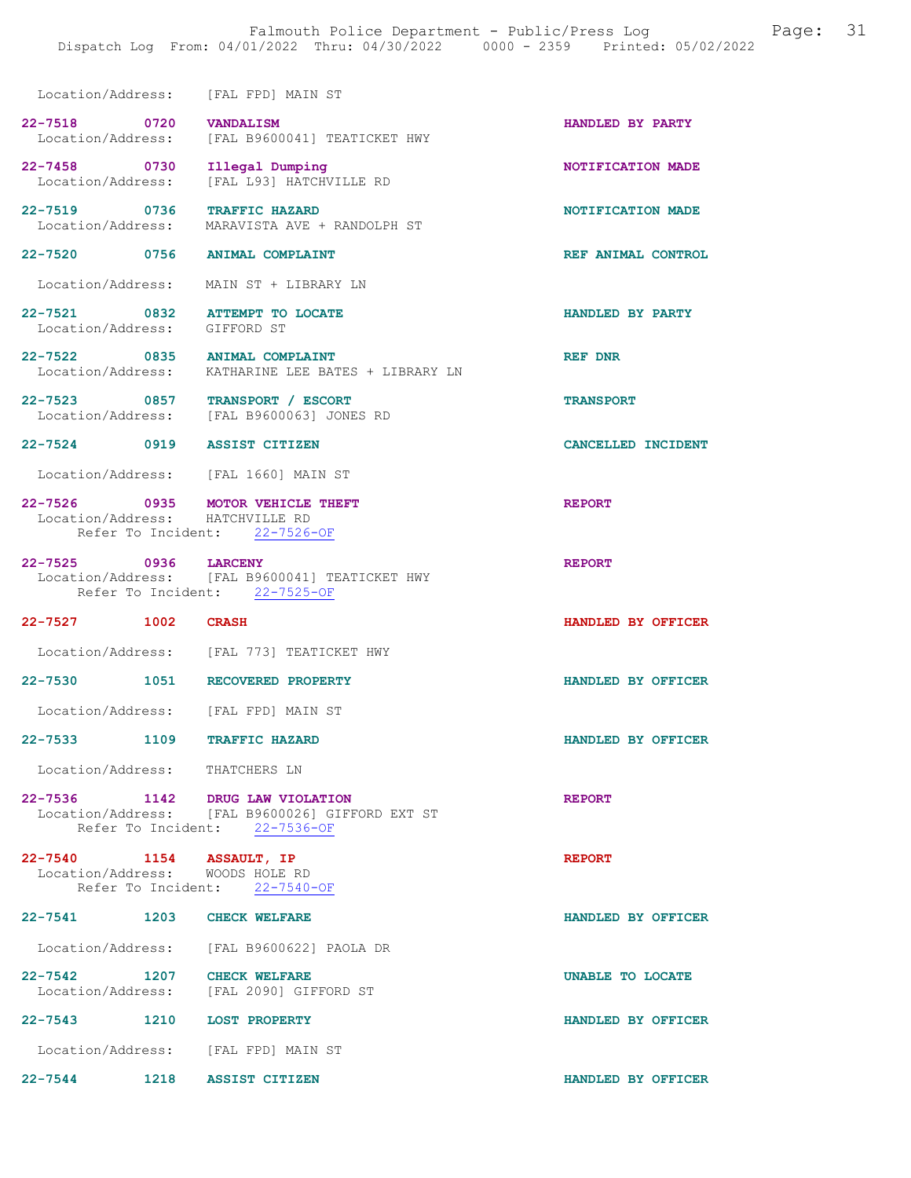Location/Address: [FAL FPD] MAIN ST

**22-7518 0720 VANDALISM** — HANDLED BY PARTY
Location/Address: [FAL B9600041] TEATICKET HWY

**22-7458 0730 Illegal Dumping** — NOTIFICATION MADE
Location/Address: [FAL L93] HATCHVILLE RD

**22-7519 0736 TRAFFIC HAZARD** — NOTIFICATION MADE
Location/Address: MARAVISTA AVE + RANDOLPH ST

**22-7520 0756 ANIMAL COMPLAINT** — REF ANIMAL CONTROL
Location/Address: MAIN ST + LIBRARY LN

**22-7521 0832 ATTEMPT TO LOCATE** — HANDLED BY PARTY
Location/Address: GIFFORD ST

**22-7522 0835 ANIMAL COMPLAINT** — REF DNR
Location/Address: KATHARINE LEE BATES + LIBRARY LN

**22-7523 0857 TRANSPORT / ESCORT** — TRANSPORT
Location/Address: [FAL B9600063] JONES RD

**22-7524 0919 ASSIST CITIZEN** — CANCELLED INCIDENT
Location/Address: [FAL 1660] MAIN ST

**22-7526 0935 MOTOR VEHICLE THEFT** — REPORT
Location/Address: HATCHVILLE RD
Refer To Incident: 22-7526-OF

**22-7525 0936 LARCENY** — REPORT
Location/Address: [FAL B9600041] TEATICKET HWY
Refer To Incident: 22-7525-OF

**22-7527 1002 CRASH** — HANDLED BY OFFICER
Location/Address: [FAL 773] TEATICKET HWY

**22-7530 1051 RECOVERED PROPERTY** — HANDLED BY OFFICER
Location/Address: [FAL FPD] MAIN ST

**22-7533 1109 TRAFFIC HAZARD** — HANDLED BY OFFICER
Location/Address: THATCHERS LN

**22-7536 1142 DRUG LAW VIOLATION** — REPORT
Location/Address: [FAL B9600026] GIFFORD EXT ST
Refer To Incident: 22-7536-OF

**22-7540 1154 ASSAULT, IP** — REPORT
Location/Address: WOODS HOLE RD
Refer To Incident: 22-7540-OF

**22-7541 1203 CHECK WELFARE** — HANDLED BY OFFICER
Location/Address: [FAL B9600622] PAOLA DR

**22-7542 1207 CHECK WELFARE** — UNABLE TO LOCATE
Location/Address: [FAL 2090] GIFFORD ST

**22-7543 1210 LOST PROPERTY** — HANDLED BY OFFICER
Location/Address: [FAL FPD] MAIN ST

**22-7544 1218 ASSIST CITIZEN** — HANDLED BY OFFICER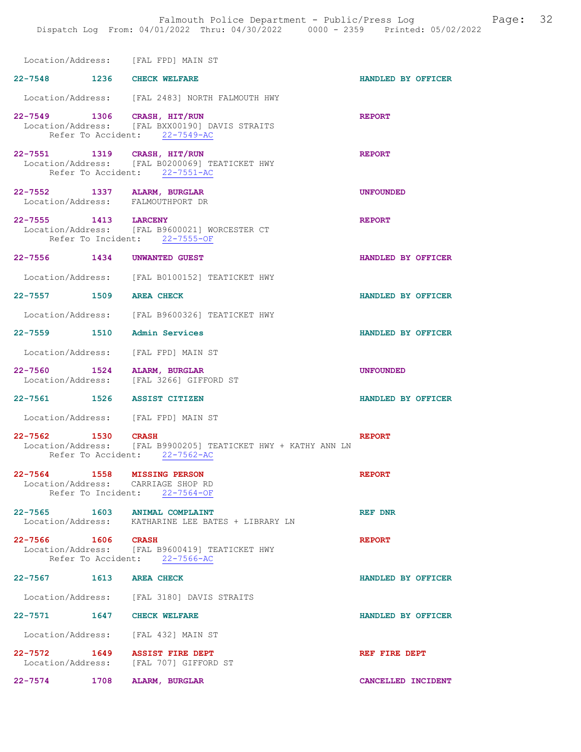Location/Address: [FAL FPD] MAIN ST

**22-7548 1236 CHECK WELFARE** HANDLED BY OFFICER

Location/Address: [FAL 2483] NORTH FALMOUTH HWY

**22-7549 1306 CRASH, HIT/RUN** REPORT
Location/Address: [FAL BXX00190] DAVIS STRAITS
Refer To Accident: 22-7549-AC

**22-7551 1319 CRASH, HIT/RUN** REPORT
Location/Address: [FAL B0200069] TEATICKET HWY
Refer To Accident: 22-7551-AC

**22-7552 1337 ALARM, BURGLAR** UNFOUNDED
Location/Address: FALMOUTHPORT DR

**22-7555 1413 LARCENY** REPORT
Location/Address: [FAL B9600021] WORCESTER CT
Refer To Incident: 22-7555-OF

**22-7556 1434 UNWANTED GUEST** HANDLED BY OFFICER

Location/Address: [FAL B0100152] TEATICKET HWY

**22-7557 1509 AREA CHECK** HANDLED BY OFFICER

Location/Address: [FAL B9600326] TEATICKET HWY

**22-7559 1510 Admin Services** HANDLED BY OFFICER

Location/Address: [FAL FPD] MAIN ST

**22-7560 1524 ALARM, BURGLAR** UNFOUNDED
Location/Address: [FAL 3266] GIFFORD ST

**22-7561 1526 ASSIST CITIZEN** HANDLED BY OFFICER

Location/Address: [FAL FPD] MAIN ST

**22-7562 1530 CRASH** REPORT
Location/Address: [FAL B9900205] TEATICKET HWY + KATHY ANN LN
Refer To Accident: 22-7562-AC

**22-7564 1558 MISSING PERSON** REPORT
Location/Address: CARRIAGE SHOP RD
Refer To Incident: 22-7564-OF

**22-7565 1603 ANIMAL COMPLAINT** REF DNR
Location/Address: KATHARINE LEE BATES + LIBRARY LN

**22-7566 1606 CRASH** REPORT
Location/Address: [FAL B9600419] TEATICKET HWY
Refer To Accident: 22-7566-AC

**22-7567 1613 AREA CHECK** HANDLED BY OFFICER

Location/Address: [FAL 3180] DAVIS STRAITS

**22-7571 1647 CHECK WELFARE** HANDLED BY OFFICER

Location/Address: [FAL 432] MAIN ST

**22-7572 1649 ASSIST FIRE DEPT** REF FIRE DEPT
Location/Address: [FAL 707] GIFFORD ST

**22-7574 1708 ALARM, BURGLAR** CANCELLED INCIDENT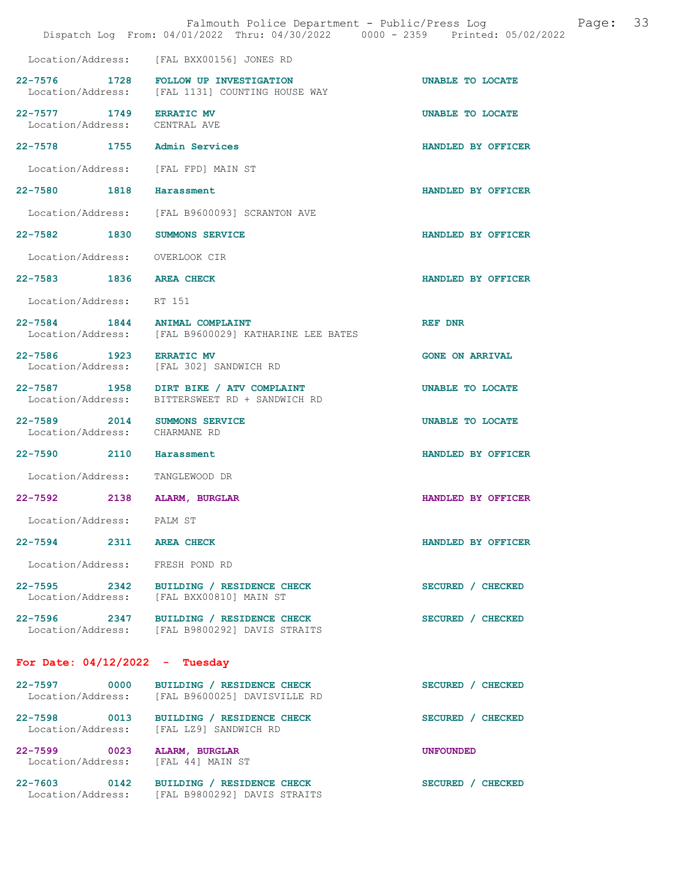Location/Address: [FAL BXX00156] JONES RD

| Call # | Time | Type | Disposition |
| --- | --- | --- | --- |
| 22-7576 | 1728 | FOLLOW UP INVESTIGATION | UNABLE TO LOCATE |
| Location/Address: | | [FAL 1131] COUNTING HOUSE WAY | |
| 22-7577 | 1749 | ERRATIC MV | UNABLE TO LOCATE |
| Location/Address: | | CENTRAL AVE | |
| 22-7578 | 1755 | Admin Services | HANDLED BY OFFICER |
| Location/Address: | | [FAL FPD] MAIN ST | |
| 22-7580 | 1818 | Harassment | HANDLED BY OFFICER |
| Location/Address: | | [FAL B9600093] SCRANTON AVE | |
| 22-7582 | 1830 | SUMMONS SERVICE | HANDLED BY OFFICER |
| Location/Address: | | OVERLOOK CIR | |
| 22-7583 | 1836 | AREA CHECK | HANDLED BY OFFICER |
| Location/Address: | | RT 151 | |
| 22-7584 | 1844 | ANIMAL COMPLAINT | REF DNR |
| Location/Address: | | [FAL B9600029] KATHARINE LEE BATES | |
| 22-7586 | 1923 | ERRATIC MV | GONE ON ARRIVAL |
| Location/Address: | | [FAL 302] SANDWICH RD | |
| 22-7587 | 1958 | DIRT BIKE / ATV COMPLAINT | UNABLE TO LOCATE |
| Location/Address: | | BITTERSWEET RD + SANDWICH RD | |
| 22-7589 | 2014 | SUMMONS SERVICE | UNABLE TO LOCATE |
| Location/Address: | | CHARMANE RD | |
| 22-7590 | 2110 | Harassment | HANDLED BY OFFICER |
| Location/Address: | | TANGLEWOOD DR | |
| 22-7592 | 2138 | ALARM, BURGLAR | HANDLED BY OFFICER |
| Location/Address: | | PALM ST | |
| 22-7594 | 2311 | AREA CHECK | HANDLED BY OFFICER |
| Location/Address: | | FRESH POND RD | |
| 22-7595 | 2342 | BUILDING / RESIDENCE CHECK | SECURED / CHECKED |
| Location/Address: | | [FAL BXX00810] MAIN ST | |
| 22-7596 | 2347 | BUILDING / RESIDENCE CHECK | SECURED / CHECKED |
| Location/Address: | | [FAL B9800292] DAVIS STRAITS | |

## For Date: 04/12/2022 - Tuesday

| Call # | Time | Type | Disposition |
| --- | --- | --- | --- |
| 22-7597 | 0000 | BUILDING / RESIDENCE CHECK | SECURED / CHECKED |
| Location/Address: | | [FAL B9600025] DAVISVILLE RD | |
| 22-7598 | 0013 | BUILDING / RESIDENCE CHECK | SECURED / CHECKED |
| Location/Address: | | [FAL LZ9] SANDWICH RD | |
| 22-7599 | 0023 | ALARM, BURGLAR | UNFOUNDED |
| Location/Address: | | [FAL 44] MAIN ST | |
| 22-7603 | 0142 | BUILDING / RESIDENCE CHECK | SECURED / CHECKED |
| Location/Address: | | [FAL B9800292] DAVIS STRAITS | |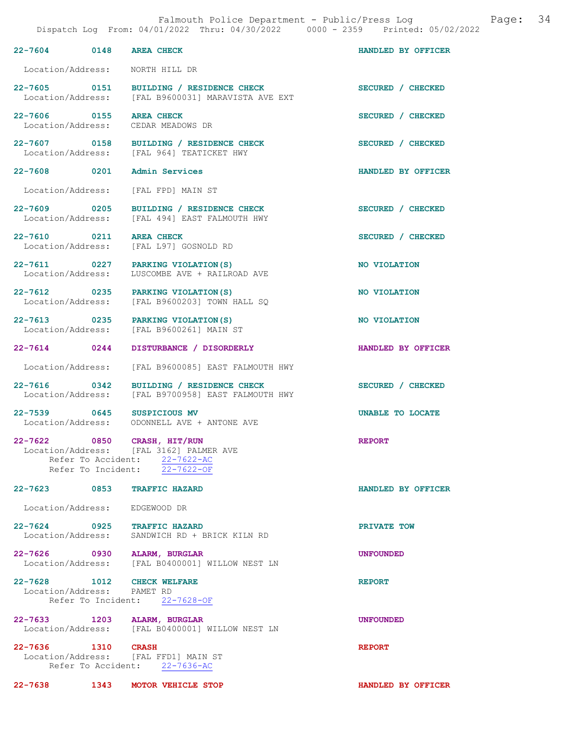22-7604 0148 AREA CHECK HANDLED BY OFFICER

Location/Address: NORTH HILL DR

22-7605 0151 BUILDING / RESIDENCE CHECK SECURED / CHECKED
Location/Address: [FAL B9600031] MARAVISTA AVE EXT

22-7606 0155 AREA CHECK SECURED / CHECKED
Location/Address: CEDAR MEADOWS DR

22-7607 0158 BUILDING / RESIDENCE CHECK SECURED / CHECKED
Location/Address: [FAL 964] TEATICKET HWY

22-7608 0201 Admin Services HANDLED BY OFFICER

Location/Address: [FAL FPD] MAIN ST

22-7609 0205 BUILDING / RESIDENCE CHECK SECURED / CHECKED
Location/Address: [FAL 494] EAST FALMOUTH HWY

22-7610 0211 AREA CHECK SECURED / CHECKED
Location/Address: [FAL L97] GOSNOLD RD

22-7611 0227 PARKING VIOLATION(S) NO VIOLATION
Location/Address: LUSCOMBE AVE + RAILROAD AVE

22-7612 0235 PARKING VIOLATION(S) NO VIOLATION
Location/Address: [FAL B9600203] TOWN HALL SQ

22-7613 0235 PARKING VIOLATION(S) NO VIOLATION
Location/Address: [FAL B9600261] MAIN ST

22-7614 0244 DISTURBANCE / DISORDERLY HANDLED BY OFFICER

Location/Address: [FAL B9600085] EAST FALMOUTH HWY

22-7616 0342 BUILDING / RESIDENCE CHECK SECURED / CHECKED
Location/Address: [FAL B9700958] EAST FALMOUTH HWY

22-7539 0645 SUSPICIOUS MV UNABLE TO LOCATE
Location/Address: ODONNELL AVE + ANTONE AVE

22-7622 0850 CRASH, HIT/RUN REPORT
Location/Address: [FAL 3162] PALMER AVE
Refer To Accident: 22-7622-AC
Refer To Incident: 22-7622-OF

22-7623 0853 TRAFFIC HAZARD HANDLED BY OFFICER

Location/Address: EDGEWOOD DR

22-7624 0925 TRAFFIC HAZARD PRIVATE TOW
Location/Address: SANDWICH RD + BRICK KILN RD

22-7626 0930 ALARM, BURGLAR UNFOUNDED
Location/Address: [FAL B0400001] WILLOW NEST LN

22-7628 1012 CHECK WELFARE REPORT
Location/Address: PAMET RD
Refer To Incident: 22-7628-OF

22-7633 1203 ALARM, BURGLAR UNFOUNDED
Location/Address: [FAL B0400001] WILLOW NEST LN

22-7636 1310 CRASH REPORT
Location/Address: [FAL FFD1] MAIN ST
Refer To Accident: 22-7636-AC

22-7638 1343 MOTOR VEHICLE STOP HANDLED BY OFFICER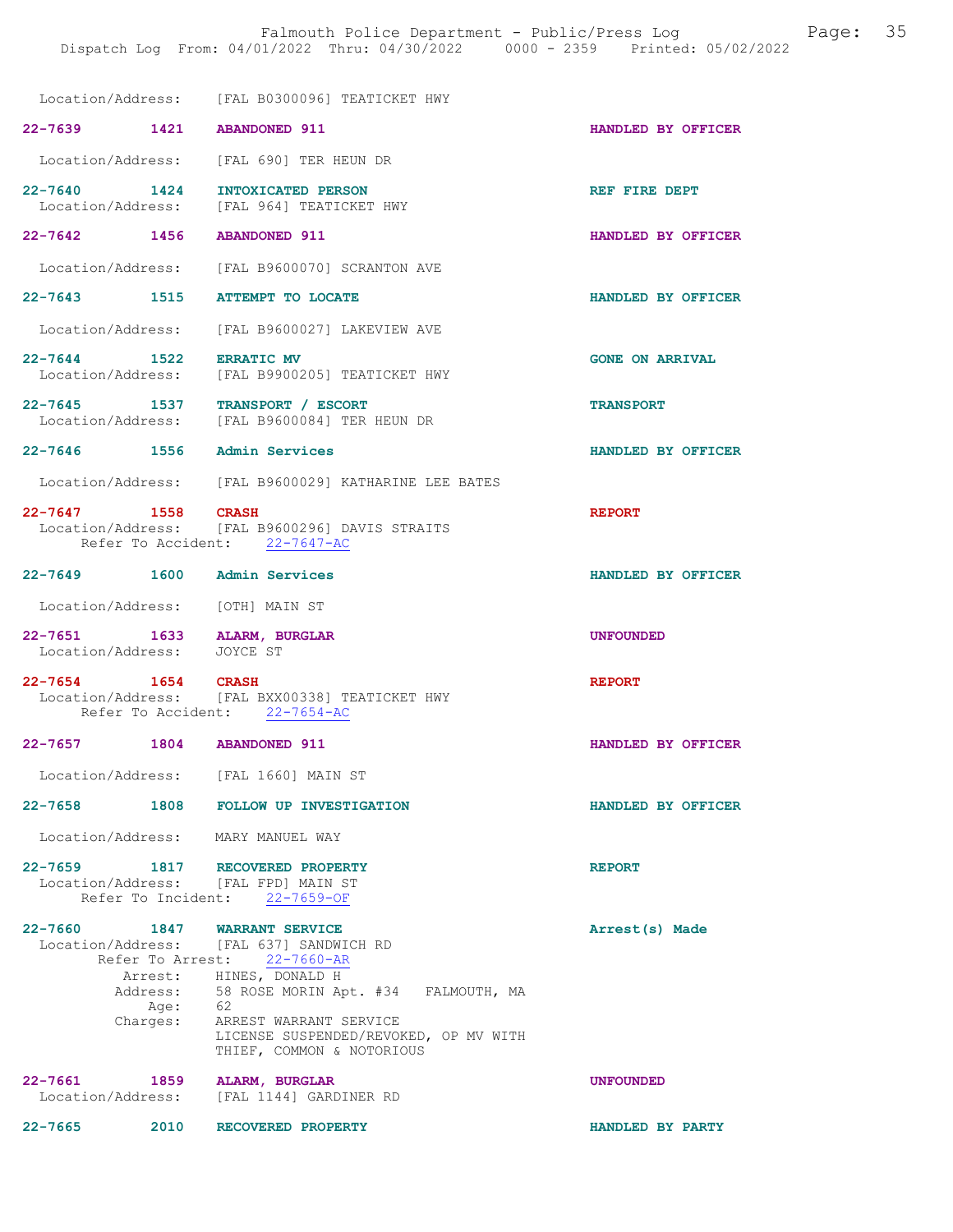Location/Address: [FAL B0300096] TEATICKET HWY

**22-7639 1421 ABANDONED 911** — HANDLED BY OFFICER
Location/Address: [FAL 690] TER HEUN DR

**22-7640 1424 INTOXICATED PERSON** — REF FIRE DEPT
Location/Address: [FAL 964] TEATICKET HWY

**22-7642 1456 ABANDONED 911** — HANDLED BY OFFICER
Location/Address: [FAL B9600070] SCRANTON AVE

**22-7643 1515 ATTEMPT TO LOCATE** — HANDLED BY OFFICER
Location/Address: [FAL B9600027] LAKEVIEW AVE

**22-7644 1522 ERRATIC MV** — GONE ON ARRIVAL
Location/Address: [FAL B9900205] TEATICKET HWY

**22-7645 1537 TRANSPORT / ESCORT** — TRANSPORT
Location/Address: [FAL B9600084] TER HEUN DR

**22-7646 1556 Admin Services** — HANDLED BY OFFICER
Location/Address: [FAL B9600029] KATHARINE LEE BATES

**22-7647 1558 CRASH** — REPORT
Location/Address: [FAL B9600296] DAVIS STRAITS
Refer To Accident: 22-7647-AC

**22-7649 1600 Admin Services** — HANDLED BY OFFICER
Location/Address: [OTH] MAIN ST

**22-7651 1633 ALARM, BURGLAR** — UNFOUNDED
Location/Address: JOYCE ST

**22-7654 1654 CRASH** — REPORT
Location/Address: [FAL BXX00338] TEATICKET HWY
Refer To Accident: 22-7654-AC

**22-7657 1804 ABANDONED 911** — HANDLED BY OFFICER
Location/Address: [FAL 1660] MAIN ST

**22-7658 1808 FOLLOW UP INVESTIGATION** — HANDLED BY OFFICER
Location/Address: MARY MANUEL WAY

**22-7659 1817 RECOVERED PROPERTY** — REPORT
Location/Address: [FAL FPD] MAIN ST
Refer To Incident: 22-7659-OF

**22-7660 1847 WARRANT SERVICE** — Arrest(s) Made
Location/Address: [FAL 637] SANDWICH RD
Refer To Arrest: 22-7660-AR
Arrest: HINES, DONALD H
Address: 58 ROSE MORIN Apt. #34 FALMOUTH, MA
Age: 62
Charges: ARREST WARRANT SERVICE
LICENSE SUSPENDED/REVOKED, OP MV WITH
THIEF, COMMON & NOTORIOUS

**22-7661 1859 ALARM, BURGLAR** — UNFOUNDED
Location/Address: [FAL 1144] GARDINER RD

**22-7665 2010 RECOVERED PROPERTY** — HANDLED BY PARTY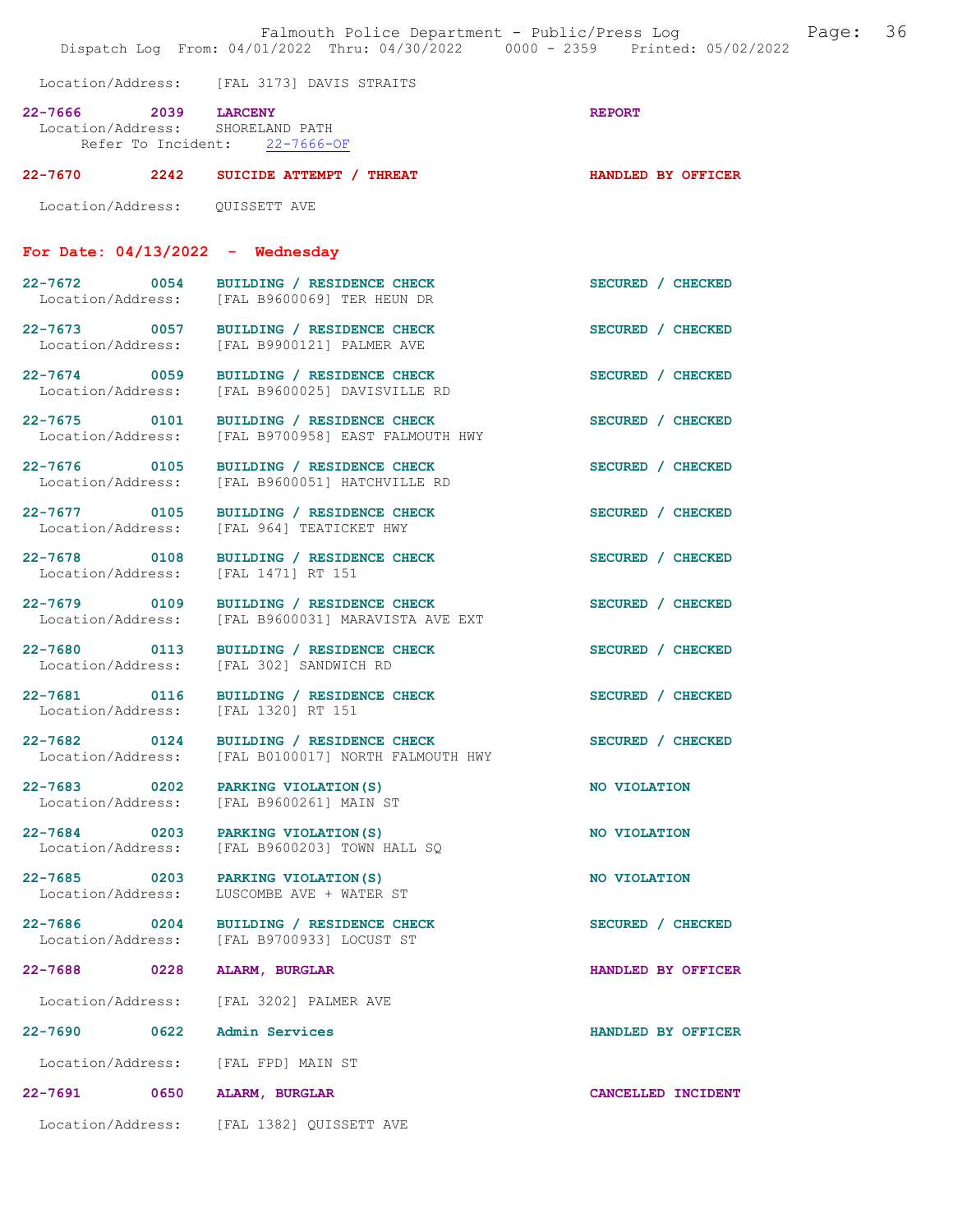Location/Address: [FAL 3173] DAVIS STRAITS

**22-7666** 2039 **LARCENY** REPORT
Location/Address: SHORELAND PATH
Refer To Incident: 22-7666-OF

**22-7670** 2242 **SUICIDE ATTEMPT / THREAT** HANDLED BY OFFICER
Location/Address: QUISSETT AVE

## For Date: 04/13/2022 - Wednesday

**22-7672** 0054 **BUILDING / RESIDENCE CHECK** SECURED / CHECKED
Location/Address: [FAL B9600069] TER HEUN DR

**22-7673** 0057 **BUILDING / RESIDENCE CHECK** SECURED / CHECKED
Location/Address: [FAL B9900121] PALMER AVE

**22-7674** 0059 **BUILDING / RESIDENCE CHECK** SECURED / CHECKED
Location/Address: [FAL B9600025] DAVISVILLE RD

**22-7675** 0101 **BUILDING / RESIDENCE CHECK** SECURED / CHECKED
Location/Address: [FAL B9700958] EAST FALMOUTH HWY

**22-7676** 0105 **BUILDING / RESIDENCE CHECK** SECURED / CHECKED
Location/Address: [FAL B9600051] HATCHVILLE RD

**22-7677** 0105 **BUILDING / RESIDENCE CHECK** SECURED / CHECKED
Location/Address: [FAL 964] TEATICKET HWY

**22-7678** 0108 **BUILDING / RESIDENCE CHECK** SECURED / CHECKED
Location/Address: [FAL 1471] RT 151

**22-7679** 0109 **BUILDING / RESIDENCE CHECK** SECURED / CHECKED
Location/Address: [FAL B9600031] MARAVISTA AVE EXT

**22-7680** 0113 **BUILDING / RESIDENCE CHECK** SECURED / CHECKED
Location/Address: [FAL 302] SANDWICH RD

**22-7681** 0116 **BUILDING / RESIDENCE CHECK** SECURED / CHECKED
Location/Address: [FAL 1320] RT 151

**22-7682** 0124 **BUILDING / RESIDENCE CHECK** SECURED / CHECKED
Location/Address: [FAL B0100017] NORTH FALMOUTH HWY

**22-7683** 0202 **PARKING VIOLATION(S)** NO VIOLATION
Location/Address: [FAL B9600261] MAIN ST

**22-7684** 0203 **PARKING VIOLATION(S)** NO VIOLATION
Location/Address: [FAL B9600203] TOWN HALL SQ

**22-7685** 0203 **PARKING VIOLATION(S)** NO VIOLATION
Location/Address: LUSCOMBE AVE + WATER ST

**22-7686** 0204 **BUILDING / RESIDENCE CHECK** SECURED / CHECKED
Location/Address: [FAL B9700933] LOCUST ST

**22-7688** 0228 **ALARM, BURGLAR** HANDLED BY OFFICER
Location/Address: [FAL 3202] PALMER AVE

**22-7690** 0622 **Admin Services** HANDLED BY OFFICER
Location/Address: [FAL FPD] MAIN ST

**22-7691** 0650 **ALARM, BURGLAR** CANCELLED INCIDENT
Location/Address: [FAL 1382] QUISSETT AVE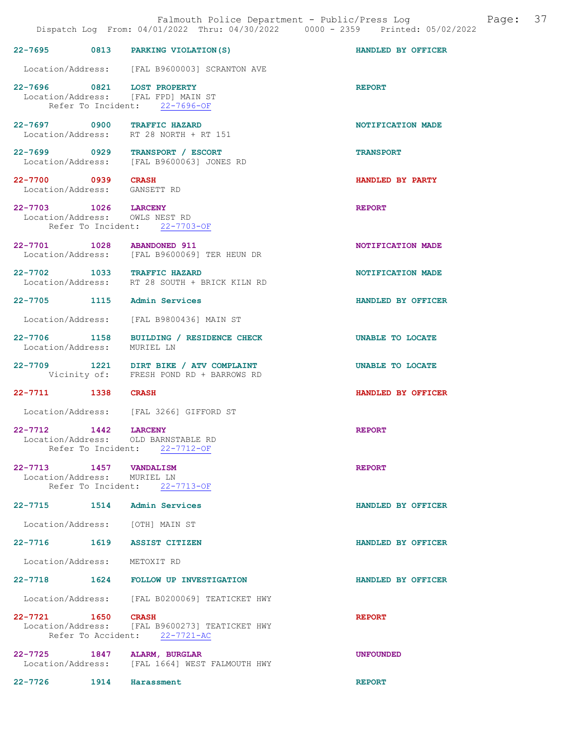Falmouth Police Department - Public/Press Log

Dispatch Log From: 04/01/2022 Thru: 04/30/2022 0000 - 2359 Printed: 05/02/2022

**22-7695** 0813 **PARKING VIOLATION(S)** — HANDLED BY OFFICER
Location/Address: [FAL B9600003] SCRANTON AVE

**22-7696** 0821 **LOST PROPERTY** — REPORT
Location/Address: [FAL FPD] MAIN ST
Refer To Incident: 22-7696-OF

**22-7697** 0900 **TRAFFIC HAZARD** — NOTIFICATION MADE
Location/Address: RT 28 NORTH + RT 151

**22-7699** 0929 **TRANSPORT / ESCORT** — TRANSPORT
Location/Address: [FAL B9600063] JONES RD

**22-7700** 0939 **CRASH** — HANDLED BY PARTY
Location/Address: GANSETT RD

**22-7703** 1026 **LARCENY** — REPORT
Location/Address: OWLS NEST RD
Refer To Incident: 22-7703-OF

**22-7701** 1028 **ABANDONED 911** — NOTIFICATION MADE
Location/Address: [FAL B9600069] TER HEUN DR

**22-7702** 1033 **TRAFFIC HAZARD** — NOTIFICATION MADE
Location/Address: RT 28 SOUTH + BRICK KILN RD

**22-7705** 1115 **Admin Services** — HANDLED BY OFFICER
Location/Address: [FAL B9800436] MAIN ST

**22-7706** 1158 **BUILDING / RESIDENCE CHECK** — UNABLE TO LOCATE
Location/Address: MURIEL LN

**22-7709** 1221 **DIRT BIKE / ATV COMPLAINT** — UNABLE TO LOCATE
Vicinity of: FRESH POND RD + BARROWS RD

**22-7711** 1338 **CRASH** — HANDLED BY OFFICER
Location/Address: [FAL 3266] GIFFORD ST

**22-7712** 1442 **LARCENY** — REPORT
Location/Address: OLD BARNSTABLE RD
Refer To Incident: 22-7712-OF

**22-7713** 1457 **VANDALISM** — REPORT
Location/Address: MURIEL LN
Refer To Incident: 22-7713-OF

**22-7715** 1514 **Admin Services** — HANDLED BY OFFICER
Location/Address: [OTH] MAIN ST

**22-7716** 1619 **ASSIST CITIZEN** — HANDLED BY OFFICER
Location/Address: METOXIT RD

**22-7718** 1624 **FOLLOW UP INVESTIGATION** — HANDLED BY OFFICER
Location/Address: [FAL B0200069] TEATICKET HWY

**22-7721** 1650 **CRASH** — REPORT
Location/Address: [FAL B9600273] TEATICKET HWY
Refer To Accident: 22-7721-AC

**22-7725** 1847 **ALARM, BURGLAR** — UNFOUNDED
Location/Address: [FAL 1664] WEST FALMOUTH HWY

**22-7726** 1914 **Harassment** — REPORT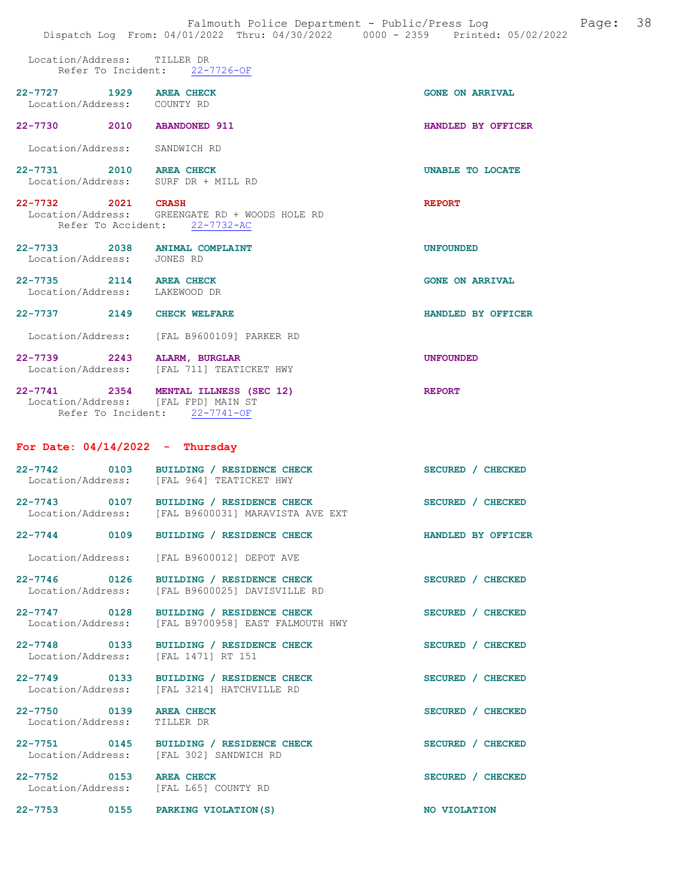Location/Address: TILLER DR
Refer To Incident: 22-7726-OF

| | | | |
|---|---|---|---|
| **22-7727** | **1929** | **AREA CHECK** | **GONE ON ARRIVAL** |
| Location/Address: | | COUNTY RD | |
| **22-7730** | **2010** | **ABANDONED 911** | **HANDLED BY OFFICER** |
| Location/Address: | | SANDWICH RD | |
| **22-7731** | **2010** | **AREA CHECK** | **UNABLE TO LOCATE** |
| Location/Address: | | SURF DR + MILL RD | |
| **22-7732** | **2021** | **CRASH** | **REPORT** |
| Location/Address: | | GREENGATE RD + WOODS HOLE RD | |
| Refer To Accident: | | 22-7732-AC | |
| **22-7733** | **2038** | **ANIMAL COMPLAINT** | **UNFOUNDED** |
| Location/Address: | | JONES RD | |
| **22-7735** | **2114** | **AREA CHECK** | **GONE ON ARRIVAL** |
| Location/Address: | | LAKEWOOD DR | |
| **22-7737** | **2149** | **CHECK WELFARE** | **HANDLED BY OFFICER** |
| Location/Address: | | [FAL B9600109] PARKER RD | |
| **22-7739** | **2243** | **ALARM, BURGLAR** | **UNFOUNDED** |
| Location/Address: | | [FAL 711] TEATICKET HWY | |
| **22-7741** | **2354** | **MENTAL ILLNESS (SEC 12)** | **REPORT** |
| Location/Address: | | [FAL FPD] MAIN ST | |
| Refer To Incident: | | 22-7741-OF | |

## For Date: 04/14/2022 - Thursday

| | | | |
|---|---|---|---|
| **22-7742** | **0103** | **BUILDING / RESIDENCE CHECK** | **SECURED / CHECKED** |
| Location/Address: | | [FAL 964] TEATICKET HWY | |
| **22-7743** | **0107** | **BUILDING / RESIDENCE CHECK** | **SECURED / CHECKED** |
| Location/Address: | | [FAL B9600031] MARAVISTA AVE EXT | |
| **22-7744** | **0109** | **BUILDING / RESIDENCE CHECK** | **HANDLED BY OFFICER** |
| Location/Address: | | [FAL B9600012] DEPOT AVE | |
| **22-7746** | **0126** | **BUILDING / RESIDENCE CHECK** | **SECURED / CHECKED** |
| Location/Address: | | [FAL B9600025] DAVISVILLE RD | |
| **22-7747** | **0128** | **BUILDING / RESIDENCE CHECK** | **SECURED / CHECKED** |
| Location/Address: | | [FAL B9700958] EAST FALMOUTH HWY | |
| **22-7748** | **0133** | **BUILDING / RESIDENCE CHECK** | **SECURED / CHECKED** |
| Location/Address: | | [FAL 1471] RT 151 | |
| **22-7749** | **0133** | **BUILDING / RESIDENCE CHECK** | **SECURED / CHECKED** |
| Location/Address: | | [FAL 3214] HATCHVILLE RD | |
| **22-7750** | **0139** | **AREA CHECK** | **SECURED / CHECKED** |
| Location/Address: | | TILLER DR | |
| **22-7751** | **0145** | **BUILDING / RESIDENCE CHECK** | **SECURED / CHECKED** |
| Location/Address: | | [FAL 302] SANDWICH RD | |
| **22-7752** | **0153** | **AREA CHECK** | **SECURED / CHECKED** |
| Location/Address: | | [FAL L65] COUNTY RD | |
| **22-7753** | **0155** | **PARKING VIOLATION(S)** | **NO VIOLATION** |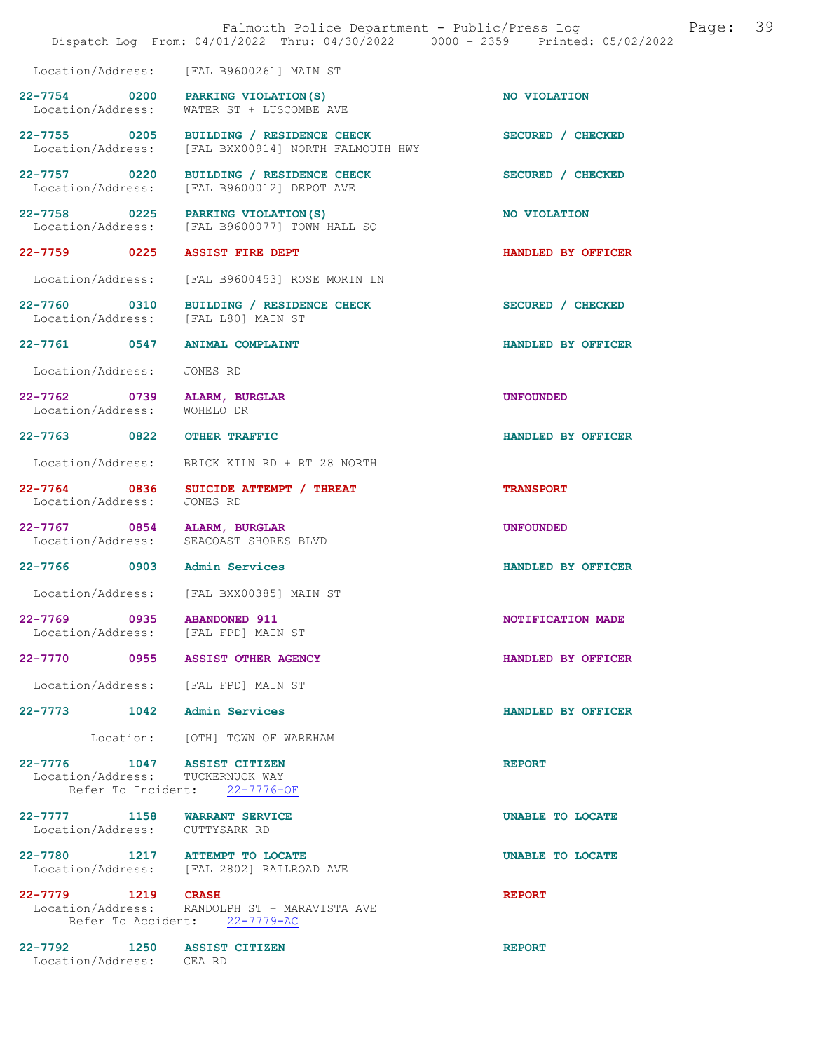Location/Address: [FAL B9600261] MAIN ST

22-7754 0200 PARKING VIOLATION(S) NO VIOLATION
Location/Address: WATER ST + LUSCOMBE AVE

22-7755 0205 BUILDING / RESIDENCE CHECK SECURED / CHECKED
Location/Address: [FAL BXX00914] NORTH FALMOUTH HWY

22-7757 0220 BUILDING / RESIDENCE CHECK SECURED / CHECKED
Location/Address: [FAL B9600012] DEPOT AVE

22-7758 0225 PARKING VIOLATION(S) NO VIOLATION
Location/Address: [FAL B9600077] TOWN HALL SQ

22-7759 0225 ASSIST FIRE DEPT HANDLED BY OFFICER

Location/Address: [FAL B9600453] ROSE MORIN LN

22-7760 0310 BUILDING / RESIDENCE CHECK SECURED / CHECKED
Location/Address: [FAL L80] MAIN ST

22-7761 0547 ANIMAL COMPLAINT HANDLED BY OFFICER

Location/Address: JONES RD

22-7762 0739 ALARM, BURGLAR UNFOUNDED
Location/Address: WOHELO DR

22-7763 0822 OTHER TRAFFIC HANDLED BY OFFICER

Location/Address: BRICK KILN RD + RT 28 NORTH

22-7764 0836 SUICIDE ATTEMPT / THREAT TRANSPORT
Location/Address: JONES RD

22-7767 0854 ALARM, BURGLAR UNFOUNDED
Location/Address: SEACOAST SHORES BLVD

22-7766 0903 Admin Services HANDLED BY OFFICER

Location/Address: [FAL BXX00385] MAIN ST

22-7769 0935 ABANDONED 911 NOTIFICATION MADE
Location/Address: [FAL FPD] MAIN ST

22-7770 0955 ASSIST OTHER AGENCY HANDLED BY OFFICER

Location/Address: [FAL FPD] MAIN ST

22-7773 1042 Admin Services HANDLED BY OFFICER

Location: [OTH] TOWN OF WAREHAM

22-7776 1047 ASSIST CITIZEN REPORT
Location/Address: TUCKERNUCK WAY
Refer To Incident: 22-7776-OF

22-7777 1158 WARRANT SERVICE UNABLE TO LOCATE
Location/Address: CUTTYSARK RD

22-7780 1217 ATTEMPT TO LOCATE UNABLE TO LOCATE
Location/Address: [FAL 2802] RAILROAD AVE

22-7779 1219 CRASH REPORT
Location/Address: RANDOLPH ST + MARAVISTA AVE
Refer To Accident: 22-7779-AC

22-7792 1250 ASSIST CITIZEN REPORT
Location/Address: CEA RD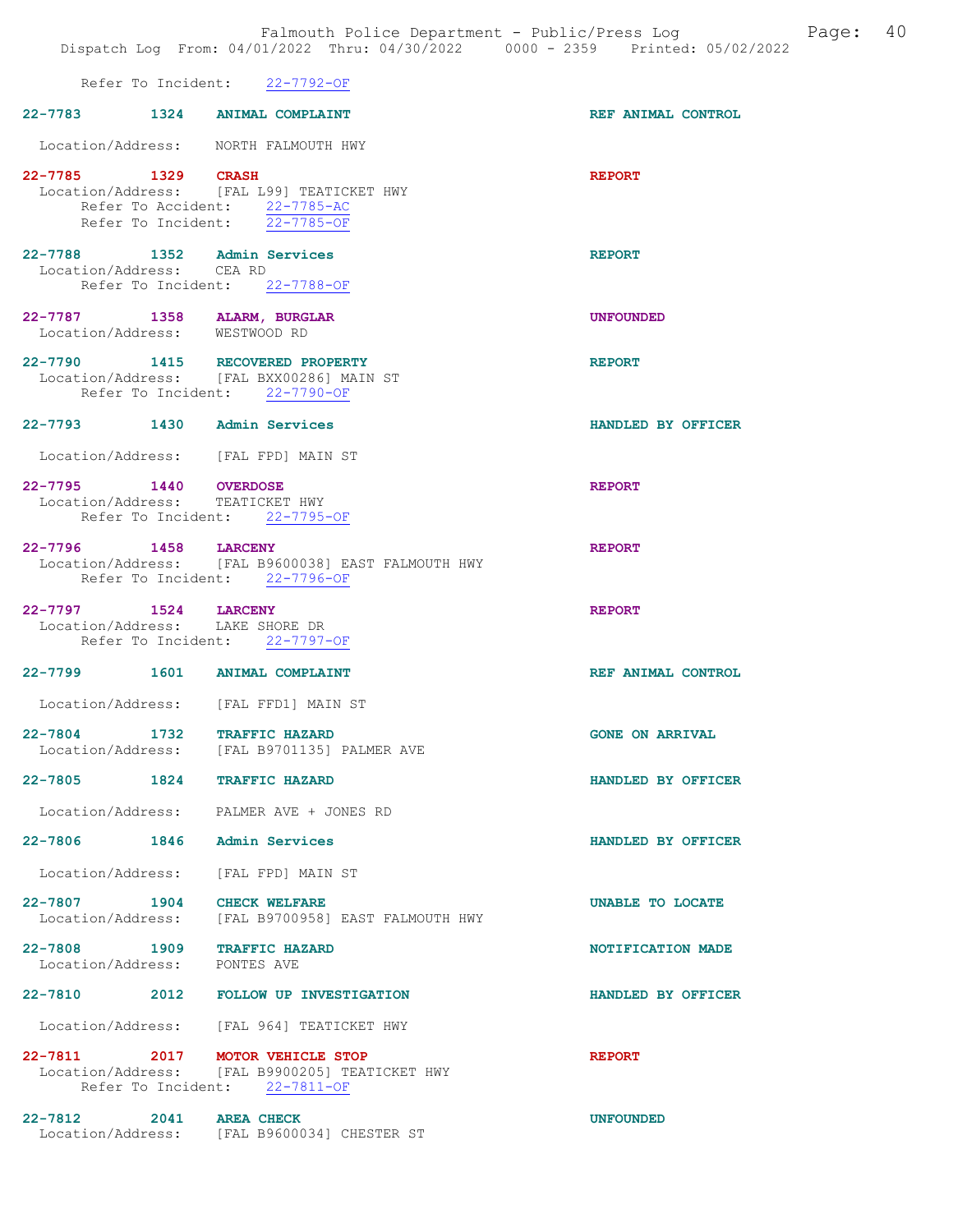Refer To Incident: 22-7792-OF

**22-7783 1324 ANIMAL COMPLAINT** REF ANIMAL CONTROL

Location/Address: NORTH FALMOUTH HWY

**22-7785 1329 CRASH** REPORT
Location/Address: [FAL L99] TEATICKET HWY
Refer To Accident: 22-7785-AC
Refer To Incident: 22-7785-OF

**22-7788 1352 Admin Services** REPORT
Location/Address: CEA RD
Refer To Incident: 22-7788-OF

**22-7787 1358 ALARM, BURGLAR** UNFOUNDED
Location/Address: WESTWOOD RD

**22-7790 1415 RECOVERED PROPERTY** REPORT
Location/Address: [FAL BXX00286] MAIN ST
Refer To Incident: 22-7790-OF

**22-7793 1430 Admin Services** HANDLED BY OFFICER

Location/Address: [FAL FPD] MAIN ST

**22-7795 1440 OVERDOSE** REPORT
Location/Address: TEATICKET HWY
Refer To Incident: 22-7795-OF

**22-7796 1458 LARCENY** REPORT
Location/Address: [FAL B9600038] EAST FALMOUTH HWY
Refer To Incident: 22-7796-OF

**22-7797 1524 LARCENY** REPORT
Location/Address: LAKE SHORE DR
Refer To Incident: 22-7797-OF

**22-7799 1601 ANIMAL COMPLAINT** REF ANIMAL CONTROL

Location/Address: [FAL FFD1] MAIN ST

**22-7804 1732 TRAFFIC HAZARD** GONE ON ARRIVAL
Location/Address: [FAL B9701135] PALMER AVE

**22-7805 1824 TRAFFIC HAZARD** HANDLED BY OFFICER

Location/Address: PALMER AVE + JONES RD

**22-7806 1846 Admin Services** HANDLED BY OFFICER

Location/Address: [FAL FPD] MAIN ST

**22-7807 1904 CHECK WELFARE** UNABLE TO LOCATE
Location/Address: [FAL B9700958] EAST FALMOUTH HWY

**22-7808 1909 TRAFFIC HAZARD** NOTIFICATION MADE
Location/Address: PONTES AVE

**22-7810 2012 FOLLOW UP INVESTIGATION** HANDLED BY OFFICER

Location/Address: [FAL 964] TEATICKET HWY

**22-7811 2017 MOTOR VEHICLE STOP** REPORT
Location/Address: [FAL B9900205] TEATICKET HWY
Refer To Incident: 22-7811-OF

**22-7812 2041 AREA CHECK** UNFOUNDED
Location/Address: [FAL B9600034] CHESTER ST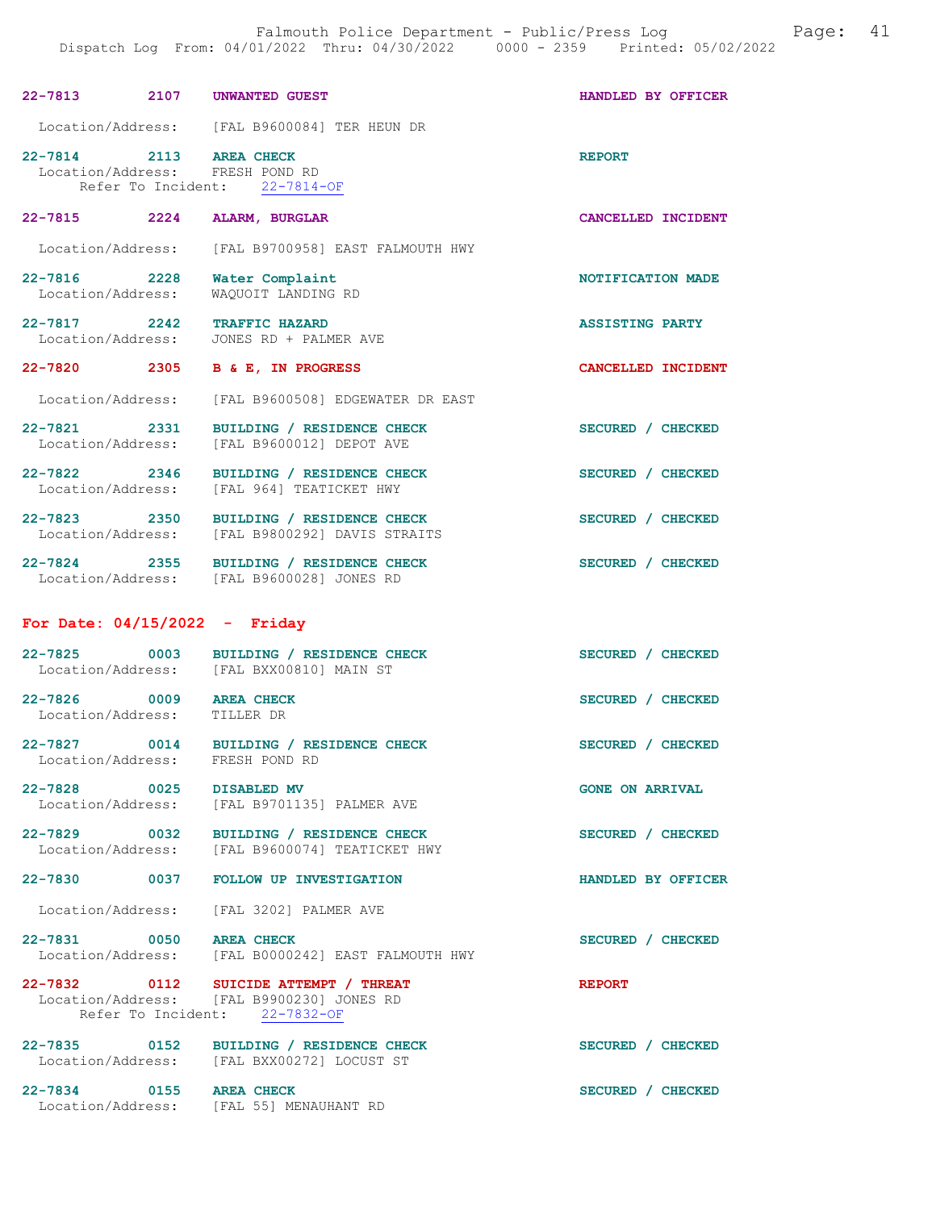22-7813 2107 UNWANTED GUEST HANDLED BY OFFICER

Location/Address: [FAL B9600084] TER HEUN DR

22-7814 2113 AREA CHECK REPORT
Location/Address: FRESH POND RD
Refer To Incident: 22-7814-OF

22-7815 2224 ALARM, BURGLAR CANCELLED INCIDENT

Location/Address: [FAL B9700958] EAST FALMOUTH HWY

22-7816 2228 Water Complaint NOTIFICATION MADE
Location/Address: WAQUOIT LANDING RD

22-7817 2242 TRAFFIC HAZARD ASSISTING PARTY
Location/Address: JONES RD + PALMER AVE

22-7820 2305 B & E, IN PROGRESS CANCELLED INCIDENT

Location/Address: [FAL B9600508] EDGEWATER DR EAST

22-7821 2331 BUILDING / RESIDENCE CHECK SECURED / CHECKED
Location/Address: [FAL B9600012] DEPOT AVE

22-7822 2346 BUILDING / RESIDENCE CHECK SECURED / CHECKED
Location/Address: [FAL 964] TEATICKET HWY

22-7823 2350 BUILDING / RESIDENCE CHECK SECURED / CHECKED
Location/Address: [FAL B9800292] DAVIS STRAITS

22-7824 2355 BUILDING / RESIDENCE CHECK SECURED / CHECKED
Location/Address: [FAL B9600028] JONES RD

**For Date: 04/15/2022 - Friday**

22-7825 0003 BUILDING / RESIDENCE CHECK SECURED / CHECKED
Location/Address: [FAL BXX00810] MAIN ST

22-7826 0009 AREA CHECK SECURED / CHECKED
Location/Address: TILLER DR

22-7827 0014 BUILDING / RESIDENCE CHECK SECURED / CHECKED
Location/Address: FRESH POND RD

22-7828 0025 DISABLED MV GONE ON ARRIVAL
Location/Address: [FAL B9701135] PALMER AVE

22-7829 0032 BUILDING / RESIDENCE CHECK SECURED / CHECKED
Location/Address: [FAL B9600074] TEATICKET HWY

22-7830 0037 FOLLOW UP INVESTIGATION HANDLED BY OFFICER

Location/Address: [FAL 3202] PALMER AVE

22-7831 0050 AREA CHECK SECURED / CHECKED
Location/Address: [FAL B0000242] EAST FALMOUTH HWY

22-7832 0112 SUICIDE ATTEMPT / THREAT REPORT
Location/Address: [FAL B9900230] JONES RD
Refer To Incident: 22-7832-OF

22-7835 0152 BUILDING / RESIDENCE CHECK SECURED / CHECKED
Location/Address: [FAL BXX00272] LOCUST ST

22-7834 0155 AREA CHECK SECURED / CHECKED
Location/Address: [FAL 55] MENAUHANT RD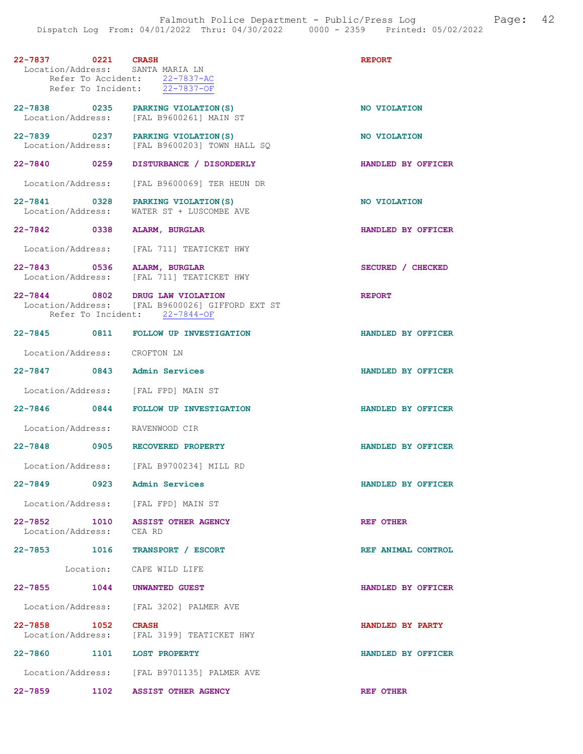**22-7837** 0221 **CRASH** — **REPORT**
Location/Address: SANTA MARIA LN
Refer To Accident: 22-7837-AC
Refer To Incident: 22-7837-OF

**22-7838** 0235 **PARKING VIOLATION(S)** — **NO VIOLATION**
Location/Address: [FAL B9600261] MAIN ST

**22-7839** 0237 **PARKING VIOLATION(S)** — **NO VIOLATION**
Location/Address: [FAL B9600203] TOWN HALL SQ

**22-7840** 0259 **DISTURBANCE / DISORDERLY** — **HANDLED BY OFFICER**
Location/Address: [FAL B9600069] TER HEUN DR

**22-7841** 0328 **PARKING VIOLATION(S)** — **NO VIOLATION**
Location/Address: WATER ST + LUSCOMBE AVE

**22-7842** 0338 **ALARM, BURGLAR** — **HANDLED BY OFFICER**
Location/Address: [FAL 711] TEATICKET HWY

**22-7843** 0536 **ALARM, BURGLAR** — **SECURED / CHECKED**
Location/Address: [FAL 711] TEATICKET HWY

**22-7844** 0802 **DRUG LAW VIOLATION** — **REPORT**
Location/Address: [FAL B9600026] GIFFORD EXT ST
Refer To Incident: 22-7844-OF

**22-7845** 0811 **FOLLOW UP INVESTIGATION** — **HANDLED BY OFFICER**
Location/Address: CROFTON LN

**22-7847** 0843 **Admin Services** — **HANDLED BY OFFICER**
Location/Address: [FAL FPD] MAIN ST

**22-7846** 0844 **FOLLOW UP INVESTIGATION** — **HANDLED BY OFFICER**
Location/Address: RAVENWOOD CIR

**22-7848** 0905 **RECOVERED PROPERTY** — **HANDLED BY OFFICER**
Location/Address: [FAL B9700234] MILL RD

**22-7849** 0923 **Admin Services** — **HANDLED BY OFFICER**
Location/Address: [FAL FPD] MAIN ST

**22-7852** 1010 **ASSIST OTHER AGENCY** — **REF OTHER**
Location/Address: CEA RD

**22-7853** 1016 **TRANSPORT / ESCORT** — **REF ANIMAL CONTROL**
Location: CAPE WILD LIFE

**22-7855** 1044 **UNWANTED GUEST** — **HANDLED BY OFFICER**
Location/Address: [FAL 3202] PALMER AVE

**22-7858** 1052 **CRASH** — **HANDLED BY PARTY**
Location/Address: [FAL 3199] TEATICKET HWY

**22-7860** 1101 **LOST PROPERTY** — **HANDLED BY OFFICER**
Location/Address: [FAL B9701135] PALMER AVE

**22-7859** 1102 **ASSIST OTHER AGENCY** — **REF OTHER**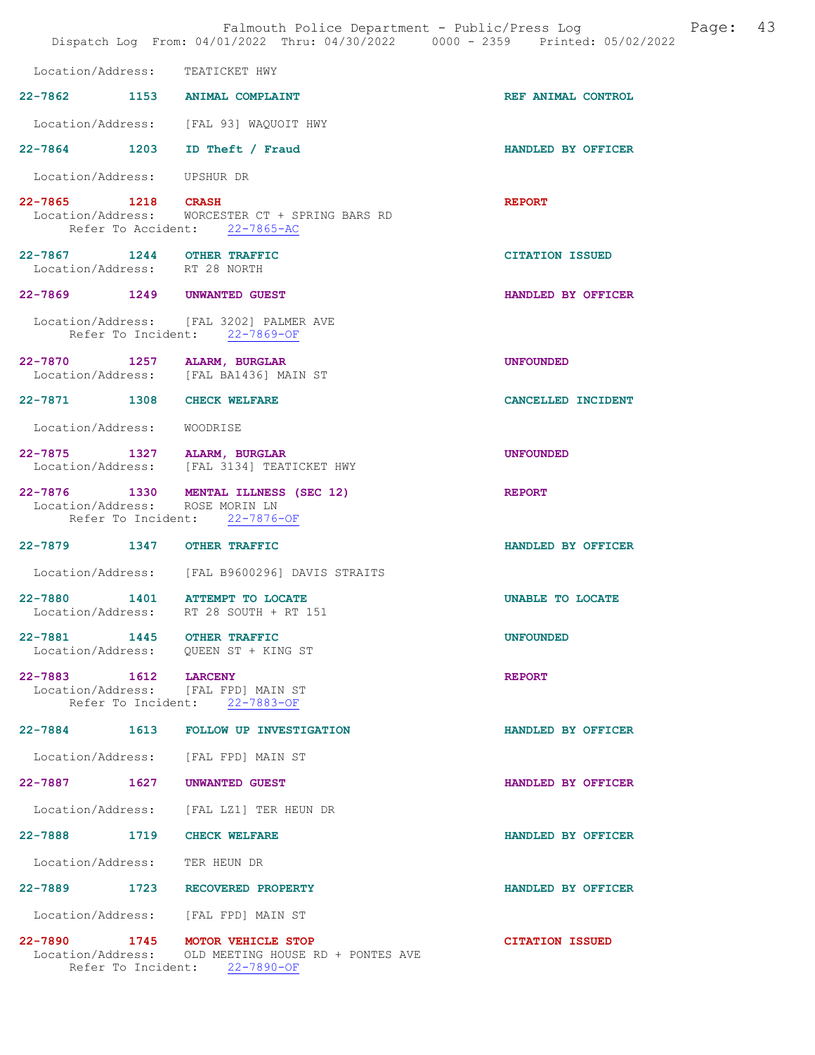Location/Address: TEATICKET HWY

**22-7862** 1153 **ANIMAL COMPLAINT** REF ANIMAL CONTROL

Location/Address: [FAL 93] WAQUOIT HWY

**22-7864** 1203 **ID Theft / Fraud** HANDLED BY OFFICER

Location/Address: UPSHUR DR

**22-7865** 1218 **CRASH** REPORT
Location/Address: WORCESTER CT + SPRING BARS RD
Refer To Accident: 22-7865-AC

**22-7867** 1244 **OTHER TRAFFIC** CITATION ISSUED
Location/Address: RT 28 NORTH

**22-7869** 1249 **UNWANTED GUEST** HANDLED BY OFFICER

Location/Address: [FAL 3202] PALMER AVE
Refer To Incident: 22-7869-OF

**22-7870** 1257 **ALARM, BURGLAR** UNFOUNDED
Location/Address: [FAL BA1436] MAIN ST

**22-7871** 1308 **CHECK WELFARE** CANCELLED INCIDENT

Location/Address: WOODRISE

**22-7875** 1327 **ALARM, BURGLAR** UNFOUNDED
Location/Address: [FAL 3134] TEATICKET HWY

**22-7876** 1330 **MENTAL ILLNESS (SEC 12)** REPORT
Location/Address: ROSE MORIN LN
Refer To Incident: 22-7876-OF

**22-7879** 1347 **OTHER TRAFFIC** HANDLED BY OFFICER

Location/Address: [FAL B9600296] DAVIS STRAITS

**22-7880** 1401 **ATTEMPT TO LOCATE** UNABLE TO LOCATE
Location/Address: RT 28 SOUTH + RT 151

**22-7881** 1445 **OTHER TRAFFIC** UNFOUNDED
Location/Address: QUEEN ST + KING ST

**22-7883** 1612 **LARCENY** REPORT
Location/Address: [FAL FPD] MAIN ST
Refer To Incident: 22-7883-OF

**22-7884** 1613 **FOLLOW UP INVESTIGATION** HANDLED BY OFFICER

Location/Address: [FAL FPD] MAIN ST

**22-7887** 1627 **UNWANTED GUEST** HANDLED BY OFFICER

Location/Address: [FAL LZ1] TER HEUN DR

**22-7888** 1719 **CHECK WELFARE** HANDLED BY OFFICER

Location/Address: TER HEUN DR

**22-7889** 1723 **RECOVERED PROPERTY** HANDLED BY OFFICER

Location/Address: [FAL FPD] MAIN ST

**22-7890** 1745 **MOTOR VEHICLE STOP** CITATION ISSUED
Location/Address: OLD MEETING HOUSE RD + PONTES AVE
Refer To Incident: 22-7890-OF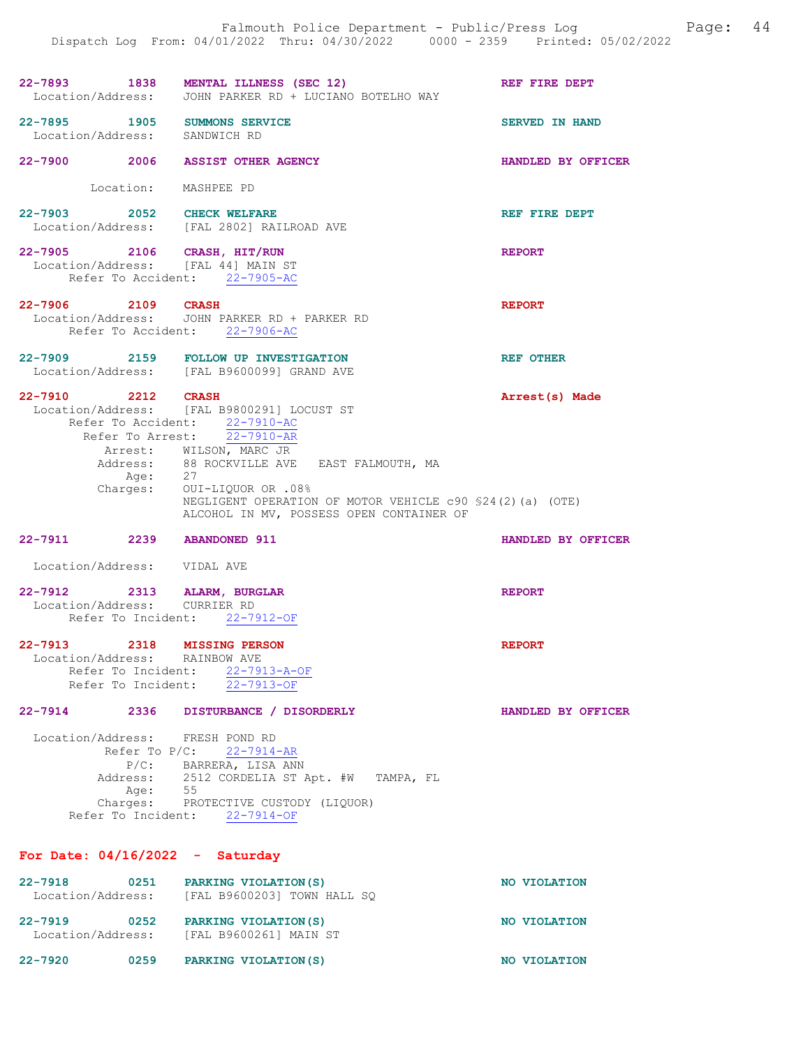**22-7893 1838 MENTAL ILLNESS (SEC 12)** — REF FIRE DEPT
Location/Address: JOHN PARKER RD + LUCIANO BOTELHO WAY

**22-7895 1905 SUMMONS SERVICE** — SERVED IN HAND
Location/Address: SANDWICH RD

**22-7900 2006 ASSIST OTHER AGENCY** — HANDLED BY OFFICER
Location: MASHPEE PD

**22-7903 2052 CHECK WELFARE** — REF FIRE DEPT
Location/Address: [FAL 2802] RAILROAD AVE

**22-7905 2106 CRASH, HIT/RUN** — REPORT
Location/Address: [FAL 44] MAIN ST
Refer To Accident: 22-7905-AC

**22-7906 2109 CRASH** — REPORT
Location/Address: JOHN PARKER RD + PARKER RD
Refer To Accident: 22-7906-AC

**22-7909 2159 FOLLOW UP INVESTIGATION** — REF OTHER
Location/Address: [FAL B9600099] GRAND AVE

**22-7910 2212 CRASH** — Arrest(s) Made
Location/Address: [FAL B9800291] LOCUST ST
Refer To Accident: 22-7910-AC
Refer To Arrest: 22-7910-AR
Arrest: WILSON, MARC JR
Address: 88 ROCKVILLE AVE EAST FALMOUTH, MA
Age: 27
Charges: OUI-LIQUOR OR .08%
NEGLIGENT OPERATION OF MOTOR VEHICLE c90 §24(2)(a) (OTE)
ALCOHOL IN MV, POSSESS OPEN CONTAINER OF

**22-7911 2239 ABANDONED 911** — HANDLED BY OFFICER
Location/Address: VIDAL AVE

**22-7912 2313 ALARM, BURGLAR** — REPORT
Location/Address: CURRIER RD
Refer To Incident: 22-7912-OF

**22-7913 2318 MISSING PERSON** — REPORT
Location/Address: RAINBOW AVE
Refer To Incident: 22-7913-A-OF
Refer To Incident: 22-7913-OF

**22-7914 2336 DISTURBANCE / DISORDERLY** — HANDLED BY OFFICER
Location/Address: FRESH POND RD
Refer To P/C: 22-7914-AR
P/C: BARRERA, LISA ANN
Address: 2512 CORDELIA ST Apt. #W TAMPA, FL
Age: 55
Charges: PROTECTIVE CUSTODY (LIQUOR)
Refer To Incident: 22-7914-OF

## For Date: 04/16/2022 - Saturday

**22-7918 0251 PARKING VIOLATION(S)** — NO VIOLATION
Location/Address: [FAL B9600203] TOWN HALL SQ

**22-7919 0252 PARKING VIOLATION(S)** — NO VIOLATION
Location/Address: [FAL B9600261] MAIN ST

**22-7920 0259 PARKING VIOLATION(S)** — NO VIOLATION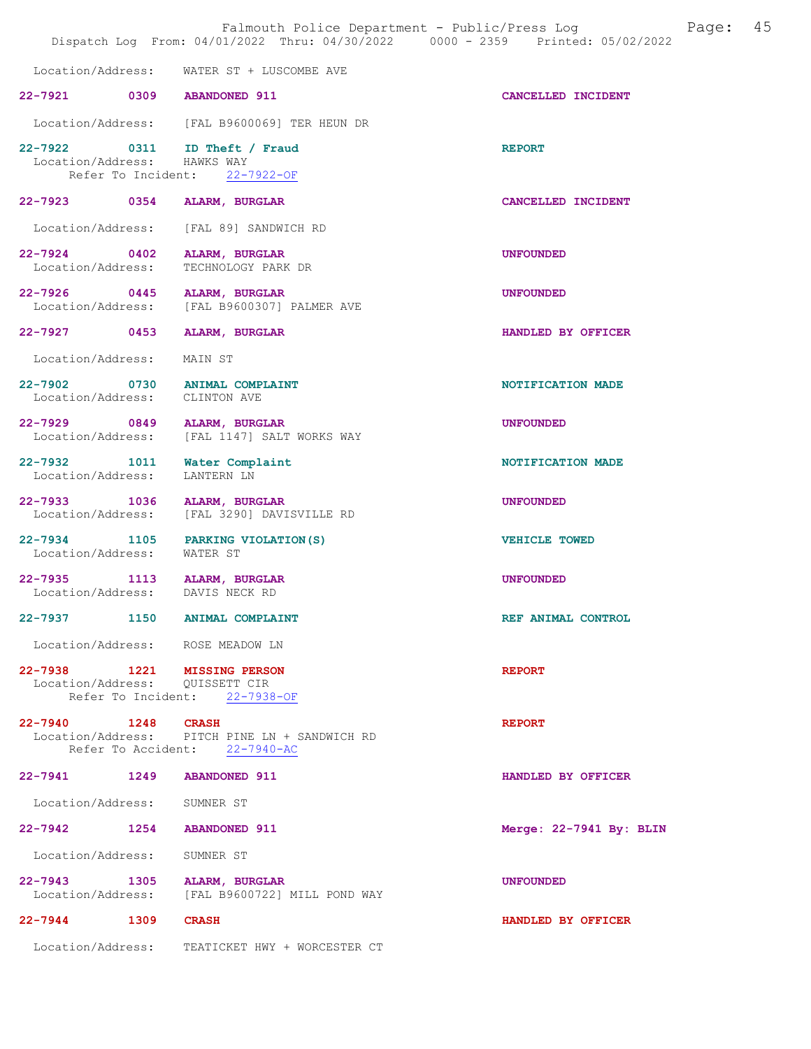Location/Address: WATER ST + LUSCOMBE AVE

**22-7921** 0309 **ABANDONED 911** — CANCELLED INCIDENT
Location/Address: [FAL B9600069] TER HEUN DR

**22-7922** 0311 **ID Theft / Fraud** — REPORT
Location/Address: HAWKS WAY
Refer To Incident: 22-7922-OF

**22-7923** 0354 **ALARM, BURGLAR** — CANCELLED INCIDENT
Location/Address: [FAL 89] SANDWICH RD

**22-7924** 0402 **ALARM, BURGLAR** — UNFOUNDED
Location/Address: TECHNOLOGY PARK DR

**22-7926** 0445 **ALARM, BURGLAR** — UNFOUNDED
Location/Address: [FAL B9600307] PALMER AVE

**22-7927** 0453 **ALARM, BURGLAR** — HANDLED BY OFFICER
Location/Address: MAIN ST

**22-7902** 0730 **ANIMAL COMPLAINT** — NOTIFICATION MADE
Location/Address: CLINTON AVE

**22-7929** 0849 **ALARM, BURGLAR** — UNFOUNDED
Location/Address: [FAL 1147] SALT WORKS WAY

**22-7932** 1011 **Water Complaint** — NOTIFICATION MADE
Location/Address: LANTERN LN

**22-7933** 1036 **ALARM, BURGLAR** — UNFOUNDED
Location/Address: [FAL 3290] DAVISVILLE RD

**22-7934** 1105 **PARKING VIOLATION(S)** — VEHICLE TOWED
Location/Address: WATER ST

**22-7935** 1113 **ALARM, BURGLAR** — UNFOUNDED
Location/Address: DAVIS NECK RD

**22-7937** 1150 **ANIMAL COMPLAINT** — REF ANIMAL CONTROL
Location/Address: ROSE MEADOW LN

**22-7938** 1221 **MISSING PERSON** — REPORT
Location/Address: QUISSETT CIR
Refer To Incident: 22-7938-OF

**22-7940** 1248 **CRASH** — REPORT
Location/Address: PITCH PINE LN + SANDWICH RD
Refer To Accident: 22-7940-AC

**22-7941** 1249 **ABANDONED 911** — HANDLED BY OFFICER
Location/Address: SUMNER ST

**22-7942** 1254 **ABANDONED 911** — Merge: 22-7941 By: BLIN
Location/Address: SUMNER ST

**22-7943** 1305 **ALARM, BURGLAR** — UNFOUNDED
Location/Address: [FAL B9600722] MILL POND WAY

**22-7944** 1309 **CRASH** — HANDLED BY OFFICER
Location/Address: TEATICKET HWY + WORCESTER CT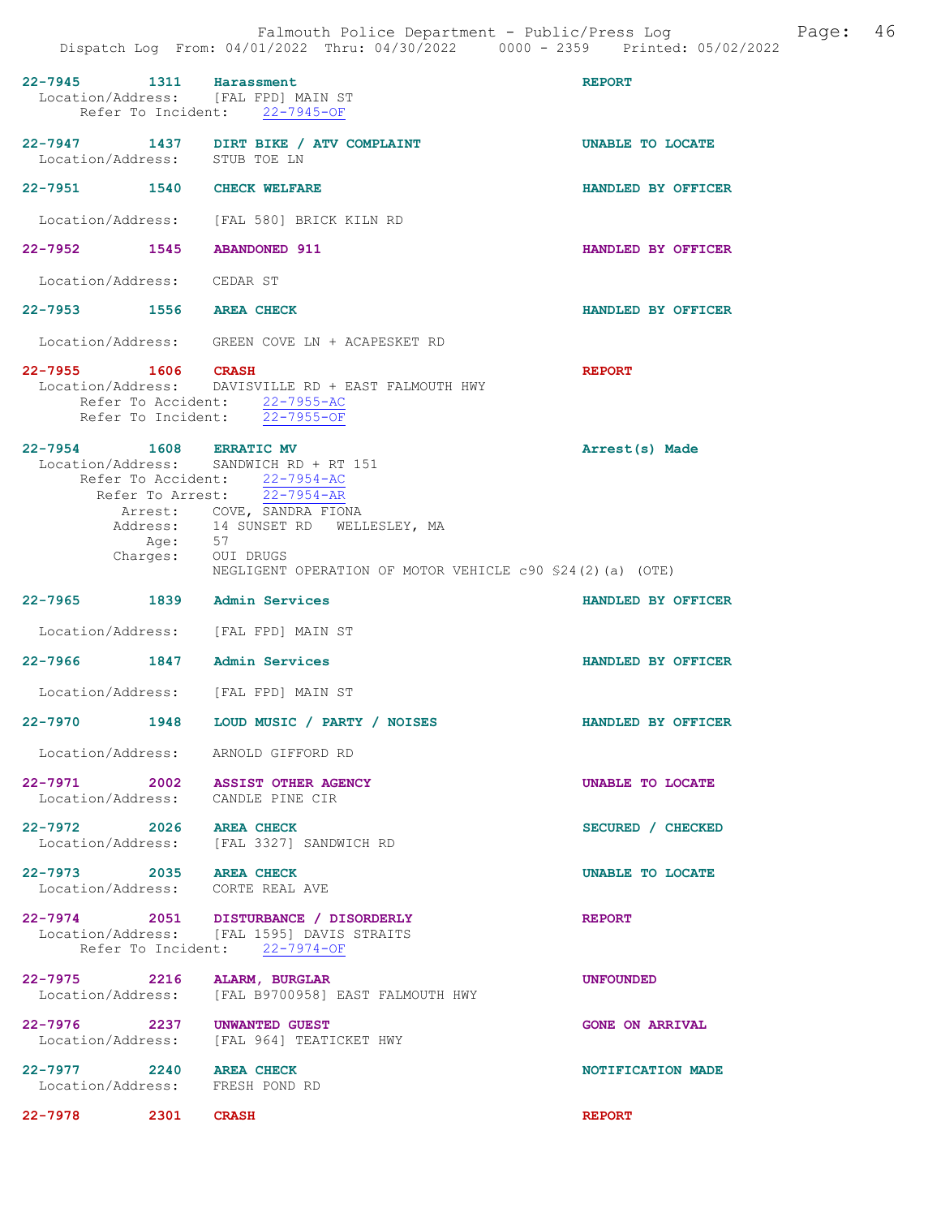22-7945 1311 **Harassment** REPORT
Location/Address: [FAL FPD] MAIN ST
Refer To Incident: 22-7945-OF

22-7947 1437 **DIRT BIKE / ATV COMPLAINT** UNABLE TO LOCATE
Location/Address: STUB TOE LN

22-7951 1540 **CHECK WELFARE** HANDLED BY OFFICER
Location/Address: [FAL 580] BRICK KILN RD

22-7952 1545 **ABANDONED 911** HANDLED BY OFFICER
Location/Address: CEDAR ST

22-7953 1556 **AREA CHECK** HANDLED BY OFFICER
Location/Address: GREEN COVE LN + ACAPESKET RD

22-7955 1606 **CRASH** REPORT
Location/Address: DAVISVILLE RD + EAST FALMOUTH HWY
Refer To Accident: 22-7955-AC
Refer To Incident: 22-7955-OF

22-7954 1608 **ERRATIC MV** Arrest(s) Made
Location/Address: SANDWICH RD + RT 151
Refer To Accident: 22-7954-AC
Refer To Arrest: 22-7954-AR
Arrest: COVE, SANDRA FIONA
Address: 14 SUNSET RD WELLESLEY, MA
Age: 57
Charges: OUI DRUGS
NEGLIGENT OPERATION OF MOTOR VEHICLE c90 §24(2)(a) (OTE)

22-7965 1839 **Admin Services** HANDLED BY OFFICER
Location/Address: [FAL FPD] MAIN ST

22-7966 1847 **Admin Services** HANDLED BY OFFICER
Location/Address: [FAL FPD] MAIN ST

22-7970 1948 **LOUD MUSIC / PARTY / NOISES** HANDLED BY OFFICER
Location/Address: ARNOLD GIFFORD RD

22-7971 2002 **ASSIST OTHER AGENCY** UNABLE TO LOCATE
Location/Address: CANDLE PINE CIR

22-7972 2026 **AREA CHECK** SECURED / CHECKED
Location/Address: [FAL 3327] SANDWICH RD

22-7973 2035 **AREA CHECK** UNABLE TO LOCATE
Location/Address: CORTE REAL AVE

22-7974 2051 **DISTURBANCE / DISORDERLY** REPORT
Location/Address: [FAL 1595] DAVIS STRAITS
Refer To Incident: 22-7974-OF

22-7975 2216 **ALARM, BURGLAR** UNFOUNDED
Location/Address: [FAL B9700958] EAST FALMOUTH HWY

22-7976 2237 **UNWANTED GUEST** GONE ON ARRIVAL
Location/Address: [FAL 964] TEATICKET HWY

22-7977 2240 **AREA CHECK** NOTIFICATION MADE
Location/Address: FRESH POND RD

22-7978 2301 **CRASH** REPORT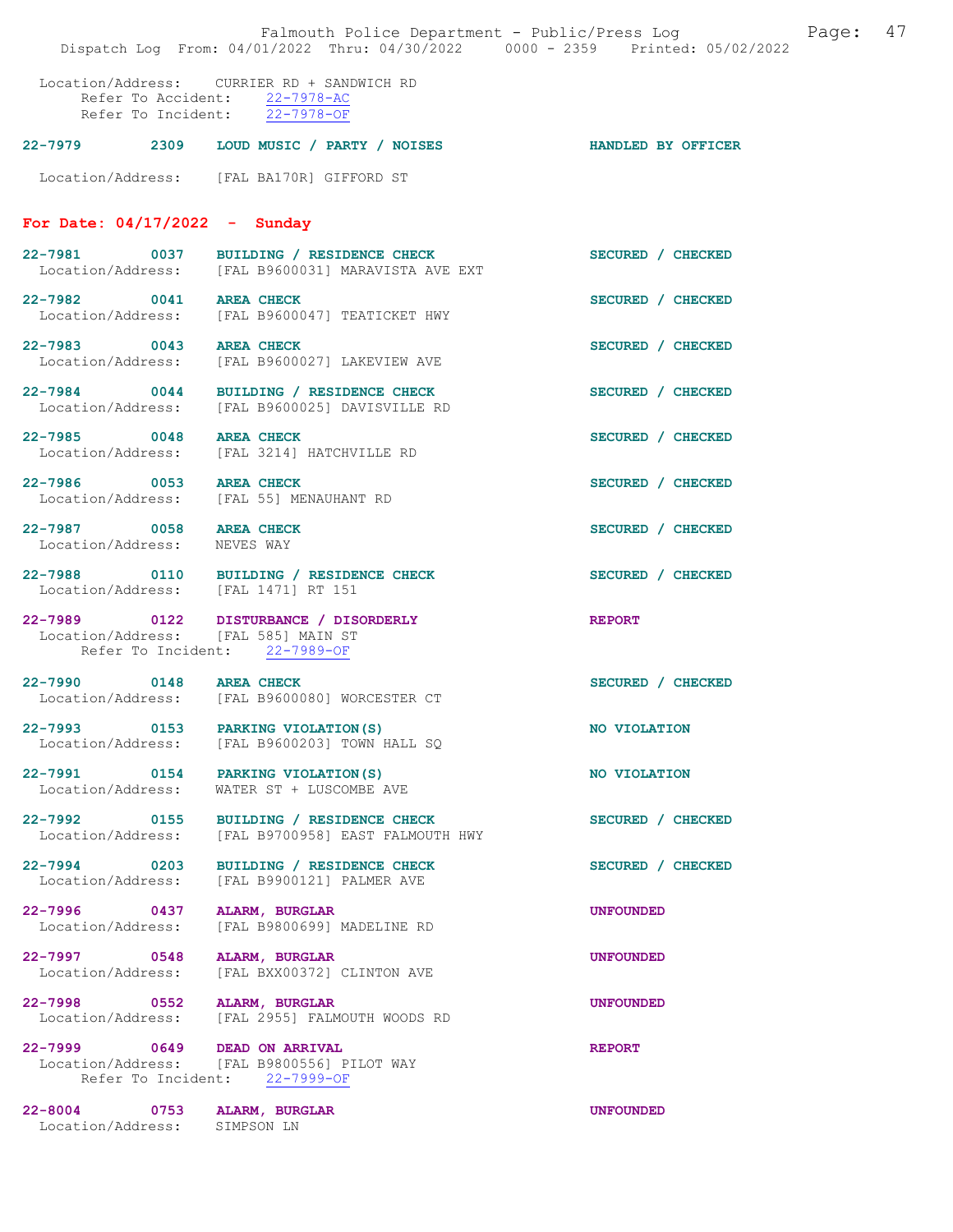Location/Address: CURRIER RD + SANDWICH RD
Refer To Accident: 22-7978-AC
Refer To Incident: 22-7978-OF

**22-7979 2309 LOUD MUSIC / PARTY / NOISES** HANDLED BY OFFICER
Location/Address: [FAL BA170R] GIFFORD ST

## For Date: 04/17/2022 - Sunday

**22-7981 0037 BUILDING / RESIDENCE CHECK** SECURED / CHECKED
Location/Address: [FAL B9600031] MARAVISTA AVE EXT

**22-7982 0041 AREA CHECK** SECURED / CHECKED
Location/Address: [FAL B9600047] TEATICKET HWY

**22-7983 0043 AREA CHECK** SECURED / CHECKED
Location/Address: [FAL B9600027] LAKEVIEW AVE

**22-7984 0044 BUILDING / RESIDENCE CHECK** SECURED / CHECKED
Location/Address: [FAL B9600025] DAVISVILLE RD

**22-7985 0048 AREA CHECK** SECURED / CHECKED
Location/Address: [FAL 3214] HATCHVILLE RD

**22-7986 0053 AREA CHECK** SECURED / CHECKED
Location/Address: [FAL 55] MENAUHANT RD

**22-7987 0058 AREA CHECK** SECURED / CHECKED
Location/Address: NEVES WAY

**22-7988 0110 BUILDING / RESIDENCE CHECK** SECURED / CHECKED
Location/Address: [FAL 1471] RT 151

**22-7989 0122 DISTURBANCE / DISORDERLY** REPORT
Location/Address: [FAL 585] MAIN ST
Refer To Incident: 22-7989-OF

**22-7990 0148 AREA CHECK** SECURED / CHECKED
Location/Address: [FAL B9600080] WORCESTER CT

**22-7993 0153 PARKING VIOLATION(S)** NO VIOLATION
Location/Address: [FAL B9600203] TOWN HALL SQ

**22-7991 0154 PARKING VIOLATION(S)** NO VIOLATION
Location/Address: WATER ST + LUSCOMBE AVE

**22-7992 0155 BUILDING / RESIDENCE CHECK** SECURED / CHECKED
Location/Address: [FAL B9700958] EAST FALMOUTH HWY

**22-7994 0203 BUILDING / RESIDENCE CHECK** SECURED / CHECKED
Location/Address: [FAL B9900121] PALMER AVE

**22-7996 0437 ALARM, BURGLAR** UNFOUNDED
Location/Address: [FAL B9800699] MADELINE RD

**22-7997 0548 ALARM, BURGLAR** UNFOUNDED
Location/Address: [FAL BXX00372] CLINTON AVE

**22-7998 0552 ALARM, BURGLAR** UNFOUNDED
Location/Address: [FAL 2955] FALMOUTH WOODS RD

**22-7999 0649 DEAD ON ARRIVAL** REPORT
Location/Address: [FAL B9800556] PILOT WAY
Refer To Incident: 22-7999-OF

**22-8004 0753 ALARM, BURGLAR** UNFOUNDED
Location/Address: SIMPSON LN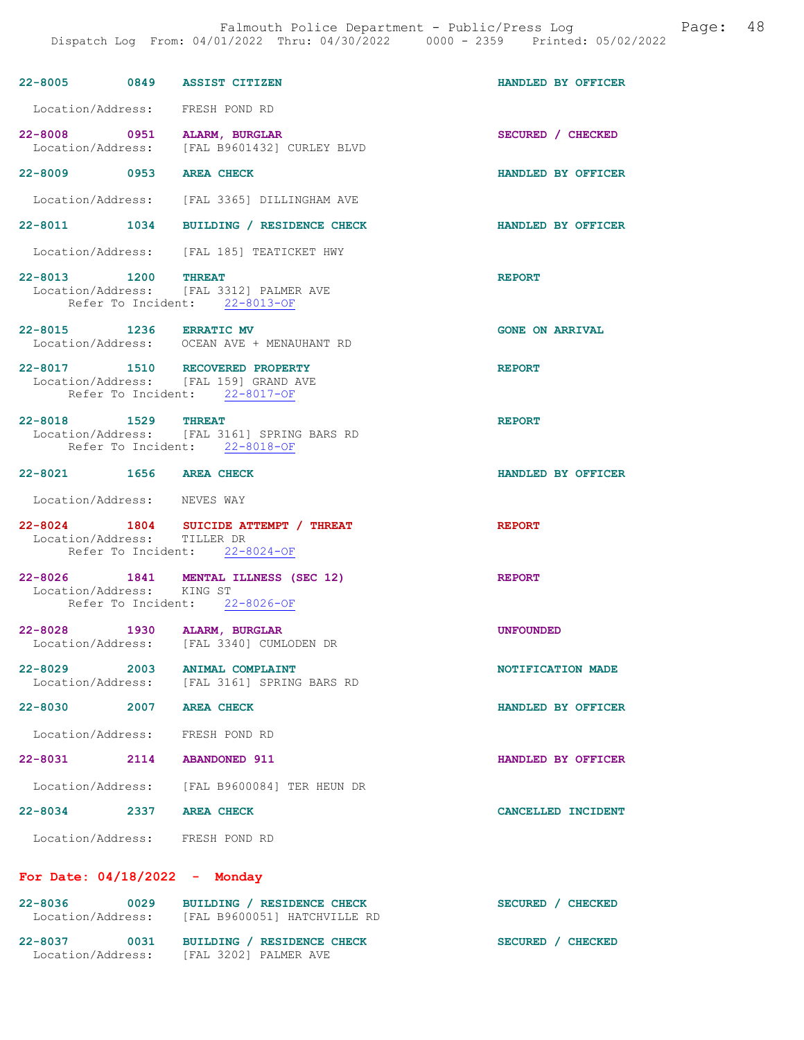22-8005 0849 ASSIST CITIZEN HANDLED BY OFFICER

Location/Address: FRESH POND RD

22-8008 0951 ALARM, BURGLAR SECURED / CHECKED
Location/Address: [FAL B9601432] CURLEY BLVD

22-8009 0953 AREA CHECK HANDLED BY OFFICER

Location/Address: [FAL 3365] DILLINGHAM AVE

22-8011 1034 BUILDING / RESIDENCE CHECK HANDLED BY OFFICER

Location/Address: [FAL 185] TEATICKET HWY

22-8013 1200 THREAT REPORT
Location/Address: [FAL 3312] PALMER AVE
Refer To Incident: 22-8013-OF

22-8015 1236 ERRATIC MV GONE ON ARRIVAL
Location/Address: OCEAN AVE + MENAUHANT RD

22-8017 1510 RECOVERED PROPERTY REPORT
Location/Address: [FAL 159] GRAND AVE
Refer To Incident: 22-8017-OF

22-8018 1529 THREAT REPORT
Location/Address: [FAL 3161] SPRING BARS RD
Refer To Incident: 22-8018-OF

22-8021 1656 AREA CHECK HANDLED BY OFFICER

Location/Address: NEVES WAY

22-8024 1804 SUICIDE ATTEMPT / THREAT REPORT
Location/Address: TILLER DR
Refer To Incident: 22-8024-OF

22-8026 1841 MENTAL ILLNESS (SEC 12) REPORT
Location/Address: KING ST
Refer To Incident: 22-8026-OF

22-8028 1930 ALARM, BURGLAR UNFOUNDED
Location/Address: [FAL 3340] CUMLODEN DR

22-8029 2003 ANIMAL COMPLAINT NOTIFICATION MADE
Location/Address: [FAL 3161] SPRING BARS RD

22-8030 2007 AREA CHECK HANDLED BY OFFICER

Location/Address: FRESH POND RD

22-8031 2114 ABANDONED 911 HANDLED BY OFFICER

Location/Address: [FAL B9600084] TER HEUN DR

22-8034 2337 AREA CHECK CANCELLED INCIDENT

Location/Address: FRESH POND RD

## For Date: 04/18/2022 - Monday

22-8036 0029 BUILDING / RESIDENCE CHECK SECURED / CHECKED
Location/Address: [FAL B9600051] HATCHVILLE RD

22-8037 0031 BUILDING / RESIDENCE CHECK SECURED / CHECKED
Location/Address: [FAL 3202] PALMER AVE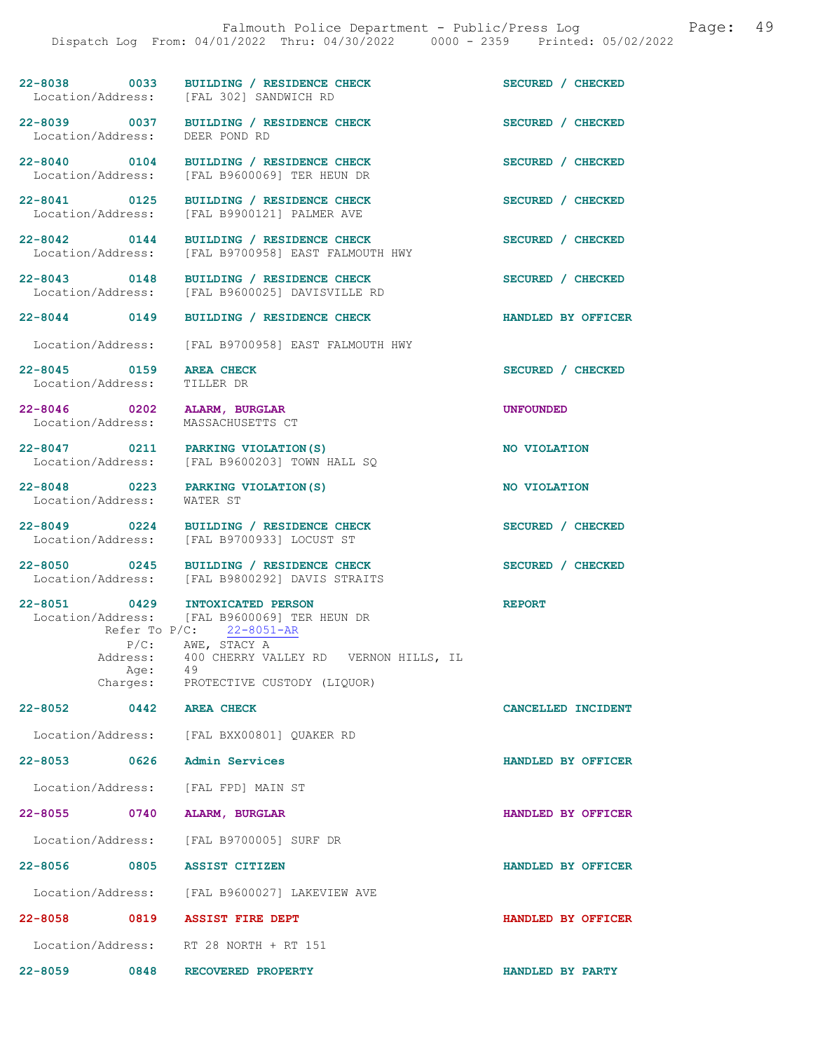22-8038 0033 BUILDING / RESIDENCE CHECK SECURED / CHECKED
Location/Address: [FAL 302] SANDWICH RD

22-8039 0037 BUILDING / RESIDENCE CHECK SECURED / CHECKED
Location/Address: DEER POND RD

22-8040 0104 BUILDING / RESIDENCE CHECK SECURED / CHECKED
Location/Address: [FAL B9600069] TER HEUN DR

22-8041 0125 BUILDING / RESIDENCE CHECK SECURED / CHECKED
Location/Address: [FAL B9900121] PALMER AVE

22-8042 0144 BUILDING / RESIDENCE CHECK SECURED / CHECKED
Location/Address: [FAL B9700958] EAST FALMOUTH HWY

22-8043 0148 BUILDING / RESIDENCE CHECK SECURED / CHECKED
Location/Address: [FAL B9600025] DAVISVILLE RD

22-8044 0149 BUILDING / RESIDENCE CHECK HANDLED BY OFFICER
Location/Address: [FAL B9700958] EAST FALMOUTH HWY

22-8045 0159 AREA CHECK SECURED / CHECKED
Location/Address: TILLER DR

22-8046 0202 ALARM, BURGLAR UNFOUNDED
Location/Address: MASSACHUSETTS CT

22-8047 0211 PARKING VIOLATION(S) NO VIOLATION
Location/Address: [FAL B9600203] TOWN HALL SQ

22-8048 0223 PARKING VIOLATION(S) NO VIOLATION
Location/Address: WATER ST

22-8049 0224 BUILDING / RESIDENCE CHECK SECURED / CHECKED
Location/Address: [FAL B9700933] LOCUST ST

22-8050 0245 BUILDING / RESIDENCE CHECK SECURED / CHECKED
Location/Address: [FAL B9800292] DAVIS STRAITS

22-8051 0429 INTOXICATED PERSON REPORT
Location/Address: [FAL B9600069] TER HEUN DR
Refer To P/C: 22-8051-AR
P/C: AWE, STACY A
Address: 400 CHERRY VALLEY RD VERNON HILLS, IL
Age: 49
Charges: PROTECTIVE CUSTODY (LIQUOR)

22-8052 0442 AREA CHECK CANCELLED INCIDENT
Location/Address: [FAL BXX00801] QUAKER RD

22-8053 0626 Admin Services HANDLED BY OFFICER
Location/Address: [FAL FPD] MAIN ST

22-8055 0740 ALARM, BURGLAR HANDLED BY OFFICER
Location/Address: [FAL B9700005] SURF DR

22-8056 0805 ASSIST CITIZEN HANDLED BY OFFICER
Location/Address: [FAL B9600027] LAKEVIEW AVE

22-8058 0819 ASSIST FIRE DEPT HANDLED BY OFFICER
Location/Address: RT 28 NORTH + RT 151

22-8059 0848 RECOVERED PROPERTY HANDLED BY PARTY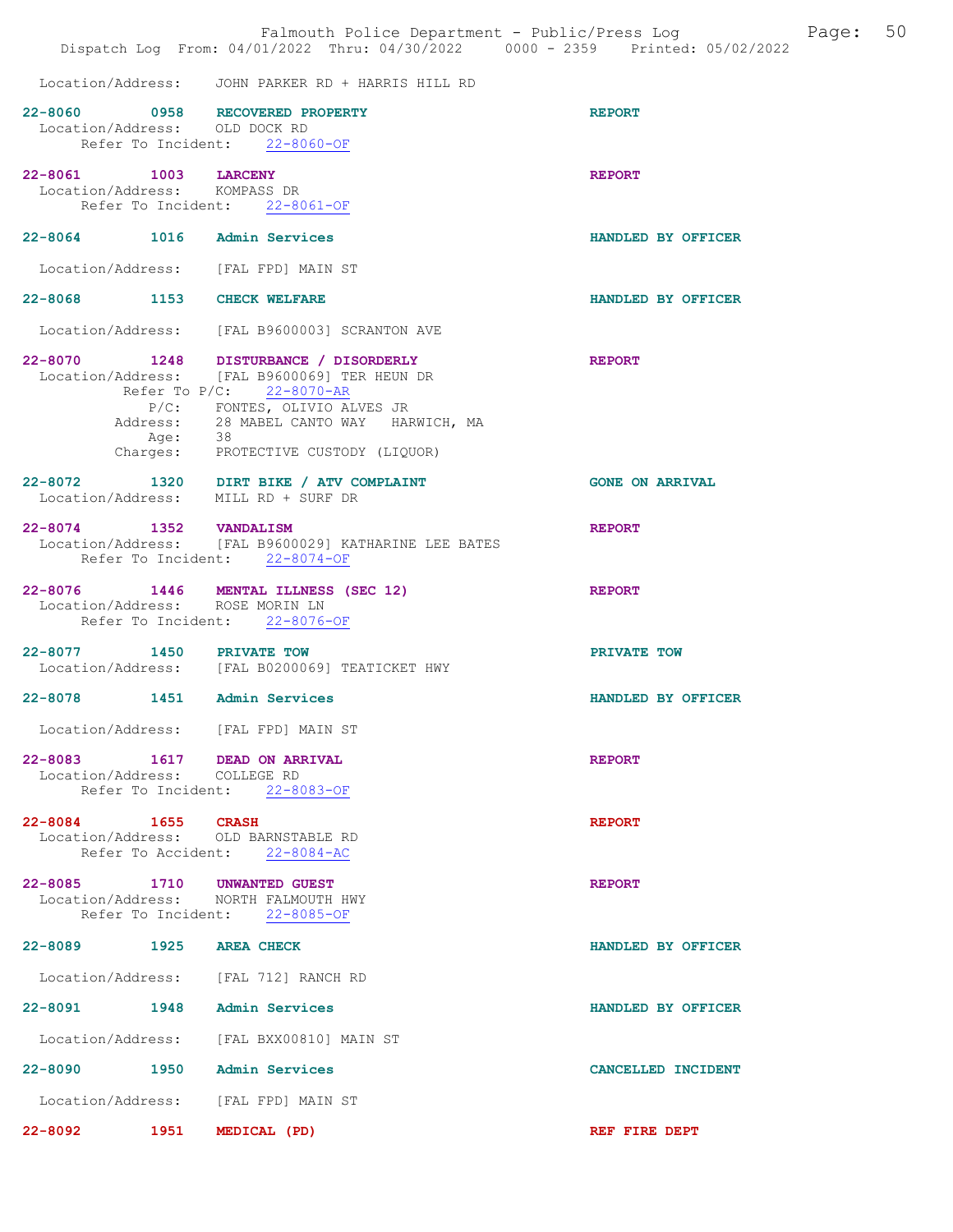Location/Address: JOHN PARKER RD + HARRIS HILL RD

**22-8060 0958 RECOVERED PROPERTY** — REPORT
Location/Address: OLD DOCK RD
Refer To Incident: 22-8060-OF

**22-8061 1003 LARCENY** — REPORT
Location/Address: KOMPASS DR
Refer To Incident: 22-8061-OF

**22-8064 1016 Admin Services** — HANDLED BY OFFICER
Location/Address: [FAL FPD] MAIN ST

**22-8068 1153 CHECK WELFARE** — HANDLED BY OFFICER
Location/Address: [FAL B9600003] SCRANTON AVE

**22-8070 1248 DISTURBANCE / DISORDERLY** — REPORT
Location/Address: [FAL B9600069] TER HEUN DR
Refer To P/C: 22-8070-AR
P/C: FONTES, OLIVIO ALVES JR
Address: 28 MABEL CANTO WAY HARWICH, MA
Age: 38
Charges: PROTECTIVE CUSTODY (LIQUOR)

**22-8072 1320 DIRT BIKE / ATV COMPLAINT** — GONE ON ARRIVAL
Location/Address: MILL RD + SURF DR

**22-8074 1352 VANDALISM** — REPORT
Location/Address: [FAL B9600029] KATHARINE LEE BATES
Refer To Incident: 22-8074-OF

**22-8076 1446 MENTAL ILLNESS (SEC 12)** — REPORT
Location/Address: ROSE MORIN LN
Refer To Incident: 22-8076-OF

**22-8077 1450 PRIVATE TOW** — PRIVATE TOW
Location/Address: [FAL B0200069] TEATICKET HWY

**22-8078 1451 Admin Services** — HANDLED BY OFFICER
Location/Address: [FAL FPD] MAIN ST

**22-8083 1617 DEAD ON ARRIVAL** — REPORT
Location/Address: COLLEGE RD
Refer To Incident: 22-8083-OF

**22-8084 1655 CRASH** — REPORT
Location/Address: OLD BARNSTABLE RD
Refer To Accident: 22-8084-AC

**22-8085 1710 UNWANTED GUEST** — REPORT
Location/Address: NORTH FALMOUTH HWY
Refer To Incident: 22-8085-OF

**22-8089 1925 AREA CHECK** — HANDLED BY OFFICER
Location/Address: [FAL 712] RANCH RD

**22-8091 1948 Admin Services** — HANDLED BY OFFICER
Location/Address: [FAL BXX00810] MAIN ST

**22-8090 1950 Admin Services** — CANCELLED INCIDENT
Location/Address: [FAL FPD] MAIN ST

**22-8092 1951 MEDICAL (PD)** — REF FIRE DEPT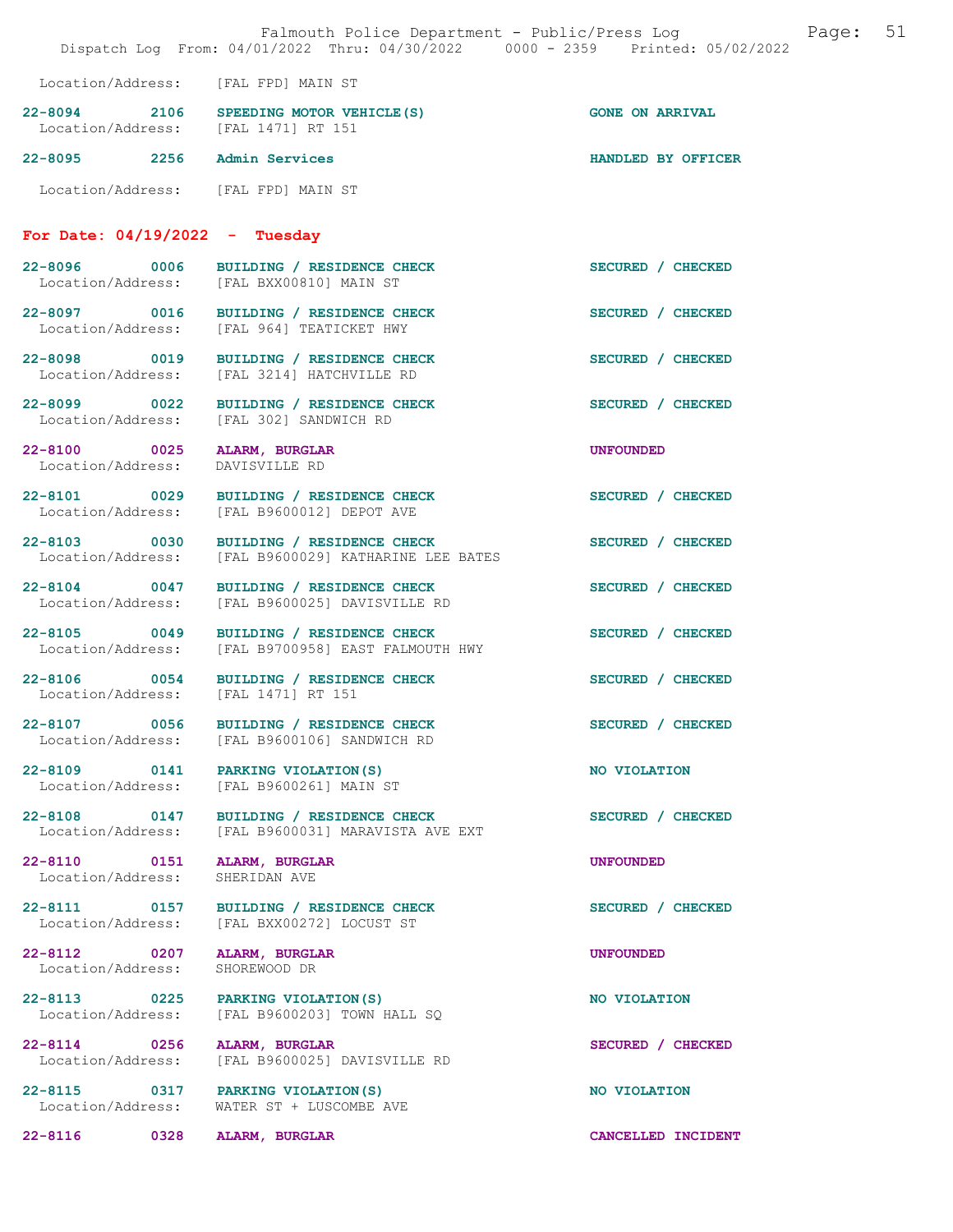Location/Address: [FAL FPD] MAIN ST

22-8094 2106 SPEEDING MOTOR VEHICLE(S) GONE ON ARRIVAL
Location/Address: [FAL 1471] RT 151

22-8095 2256 Admin Services HANDLED BY OFFICER

Location/Address: [FAL FPD] MAIN ST

## For Date: 04/19/2022 - Tuesday

22-8096 0006 BUILDING / RESIDENCE CHECK SECURED / CHECKED
Location/Address: [FAL BXX00810] MAIN ST

22-8097 0016 BUILDING / RESIDENCE CHECK SECURED / CHECKED
Location/Address: [FAL 964] TEATICKET HWY

22-8098 0019 BUILDING / RESIDENCE CHECK SECURED / CHECKED
Location/Address: [FAL 3214] HATCHVILLE RD

22-8099 0022 BUILDING / RESIDENCE CHECK SECURED / CHECKED
Location/Address: [FAL 302] SANDWICH RD

22-8100 0025 ALARM, BURGLAR UNFOUNDED
Location/Address: DAVISVILLE RD

22-8101 0029 BUILDING / RESIDENCE CHECK SECURED / CHECKED
Location/Address: [FAL B9600012] DEPOT AVE

22-8103 0030 BUILDING / RESIDENCE CHECK SECURED / CHECKED
Location/Address: [FAL B9600029] KATHARINE LEE BATES

22-8104 0047 BUILDING / RESIDENCE CHECK SECURED / CHECKED
Location/Address: [FAL B9600025] DAVISVILLE RD

22-8105 0049 BUILDING / RESIDENCE CHECK SECURED / CHECKED
Location/Address: [FAL B9700958] EAST FALMOUTH HWY

22-8106 0054 BUILDING / RESIDENCE CHECK SECURED / CHECKED
Location/Address: [FAL 1471] RT 151

22-8107 0056 BUILDING / RESIDENCE CHECK SECURED / CHECKED
Location/Address: [FAL B9600106] SANDWICH RD

22-8109 0141 PARKING VIOLATION(S) NO VIOLATION
Location/Address: [FAL B9600261] MAIN ST

22-8108 0147 BUILDING / RESIDENCE CHECK SECURED / CHECKED
Location/Address: [FAL B9600031] MARAVISTA AVE EXT

22-8110 0151 ALARM, BURGLAR UNFOUNDED
Location/Address: SHERIDAN AVE

22-8111 0157 BUILDING / RESIDENCE CHECK SECURED / CHECKED
Location/Address: [FAL BXX00272] LOCUST ST

22-8112 0207 ALARM, BURGLAR UNFOUNDED
Location/Address: SHOREWOOD DR

22-8113 0225 PARKING VIOLATION(S) NO VIOLATION
Location/Address: [FAL B9600203] TOWN HALL SQ

22-8114 0256 ALARM, BURGLAR SECURED / CHECKED
Location/Address: [FAL B9600025] DAVISVILLE RD

22-8115 0317 PARKING VIOLATION(S) NO VIOLATION
Location/Address: WATER ST + LUSCOMBE AVE

22-8116 0328 ALARM, BURGLAR CANCELLED INCIDENT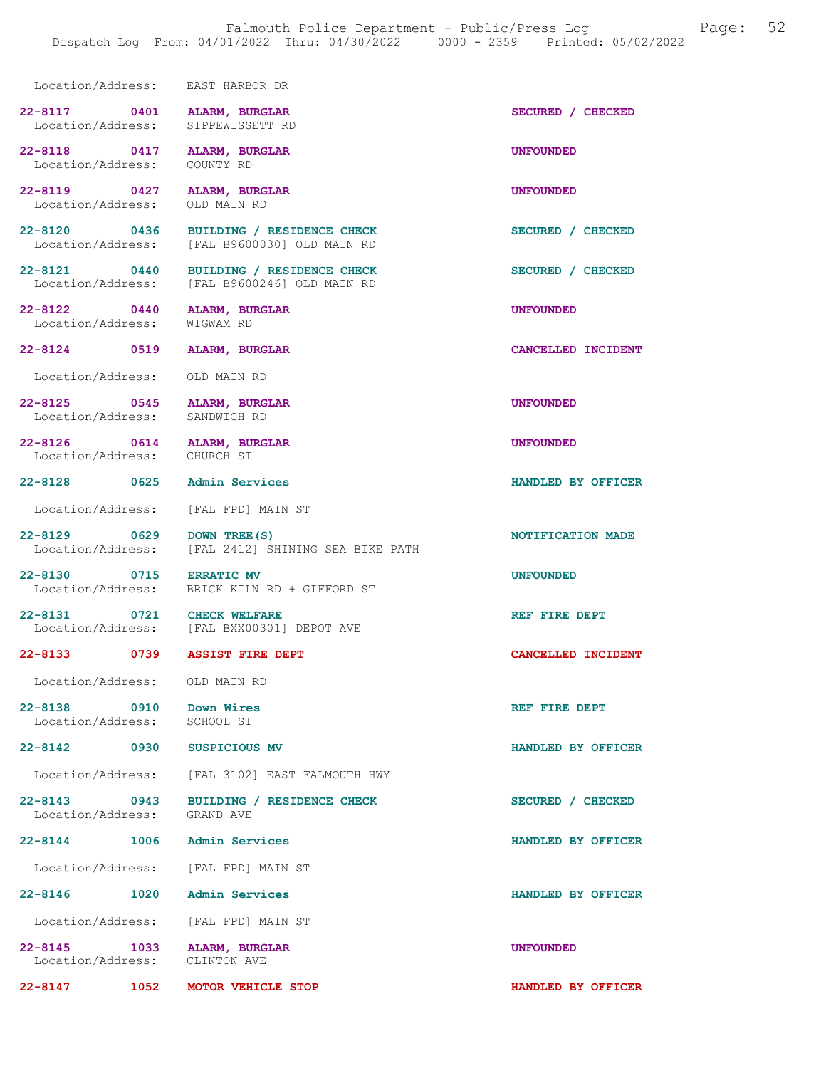Location/Address: EAST HARBOR DR

| Call | Time | Type | Disposition |
|---|---|---|---|
| 22-8117 | 0401 | ALARM, BURGLAR | SECURED / CHECKED |
| Location/Address: | | SIPPEWISSETT RD | |
| 22-8118 | 0417 | ALARM, BURGLAR | UNFOUNDED |
| Location/Address: | | COUNTY RD | |
| 22-8119 | 0427 | ALARM, BURGLAR | UNFOUNDED |
| Location/Address: | | OLD MAIN RD | |
| 22-8120 | 0436 | BUILDING / RESIDENCE CHECK | SECURED / CHECKED |
| Location/Address: | | [FAL B9600030] OLD MAIN RD | |
| 22-8121 | 0440 | BUILDING / RESIDENCE CHECK | SECURED / CHECKED |
| Location/Address: | | [FAL B9600246] OLD MAIN RD | |
| 22-8122 | 0440 | ALARM, BURGLAR | UNFOUNDED |
| Location/Address: | | WIGWAM RD | |
| 22-8124 | 0519 | ALARM, BURGLAR | CANCELLED INCIDENT |
| Location/Address: | | OLD MAIN RD | |
| 22-8125 | 0545 | ALARM, BURGLAR | UNFOUNDED |
| Location/Address: | | SANDWICH RD | |
| 22-8126 | 0614 | ALARM, BURGLAR | UNFOUNDED |
| Location/Address: | | CHURCH ST | |
| 22-8128 | 0625 | Admin Services | HANDLED BY OFFICER |
| Location/Address: | | [FAL FPD] MAIN ST | |
| 22-8129 | 0629 | DOWN TREE(S) | NOTIFICATION MADE |
| Location/Address: | | [FAL 2412] SHINING SEA BIKE PATH | |
| 22-8130 | 0715 | ERRATIC MV | UNFOUNDED |
| Location/Address: | | BRICK KILN RD + GIFFORD ST | |
| 22-8131 | 0721 | CHECK WELFARE | REF FIRE DEPT |
| Location/Address: | | [FAL BXX00301] DEPOT AVE | |
| 22-8133 | 0739 | ASSIST FIRE DEPT | CANCELLED INCIDENT |
| Location/Address: | | OLD MAIN RD | |
| 22-8138 | 0910 | Down Wires | REF FIRE DEPT |
| Location/Address: | | SCHOOL ST | |
| 22-8142 | 0930 | SUSPICIOUS MV | HANDLED BY OFFICER |
| Location/Address: | | [FAL 3102] EAST FALMOUTH HWY | |
| 22-8143 | 0943 | BUILDING / RESIDENCE CHECK | SECURED / CHECKED |
| Location/Address: | | GRAND AVE | |
| 22-8144 | 1006 | Admin Services | HANDLED BY OFFICER |
| Location/Address: | | [FAL FPD] MAIN ST | |
| 22-8146 | 1020 | Admin Services | HANDLED BY OFFICER |
| Location/Address: | | [FAL FPD] MAIN ST | |
| 22-8145 | 1033 | ALARM, BURGLAR | UNFOUNDED |
| Location/Address: | | CLINTON AVE | |
| 22-8147 | 1052 | MOTOR VEHICLE STOP | HANDLED BY OFFICER |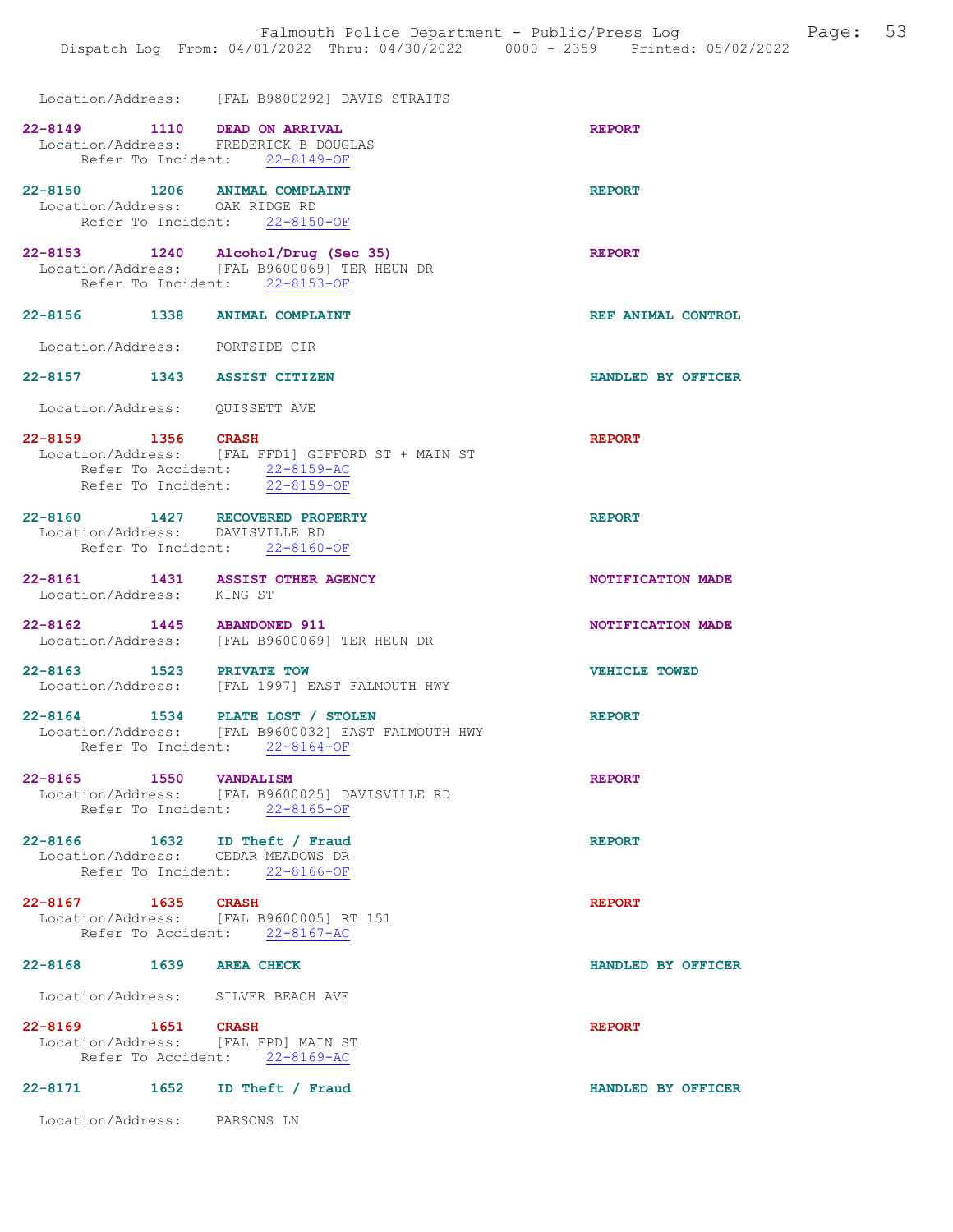Location/Address: [FAL B9800292] DAVIS STRAITS

**22-8149 1110 DEAD ON ARRIVAL** — **REPORT**
Location/Address: FREDERICK B DOUGLAS
Refer To Incident: 22-8149-OF

**22-8150 1206 ANIMAL COMPLAINT** — **REPORT**
Location/Address: OAK RIDGE RD
Refer To Incident: 22-8150-OF

**22-8153 1240 Alcohol/Drug (Sec 35)** — **REPORT**
Location/Address: [FAL B9600069] TER HEUN DR
Refer To Incident: 22-8153-OF

**22-8156 1338 ANIMAL COMPLAINT** — **REF ANIMAL CONTROL**
Location/Address: PORTSIDE CIR

**22-8157 1343 ASSIST CITIZEN** — **HANDLED BY OFFICER**
Location/Address: QUISSETT AVE

**22-8159 1356 CRASH** — **REPORT**
Location/Address: [FAL FFD1] GIFFORD ST + MAIN ST
Refer To Accident: 22-8159-AC
Refer To Incident: 22-8159-OF

**22-8160 1427 RECOVERED PROPERTY** — **REPORT**
Location/Address: DAVISVILLE RD
Refer To Incident: 22-8160-OF

**22-8161 1431 ASSIST OTHER AGENCY** — **NOTIFICATION MADE**
Location/Address: KING ST

**22-8162 1445 ABANDONED 911** — **NOTIFICATION MADE**
Location/Address: [FAL B9600069] TER HEUN DR

**22-8163 1523 PRIVATE TOW** — **VEHICLE TOWED**
Location/Address: [FAL 1997] EAST FALMOUTH HWY

**22-8164 1534 PLATE LOST / STOLEN** — **REPORT**
Location/Address: [FAL B9600032] EAST FALMOUTH HWY
Refer To Incident: 22-8164-OF

**22-8165 1550 VANDALISM** — **REPORT**
Location/Address: [FAL B9600025] DAVISVILLE RD
Refer To Incident: 22-8165-OF

**22-8166 1632 ID Theft / Fraud** — **REPORT**
Location/Address: CEDAR MEADOWS DR
Refer To Incident: 22-8166-OF

**22-8167 1635 CRASH** — **REPORT**
Location/Address: [FAL B9600005] RT 151
Refer To Accident: 22-8167-AC

**22-8168 1639 AREA CHECK** — **HANDLED BY OFFICER**
Location/Address: SILVER BEACH AVE

**22-8169 1651 CRASH** — **REPORT**
Location/Address: [FAL FPD] MAIN ST
Refer To Accident: 22-8169-AC

**22-8171 1652 ID Theft / Fraud** — **HANDLED BY OFFICER**
Location/Address: PARSONS LN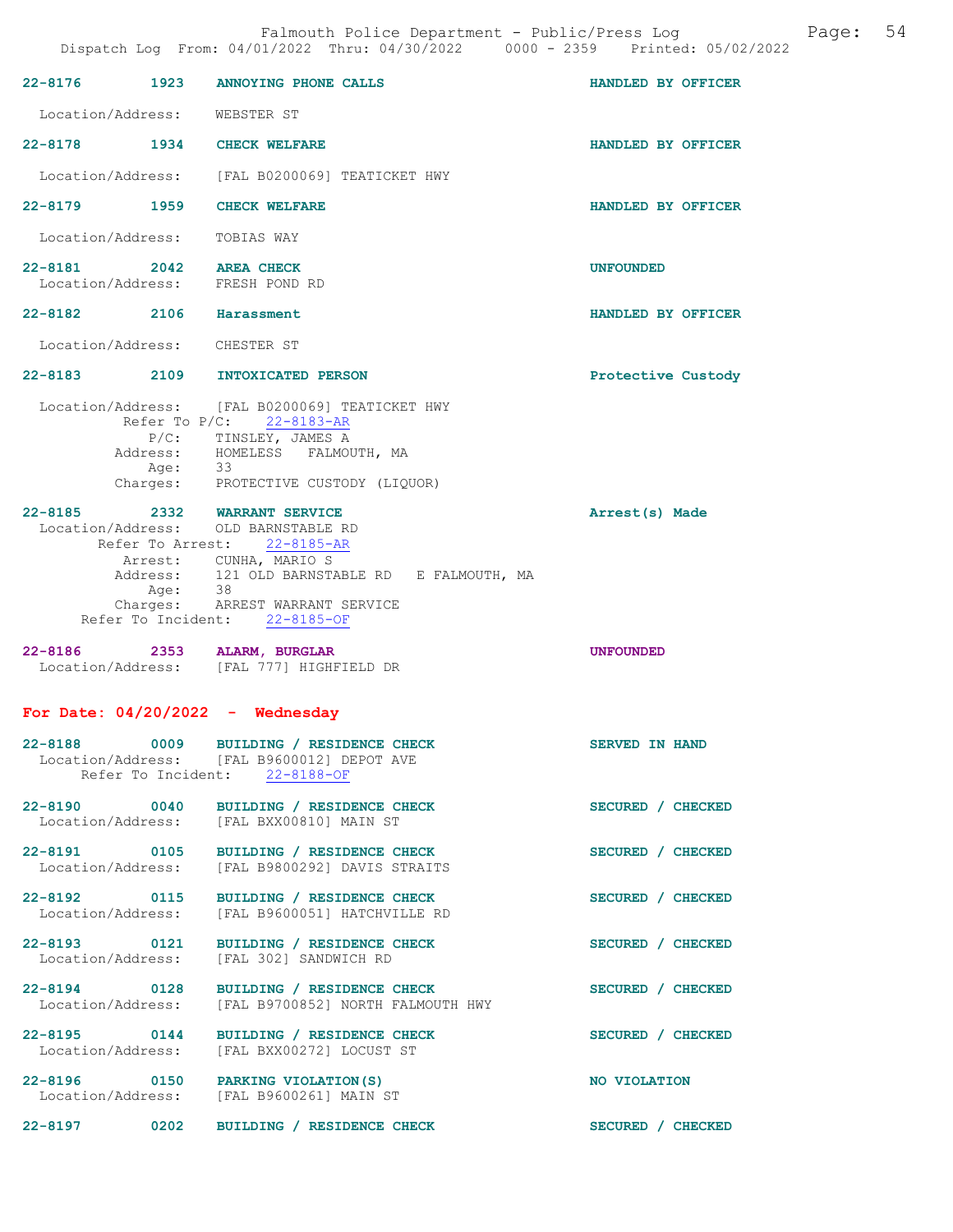22-8176 1923 ANNOYING PHONE CALLS HANDLED BY OFFICER

Location/Address: WEBSTER ST

22-8178 1934 CHECK WELFARE HANDLED BY OFFICER

Location/Address: [FAL B0200069] TEATICKET HWY

22-8179 1959 CHECK WELFARE HANDLED BY OFFICER

Location/Address: TOBIAS WAY

22-8181 2042 AREA CHECK UNFOUNDED
Location/Address: FRESH POND RD

22-8182 2106 Harassment HANDLED BY OFFICER

Location/Address: CHESTER ST

22-8183 2109 INTOXICATED PERSON Protective Custody

Location/Address: [FAL B0200069] TEATICKET HWY
Refer To P/C: 22-8183-AR
P/C: TINSLEY, JAMES A
Address: HOMELESS FALMOUTH, MA
Age: 33
Charges: PROTECTIVE CUSTODY (LIQUOR)

22-8185 2332 WARRANT SERVICE Arrest(s) Made
Location/Address: OLD BARNSTABLE RD
Refer To Arrest: 22-8185-AR
Arrest: CUNHA, MARIO S
Address: 121 OLD BARNSTABLE RD E FALMOUTH, MA
Age: 38
Charges: ARREST WARRANT SERVICE
Refer To Incident: 22-8185-OF

22-8186 2353 ALARM, BURGLAR UNFOUNDED
Location/Address: [FAL 777] HIGHFIELD DR

## For Date: 04/20/2022 - Wednesday

22-8188 0009 BUILDING / RESIDENCE CHECK SERVED IN HAND
Location/Address: [FAL B9600012] DEPOT AVE
Refer To Incident: 22-8188-OF

22-8190 0040 BUILDING / RESIDENCE CHECK SECURED / CHECKED
Location/Address: [FAL BXX00810] MAIN ST

22-8191 0105 BUILDING / RESIDENCE CHECK SECURED / CHECKED
Location/Address: [FAL B9800292] DAVIS STRAITS

22-8192 0115 BUILDING / RESIDENCE CHECK SECURED / CHECKED
Location/Address: [FAL B9600051] HATCHVILLE RD

22-8193 0121 BUILDING / RESIDENCE CHECK SECURED / CHECKED
Location/Address: [FAL 302] SANDWICH RD

22-8194 0128 BUILDING / RESIDENCE CHECK SECURED / CHECKED
Location/Address: [FAL B9700852] NORTH FALMOUTH HWY

22-8195 0144 BUILDING / RESIDENCE CHECK SECURED / CHECKED
Location/Address: [FAL BXX00272] LOCUST ST

22-8196 0150 PARKING VIOLATION(S) NO VIOLATION
Location/Address: [FAL B9600261] MAIN ST

22-8197 0202 BUILDING / RESIDENCE CHECK SECURED / CHECKED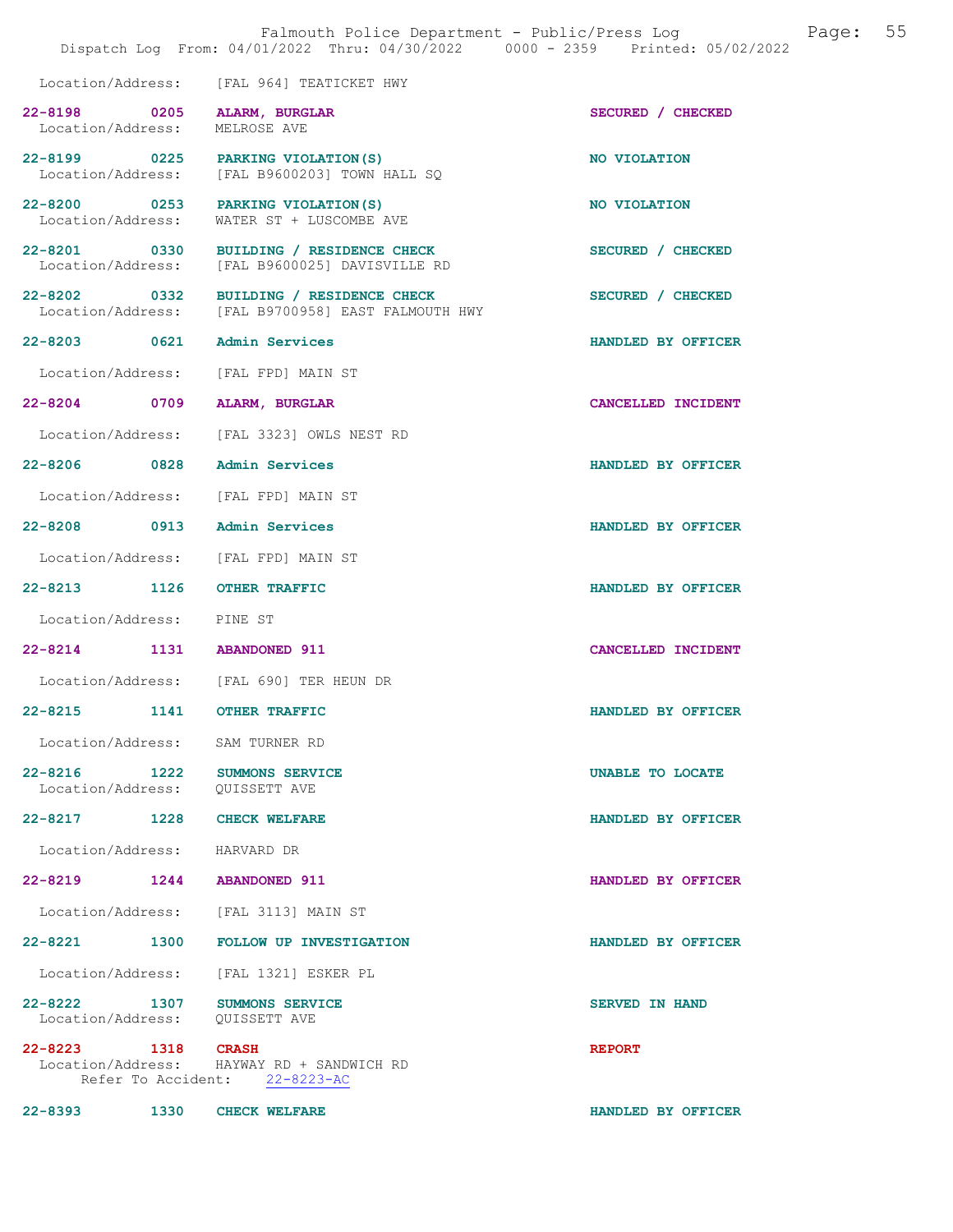Location/Address: [FAL 964] TEATICKET HWY

**22-8198** 0205 **ALARM, BURGLAR** SECURED / CHECKED
Location/Address: MELROSE AVE

**22-8199** 0225 **PARKING VIOLATION(S)** NO VIOLATION
Location/Address: [FAL B9600203] TOWN HALL SQ

**22-8200** 0253 **PARKING VIOLATION(S)** NO VIOLATION
Location/Address: WATER ST + LUSCOMBE AVE

**22-8201** 0330 **BUILDING / RESIDENCE CHECK** SECURED / CHECKED
Location/Address: [FAL B9600025] DAVISVILLE RD

**22-8202** 0332 **BUILDING / RESIDENCE CHECK** SECURED / CHECKED
Location/Address: [FAL B9700958] EAST FALMOUTH HWY

**22-8203** 0621 **Admin Services** HANDLED BY OFFICER
Location/Address: [FAL FPD] MAIN ST

**22-8204** 0709 **ALARM, BURGLAR** CANCELLED INCIDENT
Location/Address: [FAL 3323] OWLS NEST RD

**22-8206** 0828 **Admin Services** HANDLED BY OFFICER
Location/Address: [FAL FPD] MAIN ST

**22-8208** 0913 **Admin Services** HANDLED BY OFFICER
Location/Address: [FAL FPD] MAIN ST

**22-8213** 1126 **OTHER TRAFFIC** HANDLED BY OFFICER
Location/Address: PINE ST

**22-8214** 1131 **ABANDONED 911** CANCELLED INCIDENT
Location/Address: [FAL 690] TER HEUN DR

**22-8215** 1141 **OTHER TRAFFIC** HANDLED BY OFFICER
Location/Address: SAM TURNER RD

**22-8216** 1222 **SUMMONS SERVICE** UNABLE TO LOCATE
Location/Address: QUISSETT AVE

**22-8217** 1228 **CHECK WELFARE** HANDLED BY OFFICER
Location/Address: HARVARD DR

**22-8219** 1244 **ABANDONED 911** HANDLED BY OFFICER
Location/Address: [FAL 3113] MAIN ST

**22-8221** 1300 **FOLLOW UP INVESTIGATION** HANDLED BY OFFICER
Location/Address: [FAL 1321] ESKER PL

**22-8222** 1307 **SUMMONS SERVICE** SERVED IN HAND
Location/Address: QUISSETT AVE

**22-8223** 1318 **CRASH** REPORT
Location/Address: HAYWAY RD + SANDWICH RD
Refer To Accident: 22-8223-AC

**22-8393** 1330 **CHECK WELFARE** HANDLED BY OFFICER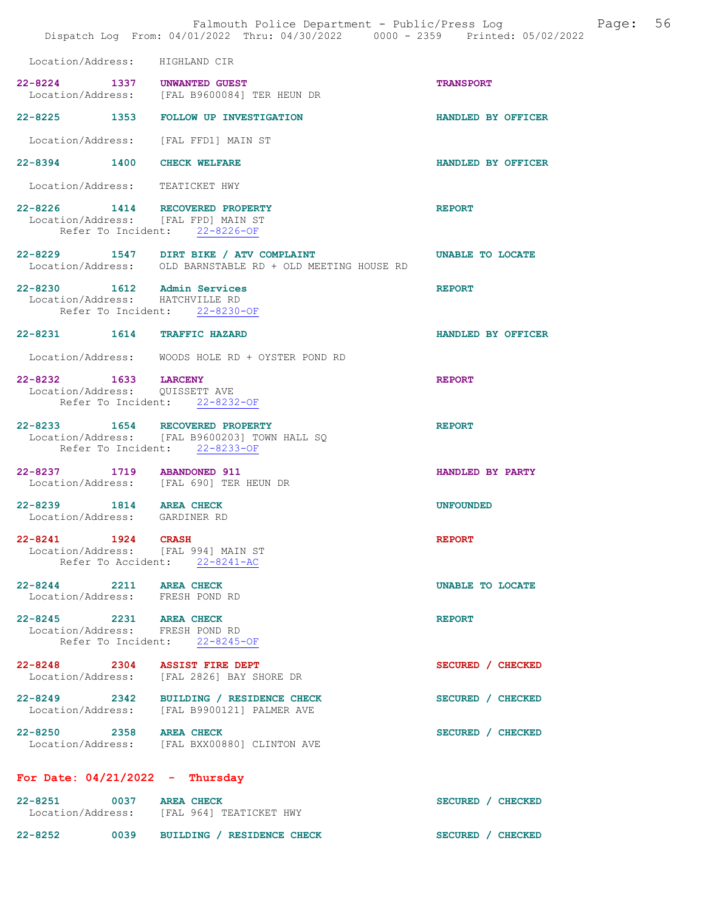Location/Address: HIGHLAND CIR

22-8224 1337 UNWANTED GUEST TRANSPORT
Location/Address: [FAL B9600084] TER HEUN DR

22-8225 1353 FOLLOW UP INVESTIGATION HANDLED BY OFFICER
Location/Address: [FAL FFD1] MAIN ST

22-8394 1400 CHECK WELFARE HANDLED BY OFFICER
Location/Address: TEATICKET HWY

22-8226 1414 RECOVERED PROPERTY REPORT
Location/Address: [FAL FPD] MAIN ST
Refer To Incident: 22-8226-OF

22-8229 1547 DIRT BIKE / ATV COMPLAINT UNABLE TO LOCATE
Location/Address: OLD BARNSTABLE RD + OLD MEETING HOUSE RD

22-8230 1612 Admin Services REPORT
Location/Address: HATCHVILLE RD
Refer To Incident: 22-8230-OF

22-8231 1614 TRAFFIC HAZARD HANDLED BY OFFICER
Location/Address: WOODS HOLE RD + OYSTER POND RD

22-8232 1633 LARCENY REPORT
Location/Address: QUISSETT AVE
Refer To Incident: 22-8232-OF

22-8233 1654 RECOVERED PROPERTY REPORT
Location/Address: [FAL B9600203] TOWN HALL SQ
Refer To Incident: 22-8233-OF

22-8237 1719 ABANDONED 911 HANDLED BY PARTY
Location/Address: [FAL 690] TER HEUN DR

22-8239 1814 AREA CHECK UNFOUNDED
Location/Address: GARDINER RD

22-8241 1924 CRASH REPORT
Location/Address: [FAL 994] MAIN ST
Refer To Accident: 22-8241-AC

22-8244 2211 AREA CHECK UNABLE TO LOCATE
Location/Address: FRESH POND RD

22-8245 2231 AREA CHECK REPORT
Location/Address: FRESH POND RD
Refer To Incident: 22-8245-OF

22-8248 2304 ASSIST FIRE DEPT SECURED / CHECKED
Location/Address: [FAL 2826] BAY SHORE DR

22-8249 2342 BUILDING / RESIDENCE CHECK SECURED / CHECKED
Location/Address: [FAL B9900121] PALMER AVE

22-8250 2358 AREA CHECK SECURED / CHECKED
Location/Address: [FAL BXX00880] CLINTON AVE

## For Date: 04/21/2022 - Thursday

22-8251 0037 AREA CHECK SECURED / CHECKED
Location/Address: [FAL 964] TEATICKET HWY

22-8252 0039 BUILDING / RESIDENCE CHECK SECURED / CHECKED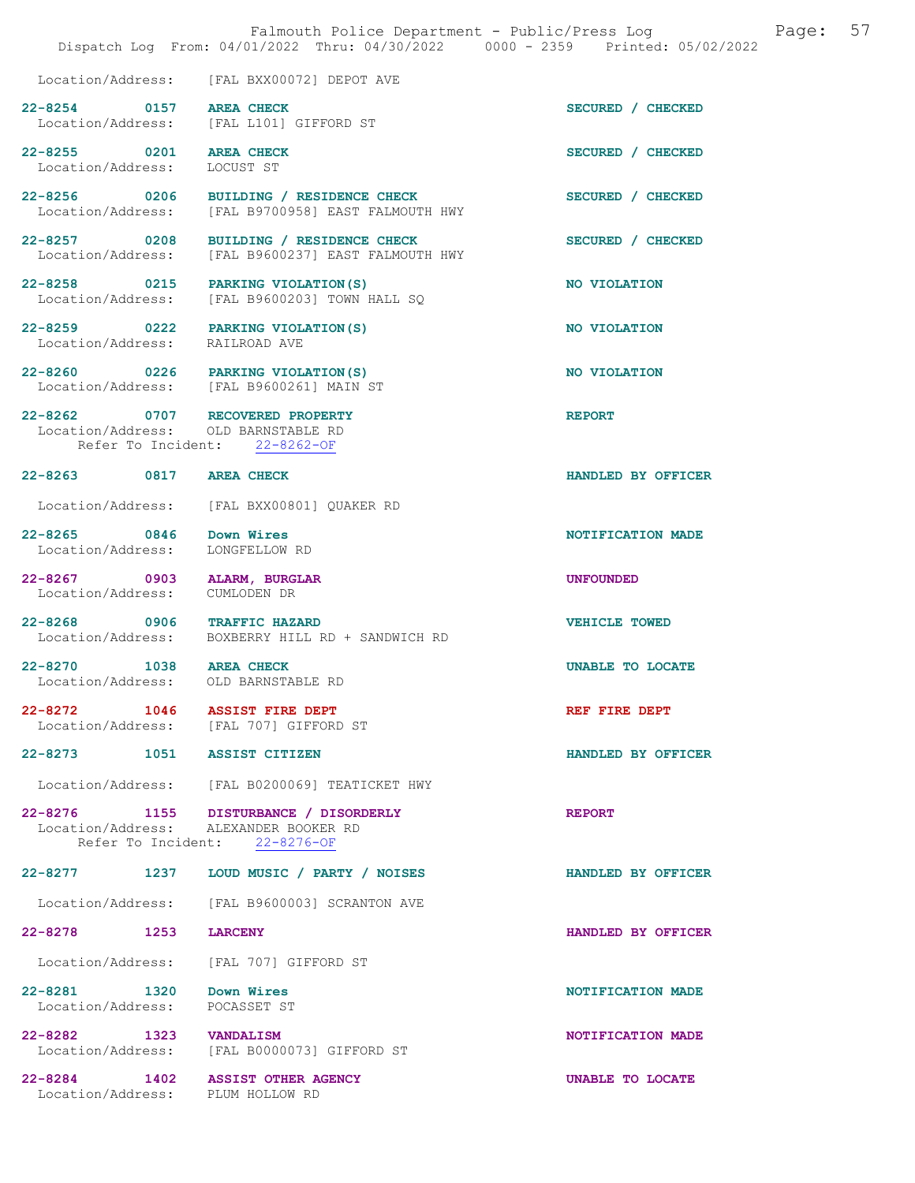Location/Address: [FAL BXX00072] DEPOT AVE

22-8254 0157 AREA CHECK SECURED / CHECKED
Location/Address: [FAL L101] GIFFORD ST

22-8255 0201 AREA CHECK SECURED / CHECKED
Location/Address: LOCUST ST

22-8256 0206 BUILDING / RESIDENCE CHECK SECURED / CHECKED
Location/Address: [FAL B9700958] EAST FALMOUTH HWY

22-8257 0208 BUILDING / RESIDENCE CHECK SECURED / CHECKED
Location/Address: [FAL B9600237] EAST FALMOUTH HWY

22-8258 0215 PARKING VIOLATION(S) NO VIOLATION
Location/Address: [FAL B9600203] TOWN HALL SQ

22-8259 0222 PARKING VIOLATION(S) NO VIOLATION
Location/Address: RAILROAD AVE

22-8260 0226 PARKING VIOLATION(S) NO VIOLATION
Location/Address: [FAL B9600261] MAIN ST

22-8262 0707 RECOVERED PROPERTY REPORT
Location/Address: OLD BARNSTABLE RD
Refer To Incident: 22-8262-OF

22-8263 0817 AREA CHECK HANDLED BY OFFICER

Location/Address: [FAL BXX00801] QUAKER RD

22-8265 0846 Down Wires NOTIFICATION MADE
Location/Address: LONGFELLOW RD

22-8267 0903 ALARM, BURGLAR UNFOUNDED
Location/Address: CUMLODEN DR

22-8268 0906 TRAFFIC HAZARD VEHICLE TOWED
Location/Address: BOXBERRY HILL RD + SANDWICH RD

22-8270 1038 AREA CHECK UNABLE TO LOCATE
Location/Address: OLD BARNSTABLE RD

22-8272 1046 ASSIST FIRE DEPT REF FIRE DEPT
Location/Address: [FAL 707] GIFFORD ST

22-8273 1051 ASSIST CITIZEN HANDLED BY OFFICER

Location/Address: [FAL B0200069] TEATICKET HWY

22-8276 1155 DISTURBANCE / DISORDERLY REPORT
Location/Address: ALEXANDER BOOKER RD
Refer To Incident: 22-8276-OF

22-8277 1237 LOUD MUSIC / PARTY / NOISES HANDLED BY OFFICER

Location/Address: [FAL B9600003] SCRANTON AVE

22-8278 1253 LARCENY HANDLED BY OFFICER

Location/Address: [FAL 707] GIFFORD ST

22-8281 1320 Down Wires NOTIFICATION MADE
Location/Address: POCASSET ST

22-8282 1323 VANDALISM NOTIFICATION MADE
Location/Address: [FAL B0000073] GIFFORD ST

22-8284 1402 ASSIST OTHER AGENCY UNABLE TO LOCATE
Location/Address: PLUM HOLLOW RD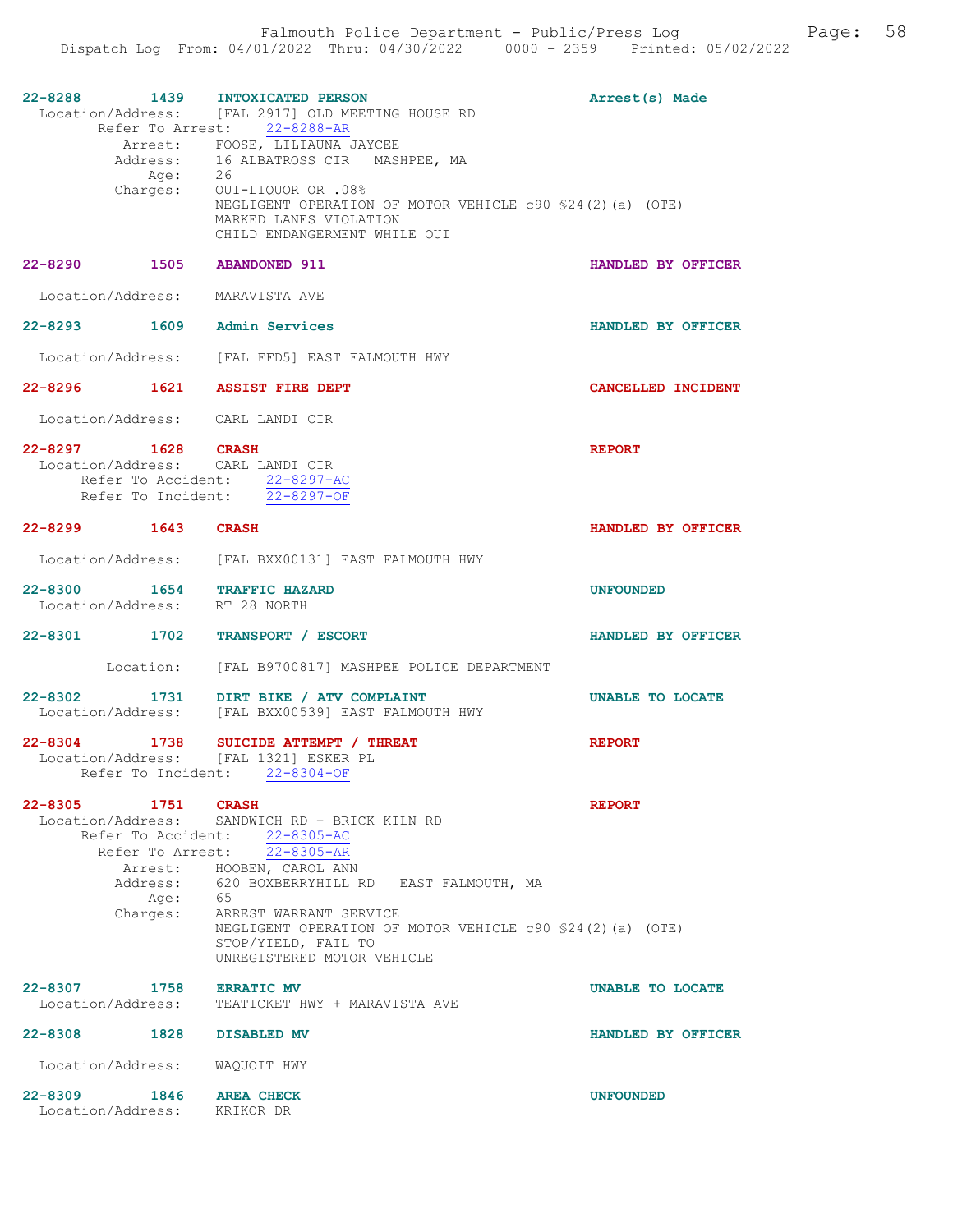**22-8288** 1439 **INTOXICATED PERSON** — Arrest(s) Made
Location/Address: [FAL 2917] OLD MEETING HOUSE RD
Refer To Arrest: 22-8288-AR
Arrest: FOOSE, LILIAUNA JAYCEE
Address: 16 ALBATROSS CIR MASHPEE, MA
Age: 26
Charges: OUI-LIQUOR OR .08%
NEGLIGENT OPERATION OF MOTOR VEHICLE c90 §24(2)(a) (OTE)
MARKED LANES VIOLATION
CHILD ENDANGERMENT WHILE OUI

**22-8290** 1505 **ABANDONED 911** — HANDLED BY OFFICER
Location/Address: MARAVISTA AVE

**22-8293** 1609 **Admin Services** — HANDLED BY OFFICER
Location/Address: [FAL FFD5] EAST FALMOUTH HWY

**22-8296** 1621 **ASSIST FIRE DEPT** — CANCELLED INCIDENT
Location/Address: CARL LANDI CIR

**22-8297** 1628 **CRASH** — REPORT
Location/Address: CARL LANDI CIR
Refer To Accident: 22-8297-AC
Refer To Incident: 22-8297-OF

**22-8299** 1643 **CRASH** — HANDLED BY OFFICER
Location/Address: [FAL BXX00131] EAST FALMOUTH HWY

**22-8300** 1654 **TRAFFIC HAZARD** — UNFOUNDED
Location/Address: RT 28 NORTH

**22-8301** 1702 **TRANSPORT / ESCORT** — HANDLED BY OFFICER
Location: [FAL B9700817] MASHPEE POLICE DEPARTMENT

**22-8302** 1731 **DIRT BIKE / ATV COMPLAINT** — UNABLE TO LOCATE
Location/Address: [FAL BXX00539] EAST FALMOUTH HWY

**22-8304** 1738 **SUICIDE ATTEMPT / THREAT** — REPORT
Location/Address: [FAL 1321] ESKER PL
Refer To Incident: 22-8304-OF

**22-8305** 1751 **CRASH** — REPORT
Location/Address: SANDWICH RD + BRICK KILN RD
Refer To Accident: 22-8305-AC
Refer To Arrest: 22-8305-AR
Arrest: HOOBEN, CAROL ANN
Address: 620 BOXBERRYHILL RD EAST FALMOUTH, MA
Age: 65
Charges: ARREST WARRANT SERVICE
NEGLIGENT OPERATION OF MOTOR VEHICLE c90 §24(2)(a) (OTE)
STOP/YIELD, FAIL TO
UNREGISTERED MOTOR VEHICLE

**22-8307** 1758 **ERRATIC MV** — UNABLE TO LOCATE
Location/Address: TEATICKET HWY + MARAVISTA AVE

**22-8308** 1828 **DISABLED MV** — HANDLED BY OFFICER
Location/Address: WAQUOIT HWY

**22-8309** 1846 **AREA CHECK** — UNFOUNDED
Location/Address: KRIKOR DR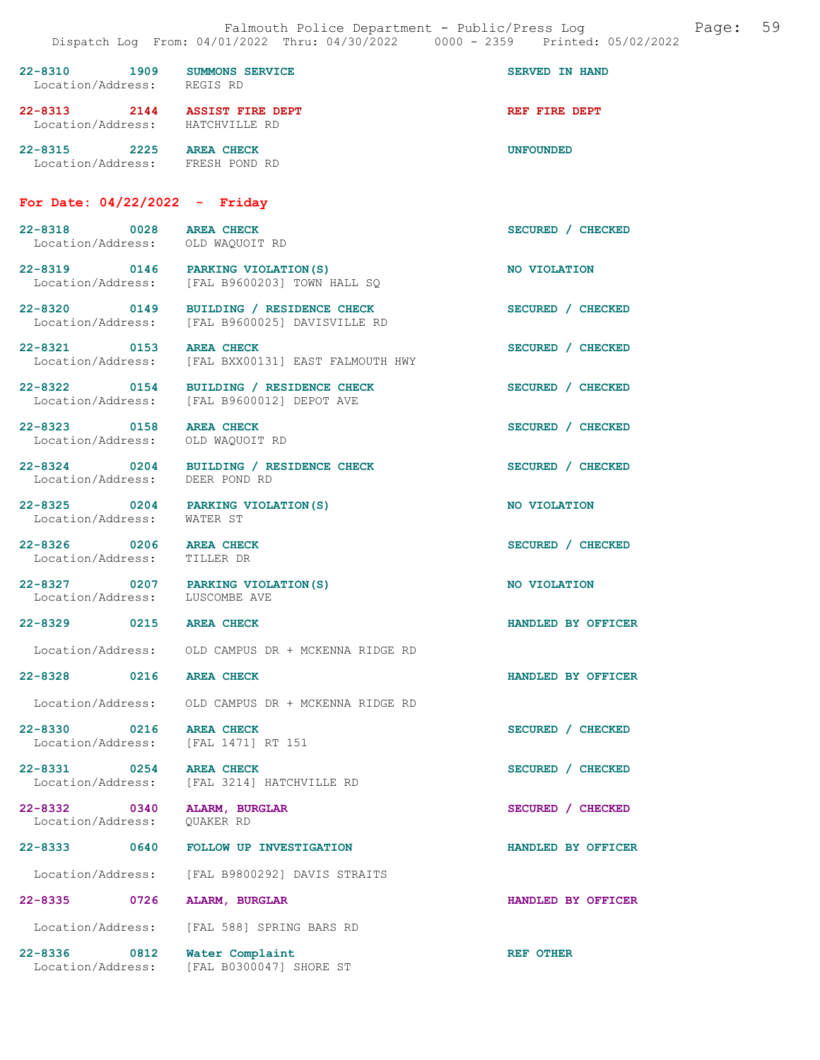22-8310 1909 SUMMONS SERVICE SERVED IN HAND
Location/Address: REGIS RD

22-8313 2144 ASSIST FIRE DEPT REF FIRE DEPT
Location/Address: HATCHVILLE RD

22-8315 2225 AREA CHECK UNFOUNDED
Location/Address: FRESH POND RD

## For Date: 04/22/2022 - Friday

22-8318 0028 AREA CHECK SECURED / CHECKED
Location/Address: OLD WAQUOIT RD

22-8319 0146 PARKING VIOLATION(S) NO VIOLATION
Location/Address: [FAL B9600203] TOWN HALL SQ

22-8320 0149 BUILDING / RESIDENCE CHECK SECURED / CHECKED
Location/Address: [FAL B9600025] DAVISVILLE RD

22-8321 0153 AREA CHECK SECURED / CHECKED
Location/Address: [FAL BXX00131] EAST FALMOUTH HWY

22-8322 0154 BUILDING / RESIDENCE CHECK SECURED / CHECKED
Location/Address: [FAL B9600012] DEPOT AVE

22-8323 0158 AREA CHECK SECURED / CHECKED
Location/Address: OLD WAQUOIT RD

22-8324 0204 BUILDING / RESIDENCE CHECK SECURED / CHECKED
Location/Address: DEER POND RD

22-8325 0204 PARKING VIOLATION(S) NO VIOLATION
Location/Address: WATER ST

22-8326 0206 AREA CHECK SECURED / CHECKED
Location/Address: TILLER DR

22-8327 0207 PARKING VIOLATION(S) NO VIOLATION
Location/Address: LUSCOMBE AVE

22-8329 0215 AREA CHECK HANDLED BY OFFICER
Location/Address: OLD CAMPUS DR + MCKENNA RIDGE RD

22-8328 0216 AREA CHECK HANDLED BY OFFICER
Location/Address: OLD CAMPUS DR + MCKENNA RIDGE RD

22-8330 0216 AREA CHECK SECURED / CHECKED
Location/Address: [FAL 1471] RT 151

22-8331 0254 AREA CHECK SECURED / CHECKED
Location/Address: [FAL 3214] HATCHVILLE RD

22-8332 0340 ALARM, BURGLAR SECURED / CHECKED
Location/Address: QUAKER RD

22-8333 0640 FOLLOW UP INVESTIGATION HANDLED BY OFFICER
Location/Address: [FAL B9800292] DAVIS STRAITS

22-8335 0726 ALARM, BURGLAR HANDLED BY OFFICER
Location/Address: [FAL 588] SPRING BARS RD

22-8336 0812 Water Complaint REF OTHER
Location/Address: [FAL B0300047] SHORE ST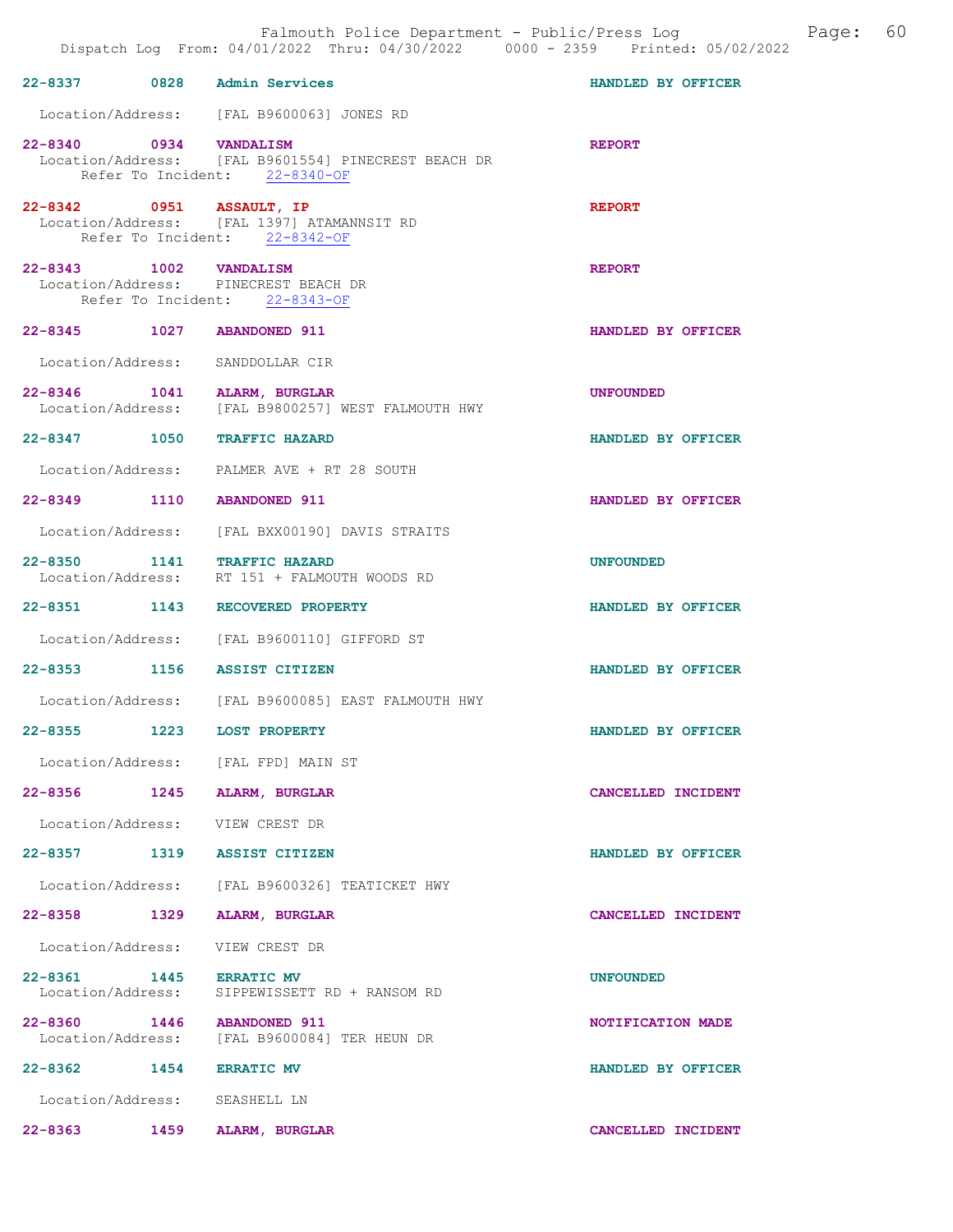| Call # | Time | Call Reason | Action |
| --- | --- | --- | --- |
| 22-8337 | 0828 | Admin Services | HANDLED BY OFFICER |

Location/Address: [FAL B9600063] JONES RD

| Call # | Time | Call Reason | Action |
| --- | --- | --- | --- |
| 22-8340 | 0934 | VANDALISM | REPORT |

Location/Address: [FAL B9601554] PINECREST BEACH DR
Refer To Incident: 22-8340-OF

| Call # | Time | Call Reason | Action |
| --- | --- | --- | --- |
| 22-8342 | 0951 | ASSAULT, IP | REPORT |

Location/Address: [FAL 1397] ATAMANNSIT RD
Refer To Incident: 22-8342-OF

| Call # | Time | Call Reason | Action |
| --- | --- | --- | --- |
| 22-8343 | 1002 | VANDALISM | REPORT |

Location/Address: PINECREST BEACH DR
Refer To Incident: 22-8343-OF

| Call # | Time | Call Reason | Action |
| --- | --- | --- | --- |
| 22-8345 | 1027 | ABANDONED 911 | HANDLED BY OFFICER |

Location/Address: SANDDOLLAR CIR

| Call # | Time | Call Reason | Action |
| --- | --- | --- | --- |
| 22-8346 | 1041 | ALARM, BURGLAR | UNFOUNDED |

Location/Address: [FAL B9800257] WEST FALMOUTH HWY

| Call # | Time | Call Reason | Action |
| --- | --- | --- | --- |
| 22-8347 | 1050 | TRAFFIC HAZARD | HANDLED BY OFFICER |

Location/Address: PALMER AVE + RT 28 SOUTH

| Call # | Time | Call Reason | Action |
| --- | --- | --- | --- |
| 22-8349 | 1110 | ABANDONED 911 | HANDLED BY OFFICER |

Location/Address: [FAL BXX00190] DAVIS STRAITS

| Call # | Time | Call Reason | Action |
| --- | --- | --- | --- |
| 22-8350 | 1141 | TRAFFIC HAZARD | UNFOUNDED |

Location/Address: RT 151 + FALMOUTH WOODS RD

| Call # | Time | Call Reason | Action |
| --- | --- | --- | --- |
| 22-8351 | 1143 | RECOVERED PROPERTY | HANDLED BY OFFICER |

Location/Address: [FAL B9600110] GIFFORD ST

| Call # | Time | Call Reason | Action |
| --- | --- | --- | --- |
| 22-8353 | 1156 | ASSIST CITIZEN | HANDLED BY OFFICER |

Location/Address: [FAL B9600085] EAST FALMOUTH HWY

| Call # | Time | Call Reason | Action |
| --- | --- | --- | --- |
| 22-8355 | 1223 | LOST PROPERTY | HANDLED BY OFFICER |

Location/Address: [FAL FPD] MAIN ST

| Call # | Time | Call Reason | Action |
| --- | --- | --- | --- |
| 22-8356 | 1245 | ALARM, BURGLAR | CANCELLED INCIDENT |

Location/Address: VIEW CREST DR

| Call # | Time | Call Reason | Action |
| --- | --- | --- | --- |
| 22-8357 | 1319 | ASSIST CITIZEN | HANDLED BY OFFICER |

Location/Address: [FAL B9600326] TEATICKET HWY

| Call # | Time | Call Reason | Action |
| --- | --- | --- | --- |
| 22-8358 | 1329 | ALARM, BURGLAR | CANCELLED INCIDENT |

Location/Address: VIEW CREST DR

| Call # | Time | Call Reason | Action |
| --- | --- | --- | --- |
| 22-8361 | 1445 | ERRATIC MV | UNFOUNDED |

Location/Address: SIPPEWISSETT RD + RANSOM RD

| Call # | Time | Call Reason | Action |
| --- | --- | --- | --- |
| 22-8360 | 1446 | ABANDONED 911 | NOTIFICATION MADE |

Location/Address: [FAL B9600084] TER HEUN DR

| Call # | Time | Call Reason | Action |
| --- | --- | --- | --- |
| 22-8362 | 1454 | ERRATIC MV | HANDLED BY OFFICER |

Location/Address: SEASHELL LN

| Call # | Time | Call Reason | Action |
| --- | --- | --- | --- |
| 22-8363 | 1459 | ALARM, BURGLAR | CANCELLED INCIDENT |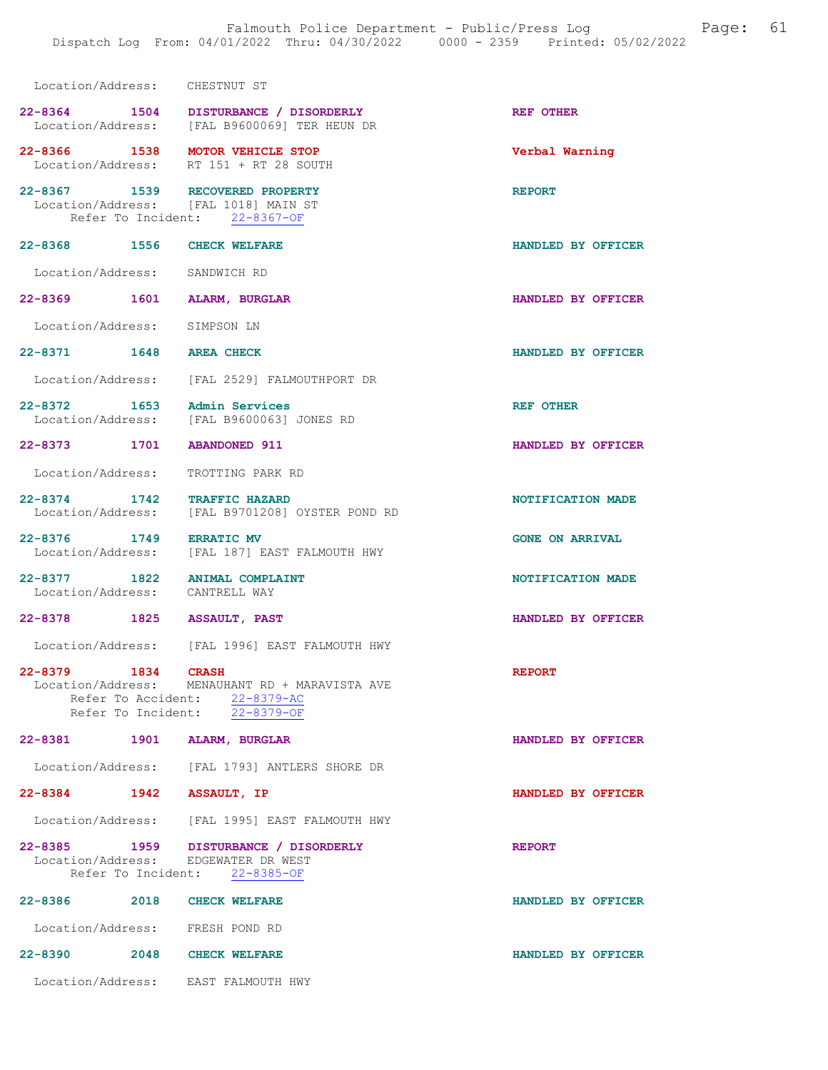Location/Address: CHESTNUT ST

| Call # | Time | Call Type | Disposition |
|---|---|---|---|
| 22-8364 | 1504 | DISTURBANCE / DISORDERLY | REF OTHER |
| | | Location/Address: [FAL B9600069] TER HEUN DR | |
| 22-8366 | 1538 | MOTOR VEHICLE STOP | Verbal Warning |
| | | Location/Address: RT 151 + RT 28 SOUTH | |
| 22-8367 | 1539 | RECOVERED PROPERTY | REPORT |
| | | Location/Address: [FAL 1018] MAIN ST; Refer To Incident: 22-8367-OF | |
| 22-8368 | 1556 | CHECK WELFARE | HANDLED BY OFFICER |
| | | Location/Address: SANDWICH RD | |
| 22-8369 | 1601 | ALARM, BURGLAR | HANDLED BY OFFICER |
| | | Location/Address: SIMPSON LN | |
| 22-8371 | 1648 | AREA CHECK | HANDLED BY OFFICER |
| | | Location/Address: [FAL 2529] FALMOUTHPORT DR | |
| 22-8372 | 1653 | Admin Services | REF OTHER |
| | | Location/Address: [FAL B9600063] JONES RD | |
| 22-8373 | 1701 | ABANDONED 911 | HANDLED BY OFFICER |
| | | Location/Address: TROTTING PARK RD | |
| 22-8374 | 1742 | TRAFFIC HAZARD | NOTIFICATION MADE |
| | | Location/Address: [FAL B9701208] OYSTER POND RD | |
| 22-8376 | 1749 | ERRATIC MV | GONE ON ARRIVAL |
| | | Location/Address: [FAL 187] EAST FALMOUTH HWY | |
| 22-8377 | 1822 | ANIMAL COMPLAINT | NOTIFICATION MADE |
| | | Location/Address: CANTRELL WAY | |
| 22-8378 | 1825 | ASSAULT, PAST | HANDLED BY OFFICER |
| | | Location/Address: [FAL 1996] EAST FALMOUTH HWY | |
| 22-8379 | 1834 | CRASH | REPORT |
| | | Location/Address: MENAUHANT RD + MARAVISTA AVE; Refer To Accident: 22-8379-AC; Refer To Incident: 22-8379-OF | |
| 22-8381 | 1901 | ALARM, BURGLAR | HANDLED BY OFFICER |
| | | Location/Address: [FAL 1793] ANTLERS SHORE DR | |
| 22-8384 | 1942 | ASSAULT, IP | HANDLED BY OFFICER |
| | | Location/Address: [FAL 1995] EAST FALMOUTH HWY | |
| 22-8385 | 1959 | DISTURBANCE / DISORDERLY | REPORT |
| | | Location/Address: EDGEWATER DR WEST; Refer To Incident: 22-8385-OF | |
| 22-8386 | 2018 | CHECK WELFARE | HANDLED BY OFFICER |
| | | Location/Address: FRESH POND RD | |
| 22-8390 | 2048 | CHECK WELFARE | HANDLED BY OFFICER |
| | | Location/Address: EAST FALMOUTH HWY | |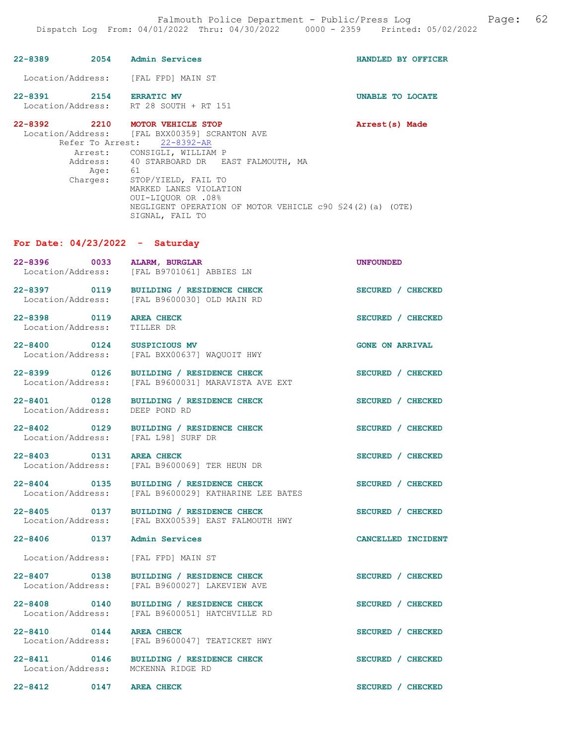22-8389 2054 **Admin Services** HANDLED BY OFFICER

Location/Address: [FAL FPD] MAIN ST

22-8391 2154 **ERRATIC MV** UNABLE TO LOCATE
Location/Address: RT 28 SOUTH + RT 151

22-8392 2210 **MOTOR VEHICLE STOP** **Arrest(s) Made**
Location/Address: [FAL BXX00359] SCRANTON AVE
Refer To Arrest: 22-8392-AR
Arrest: CONSIGLI, WILLIAM P
Address: 40 STARBOARD DR EAST FALMOUTH, MA
Age: 61
Charges: STOP/YIELD, FAIL TO
MARKED LANES VIOLATION
OUI-LIQUOR OR .08%
NEGLIGENT OPERATION OF MOTOR VEHICLE c90 §24(2)(a) (OTE)
SIGNAL, FAIL TO

## For Date: 04/23/2022 - Saturday

22-8396 0033 **ALARM, BURGLAR** UNFOUNDED
Location/Address: [FAL B9701061] ABBIES LN

22-8397 0119 **BUILDING / RESIDENCE CHECK** SECURED / CHECKED
Location/Address: [FAL B9600030] OLD MAIN RD

22-8398 0119 **AREA CHECK** SECURED / CHECKED
Location/Address: TILLER DR

22-8400 0124 **SUSPICIOUS MV** GONE ON ARRIVAL
Location/Address: [FAL BXX00637] WAQUOIT HWY

22-8399 0126 **BUILDING / RESIDENCE CHECK** SECURED / CHECKED
Location/Address: [FAL B9600031] MARAVISTA AVE EXT

22-8401 0128 **BUILDING / RESIDENCE CHECK** SECURED / CHECKED
Location/Address: DEEP POND RD

22-8402 0129 **BUILDING / RESIDENCE CHECK** SECURED / CHECKED
Location/Address: [FAL L98] SURF DR

22-8403 0131 **AREA CHECK** SECURED / CHECKED
Location/Address: [FAL B9600069] TER HEUN DR

22-8404 0135 **BUILDING / RESIDENCE CHECK** SECURED / CHECKED
Location/Address: [FAL B9600029] KATHARINE LEE BATES

22-8405 0137 **BUILDING / RESIDENCE CHECK** SECURED / CHECKED
Location/Address: [FAL BXX00539] EAST FALMOUTH HWY

22-8406 0137 **Admin Services** CANCELLED INCIDENT

Location/Address: [FAL FPD] MAIN ST

22-8407 0138 **BUILDING / RESIDENCE CHECK** SECURED / CHECKED
Location/Address: [FAL B9600027] LAKEVIEW AVE

22-8408 0140 **BUILDING / RESIDENCE CHECK** SECURED / CHECKED
Location/Address: [FAL B9600051] HATCHVILLE RD

22-8410 0144 **AREA CHECK** SECURED / CHECKED
Location/Address: [FAL B9600047] TEATICKET HWY

22-8411 0146 **BUILDING / RESIDENCE CHECK** SECURED / CHECKED
Location/Address: MCKENNA RIDGE RD

22-8412 0147 **AREA CHECK** SECURED / CHECKED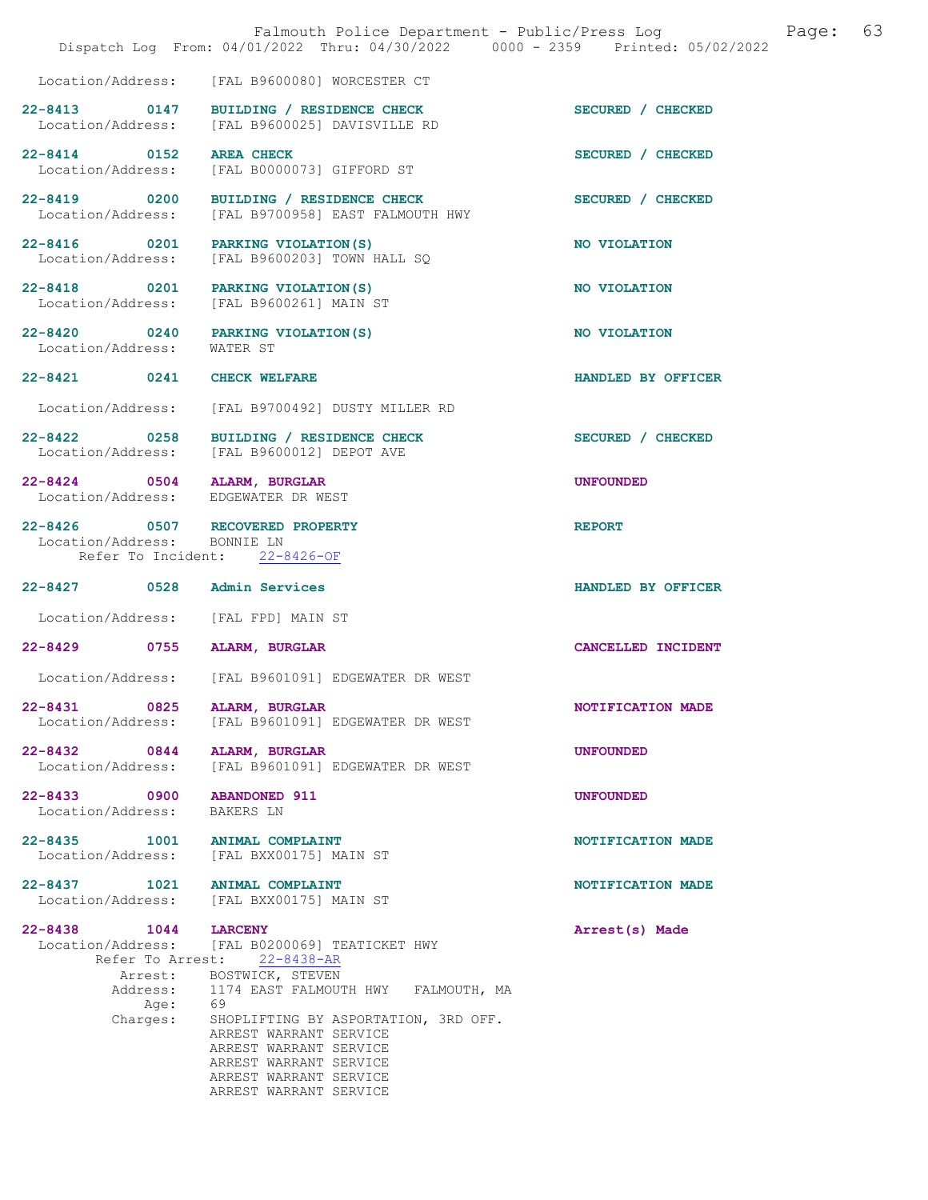Location/Address: [FAL B9600080] WORCESTER CT

**22-8413 0147 BUILDING / RESIDENCE CHECK** SECURED / CHECKED
Location/Address: [FAL B9600025] DAVISVILLE RD

**22-8414 0152 AREA CHECK** SECURED / CHECKED
Location/Address: [FAL B0000073] GIFFORD ST

**22-8419 0200 BUILDING / RESIDENCE CHECK** SECURED / CHECKED
Location/Address: [FAL B9700958] EAST FALMOUTH HWY

**22-8416 0201 PARKING VIOLATION(S)** NO VIOLATION
Location/Address: [FAL B9600203] TOWN HALL SQ

**22-8418 0201 PARKING VIOLATION(S)** NO VIOLATION
Location/Address: [FAL B9600261] MAIN ST

**22-8420 0240 PARKING VIOLATION(S)** NO VIOLATION
Location/Address: WATER ST

**22-8421 0241 CHECK WELFARE** HANDLED BY OFFICER

Location/Address: [FAL B9700492] DUSTY MILLER RD

**22-8422 0258 BUILDING / RESIDENCE CHECK** SECURED / CHECKED
Location/Address: [FAL B9600012] DEPOT AVE

**22-8424 0504 ALARM, BURGLAR** UNFOUNDED
Location/Address: EDGEWATER DR WEST

**22-8426 0507 RECOVERED PROPERTY** REPORT
Location/Address: BONNIE LN
Refer To Incident: 22-8426-OF

**22-8427 0528 Admin Services** HANDLED BY OFFICER

Location/Address: [FAL FPD] MAIN ST

**22-8429 0755 ALARM, BURGLAR** CANCELLED INCIDENT

Location/Address: [FAL B9601091] EDGEWATER DR WEST

**22-8431 0825 ALARM, BURGLAR** NOTIFICATION MADE
Location/Address: [FAL B9601091] EDGEWATER DR WEST

**22-8432 0844 ALARM, BURGLAR** UNFOUNDED
Location/Address: [FAL B9601091] EDGEWATER DR WEST

**22-8433 0900 ABANDONED 911** UNFOUNDED
Location/Address: BAKERS LN

**22-8435 1001 ANIMAL COMPLAINT** NOTIFICATION MADE
Location/Address: [FAL BXX00175] MAIN ST

**22-8437 1021 ANIMAL COMPLAINT** NOTIFICATION MADE
Location/Address: [FAL BXX00175] MAIN ST

**22-8438 1044 LARCENY** Arrest(s) Made
Location/Address: [FAL B0200069] TEATICKET HWY
Refer To Arrest: 22-8438-AR
Arrest: BOSTWICK, STEVEN
Address: 1174 EAST FALMOUTH HWY FALMOUTH, MA
Age: 69
Charges: SHOPLIFTING BY ASPORTATION, 3RD OFF.
ARREST WARRANT SERVICE
ARREST WARRANT SERVICE
ARREST WARRANT SERVICE
ARREST WARRANT SERVICE
ARREST WARRANT SERVICE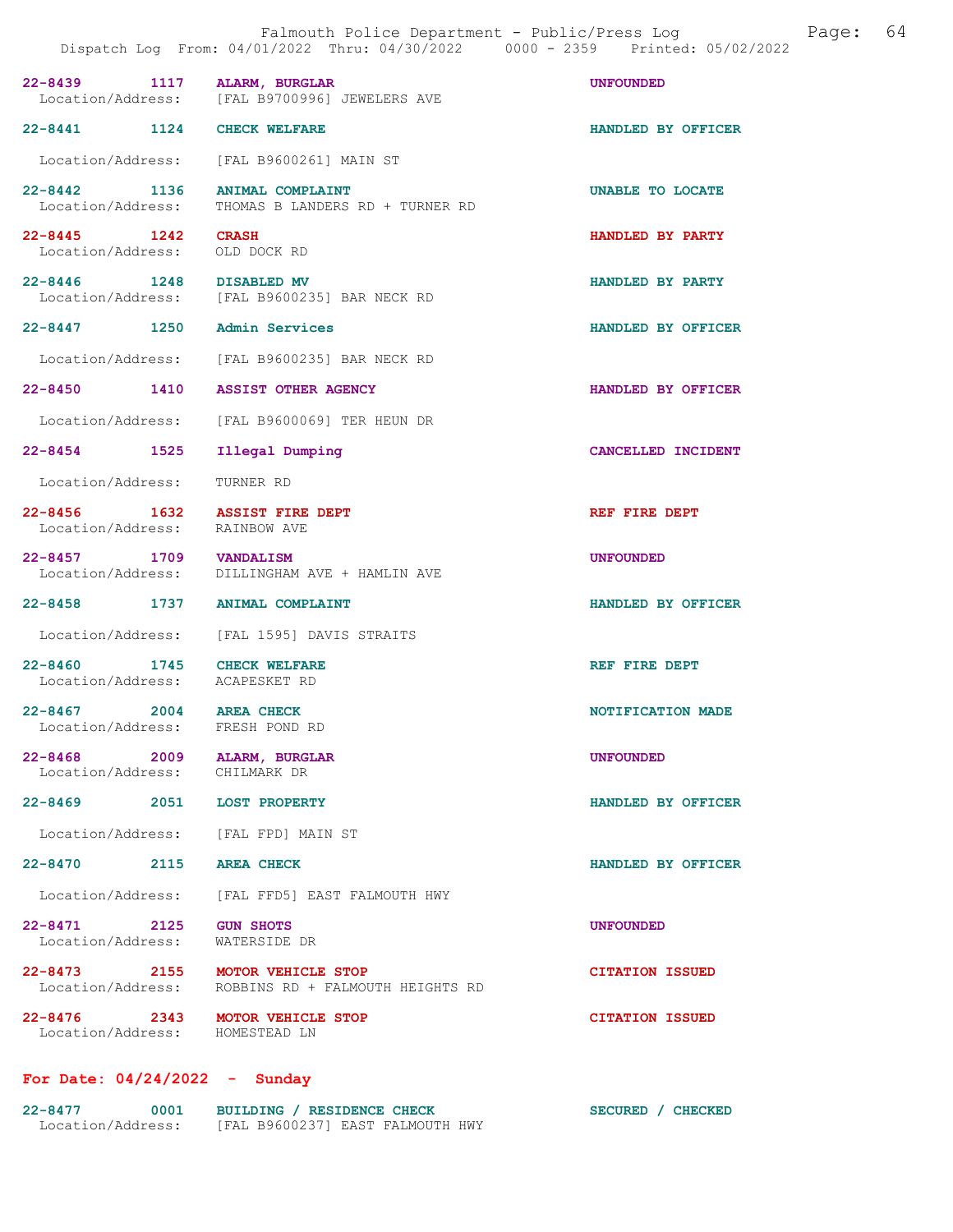22-8439 1117 ALARM, BURGLAR UNFOUNDED
Location/Address: [FAL B9700996] JEWELERS AVE

22-8441 1124 CHECK WELFARE HANDLED BY OFFICER
Location/Address: [FAL B9600261] MAIN ST

22-8442 1136 ANIMAL COMPLAINT UNABLE TO LOCATE
Location/Address: THOMAS B LANDERS RD + TURNER RD

22-8445 1242 CRASH HANDLED BY PARTY
Location/Address: OLD DOCK RD

22-8446 1248 DISABLED MV HANDLED BY PARTY
Location/Address: [FAL B9600235] BAR NECK RD

22-8447 1250 Admin Services HANDLED BY OFFICER
Location/Address: [FAL B9600235] BAR NECK RD

22-8450 1410 ASSIST OTHER AGENCY HANDLED BY OFFICER
Location/Address: [FAL B9600069] TER HEUN DR

22-8454 1525 Illegal Dumping CANCELLED INCIDENT
Location/Address: TURNER RD

22-8456 1632 ASSIST FIRE DEPT REF FIRE DEPT
Location/Address: RAINBOW AVE

22-8457 1709 VANDALISM UNFOUNDED
Location/Address: DILLINGHAM AVE + HAMLIN AVE

22-8458 1737 ANIMAL COMPLAINT HANDLED BY OFFICER
Location/Address: [FAL 1595] DAVIS STRAITS

22-8460 1745 CHECK WELFARE REF FIRE DEPT
Location/Address: ACAPESKET RD

22-8467 2004 AREA CHECK NOTIFICATION MADE
Location/Address: FRESH POND RD

22-8468 2009 ALARM, BURGLAR UNFOUNDED
Location/Address: CHILMARK DR

22-8469 2051 LOST PROPERTY HANDLED BY OFFICER
Location/Address: [FAL FPD] MAIN ST

22-8470 2115 AREA CHECK HANDLED BY OFFICER
Location/Address: [FAL FFD5] EAST FALMOUTH HWY

22-8471 2125 GUN SHOTS UNFOUNDED
Location/Address: WATERSIDE DR

22-8473 2155 MOTOR VEHICLE STOP CITATION ISSUED
Location/Address: ROBBINS RD + FALMOUTH HEIGHTS RD

22-8476 2343 MOTOR VEHICLE STOP CITATION ISSUED
Location/Address: HOMESTEAD LN

**For Date: 04/24/2022 - Sunday**

22-8477 0001 BUILDING / RESIDENCE CHECK SECURED / CHECKED
Location/Address: [FAL B9600237] EAST FALMOUTH HWY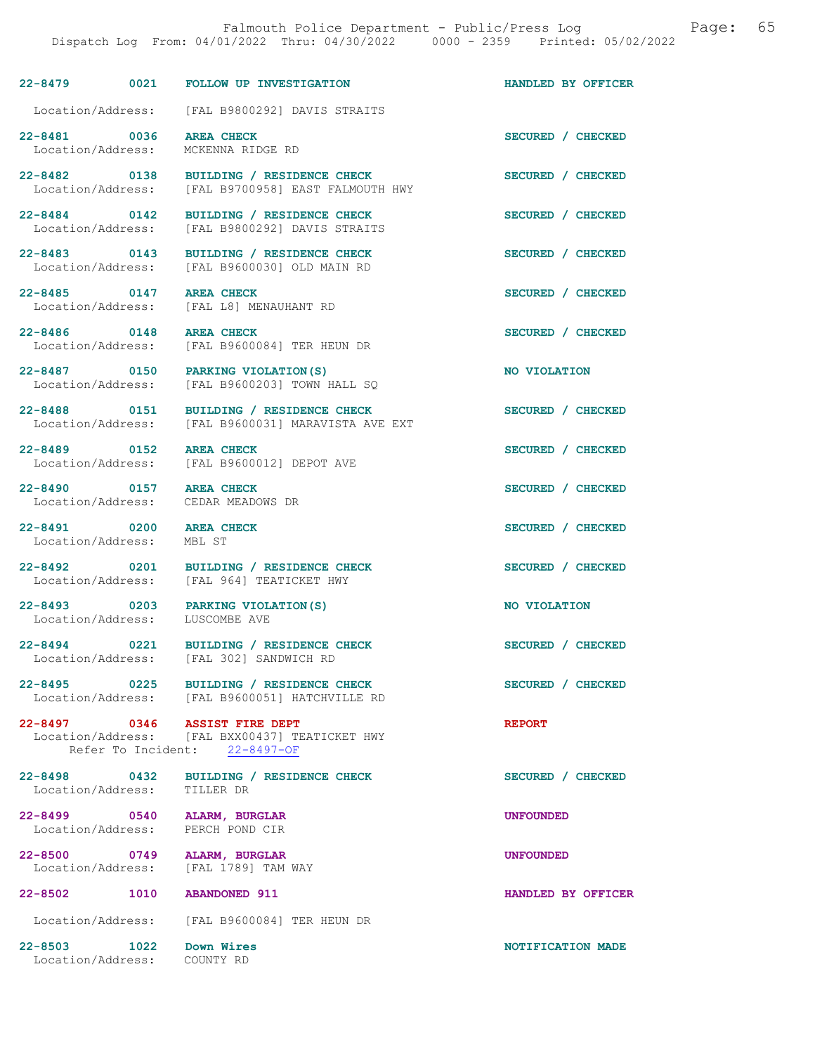22-8479 0021 FOLLOW UP INVESTIGATION HANDLED BY OFFICER

Location/Address: [FAL B9800292] DAVIS STRAITS

22-8481 0036 AREA CHECK SECURED / CHECKED
Location/Address: MCKENNA RIDGE RD

22-8482 0138 BUILDING / RESIDENCE CHECK SECURED / CHECKED
Location/Address: [FAL B9700958] EAST FALMOUTH HWY

22-8484 0142 BUILDING / RESIDENCE CHECK SECURED / CHECKED
Location/Address: [FAL B9800292] DAVIS STRAITS

22-8483 0143 BUILDING / RESIDENCE CHECK SECURED / CHECKED
Location/Address: [FAL B9600030] OLD MAIN RD

22-8485 0147 AREA CHECK SECURED / CHECKED
Location/Address: [FAL L8] MENAUHANT RD

22-8486 0148 AREA CHECK SECURED / CHECKED
Location/Address: [FAL B9600084] TER HEUN DR

22-8487 0150 PARKING VIOLATION(S) NO VIOLATION
Location/Address: [FAL B9600203] TOWN HALL SQ

22-8488 0151 BUILDING / RESIDENCE CHECK SECURED / CHECKED
Location/Address: [FAL B9600031] MARAVISTA AVE EXT

22-8489 0152 AREA CHECK SECURED / CHECKED
Location/Address: [FAL B9600012] DEPOT AVE

22-8490 0157 AREA CHECK SECURED / CHECKED
Location/Address: CEDAR MEADOWS DR

22-8491 0200 AREA CHECK SECURED / CHECKED
Location/Address: MBL ST

22-8492 0201 BUILDING / RESIDENCE CHECK SECURED / CHECKED
Location/Address: [FAL 964] TEATICKET HWY

22-8493 0203 PARKING VIOLATION(S) NO VIOLATION
Location/Address: LUSCOMBE AVE

22-8494 0221 BUILDING / RESIDENCE CHECK SECURED / CHECKED
Location/Address: [FAL 302] SANDWICH RD

22-8495 0225 BUILDING / RESIDENCE CHECK SECURED / CHECKED
Location/Address: [FAL B9600051] HATCHVILLE RD

22-8497 0346 ASSIST FIRE DEPT REPORT
Location/Address: [FAL BXX00437] TEATICKET HWY
Refer To Incident: 22-8497-OF

22-8498 0432 BUILDING / RESIDENCE CHECK SECURED / CHECKED
Location/Address: TILLER DR

22-8499 0540 ALARM, BURGLAR UNFOUNDED
Location/Address: PERCH POND CIR

22-8500 0749 ALARM, BURGLAR UNFOUNDED
Location/Address: [FAL 1789] TAM WAY

22-8502 1010 ABANDONED 911 HANDLED BY OFFICER

Location/Address: [FAL B9600084] TER HEUN DR

22-8503 1022 Down Wires NOTIFICATION MADE
Location/Address: COUNTY RD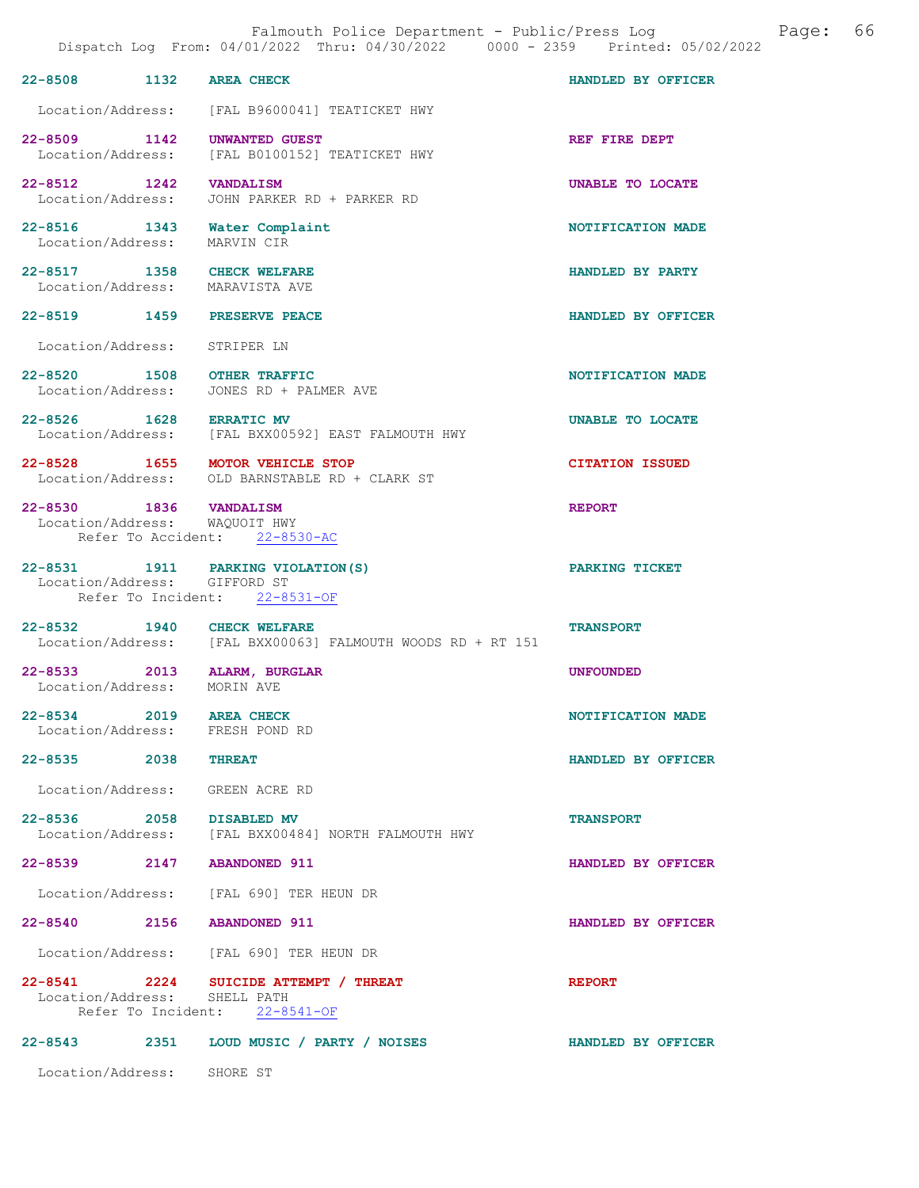Falmouth Police Department - Public/Press Log

Dispatch Log From: 04/01/2022 Thru: 04/30/2022 0000 - 2359 Printed: 05/02/2022

**22-8508** 1132 **AREA CHECK** — HANDLED BY OFFICER
Location/Address: [FAL B9600041] TEATICKET HWY

**22-8509** 1142 **UNWANTED GUEST** — REF FIRE DEPT
Location/Address: [FAL B0100152] TEATICKET HWY

**22-8512** 1242 **VANDALISM** — UNABLE TO LOCATE
Location/Address: JOHN PARKER RD + PARKER RD

**22-8516** 1343 **Water Complaint** — NOTIFICATION MADE
Location/Address: MARVIN CIR

**22-8517** 1358 **CHECK WELFARE** — HANDLED BY PARTY
Location/Address: MARAVISTA AVE

**22-8519** 1459 **PRESERVE PEACE** — HANDLED BY OFFICER
Location/Address: STRIPER LN

**22-8520** 1508 **OTHER TRAFFIC** — NOTIFICATION MADE
Location/Address: JONES RD + PALMER AVE

**22-8526** 1628 **ERRATIC MV** — UNABLE TO LOCATE
Location/Address: [FAL BXX00592] EAST FALMOUTH HWY

**22-8528** 1655 **MOTOR VEHICLE STOP** — CITATION ISSUED
Location/Address: OLD BARNSTABLE RD + CLARK ST

**22-8530** 1836 **VANDALISM** — REPORT
Location/Address: WAQUOIT HWY
Refer To Accident: 22-8530-AC

**22-8531** 1911 **PARKING VIOLATION(S)** — PARKING TICKET
Location/Address: GIFFORD ST
Refer To Incident: 22-8531-OF

**22-8532** 1940 **CHECK WELFARE** — TRANSPORT
Location/Address: [FAL BXX00063] FALMOUTH WOODS RD + RT 151

**22-8533** 2013 **ALARM, BURGLAR** — UNFOUNDED
Location/Address: MORIN AVE

**22-8534** 2019 **AREA CHECK** — NOTIFICATION MADE
Location/Address: FRESH POND RD

**22-8535** 2038 **THREAT** — HANDLED BY OFFICER
Location/Address: GREEN ACRE RD

**22-8536** 2058 **DISABLED MV** — TRANSPORT
Location/Address: [FAL BXX00484] NORTH FALMOUTH HWY

**22-8539** 2147 **ABANDONED 911** — HANDLED BY OFFICER
Location/Address: [FAL 690] TER HEUN DR

**22-8540** 2156 **ABANDONED 911** — HANDLED BY OFFICER
Location/Address: [FAL 690] TER HEUN DR

**22-8541** 2224 **SUICIDE ATTEMPT / THREAT** — REPORT
Location/Address: SHELL PATH
Refer To Incident: 22-8541-OF

**22-8543** 2351 **LOUD MUSIC / PARTY / NOISES** — HANDLED BY OFFICER
Location/Address: SHORE ST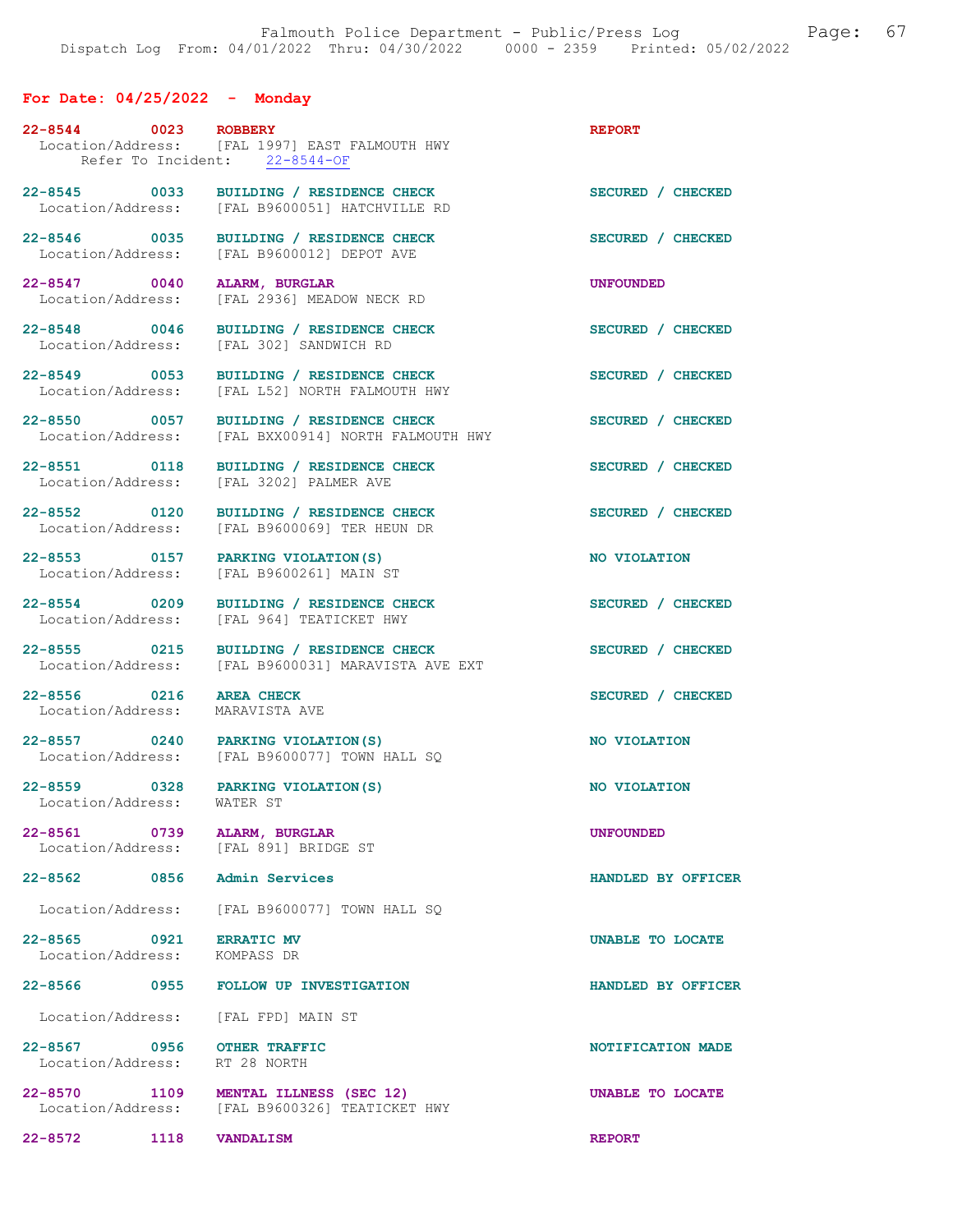## For Date: 04/25/2022 - Monday

**22-8544 0023 ROBBERY** — REPORT
Location/Address: [FAL 1997] EAST FALMOUTH HWY
Refer To Incident: 22-8544-OF

**22-8545 0033 BUILDING / RESIDENCE CHECK** — SECURED / CHECKED
Location/Address: [FAL B9600051] HATCHVILLE RD

**22-8546 0035 BUILDING / RESIDENCE CHECK** — SECURED / CHECKED
Location/Address: [FAL B9600012] DEPOT AVE

**22-8547 0040 ALARM, BURGLAR** — UNFOUNDED
Location/Address: [FAL 2936] MEADOW NECK RD

**22-8548 0046 BUILDING / RESIDENCE CHECK** — SECURED / CHECKED
Location/Address: [FAL 302] SANDWICH RD

**22-8549 0053 BUILDING / RESIDENCE CHECK** — SECURED / CHECKED
Location/Address: [FAL L52] NORTH FALMOUTH HWY

**22-8550 0057 BUILDING / RESIDENCE CHECK** — SECURED / CHECKED
Location/Address: [FAL BXX00914] NORTH FALMOUTH HWY

**22-8551 0118 BUILDING / RESIDENCE CHECK** — SECURED / CHECKED
Location/Address: [FAL 3202] PALMER AVE

**22-8552 0120 BUILDING / RESIDENCE CHECK** — SECURED / CHECKED
Location/Address: [FAL B9600069] TER HEUN DR

**22-8553 0157 PARKING VIOLATION(S)** — NO VIOLATION
Location/Address: [FAL B9600261] MAIN ST

**22-8554 0209 BUILDING / RESIDENCE CHECK** — SECURED / CHECKED
Location/Address: [FAL 964] TEATICKET HWY

**22-8555 0215 BUILDING / RESIDENCE CHECK** — SECURED / CHECKED
Location/Address: [FAL B9600031] MARAVISTA AVE EXT

**22-8556 0216 AREA CHECK** — SECURED / CHECKED
Location/Address: MARAVISTA AVE

**22-8557 0240 PARKING VIOLATION(S)** — NO VIOLATION
Location/Address: [FAL B9600077] TOWN HALL SQ

**22-8559 0328 PARKING VIOLATION(S)** — NO VIOLATION
Location/Address: WATER ST

**22-8561 0739 ALARM, BURGLAR** — UNFOUNDED
Location/Address: [FAL 891] BRIDGE ST

**22-8562 0856 Admin Services** — HANDLED BY OFFICER
Location/Address: [FAL B9600077] TOWN HALL SQ

**22-8565 0921 ERRATIC MV** — UNABLE TO LOCATE
Location/Address: KOMPASS DR

**22-8566 0955 FOLLOW UP INVESTIGATION** — HANDLED BY OFFICER
Location/Address: [FAL FPD] MAIN ST

**22-8567 0956 OTHER TRAFFIC** — NOTIFICATION MADE
Location/Address: RT 28 NORTH

**22-8570 1109 MENTAL ILLNESS (SEC 12)** — UNABLE TO LOCATE
Location/Address: [FAL B9600326] TEATICKET HWY

**22-8572 1118 VANDALISM** — REPORT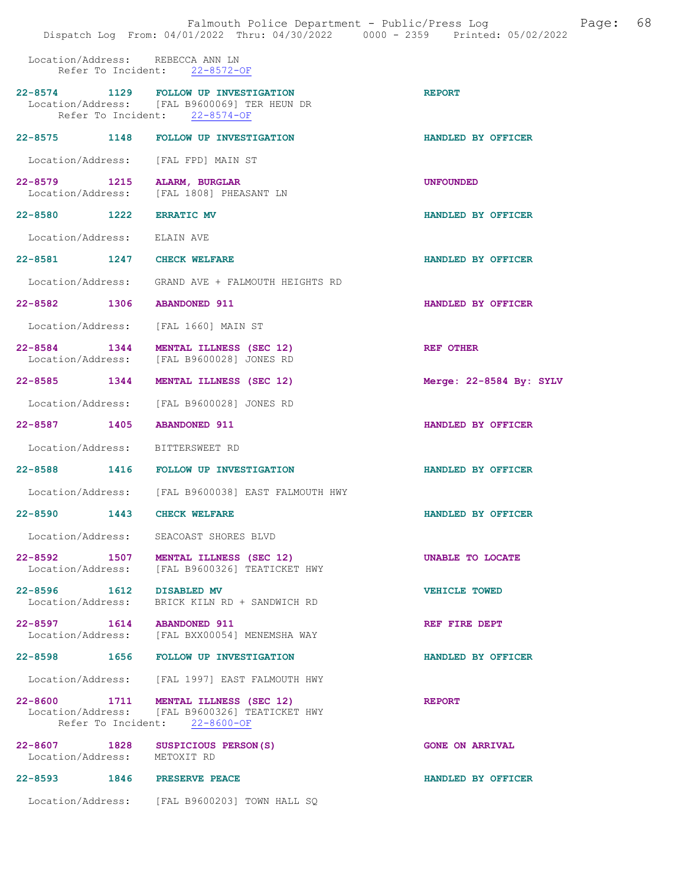Location/Address: REBECCA ANN LN
Refer To Incident: 22-8572-OF

| Call # | Time | Call Type | Disposition |
|---|---|---|---|
| 22-8574 | 1129 | FOLLOW UP INVESTIGATION | REPORT |
| | | Location/Address: [FAL B9600069] TER HEUN DR | |
| | | Refer To Incident: 22-8574-OF | |
| 22-8575 | 1148 | FOLLOW UP INVESTIGATION | HANDLED BY OFFICER |
| | | Location/Address: [FAL FPD] MAIN ST | |
| 22-8579 | 1215 | ALARM, BURGLAR | UNFOUNDED |
| | | Location/Address: [FAL 1808] PHEASANT LN | |
| 22-8580 | 1222 | ERRATIC MV | HANDLED BY OFFICER |
| | | Location/Address: ELAIN AVE | |
| 22-8581 | 1247 | CHECK WELFARE | HANDLED BY OFFICER |
| | | Location/Address: GRAND AVE + FALMOUTH HEIGHTS RD | |
| 22-8582 | 1306 | ABANDONED 911 | HANDLED BY OFFICER |
| | | Location/Address: [FAL 1660] MAIN ST | |
| 22-8584 | 1344 | MENTAL ILLNESS (SEC 12) | REF OTHER |
| | | Location/Address: [FAL B9600028] JONES RD | |
| 22-8585 | 1344 | MENTAL ILLNESS (SEC 12) | Merge: 22-8584 By: SYLV |
| | | Location/Address: [FAL B9600028] JONES RD | |
| 22-8587 | 1405 | ABANDONED 911 | HANDLED BY OFFICER |
| | | Location/Address: BITTERSWEET RD | |
| 22-8588 | 1416 | FOLLOW UP INVESTIGATION | HANDLED BY OFFICER |
| | | Location/Address: [FAL B9600038] EAST FALMOUTH HWY | |
| 22-8590 | 1443 | CHECK WELFARE | HANDLED BY OFFICER |
| | | Location/Address: SEACOAST SHORES BLVD | |
| 22-8592 | 1507 | MENTAL ILLNESS (SEC 12) | UNABLE TO LOCATE |
| | | Location/Address: [FAL B9600326] TEATICKET HWY | |
| 22-8596 | 1612 | DISABLED MV | VEHICLE TOWED |
| | | Location/Address: BRICK KILN RD + SANDWICH RD | |
| 22-8597 | 1614 | ABANDONED 911 | REF FIRE DEPT |
| | | Location/Address: [FAL BXX00054] MENEMSHA WAY | |
| 22-8598 | 1656 | FOLLOW UP INVESTIGATION | HANDLED BY OFFICER |
| | | Location/Address: [FAL 1997] EAST FALMOUTH HWY | |
| 22-8600 | 1711 | MENTAL ILLNESS (SEC 12) | REPORT |
| | | Location/Address: [FAL B9600326] TEATICKET HWY | |
| | | Refer To Incident: 22-8600-OF | |
| 22-8607 | 1828 | SUSPICIOUS PERSON(S) | GONE ON ARRIVAL |
| | | Location/Address: METOXIT RD | |
| 22-8593 | 1846 | PRESERVE PEACE | HANDLED BY OFFICER |
| | | Location/Address: [FAL B9600203] TOWN HALL SQ | |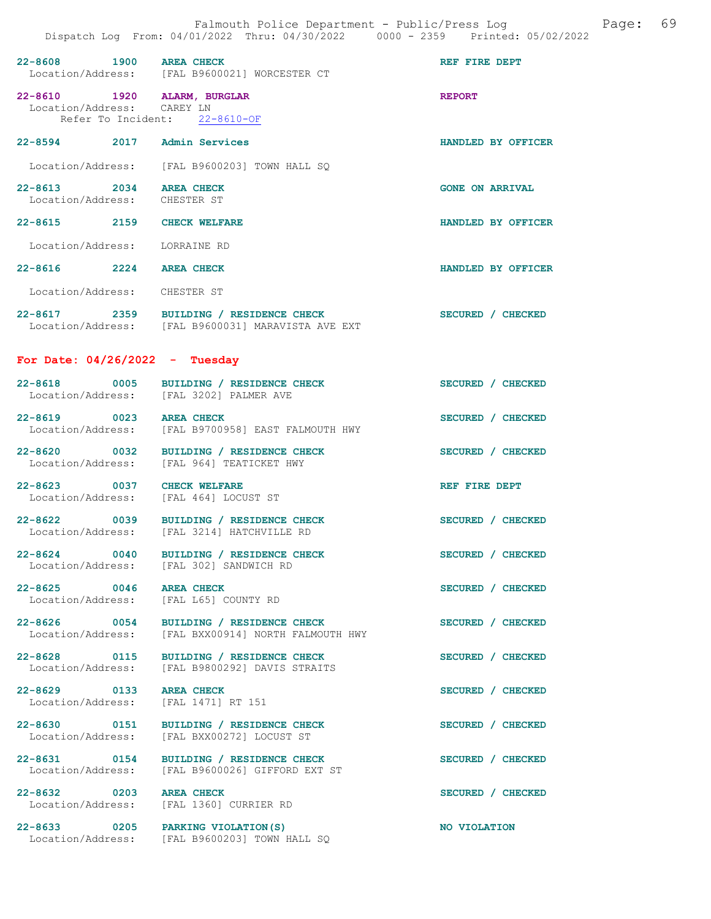| Call # | Time | Call Reason | Action |
|---|---|---|---|
| 22-8608 | 1900 | AREA CHECK | REF FIRE DEPT |
| Location/Address: | | [FAL B9600021] WORCESTER CT | |
| 22-8610 | 1920 | ALARM, BURGLAR | REPORT |
| Location/Address: | | CAREY LN | |
| Refer To Incident: | | 22-8610-OF | |
| 22-8594 | 2017 | Admin Services | HANDLED BY OFFICER |
| Location/Address: | | [FAL B9600203] TOWN HALL SQ | |
| 22-8613 | 2034 | AREA CHECK | GONE ON ARRIVAL |
| Location/Address: | | CHESTER ST | |
| 22-8615 | 2159 | CHECK WELFARE | HANDLED BY OFFICER |
| Location/Address: | | LORRAINE RD | |
| 22-8616 | 2224 | AREA CHECK | HANDLED BY OFFICER |
| Location/Address: | | CHESTER ST | |
| 22-8617 | 2359 | BUILDING / RESIDENCE CHECK | SECURED / CHECKED |
| Location/Address: | | [FAL B9600031] MARAVISTA AVE EXT | |

## For Date: 04/26/2022 - Tuesday

| Call # | Time | Call Reason | Action |
|---|---|---|---|
| 22-8618 | 0005 | BUILDING / RESIDENCE CHECK | SECURED / CHECKED |
| Location/Address: | | [FAL 3202] PALMER AVE | |
| 22-8619 | 0023 | AREA CHECK | SECURED / CHECKED |
| Location/Address: | | [FAL B9700958] EAST FALMOUTH HWY | |
| 22-8620 | 0032 | BUILDING / RESIDENCE CHECK | SECURED / CHECKED |
| Location/Address: | | [FAL 964] TEATICKET HWY | |
| 22-8623 | 0037 | CHECK WELFARE | REF FIRE DEPT |
| Location/Address: | | [FAL 464] LOCUST ST | |
| 22-8622 | 0039 | BUILDING / RESIDENCE CHECK | SECURED / CHECKED |
| Location/Address: | | [FAL 3214] HATCHVILLE RD | |
| 22-8624 | 0040 | BUILDING / RESIDENCE CHECK | SECURED / CHECKED |
| Location/Address: | | [FAL 302] SANDWICH RD | |
| 22-8625 | 0046 | AREA CHECK | SECURED / CHECKED |
| Location/Address: | | [FAL L65] COUNTY RD | |
| 22-8626 | 0054 | BUILDING / RESIDENCE CHECK | SECURED / CHECKED |
| Location/Address: | | [FAL BXX00914] NORTH FALMOUTH HWY | |
| 22-8628 | 0115 | BUILDING / RESIDENCE CHECK | SECURED / CHECKED |
| Location/Address: | | [FAL B9800292] DAVIS STRAITS | |
| 22-8629 | 0133 | AREA CHECK | SECURED / CHECKED |
| Location/Address: | | [FAL 1471] RT 151 | |
| 22-8630 | 0151 | BUILDING / RESIDENCE CHECK | SECURED / CHECKED |
| Location/Address: | | [FAL BXX00272] LOCUST ST | |
| 22-8631 | 0154 | BUILDING / RESIDENCE CHECK | SECURED / CHECKED |
| Location/Address: | | [FAL B9600026] GIFFORD EXT ST | |
| 22-8632 | 0203 | AREA CHECK | SECURED / CHECKED |
| Location/Address: | | [FAL 1360] CURRIER RD | |
| 22-8633 | 0205 | PARKING VIOLATION(S) | NO VIOLATION |
| Location/Address: | | [FAL B9600203] TOWN HALL SQ | |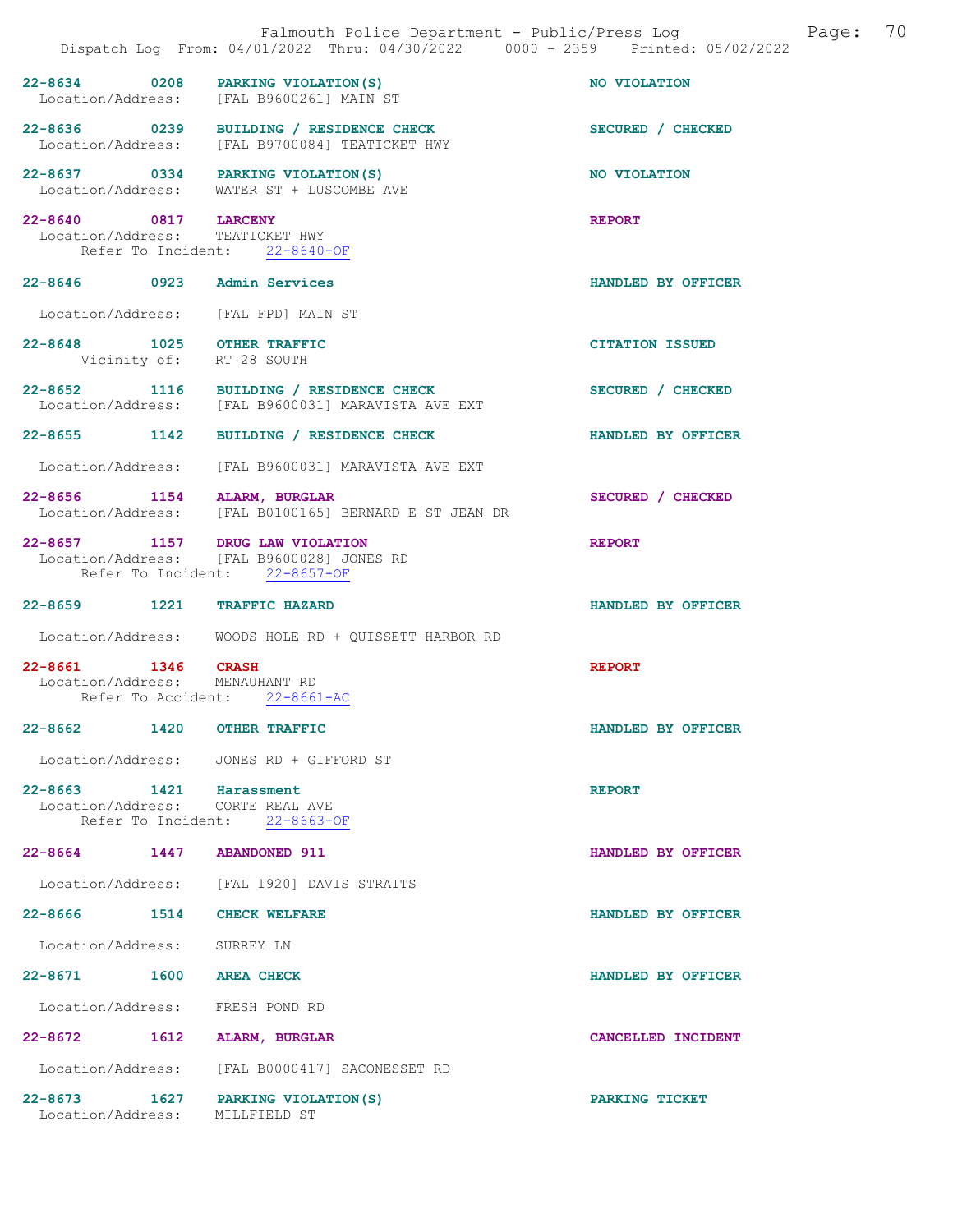22-8634 0208 PARKING VIOLATION(S) NO VIOLATION
Location/Address: [FAL B9600261] MAIN ST

22-8636 0239 BUILDING / RESIDENCE CHECK SECURED / CHECKED
Location/Address: [FAL B9700084] TEATICKET HWY

22-8637 0334 PARKING VIOLATION(S) NO VIOLATION
Location/Address: WATER ST + LUSCOMBE AVE

22-8640 0817 LARCENY REPORT
Location/Address: TEATICKET HWY
Refer To Incident: 22-8640-OF

22-8646 0923 Admin Services HANDLED BY OFFICER
Location/Address: [FAL FPD] MAIN ST

22-8648 1025 OTHER TRAFFIC CITATION ISSUED
Vicinity of: RT 28 SOUTH

22-8652 1116 BUILDING / RESIDENCE CHECK SECURED / CHECKED
Location/Address: [FAL B9600031] MARAVISTA AVE EXT

22-8655 1142 BUILDING / RESIDENCE CHECK HANDLED BY OFFICER
Location/Address: [FAL B9600031] MARAVISTA AVE EXT

22-8656 1154 ALARM, BURGLAR SECURED / CHECKED
Location/Address: [FAL B0100165] BERNARD E ST JEAN DR

22-8657 1157 DRUG LAW VIOLATION REPORT
Location/Address: [FAL B9600028] JONES RD
Refer To Incident: 22-8657-OF

22-8659 1221 TRAFFIC HAZARD HANDLED BY OFFICER
Location/Address: WOODS HOLE RD + QUISSETT HARBOR RD

22-8661 1346 CRASH REPORT
Location/Address: MENAUHANT RD
Refer To Accident: 22-8661-AC

22-8662 1420 OTHER TRAFFIC HANDLED BY OFFICER
Location/Address: JONES RD + GIFFORD ST

22-8663 1421 Harassment REPORT
Location/Address: CORTE REAL AVE
Refer To Incident: 22-8663-OF

22-8664 1447 ABANDONED 911 HANDLED BY OFFICER
Location/Address: [FAL 1920] DAVIS STRAITS

22-8666 1514 CHECK WELFARE HANDLED BY OFFICER
Location/Address: SURREY LN

22-8671 1600 AREA CHECK HANDLED BY OFFICER
Location/Address: FRESH POND RD

22-8672 1612 ALARM, BURGLAR CANCELLED INCIDENT
Location/Address: [FAL B0000417] SACONESSET RD

22-8673 1627 PARKING VIOLATION(S) PARKING TICKET
Location/Address: MILLFIELD ST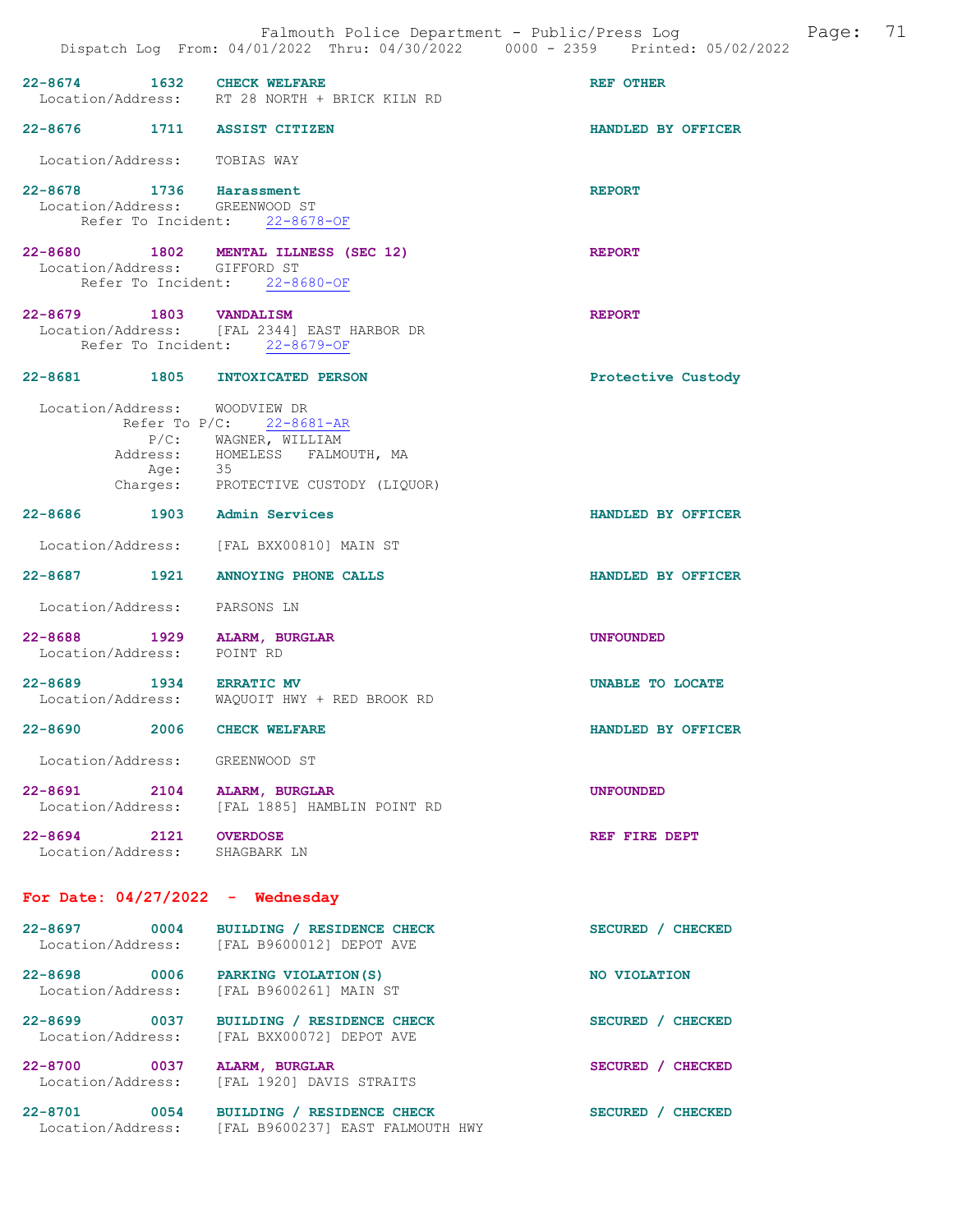22-8674 1632 **CHECK WELFARE** REF OTHER
Location/Address: RT 28 NORTH + BRICK KILN RD

22-8676 1711 **ASSIST CITIZEN** HANDLED BY OFFICER

Location/Address: TOBIAS WAY

22-8678 1736 **Harassment** REPORT
Location/Address: GREENWOOD ST
Refer To Incident: 22-8678-OF

22-8680 1802 **MENTAL ILLNESS (SEC 12)** REPORT
Location/Address: GIFFORD ST
Refer To Incident: 22-8680-OF

22-8679 1803 **VANDALISM** REPORT
Location/Address: [FAL 2344] EAST HARBOR DR
Refer To Incident: 22-8679-OF

22-8681 1805 **INTOXICATED PERSON** Protective Custody

Location/Address: WOODVIEW DR
Refer To P/C: 22-8681-AR
P/C: WAGNER, WILLIAM
Address: HOMELESS FALMOUTH, MA
Age: 35
Charges: PROTECTIVE CUSTODY (LIQUOR)

22-8686 1903 **Admin Services** HANDLED BY OFFICER

Location/Address: [FAL BXX00810] MAIN ST

22-8687 1921 **ANNOYING PHONE CALLS** HANDLED BY OFFICER

Location/Address: PARSONS LN

22-8688 1929 **ALARM, BURGLAR** UNFOUNDED
Location/Address: POINT RD

22-8689 1934 **ERRATIC MV** UNABLE TO LOCATE
Location/Address: WAQUOIT HWY + RED BROOK RD

22-8690 2006 **CHECK WELFARE** HANDLED BY OFFICER

Location/Address: GREENWOOD ST

22-8691 2104 **ALARM, BURGLAR** UNFOUNDED
Location/Address: [FAL 1885] HAMBLIN POINT RD

22-8694 2121 **OVERDOSE** REF FIRE DEPT
Location/Address: SHAGBARK LN

## For Date: 04/27/2022 - Wednesday

22-8697 0004 **BUILDING / RESIDENCE CHECK** SECURED / CHECKED
Location/Address: [FAL B9600012] DEPOT AVE

22-8698 0006 **PARKING VIOLATION(S)** NO VIOLATION
Location/Address: [FAL B9600261] MAIN ST

22-8699 0037 **BUILDING / RESIDENCE CHECK** SECURED / CHECKED
Location/Address: [FAL BXX00072] DEPOT AVE

22-8700 0037 **ALARM, BURGLAR** SECURED / CHECKED
Location/Address: [FAL 1920] DAVIS STRAITS

22-8701 0054 **BUILDING / RESIDENCE CHECK** SECURED / CHECKED
Location/Address: [FAL B9600237] EAST FALMOUTH HWY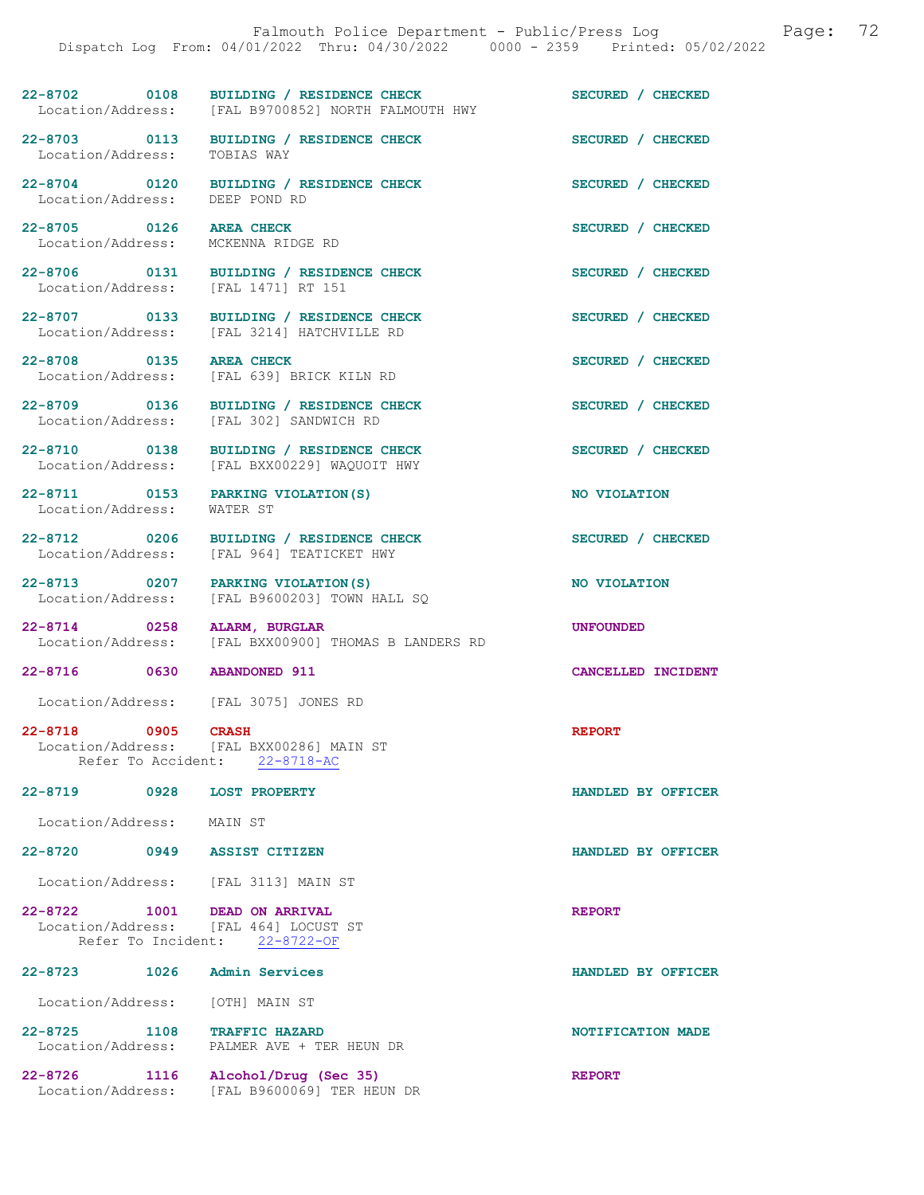| Call # | Time | Call Type | Disposition |
|---|---|---|---|
| 22-8702 | 0108 | BUILDING / RESIDENCE CHECK | SECURED / CHECKED |
| Location/Address: | | [FAL B9700852] NORTH FALMOUTH HWY | |
| 22-8703 | 0113 | BUILDING / RESIDENCE CHECK | SECURED / CHECKED |
| Location/Address: | | TOBIAS WAY | |
| 22-8704 | 0120 | BUILDING / RESIDENCE CHECK | SECURED / CHECKED |
| Location/Address: | | DEEP POND RD | |
| 22-8705 | 0126 | AREA CHECK | SECURED / CHECKED |
| Location/Address: | | MCKENNA RIDGE RD | |
| 22-8706 | 0131 | BUILDING / RESIDENCE CHECK | SECURED / CHECKED |
| Location/Address: | | [FAL 1471] RT 151 | |
| 22-8707 | 0133 | BUILDING / RESIDENCE CHECK | SECURED / CHECKED |
| Location/Address: | | [FAL 3214] HATCHVILLE RD | |
| 22-8708 | 0135 | AREA CHECK | SECURED / CHECKED |
| Location/Address: | | [FAL 639] BRICK KILN RD | |
| 22-8709 | 0136 | BUILDING / RESIDENCE CHECK | SECURED / CHECKED |
| Location/Address: | | [FAL 302] SANDWICH RD | |
| 22-8710 | 0138 | BUILDING / RESIDENCE CHECK | SECURED / CHECKED |
| Location/Address: | | [FAL BXX00229] WAQUOIT HWY | |
| 22-8711 | 0153 | PARKING VIOLATION(S) | NO VIOLATION |
| Location/Address: | | WATER ST | |
| 22-8712 | 0206 | BUILDING / RESIDENCE CHECK | SECURED / CHECKED |
| Location/Address: | | [FAL 964] TEATICKET HWY | |
| 22-8713 | 0207 | PARKING VIOLATION(S) | NO VIOLATION |
| Location/Address: | | [FAL B9600203] TOWN HALL SQ | |
| 22-8714 | 0258 | ALARM, BURGLAR | UNFOUNDED |
| Location/Address: | | [FAL BXX00900] THOMAS B LANDERS RD | |
| 22-8716 | 0630 | ABANDONED 911 | CANCELLED INCIDENT |
| Location/Address: | | [FAL 3075] JONES RD | |
| 22-8718 | 0905 | CRASH | REPORT |
| Location/Address: | | [FAL BXX00286] MAIN ST | |
| Refer To Accident: | | 22-8718-AC | |
| 22-8719 | 0928 | LOST PROPERTY | HANDLED BY OFFICER |
| Location/Address: | | MAIN ST | |
| 22-8720 | 0949 | ASSIST CITIZEN | HANDLED BY OFFICER |
| Location/Address: | | [FAL 3113] MAIN ST | |
| 22-8722 | 1001 | DEAD ON ARRIVAL | REPORT |
| Location/Address: | | [FAL 464] LOCUST ST | |
| Refer To Incident: | | 22-8722-OF | |
| 22-8723 | 1026 | Admin Services | HANDLED BY OFFICER |
| Location/Address: | | [OTH] MAIN ST | |
| 22-8725 | 1108 | TRAFFIC HAZARD | NOTIFICATION MADE |
| Location/Address: | | PALMER AVE + TER HEUN DR | |
| 22-8726 | 1116 | Alcohol/Drug (Sec 35) | REPORT |
| Location/Address: | | [FAL B9600069] TER HEUN DR | |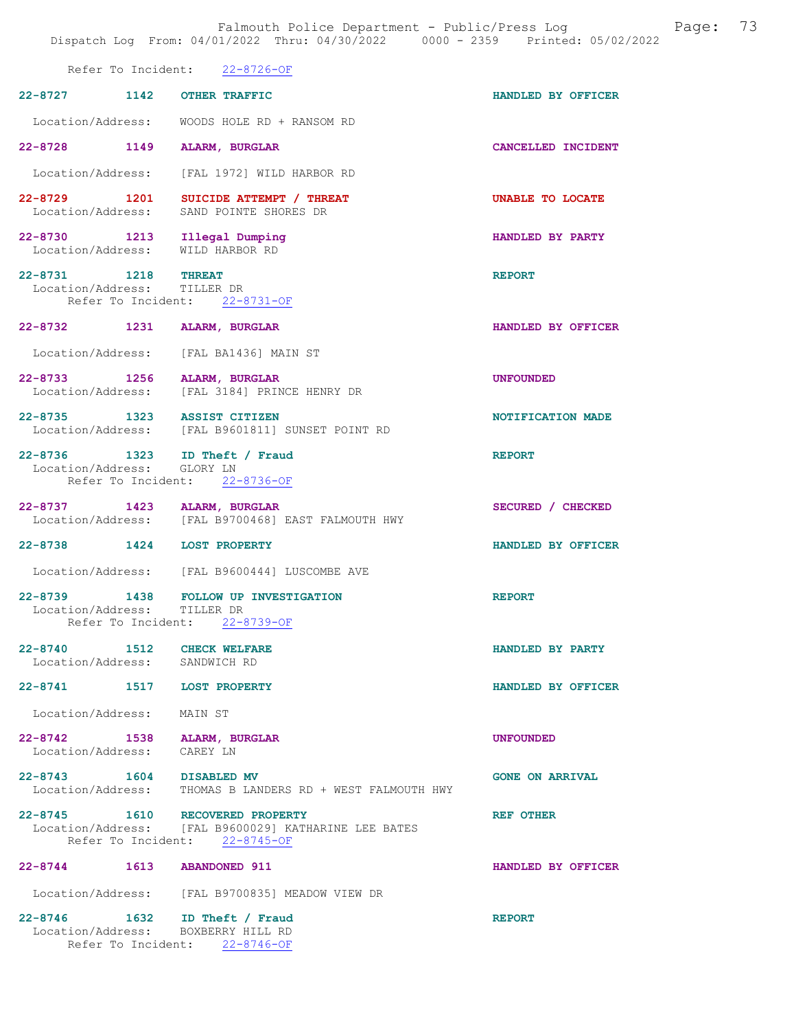Refer To Incident: 22-8726-OF

22-8727 1142 OTHER TRAFFIC HANDLED BY OFFICER
Location/Address: WOODS HOLE RD + RANSOM RD

22-8728 1149 ALARM, BURGLAR CANCELLED INCIDENT
Location/Address: [FAL 1972] WILD HARBOR RD

22-8729 1201 SUICIDE ATTEMPT / THREAT UNABLE TO LOCATE
Location/Address: SAND POINTE SHORES DR

22-8730 1213 Illegal Dumping HANDLED BY PARTY
Location/Address: WILD HARBOR RD

22-8731 1218 THREAT REPORT
Location/Address: TILLER DR
Refer To Incident: 22-8731-OF

22-8732 1231 ALARM, BURGLAR HANDLED BY OFFICER
Location/Address: [FAL BA1436] MAIN ST

22-8733 1256 ALARM, BURGLAR UNFOUNDED
Location/Address: [FAL 3184] PRINCE HENRY DR

22-8735 1323 ASSIST CITIZEN NOTIFICATION MADE
Location/Address: [FAL B9601811] SUNSET POINT RD

22-8736 1323 ID Theft / Fraud REPORT
Location/Address: GLORY LN
Refer To Incident: 22-8736-OF

22-8737 1423 ALARM, BURGLAR SECURED / CHECKED
Location/Address: [FAL B9700468] EAST FALMOUTH HWY

22-8738 1424 LOST PROPERTY HANDLED BY OFFICER
Location/Address: [FAL B9600444] LUSCOMBE AVE

22-8739 1438 FOLLOW UP INVESTIGATION REPORT
Location/Address: TILLER DR
Refer To Incident: 22-8739-OF

22-8740 1512 CHECK WELFARE HANDLED BY PARTY
Location/Address: SANDWICH RD

22-8741 1517 LOST PROPERTY HANDLED BY OFFICER
Location/Address: MAIN ST

22-8742 1538 ALARM, BURGLAR UNFOUNDED
Location/Address: CAREY LN

22-8743 1604 DISABLED MV GONE ON ARRIVAL
Location/Address: THOMAS B LANDERS RD + WEST FALMOUTH HWY

22-8745 1610 RECOVERED PROPERTY REF OTHER
Location/Address: [FAL B9600029] KATHARINE LEE BATES
Refer To Incident: 22-8745-OF

22-8744 1613 ABANDONED 911 HANDLED BY OFFICER
Location/Address: [FAL B9700835] MEADOW VIEW DR

22-8746 1632 ID Theft / Fraud REPORT
Location/Address: BOXBERRY HILL RD
Refer To Incident: 22-8746-OF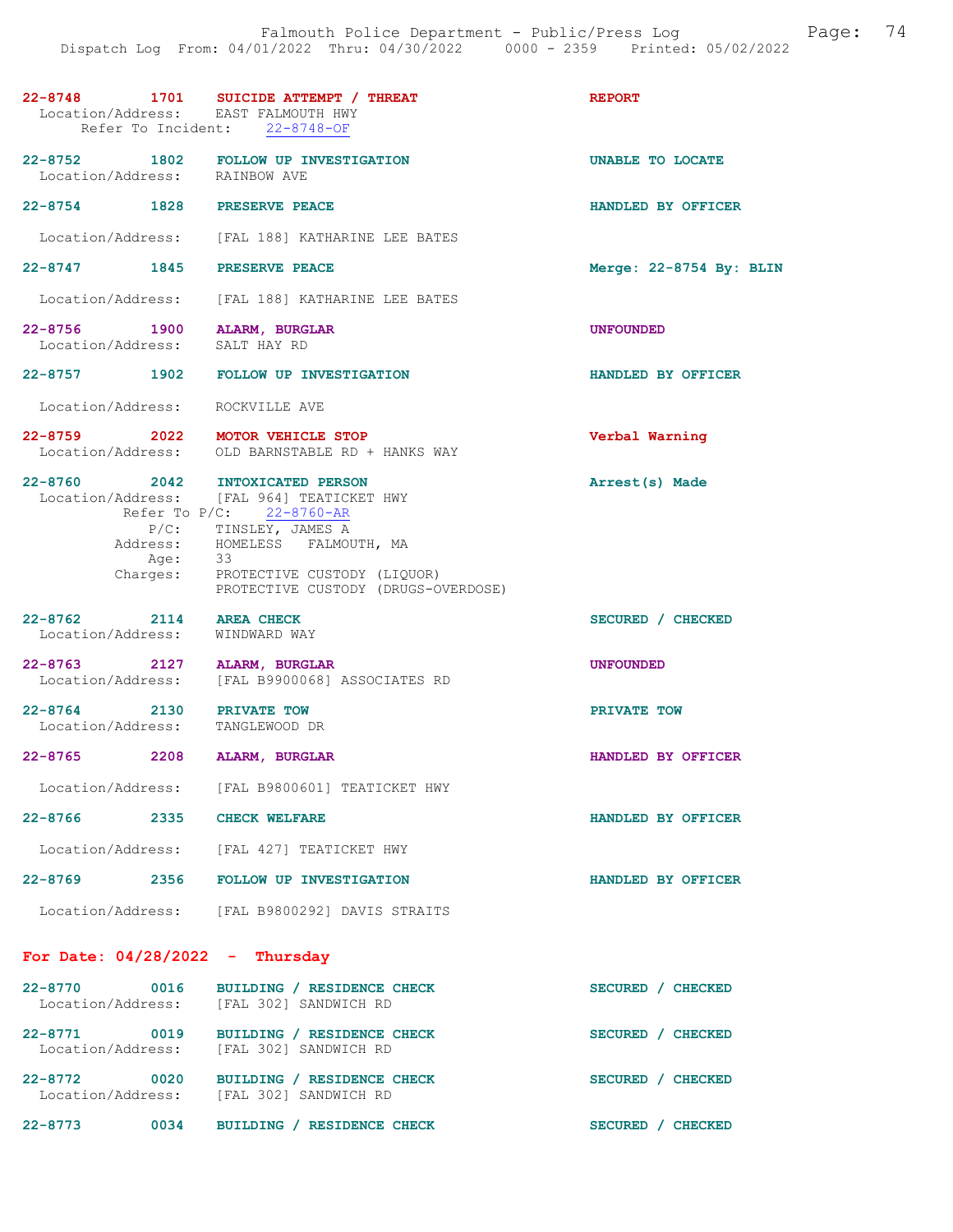22-8748 1701 SUICIDE ATTEMPT / THREAT REPORT
Location/Address: EAST FALMOUTH HWY
Refer To Incident: 22-8748-OF

22-8752 1802 FOLLOW UP INVESTIGATION UNABLE TO LOCATE
Location/Address: RAINBOW AVE

22-8754 1828 PRESERVE PEACE HANDLED BY OFFICER
Location/Address: [FAL 188] KATHARINE LEE BATES

22-8747 1845 PRESERVE PEACE Merge: 22-8754 By: BLIN
Location/Address: [FAL 188] KATHARINE LEE BATES

22-8756 1900 ALARM, BURGLAR UNFOUNDED
Location/Address: SALT HAY RD

22-8757 1902 FOLLOW UP INVESTIGATION HANDLED BY OFFICER
Location/Address: ROCKVILLE AVE

22-8759 2022 MOTOR VEHICLE STOP Verbal Warning
Location/Address: OLD BARNSTABLE RD + HANKS WAY

22-8760 2042 INTOXICATED PERSON Arrest(s) Made
Location/Address: [FAL 964] TEATICKET HWY
Refer To P/C: 22-8760-AR
P/C: TINSLEY, JAMES A
Address: HOMELESS FALMOUTH, MA
Age: 33
Charges: PROTECTIVE CUSTODY (LIQUOR)
PROTECTIVE CUSTODY (DRUGS-OVERDOSE)

22-8762 2114 AREA CHECK SECURED / CHECKED
Location/Address: WINDWARD WAY

22-8763 2127 ALARM, BURGLAR UNFOUNDED
Location/Address: [FAL B9900068] ASSOCIATES RD

22-8764 2130 PRIVATE TOW PRIVATE TOW
Location/Address: TANGLEWOOD DR

22-8765 2208 ALARM, BURGLAR HANDLED BY OFFICER
Location/Address: [FAL B9800601] TEATICKET HWY

22-8766 2335 CHECK WELFARE HANDLED BY OFFICER
Location/Address: [FAL 427] TEATICKET HWY

22-8769 2356 FOLLOW UP INVESTIGATION HANDLED BY OFFICER
Location/Address: [FAL B9800292] DAVIS STRAITS

## For Date: 04/28/2022 - Thursday

22-8770 0016 BUILDING / RESIDENCE CHECK SECURED / CHECKED
Location/Address: [FAL 302] SANDWICH RD

22-8771 0019 BUILDING / RESIDENCE CHECK SECURED / CHECKED
Location/Address: [FAL 302] SANDWICH RD

22-8772 0020 BUILDING / RESIDENCE CHECK SECURED / CHECKED
Location/Address: [FAL 302] SANDWICH RD

22-8773 0034 BUILDING / RESIDENCE CHECK SECURED / CHECKED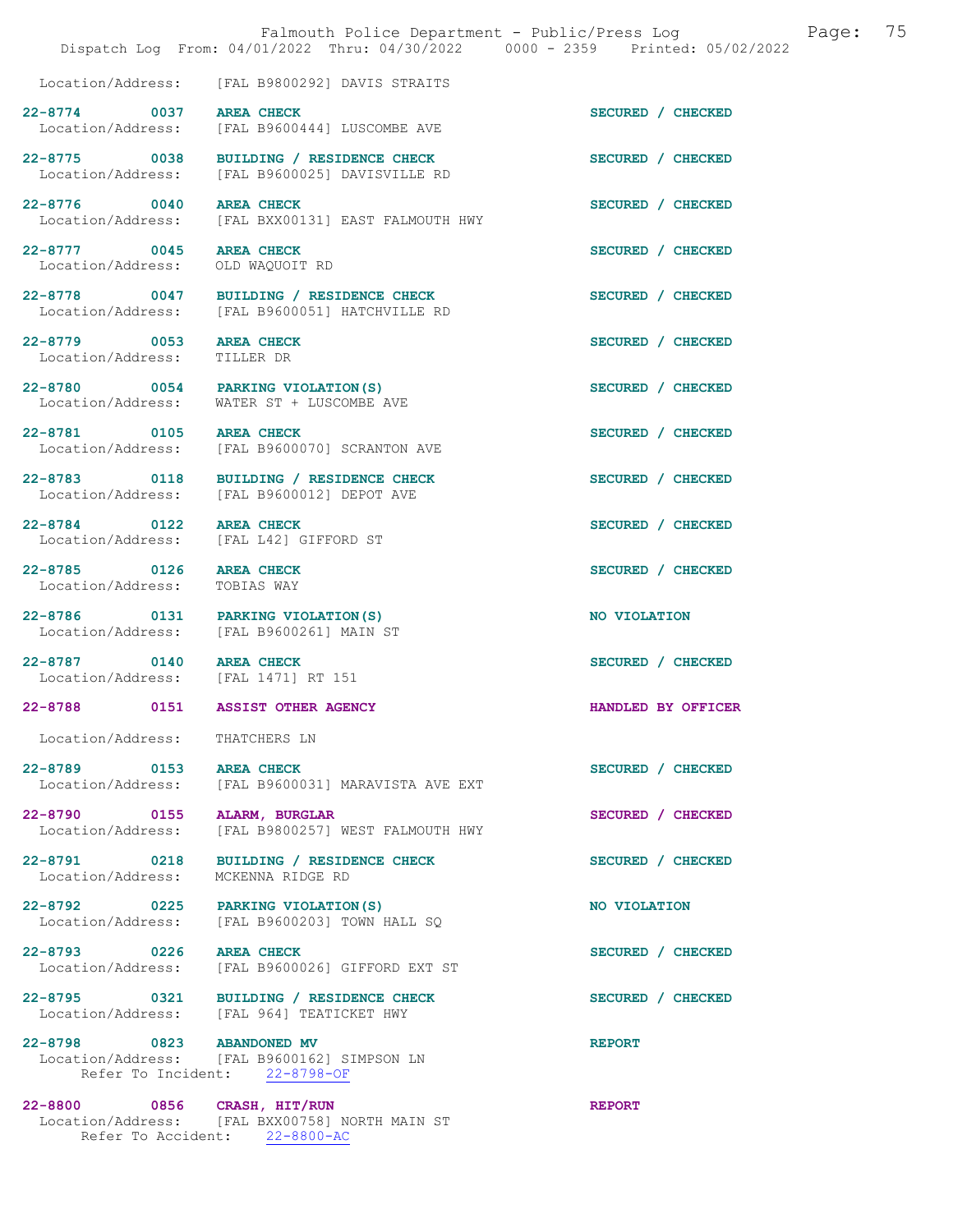Location/Address: [FAL B9800292] DAVIS STRAITS

22-8774 0037 AREA CHECK SECURED / CHECKED
Location/Address: [FAL B9600444] LUSCOMBE AVE

22-8775 0038 BUILDING / RESIDENCE CHECK SECURED / CHECKED
Location/Address: [FAL B9600025] DAVISVILLE RD

22-8776 0040 AREA CHECK SECURED / CHECKED
Location/Address: [FAL BXX00131] EAST FALMOUTH HWY

22-8777 0045 AREA CHECK SECURED / CHECKED
Location/Address: OLD WAQUOIT RD

22-8778 0047 BUILDING / RESIDENCE CHECK SECURED / CHECKED
Location/Address: [FAL B9600051] HATCHVILLE RD

22-8779 0053 AREA CHECK SECURED / CHECKED
Location/Address: TILLER DR

22-8780 0054 PARKING VIOLATION(S) SECURED / CHECKED
Location/Address: WATER ST + LUSCOMBE AVE

22-8781 0105 AREA CHECK SECURED / CHECKED
Location/Address: [FAL B9600070] SCRANTON AVE

22-8783 0118 BUILDING / RESIDENCE CHECK SECURED / CHECKED
Location/Address: [FAL B9600012] DEPOT AVE

22-8784 0122 AREA CHECK SECURED / CHECKED
Location/Address: [FAL L42] GIFFORD ST

22-8785 0126 AREA CHECK SECURED / CHECKED
Location/Address: TOBIAS WAY

22-8786 0131 PARKING VIOLATION(S) NO VIOLATION
Location/Address: [FAL B9600261] MAIN ST

22-8787 0140 AREA CHECK SECURED / CHECKED
Location/Address: [FAL 1471] RT 151

22-8788 0151 ASSIST OTHER AGENCY HANDLED BY OFFICER
Location/Address: THATCHERS LN

22-8789 0153 AREA CHECK SECURED / CHECKED
Location/Address: [FAL B9600031] MARAVISTA AVE EXT

22-8790 0155 ALARM, BURGLAR SECURED / CHECKED
Location/Address: [FAL B9800257] WEST FALMOUTH HWY

22-8791 0218 BUILDING / RESIDENCE CHECK SECURED / CHECKED
Location/Address: MCKENNA RIDGE RD

22-8792 0225 PARKING VIOLATION(S) NO VIOLATION
Location/Address: [FAL B9600203] TOWN HALL SQ

22-8793 0226 AREA CHECK SECURED / CHECKED
Location/Address: [FAL B9600026] GIFFORD EXT ST

22-8795 0321 BUILDING / RESIDENCE CHECK SECURED / CHECKED
Location/Address: [FAL 964] TEATICKET HWY

22-8798 0823 ABANDONED MV REPORT
Location/Address: [FAL B9600162] SIMPSON LN
Refer To Incident: 22-8798-OF

22-8800 0856 CRASH, HIT/RUN REPORT
Location/Address: [FAL BXX00758] NORTH MAIN ST
Refer To Accident: 22-8800-AC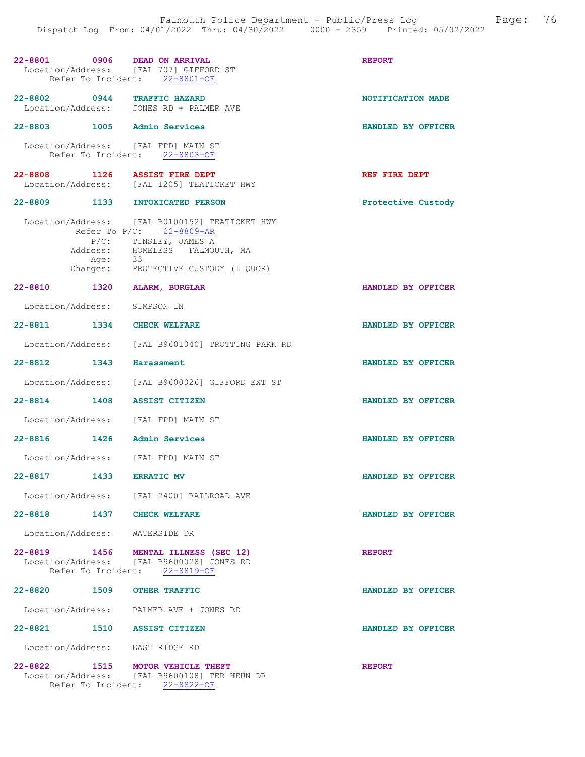**22-8801 0906 DEAD ON ARRIVAL** — REPORT
Location/Address: [FAL 707] GIFFORD ST
Refer To Incident: 22-8801-OF

**22-8802 0944 TRAFFIC HAZARD** — NOTIFICATION MADE
Location/Address: JONES RD + PALMER AVE

**22-8803 1005 Admin Services** — HANDLED BY OFFICER
Location/Address: [FAL FPD] MAIN ST
Refer To Incident: 22-8803-OF

**22-8808 1126 ASSIST FIRE DEPT** — REF FIRE DEPT
Location/Address: [FAL 1205] TEATICKET HWY

**22-8809 1133 INTOXICATED PERSON** — Protective Custody
Location/Address: [FAL B0100152] TEATICKET HWY
Refer To P/C: 22-8809-AR
P/C: TINSLEY, JAMES A
Address: HOMELESS FALMOUTH, MA
Age: 33
Charges: PROTECTIVE CUSTODY (LIQUOR)

**22-8810 1320 ALARM, BURGLAR** — HANDLED BY OFFICER
Location/Address: SIMPSON LN

**22-8811 1334 CHECK WELFARE** — HANDLED BY OFFICER
Location/Address: [FAL B9601040] TROTTING PARK RD

**22-8812 1343 Harassment** — HANDLED BY OFFICER
Location/Address: [FAL B9600026] GIFFORD EXT ST

**22-8814 1408 ASSIST CITIZEN** — HANDLED BY OFFICER
Location/Address: [FAL FPD] MAIN ST

**22-8816 1426 Admin Services** — HANDLED BY OFFICER
Location/Address: [FAL FPD] MAIN ST

**22-8817 1433 ERRATIC MV** — HANDLED BY OFFICER
Location/Address: [FAL 2400] RAILROAD AVE

**22-8818 1437 CHECK WELFARE** — HANDLED BY OFFICER
Location/Address: WATERSIDE DR

**22-8819 1456 MENTAL ILLNESS (SEC 12)** — REPORT
Location/Address: [FAL B9600028] JONES RD
Refer To Incident: 22-8819-OF

**22-8820 1509 OTHER TRAFFIC** — HANDLED BY OFFICER
Location/Address: PALMER AVE + JONES RD

**22-8821 1510 ASSIST CITIZEN** — HANDLED BY OFFICER
Location/Address: EAST RIDGE RD

**22-8822 1515 MOTOR VEHICLE THEFT** — REPORT
Location/Address: [FAL B9600108] TER HEUN DR
Refer To Incident: 22-8822-OF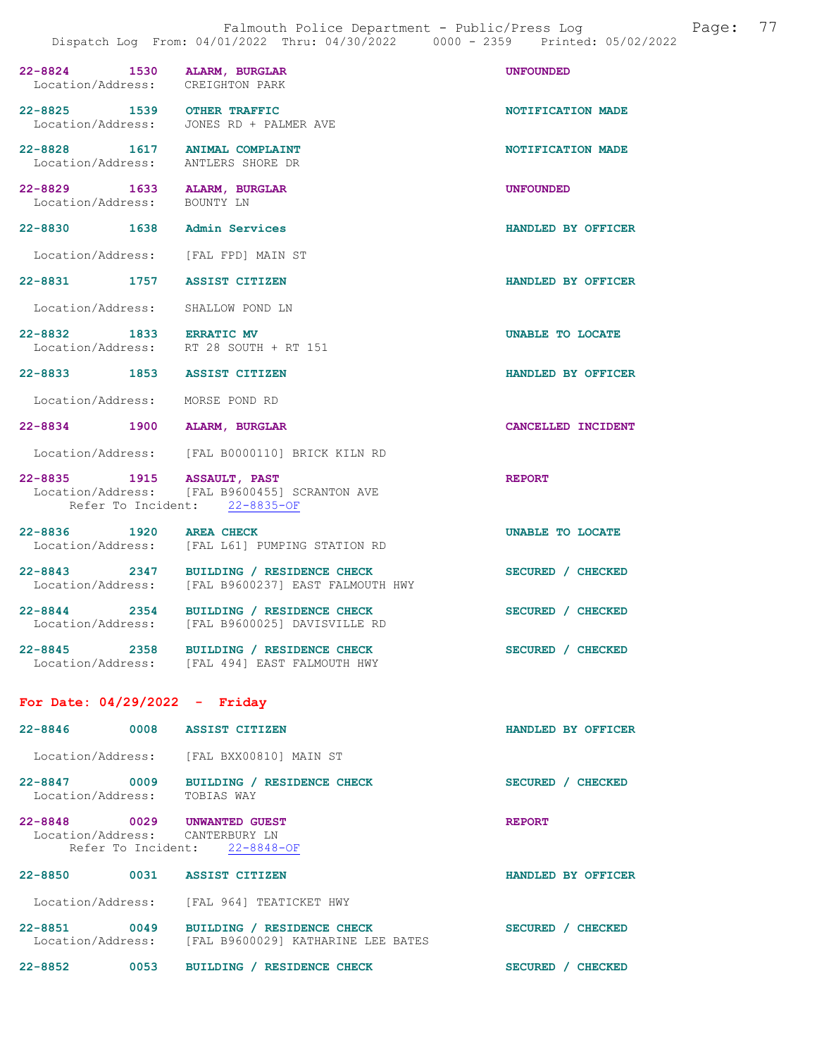22-8824 1530 **ALARM, BURGLAR** UNFOUNDED
Location/Address: CREIGHTON PARK

22-8825 1539 **OTHER TRAFFIC** NOTIFICATION MADE
Location/Address: JONES RD + PALMER AVE

22-8828 1617 **ANIMAL COMPLAINT** NOTIFICATION MADE
Location/Address: ANTLERS SHORE DR

22-8829 1633 **ALARM, BURGLAR** UNFOUNDED
Location/Address: BOUNTY LN

22-8830 1638 **Admin Services** HANDLED BY OFFICER
Location/Address: [FAL FPD] MAIN ST

22-8831 1757 **ASSIST CITIZEN** HANDLED BY OFFICER
Location/Address: SHALLOW POND LN

22-8832 1833 **ERRATIC MV** UNABLE TO LOCATE
Location/Address: RT 28 SOUTH + RT 151

22-8833 1853 **ASSIST CITIZEN** HANDLED BY OFFICER
Location/Address: MORSE POND RD

22-8834 1900 **ALARM, BURGLAR** CANCELLED INCIDENT
Location/Address: [FAL B0000110] BRICK KILN RD

22-8835 1915 **ASSAULT, PAST** REPORT
Location/Address: [FAL B9600455] SCRANTON AVE
Refer To Incident: 22-8835-OF

22-8836 1920 **AREA CHECK** UNABLE TO LOCATE
Location/Address: [FAL L61] PUMPING STATION RD

22-8843 2347 **BUILDING / RESIDENCE CHECK** SECURED / CHECKED
Location/Address: [FAL B9600237] EAST FALMOUTH HWY

22-8844 2354 **BUILDING / RESIDENCE CHECK** SECURED / CHECKED
Location/Address: [FAL B9600025] DAVISVILLE RD

22-8845 2358 **BUILDING / RESIDENCE CHECK** SECURED / CHECKED
Location/Address: [FAL 494] EAST FALMOUTH HWY

## For Date: 04/29/2022 - Friday

22-8846 0008 **ASSIST CITIZEN** HANDLED BY OFFICER
Location/Address: [FAL BXX00810] MAIN ST

22-8847 0009 **BUILDING / RESIDENCE CHECK** SECURED / CHECKED
Location/Address: TOBIAS WAY

22-8848 0029 **UNWANTED GUEST** REPORT
Location/Address: CANTERBURY LN
Refer To Incident: 22-8848-OF

22-8850 0031 **ASSIST CITIZEN** HANDLED BY OFFICER
Location/Address: [FAL 964] TEATICKET HWY

22-8851 0049 **BUILDING / RESIDENCE CHECK** SECURED / CHECKED
Location/Address: [FAL B9600029] KATHARINE LEE BATES

22-8852 0053 **BUILDING / RESIDENCE CHECK** SECURED / CHECKED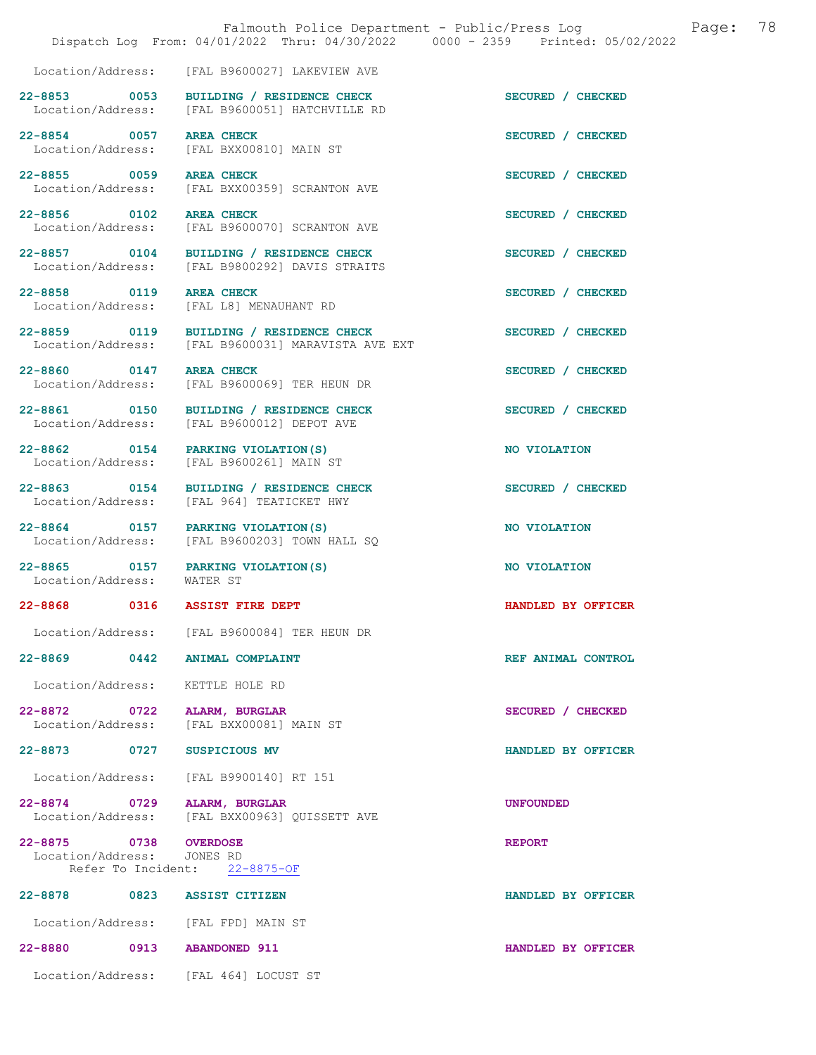Location/Address: [FAL B9600027] LAKEVIEW AVE

22-8853 0053 BUILDING / RESIDENCE CHECK SECURED / CHECKED
Location/Address: [FAL B9600051] HATCHVILLE RD

22-8854 0057 AREA CHECK SECURED / CHECKED
Location/Address: [FAL BXX00810] MAIN ST

22-8855 0059 AREA CHECK SECURED / CHECKED
Location/Address: [FAL BXX00359] SCRANTON AVE

22-8856 0102 AREA CHECK SECURED / CHECKED
Location/Address: [FAL B9600070] SCRANTON AVE

22-8857 0104 BUILDING / RESIDENCE CHECK SECURED / CHECKED
Location/Address: [FAL B9800292] DAVIS STRAITS

22-8858 0119 AREA CHECK SECURED / CHECKED
Location/Address: [FAL L8] MENAUHANT RD

22-8859 0119 BUILDING / RESIDENCE CHECK SECURED / CHECKED
Location/Address: [FAL B9600031] MARAVISTA AVE EXT

22-8860 0147 AREA CHECK SECURED / CHECKED
Location/Address: [FAL B9600069] TER HEUN DR

22-8861 0150 BUILDING / RESIDENCE CHECK SECURED / CHECKED
Location/Address: [FAL B9600012] DEPOT AVE

22-8862 0154 PARKING VIOLATION(S) NO VIOLATION
Location/Address: [FAL B9600261] MAIN ST

22-8863 0154 BUILDING / RESIDENCE CHECK SECURED / CHECKED
Location/Address: [FAL 964] TEATICKET HWY

22-8864 0157 PARKING VIOLATION(S) NO VIOLATION
Location/Address: [FAL B9600203] TOWN HALL SQ

22-8865 0157 PARKING VIOLATION(S) NO VIOLATION
Location/Address: WATER ST

22-8868 0316 ASSIST FIRE DEPT HANDLED BY OFFICER
Location/Address: [FAL B9600084] TER HEUN DR

22-8869 0442 ANIMAL COMPLAINT REF ANIMAL CONTROL
Location/Address: KETTLE HOLE RD

22-8872 0722 ALARM, BURGLAR SECURED / CHECKED
Location/Address: [FAL BXX00081] MAIN ST

22-8873 0727 SUSPICIOUS MV HANDLED BY OFFICER
Location/Address: [FAL B9900140] RT 151

22-8874 0729 ALARM, BURGLAR UNFOUNDED
Location/Address: [FAL BXX00963] QUISSETT AVE

22-8875 0738 OVERDOSE REPORT
Location/Address: JONES RD
Refer To Incident: 22-8875-OF

22-8878 0823 ASSIST CITIZEN HANDLED BY OFFICER
Location/Address: [FAL FPD] MAIN ST

22-8880 0913 ABANDONED 911 HANDLED BY OFFICER
Location/Address: [FAL 464] LOCUST ST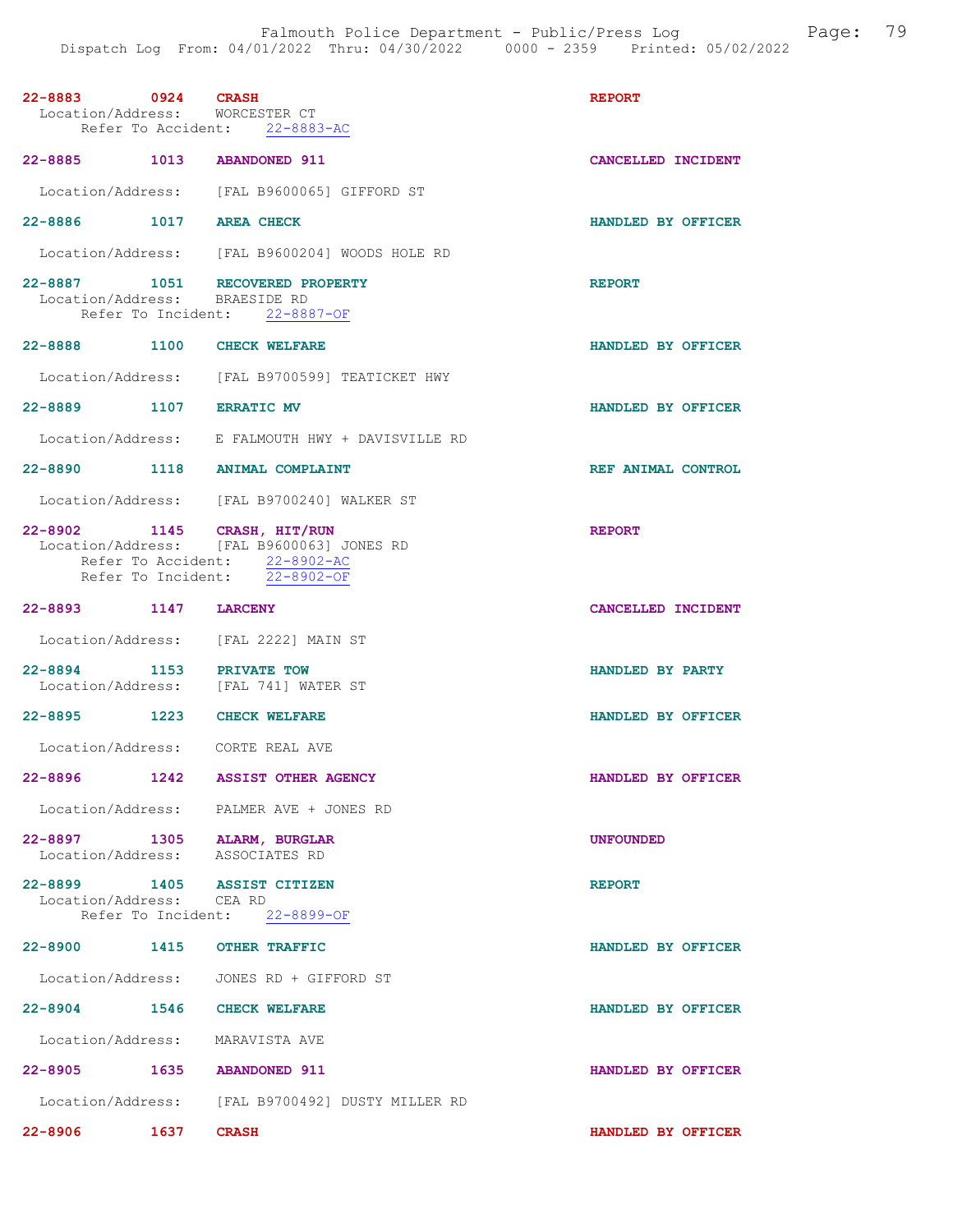| Call Number | Time | Call Reason | Action |
|---|---|---|---|
| 22-8883 | 0924 | CRASH | REPORT |
| Location/Address: WORCESTER CT | | | |
| Refer To Accident: 22-8883-AC | | | |
| 22-8885 | 1013 | ABANDONED 911 | CANCELLED INCIDENT |
| Location/Address: [FAL B9600065] GIFFORD ST | | | |
| 22-8886 | 1017 | AREA CHECK | HANDLED BY OFFICER |
| Location/Address: [FAL B9600204] WOODS HOLE RD | | | |
| 22-8887 | 1051 | RECOVERED PROPERTY | REPORT |
| Location/Address: BRAESIDE RD | | | |
| Refer To Incident: 22-8887-OF | | | |
| 22-8888 | 1100 | CHECK WELFARE | HANDLED BY OFFICER |
| Location/Address: [FAL B9700599] TEATICKET HWY | | | |
| 22-8889 | 1107 | ERRATIC MV | HANDLED BY OFFICER |
| Location/Address: E FALMOUTH HWY + DAVISVILLE RD | | | |
| 22-8890 | 1118 | ANIMAL COMPLAINT | REF ANIMAL CONTROL |
| Location/Address: [FAL B9700240] WALKER ST | | | |
| 22-8902 | 1145 | CRASH, HIT/RUN | REPORT |
| Location/Address: [FAL B9600063] JONES RD | | | |
| Refer To Accident: 22-8902-AC | | | |
| Refer To Incident: 22-8902-OF | | | |
| 22-8893 | 1147 | LARCENY | CANCELLED INCIDENT |
| Location/Address: [FAL 2222] MAIN ST | | | |
| 22-8894 | 1153 | PRIVATE TOW | HANDLED BY PARTY |
| Location/Address: [FAL 741] WATER ST | | | |
| 22-8895 | 1223 | CHECK WELFARE | HANDLED BY OFFICER |
| Location/Address: CORTE REAL AVE | | | |
| 22-8896 | 1242 | ASSIST OTHER AGENCY | HANDLED BY OFFICER |
| Location/Address: PALMER AVE + JONES RD | | | |
| 22-8897 | 1305 | ALARM, BURGLAR | UNFOUNDED |
| Location/Address: ASSOCIATES RD | | | |
| 22-8899 | 1405 | ASSIST CITIZEN | REPORT |
| Location/Address: CEA RD | | | |
| Refer To Incident: 22-8899-OF | | | |
| 22-8900 | 1415 | OTHER TRAFFIC | HANDLED BY OFFICER |
| Location/Address: JONES RD + GIFFORD ST | | | |
| 22-8904 | 1546 | CHECK WELFARE | HANDLED BY OFFICER |
| Location/Address: MARAVISTA AVE | | | |
| 22-8905 | 1635 | ABANDONED 911 | HANDLED BY OFFICER |
| Location/Address: [FAL B9700492] DUSTY MILLER RD | | | |
| 22-8906 | 1637 | CRASH | HANDLED BY OFFICER |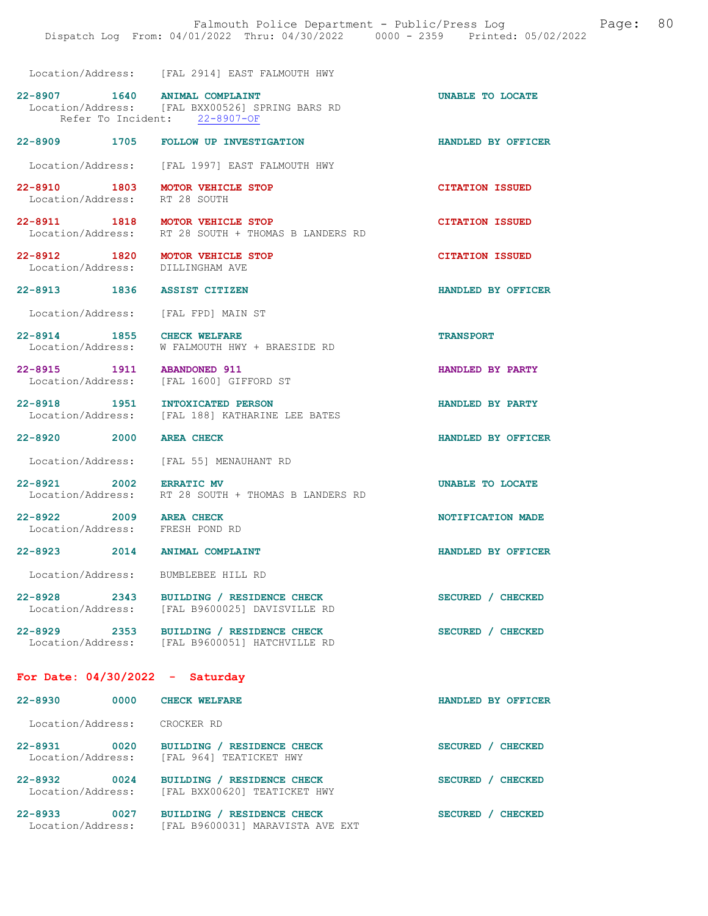Location/Address: [FAL 2914] EAST FALMOUTH HWY

**22-8907 1640 ANIMAL COMPLAINT** — UNABLE TO LOCATE
Location/Address: [FAL BXX00526] SPRING BARS RD
Refer To Incident: 22-8907-OF

**22-8909 1705 FOLLOW UP INVESTIGATION** — HANDLED BY OFFICER
Location/Address: [FAL 1997] EAST FALMOUTH HWY

**22-8910 1803 MOTOR VEHICLE STOP** — CITATION ISSUED
Location/Address: RT 28 SOUTH

**22-8911 1818 MOTOR VEHICLE STOP** — CITATION ISSUED
Location/Address: RT 28 SOUTH + THOMAS B LANDERS RD

**22-8912 1820 MOTOR VEHICLE STOP** — CITATION ISSUED
Location/Address: DILLINGHAM AVE

**22-8913 1836 ASSIST CITIZEN** — HANDLED BY OFFICER
Location/Address: [FAL FPD] MAIN ST

**22-8914 1855 CHECK WELFARE** — TRANSPORT
Location/Address: W FALMOUTH HWY + BRAESIDE RD

**22-8915 1911 ABANDONED 911** — HANDLED BY PARTY
Location/Address: [FAL 1600] GIFFORD ST

**22-8918 1951 INTOXICATED PERSON** — HANDLED BY PARTY
Location/Address: [FAL 188] KATHARINE LEE BATES

**22-8920 2000 AREA CHECK** — HANDLED BY OFFICER
Location/Address: [FAL 55] MENAUHANT RD

**22-8921 2002 ERRATIC MV** — UNABLE TO LOCATE
Location/Address: RT 28 SOUTH + THOMAS B LANDERS RD

**22-8922 2009 AREA CHECK** — NOTIFICATION MADE
Location/Address: FRESH POND RD

**22-8923 2014 ANIMAL COMPLAINT** — HANDLED BY OFFICER
Location/Address: BUMBLEBEE HILL RD

**22-8928 2343 BUILDING / RESIDENCE CHECK** — SECURED / CHECKED
Location/Address: [FAL B9600025] DAVISVILLE RD

**22-8929 2353 BUILDING / RESIDENCE CHECK** — SECURED / CHECKED
Location/Address: [FAL B9600051] HATCHVILLE RD

## For Date: 04/30/2022 - Saturday

**22-8930 0000 CHECK WELFARE** — HANDLED BY OFFICER
Location/Address: CROCKER RD

**22-8931 0020 BUILDING / RESIDENCE CHECK** — SECURED / CHECKED
Location/Address: [FAL 964] TEATICKET HWY

**22-8932 0024 BUILDING / RESIDENCE CHECK** — SECURED / CHECKED
Location/Address: [FAL BXX00620] TEATICKET HWY

**22-8933 0027 BUILDING / RESIDENCE CHECK** — SECURED / CHECKED
Location/Address: [FAL B9600031] MARAVISTA AVE EXT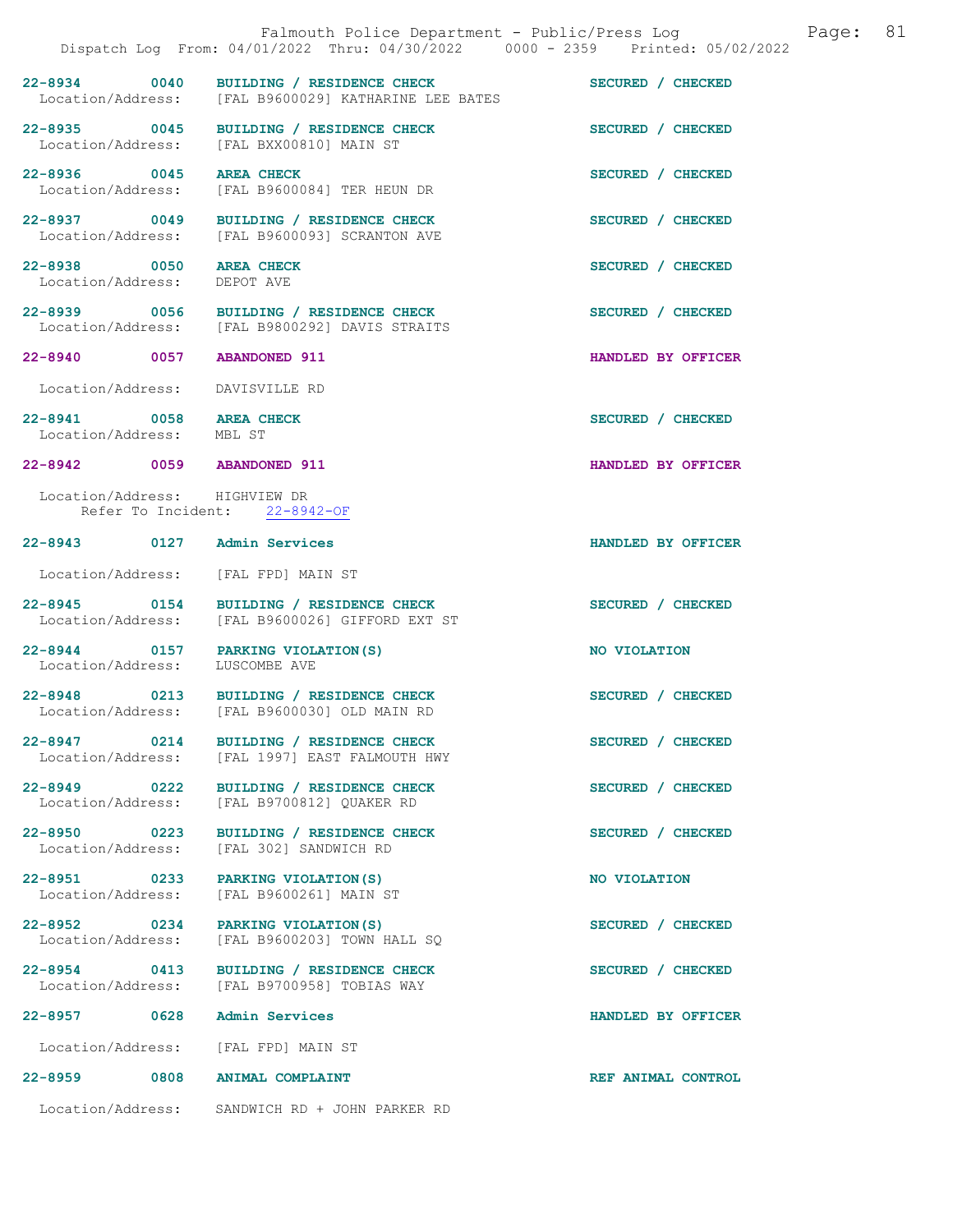22-8934 0040 BUILDING / RESIDENCE CHECK SECURED / CHECKED
Location/Address: [FAL B9600029] KATHARINE LEE BATES

22-8935 0045 BUILDING / RESIDENCE CHECK SECURED / CHECKED
Location/Address: [FAL BXX00810] MAIN ST

22-8936 0045 AREA CHECK SECURED / CHECKED
Location/Address: [FAL B9600084] TER HEUN DR

22-8937 0049 BUILDING / RESIDENCE CHECK SECURED / CHECKED
Location/Address: [FAL B9600093] SCRANTON AVE

22-8938 0050 AREA CHECK SECURED / CHECKED
Location/Address: DEPOT AVE

22-8939 0056 BUILDING / RESIDENCE CHECK SECURED / CHECKED
Location/Address: [FAL B9800292] DAVIS STRAITS

22-8940 0057 ABANDONED 911 HANDLED BY OFFICER

Location/Address: DAVISVILLE RD

22-8941 0058 AREA CHECK SECURED / CHECKED
Location/Address: MBL ST

22-8942 0059 ABANDONED 911 HANDLED BY OFFICER

Location/Address: HIGHVIEW DR
Refer To Incident: 22-8942-OF

22-8943 0127 Admin Services HANDLED BY OFFICER

Location/Address: [FAL FPD] MAIN ST

22-8945 0154 BUILDING / RESIDENCE CHECK SECURED / CHECKED
Location/Address: [FAL B9600026] GIFFORD EXT ST

22-8944 0157 PARKING VIOLATION(S) NO VIOLATION
Location/Address: LUSCOMBE AVE

22-8948 0213 BUILDING / RESIDENCE CHECK SECURED / CHECKED
Location/Address: [FAL B9600030] OLD MAIN RD

22-8947 0214 BUILDING / RESIDENCE CHECK SECURED / CHECKED
Location/Address: [FAL 1997] EAST FALMOUTH HWY

22-8949 0222 BUILDING / RESIDENCE CHECK SECURED / CHECKED
Location/Address: [FAL B9700812] QUAKER RD

22-8950 0223 BUILDING / RESIDENCE CHECK SECURED / CHECKED
Location/Address: [FAL 302] SANDWICH RD

22-8951 0233 PARKING VIOLATION(S) NO VIOLATION
Location/Address: [FAL B9600261] MAIN ST

22-8952 0234 PARKING VIOLATION(S) SECURED / CHECKED
Location/Address: [FAL B9600203] TOWN HALL SQ

22-8954 0413 BUILDING / RESIDENCE CHECK SECURED / CHECKED
Location/Address: [FAL B9700958] TOBIAS WAY

22-8957 0628 Admin Services HANDLED BY OFFICER

Location/Address: [FAL FPD] MAIN ST

22-8959 0808 ANIMAL COMPLAINT REF ANIMAL CONTROL

Location/Address: SANDWICH RD + JOHN PARKER RD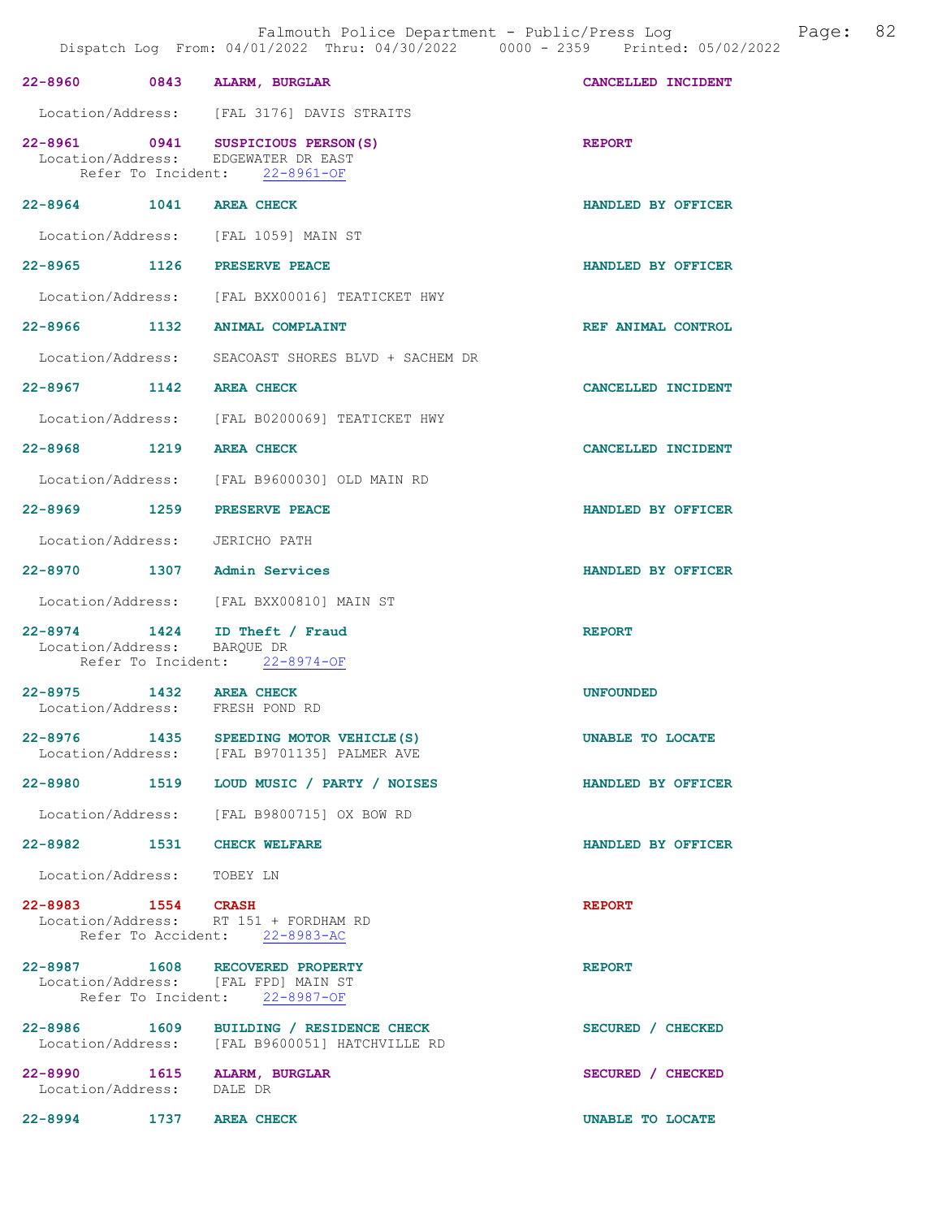22-8960 0843 ALARM, BURGLAR CANCELLED INCIDENT

Location/Address: [FAL 3176] DAVIS STRAITS

22-8961 0941 SUSPICIOUS PERSON(S) REPORT
Location/Address: EDGEWATER DR EAST
Refer To Incident: 22-8961-OF

22-8964 1041 AREA CHECK HANDLED BY OFFICER

Location/Address: [FAL 1059] MAIN ST

22-8965 1126 PRESERVE PEACE HANDLED BY OFFICER

Location/Address: [FAL BXX00016] TEATICKET HWY

22-8966 1132 ANIMAL COMPLAINT REF ANIMAL CONTROL

Location/Address: SEACOAST SHORES BLVD + SACHEM DR

22-8967 1142 AREA CHECK CANCELLED INCIDENT

Location/Address: [FAL B0200069] TEATICKET HWY

22-8968 1219 AREA CHECK CANCELLED INCIDENT

Location/Address: [FAL B9600030] OLD MAIN RD

22-8969 1259 PRESERVE PEACE HANDLED BY OFFICER

Location/Address: JERICHO PATH

22-8970 1307 Admin Services HANDLED BY OFFICER

Location/Address: [FAL BXX00810] MAIN ST

22-8974 1424 ID Theft / Fraud REPORT
Location/Address: BARQUE DR
Refer To Incident: 22-8974-OF

22-8975 1432 AREA CHECK UNFOUNDED
Location/Address: FRESH POND RD

22-8976 1435 SPEEDING MOTOR VEHICLE(S) UNABLE TO LOCATE
Location/Address: [FAL B9701135] PALMER AVE

22-8980 1519 LOUD MUSIC / PARTY / NOISES HANDLED BY OFFICER

Location/Address: [FAL B9800715] OX BOW RD

22-8982 1531 CHECK WELFARE HANDLED BY OFFICER

Location/Address: TOBEY LN

22-8983 1554 CRASH REPORT
Location/Address: RT 151 + FORDHAM RD
Refer To Accident: 22-8983-AC

22-8987 1608 RECOVERED PROPERTY REPORT
Location/Address: [FAL FPD] MAIN ST
Refer To Incident: 22-8987-OF

22-8986 1609 BUILDING / RESIDENCE CHECK SECURED / CHECKED
Location/Address: [FAL B9600051] HATCHVILLE RD

22-8990 1615 ALARM, BURGLAR SECURED / CHECKED
Location/Address: DALE DR

22-8994 1737 AREA CHECK UNABLE TO LOCATE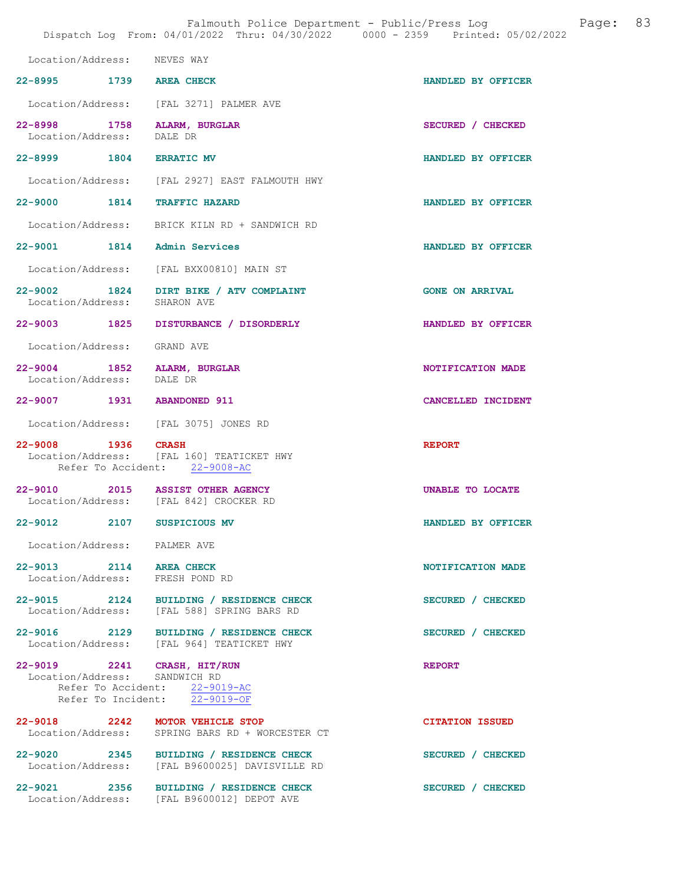Location/Address: NEVES WAY

**22-8995** 1739 **AREA CHECK** HANDLED BY OFFICER

Location/Address: [FAL 3271] PALMER AVE

**22-8998** 1758 **ALARM, BURGLAR** SECURED / CHECKED
Location/Address: DALE DR

**22-8999** 1804 **ERRATIC MV** HANDLED BY OFFICER

Location/Address: [FAL 2927] EAST FALMOUTH HWY

**22-9000** 1814 **TRAFFIC HAZARD** HANDLED BY OFFICER

Location/Address: BRICK KILN RD + SANDWICH RD

**22-9001** 1814 **Admin Services** HANDLED BY OFFICER

Location/Address: [FAL BXX00810] MAIN ST

**22-9002** 1824 **DIRT BIKE / ATV COMPLAINT** GONE ON ARRIVAL
Location/Address: SHARON AVE

**22-9003** 1825 **DISTURBANCE / DISORDERLY** HANDLED BY OFFICER

Location/Address: GRAND AVE

**22-9004** 1852 **ALARM, BURGLAR** NOTIFICATION MADE
Location/Address: DALE DR

**22-9007** 1931 **ABANDONED 911** CANCELLED INCIDENT

Location/Address: [FAL 3075] JONES RD

**22-9008** 1936 **CRASH** REPORT
Location/Address: [FAL 160] TEATICKET HWY
Refer To Accident: 22-9008-AC

**22-9010** 2015 **ASSIST OTHER AGENCY** UNABLE TO LOCATE
Location/Address: [FAL 842] CROCKER RD

**22-9012** 2107 **SUSPICIOUS MV** HANDLED BY OFFICER

Location/Address: PALMER AVE

**22-9013** 2114 **AREA CHECK** NOTIFICATION MADE
Location/Address: FRESH POND RD

**22-9015** 2124 **BUILDING / RESIDENCE CHECK** SECURED / CHECKED
Location/Address: [FAL 588] SPRING BARS RD

**22-9016** 2129 **BUILDING / RESIDENCE CHECK** SECURED / CHECKED
Location/Address: [FAL 964] TEATICKET HWY

**22-9019** 2241 **CRASH, HIT/RUN** REPORT
Location/Address: SANDWICH RD
Refer To Accident: 22-9019-AC
Refer To Incident: 22-9019-OF

**22-9018** 2242 **MOTOR VEHICLE STOP** CITATION ISSUED
Location/Address: SPRING BARS RD + WORCESTER CT

**22-9020** 2345 **BUILDING / RESIDENCE CHECK** SECURED / CHECKED
Location/Address: [FAL B9600025] DAVISVILLE RD

**22-9021** 2356 **BUILDING / RESIDENCE CHECK** SECURED / CHECKED
Location/Address: [FAL B9600012] DEPOT AVE